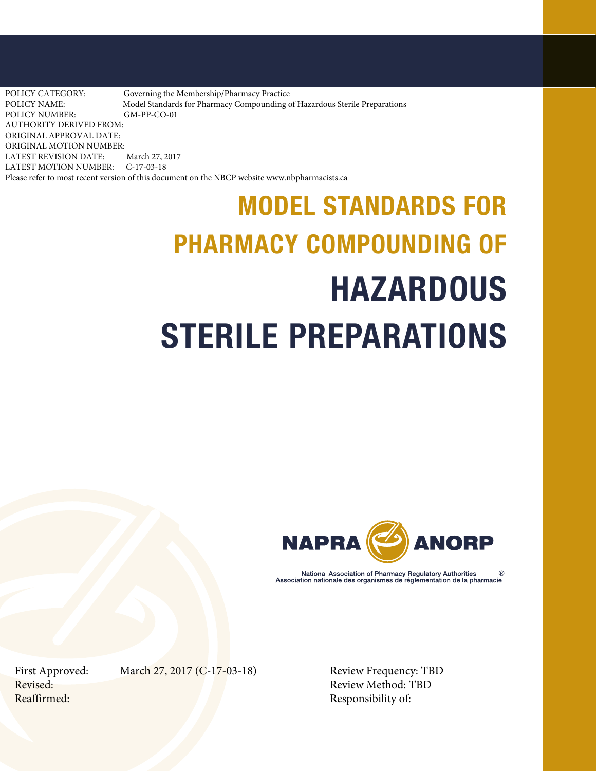POLICY CATEGORY: Governing the Membership/Pharmacy Practice
POLICY NAME: Model Standards for Pharmacy Compounding of Hazardous Sterile Preparations
POLICY NUMBER: GM-PP-CO-01
AUTHORITY DERIVED FROM:
ORIGINAL APPROVAL DATE:
ORIGINAL MOTION NUMBER:
LATEST REVISION DATE: March 27, 2017
LATEST MOTION NUMBER: C-17-03-18
Please refer to most recent version of this document on the NBCP website www.nbpharmacists.ca

# MODEL STANDARDS FOR PHARMACY COMPOUNDING OF HAZARDOUS STERILE PREPARATIONS

NAPRA ANORP

National Association of Pharmacy Regulatory Authorities ®
Association nationale des organismes de réglementation de la pharmacie

First Approved: March 27, 2017 (C-17-03-18)
Revised:
Reaffirmed:

Review Frequency: TBD
Review Method: TBD
Responsibility of: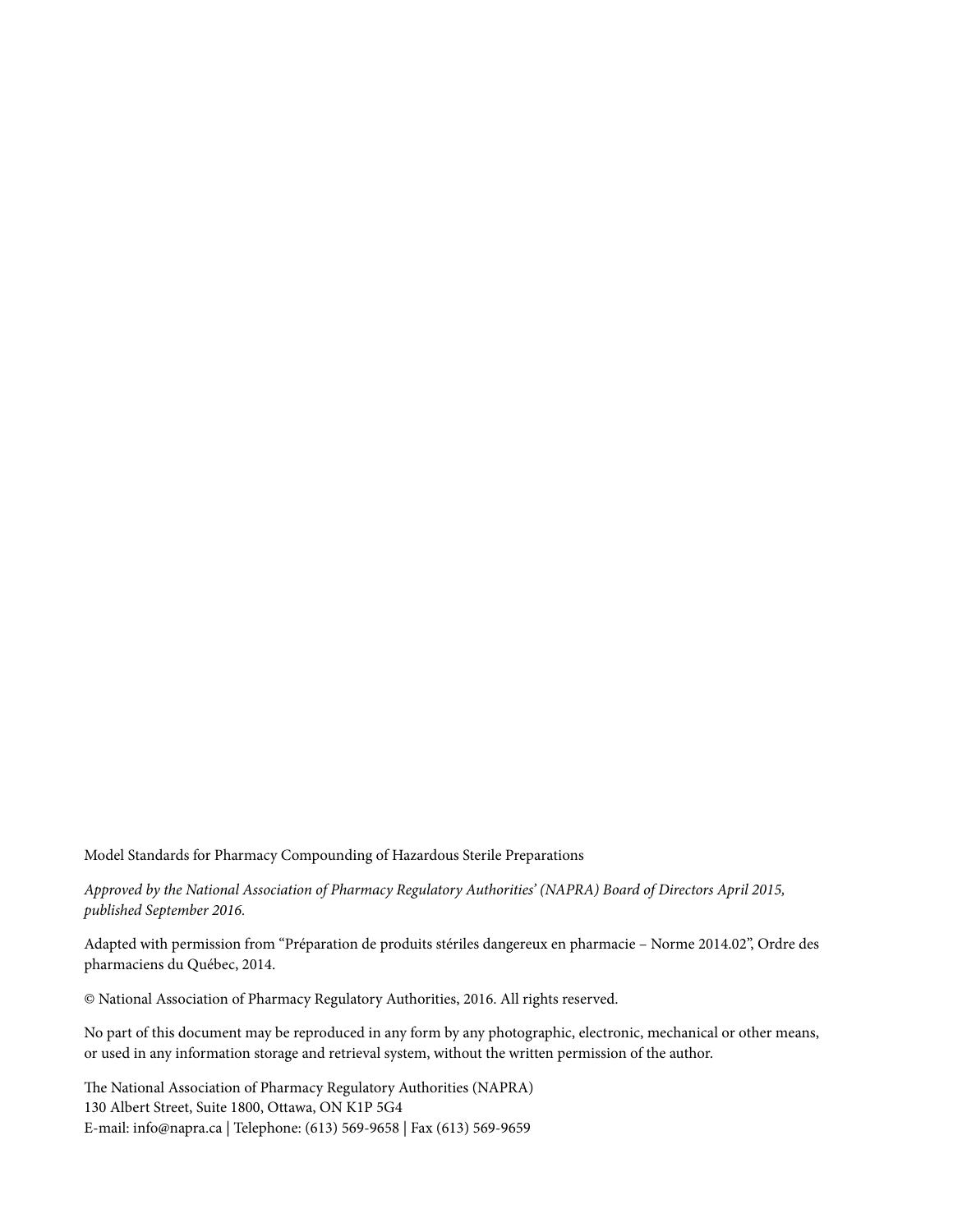Model Standards for Pharmacy Compounding of Hazardous Sterile Preparations

*Approved by the National Association of Pharmacy Regulatory Authorities' (NAPRA) Board of Directors April 2015, published September 2016.*

Adapted with permission from "Préparation de produits stériles dangereux en pharmacie – Norme 2014.02", Ordre des pharmaciens du Québec, 2014.

© National Association of Pharmacy Regulatory Authorities, 2016. All rights reserved.

No part of this document may be reproduced in any form by any photographic, electronic, mechanical or other means, or used in any information storage and retrieval system, without the written permission of the author.

The National Association of Pharmacy Regulatory Authorities (NAPRA)
130 Albert Street, Suite 1800, Ottawa, ON K1P 5G4
E-mail: info@napra.ca | Telephone: (613) 569-9658 | Fax (613) 569-9659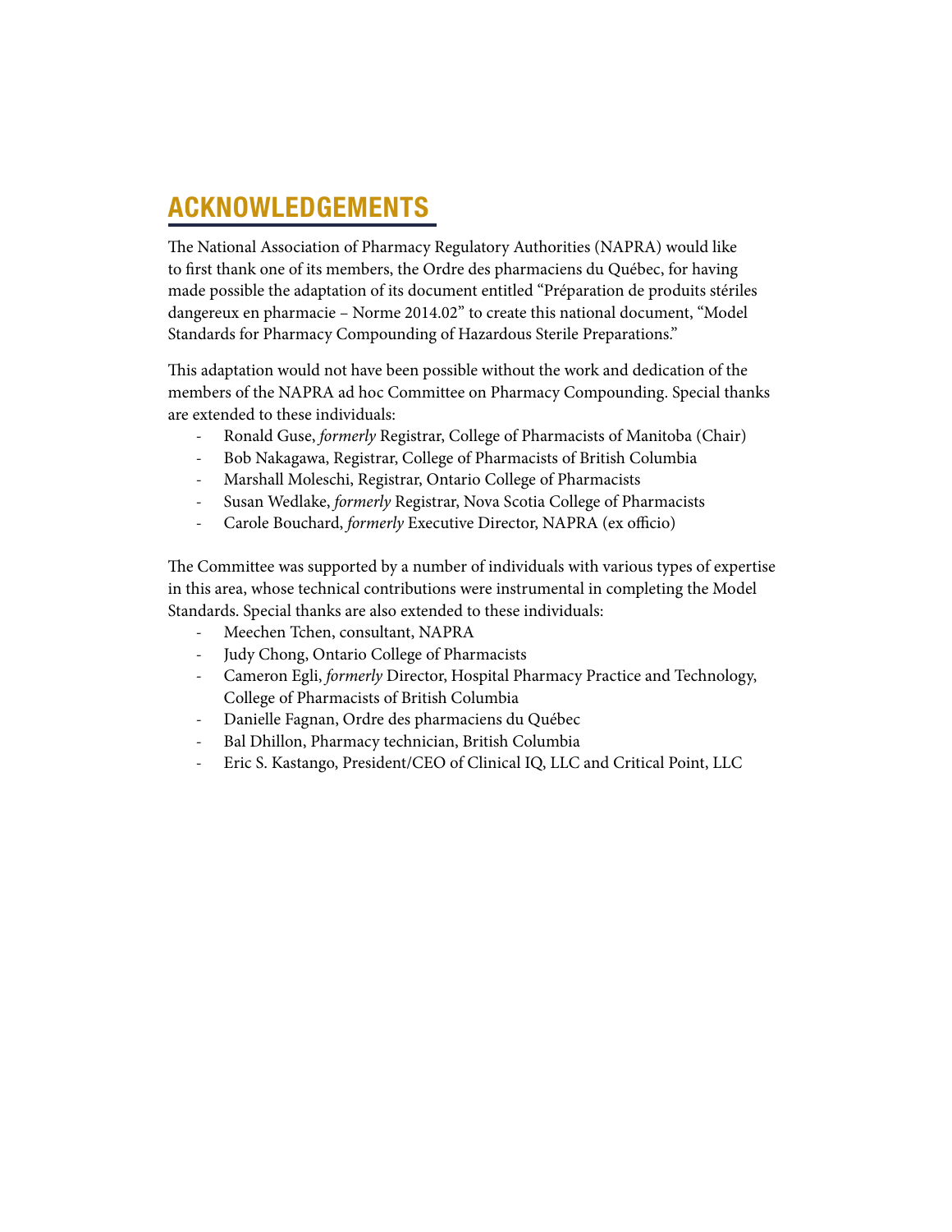# ACKNOWLEDGEMENTS

The National Association of Pharmacy Regulatory Authorities (NAPRA) would like to first thank one of its members, the Ordre des pharmaciens du Québec, for having made possible the adaptation of its document entitled "Préparation de produits stériles dangereux en pharmacie – Norme 2014.02" to create this national document, "Model Standards for Pharmacy Compounding of Hazardous Sterile Preparations."

This adaptation would not have been possible without the work and dedication of the members of the NAPRA ad hoc Committee on Pharmacy Compounding. Special thanks are extended to these individuals:

- Ronald Guse, *formerly* Registrar, College of Pharmacists of Manitoba (Chair)
- Bob Nakagawa, Registrar, College of Pharmacists of British Columbia
- Marshall Moleschi, Registrar, Ontario College of Pharmacists
- Susan Wedlake, *formerly* Registrar, Nova Scotia College of Pharmacists
- Carole Bouchard, *formerly* Executive Director, NAPRA (ex officio)

The Committee was supported by a number of individuals with various types of expertise in this area, whose technical contributions were instrumental in completing the Model Standards. Special thanks are also extended to these individuals:

- Meechen Tchen, consultant, NAPRA
- Judy Chong, Ontario College of Pharmacists
- Cameron Egli, *formerly* Director, Hospital Pharmacy Practice and Technology, College of Pharmacists of British Columbia
- Danielle Fagnan, Ordre des pharmaciens du Québec
- Bal Dhillon, Pharmacy technician, British Columbia
- Eric S. Kastango, President/CEO of Clinical IQ, LLC and Critical Point, LLC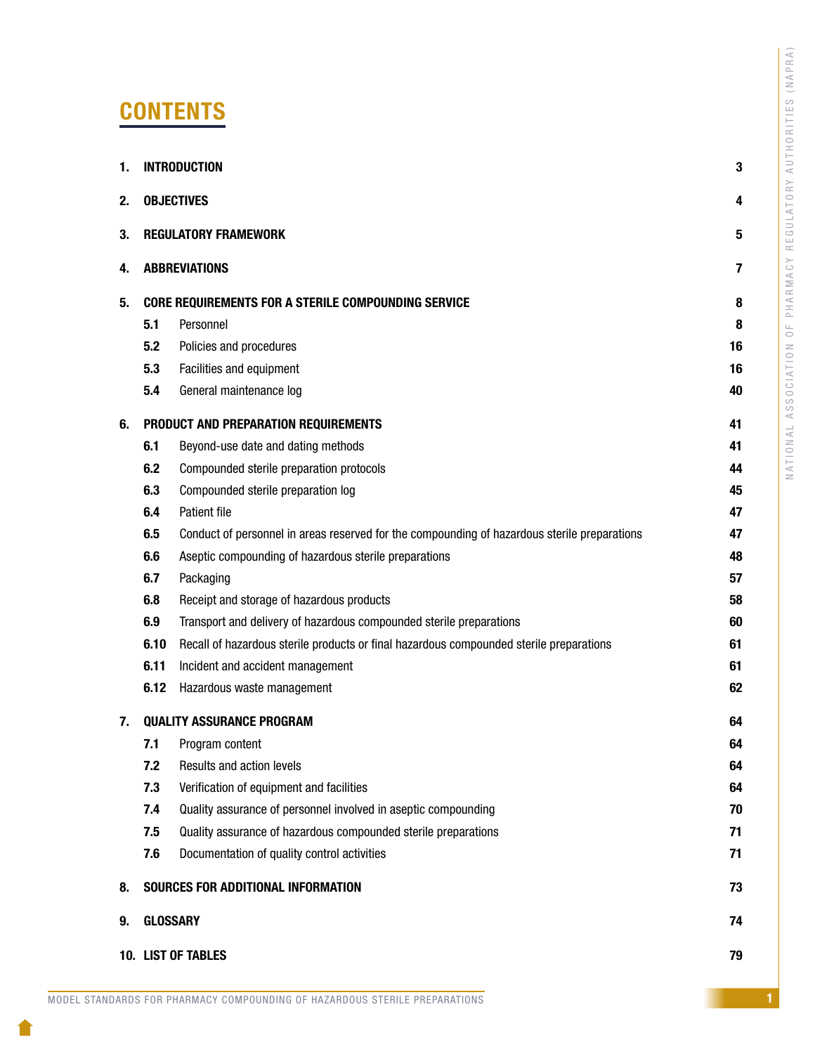# CONTENTS

| | | |
|---|---|---|
| **1.** | **INTRODUCTION** | **3** |
| **2.** | **OBJECTIVES** | **4** |
| **3.** | **REGULATORY FRAMEWORK** | **5** |
| **4.** | **ABBREVIATIONS** | **7** |
| **5.** | **CORE REQUIREMENTS FOR A STERILE COMPOUNDING SERVICE** | **8** |
| **5.1** | Personnel | **8** |
| **5.2** | Policies and procedures | **16** |
| **5.3** | Facilities and equipment | **16** |
| **5.4** | General maintenance log | **40** |
| **6.** | **PRODUCT AND PREPARATION REQUIREMENTS** | **41** |
| **6.1** | Beyond-use date and dating methods | **41** |
| **6.2** | Compounded sterile preparation protocols | **44** |
| **6.3** | Compounded sterile preparation log | **45** |
| **6.4** | Patient file | **47** |
| **6.5** | Conduct of personnel in areas reserved for the compounding of hazardous sterile preparations | **47** |
| **6.6** | Aseptic compounding of hazardous sterile preparations | **48** |
| **6.7** | Packaging | **57** |
| **6.8** | Receipt and storage of hazardous products | **58** |
| **6.9** | Transport and delivery of hazardous compounded sterile preparations | **60** |
| **6.10** | Recall of hazardous sterile products or final hazardous compounded sterile preparations | **61** |
| **6.11** | Incident and accident management | **61** |
| **6.12** | Hazardous waste management | **62** |
| **7.** | **QUALITY ASSURANCE PROGRAM** | **64** |
| **7.1** | Program content | **64** |
| **7.2** | Results and action levels | **64** |
| **7.3** | Verification of equipment and facilities | **64** |
| **7.4** | Quality assurance of personnel involved in aseptic compounding | **70** |
| **7.5** | Quality assurance of hazardous compounded sterile preparations | **71** |
| **7.6** | Documentation of quality control activities | **71** |
| **8.** | **SOURCES FOR ADDITIONAL INFORMATION** | **73** |
| **9.** | **GLOSSARY** | **74** |
| **10.** | **LIST OF TABLES** | **79** |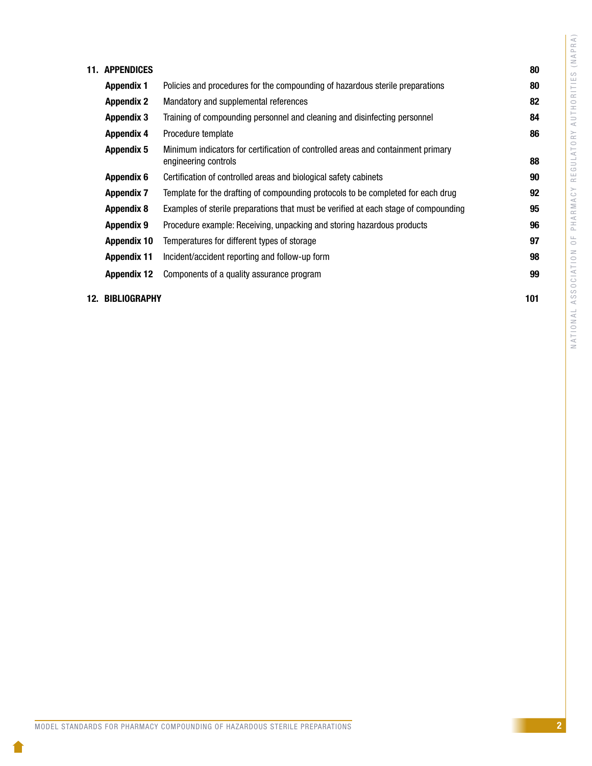| | | |
|---|---|---|
| **11. APPENDICES** | | **80** |
| **Appendix 1** | Policies and procedures for the compounding of hazardous sterile preparations | **80** |
| **Appendix 2** | Mandatory and supplemental references | **82** |
| **Appendix 3** | Training of compounding personnel and cleaning and disinfecting personnel | **84** |
| **Appendix 4** | Procedure template | **86** |
| **Appendix 5** | Minimum indicators for certification of controlled areas and containment primary engineering controls | **88** |
| **Appendix 6** | Certification of controlled areas and biological safety cabinets | **90** |
| **Appendix 7** | Template for the drafting of compounding protocols to be completed for each drug | **92** |
| **Appendix 8** | Examples of sterile preparations that must be verified at each stage of compounding | **95** |
| **Appendix 9** | Procedure example: Receiving, unpacking and storing hazardous products | **96** |
| **Appendix 10** | Temperatures for different types of storage | **97** |
| **Appendix 11** | Incident/accident reporting and follow-up form | **98** |
| **Appendix 12** | Components of a quality assurance program | **99** |
| **12. BIBLIOGRAPHY** | | **101** |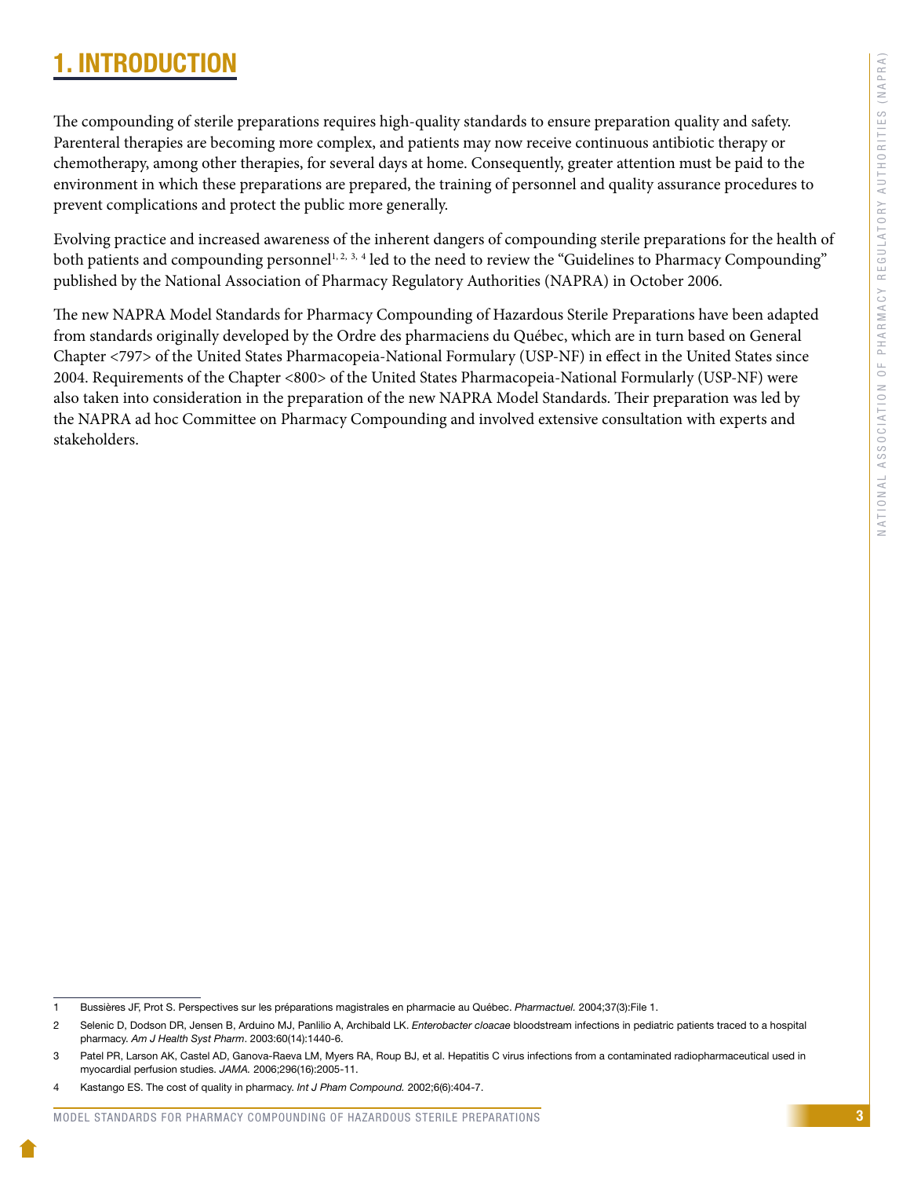# 1. INTRODUCTION

The compounding of sterile preparations requires high-quality standards to ensure preparation quality and safety. Parenteral therapies are becoming more complex, and patients may now receive continuous antibiotic therapy or chemotherapy, among other therapies, for several days at home. Consequently, greater attention must be paid to the environment in which these preparations are prepared, the training of personnel and quality assurance procedures to prevent complications and protect the public more generally.

Evolving practice and increased awareness of the inherent dangers of compounding sterile preparations for the health of both patients and compounding personnel[1, 2, 3, 4] led to the need to review the "Guidelines to Pharmacy Compounding" published by the National Association of Pharmacy Regulatory Authorities (NAPRA) in October 2006.

The new NAPRA Model Standards for Pharmacy Compounding of Hazardous Sterile Preparations have been adapted from standards originally developed by the Ordre des pharmaciens du Québec, which are in turn based on General Chapter <797> of the United States Pharmacopeia-National Formulary (USP-NF) in effect in the United States since 2004. Requirements of the Chapter <800> of the United States Pharmacopeia-National Formularly (USP-NF) were also taken into consideration in the preparation of the new NAPRA Model Standards. Their preparation was led by the NAPRA ad hoc Committee on Pharmacy Compounding and involved extensive consultation with experts and stakeholders.

---

1 Bussières JF, Prot S. Perspectives sur les préparations magistrales en pharmacie au Québec. *Pharmactuel.* 2004;37(3):File 1.

2 Selenic D, Dodson DR, Jensen B, Arduino MJ, Panlilio A, Archibald LK. *Enterobacter cloacae* bloodstream infections in pediatric patients traced to a hospital pharmacy. *Am J Health Syst Pharm*. 2003:60(14):1440-6.

3 Patel PR, Larson AK, Castel AD, Ganova-Raeva LM, Myers RA, Roup BJ, et al. Hepatitis C virus infections from a contaminated radiopharmaceutical used in myocardial perfusion studies. *JAMA.* 2006;296(16):2005-11.

4 Kastango ES. The cost of quality in pharmacy. *Int J Pham Compound.* 2002;6(6):404-7.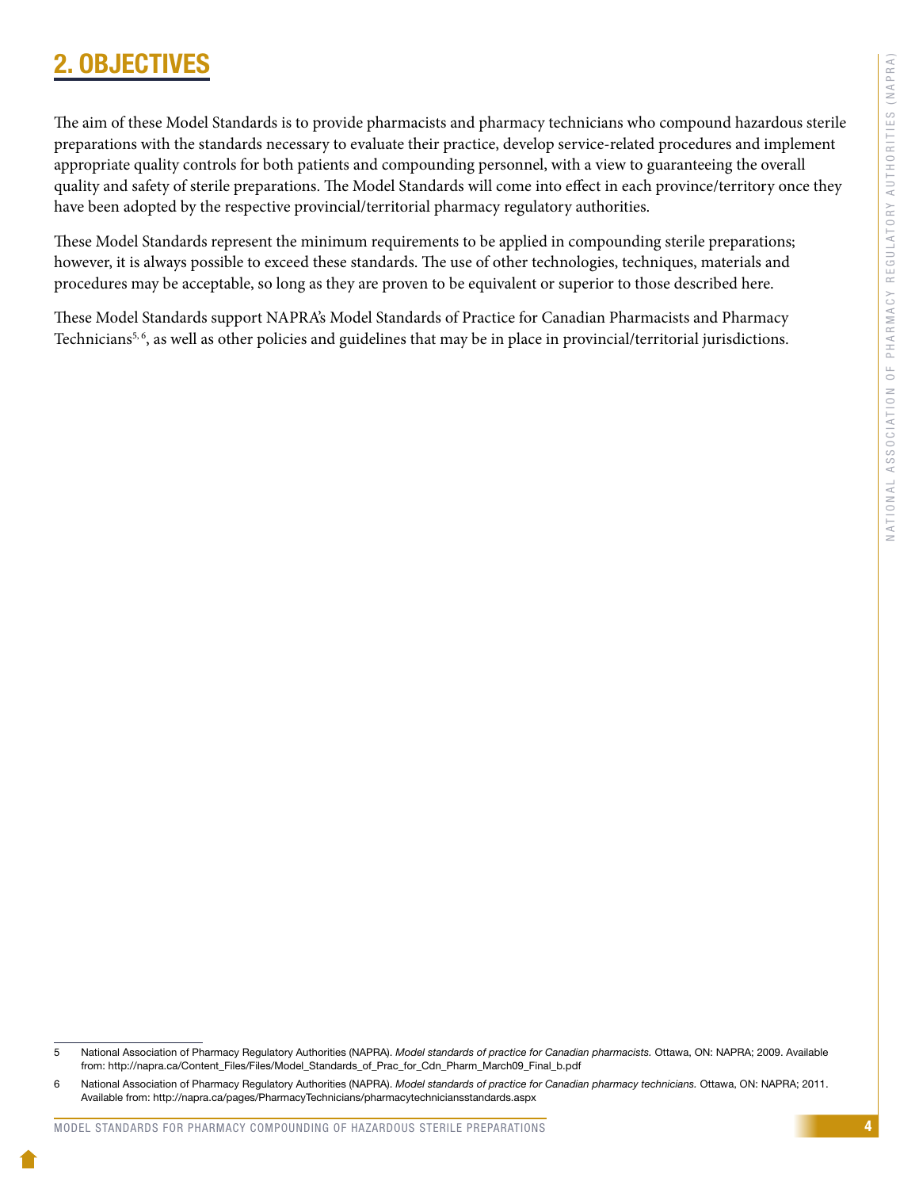## 2. OBJECTIVES

The aim of these Model Standards is to provide pharmacists and pharmacy technicians who compound hazardous sterile preparations with the standards necessary to evaluate their practice, develop service-related procedures and implement appropriate quality controls for both patients and compounding personnel, with a view to guaranteeing the overall quality and safety of sterile preparations. The Model Standards will come into effect in each province/territory once they have been adopted by the respective provincial/territorial pharmacy regulatory authorities.

These Model Standards represent the minimum requirements to be applied in compounding sterile preparations; however, it is always possible to exceed these standards. The use of other technologies, techniques, materials and procedures may be acceptable, so long as they are proven to be equivalent or superior to those described here.

These Model Standards support NAPRA's Model Standards of Practice for Canadian Pharmacists and Pharmacy Technicians[5, 6], as well as other policies and guidelines that may be in place in provincial/territorial jurisdictions.

---

5 National Association of Pharmacy Regulatory Authorities (NAPRA). *Model standards of practice for Canadian pharmacists.* Ottawa, ON: NAPRA; 2009. Available from: http://napra.ca/Content_Files/Files/Model_Standards_of_Prac_for_Cdn_Pharm_March09_Final_b.pdf

6 National Association of Pharmacy Regulatory Authorities (NAPRA). *Model standards of practice for Canadian pharmacy technicians.* Ottawa, ON: NAPRA; 2011. Available from: http://napra.ca/pages/PharmacyTechnicians/pharmacytechniciansstandards.aspx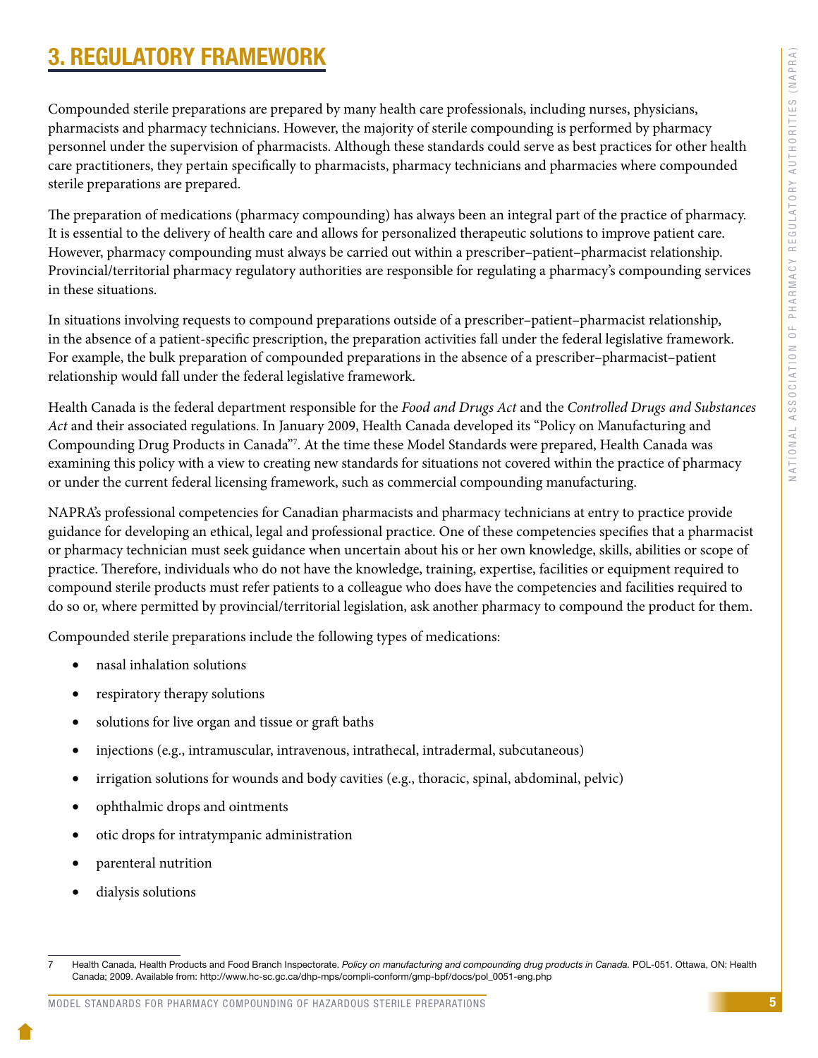# 3. REGULATORY FRAMEWORK

Compounded sterile preparations are prepared by many health care professionals, including nurses, physicians, pharmacists and pharmacy technicians. However, the majority of sterile compounding is performed by pharmacy personnel under the supervision of pharmacists. Although these standards could serve as best practices for other health care practitioners, they pertain specifically to pharmacists, pharmacy technicians and pharmacies where compounded sterile preparations are prepared.

The preparation of medications (pharmacy compounding) has always been an integral part of the practice of pharmacy. It is essential to the delivery of health care and allows for personalized therapeutic solutions to improve patient care. However, pharmacy compounding must always be carried out within a prescriber–patient–pharmacist relationship. Provincial/territorial pharmacy regulatory authorities are responsible for regulating a pharmacy's compounding services in these situations.

In situations involving requests to compound preparations outside of a prescriber–patient–pharmacist relationship, in the absence of a patient-specific prescription, the preparation activities fall under the federal legislative framework. For example, the bulk preparation of compounded preparations in the absence of a prescriber–pharmacist–patient relationship would fall under the federal legislative framework.

Health Canada is the federal department responsible for the *Food and Drugs Act* and the *Controlled Drugs and Substances Act* and their associated regulations. In January 2009, Health Canada developed its "Policy on Manufacturing and Compounding Drug Products in Canada"[7]. At the time these Model Standards were prepared, Health Canada was examining this policy with a view to creating new standards for situations not covered within the practice of pharmacy or under the current federal licensing framework, such as commercial compounding manufacturing.

NAPRA's professional competencies for Canadian pharmacists and pharmacy technicians at entry to practice provide guidance for developing an ethical, legal and professional practice. One of these competencies specifies that a pharmacist or pharmacy technician must seek guidance when uncertain about his or her own knowledge, skills, abilities or scope of practice. Therefore, individuals who do not have the knowledge, training, expertise, facilities or equipment required to compound sterile products must refer patients to a colleague who does have the competencies and facilities required to do so or, where permitted by provincial/territorial legislation, ask another pharmacy to compound the product for them.

Compounded sterile preparations include the following types of medications:

- nasal inhalation solutions
- respiratory therapy solutions
- solutions for live organ and tissue or graft baths
- injections (e.g., intramuscular, intravenous, intrathecal, intradermal, subcutaneous)
- irrigation solutions for wounds and body cavities (e.g., thoracic, spinal, abdominal, pelvic)
- ophthalmic drops and ointments
- otic drops for intratympanic administration
- parenteral nutrition
- dialysis solutions

---

7 Health Canada, Health Products and Food Branch Inspectorate. *Policy on manufacturing and compounding drug products in Canada.* POL-051. Ottawa, ON: Health Canada; 2009. Available from: http://www.hc-sc.gc.ca/dhp-mps/compli-conform/gmp-bpf/docs/pol_0051-eng.php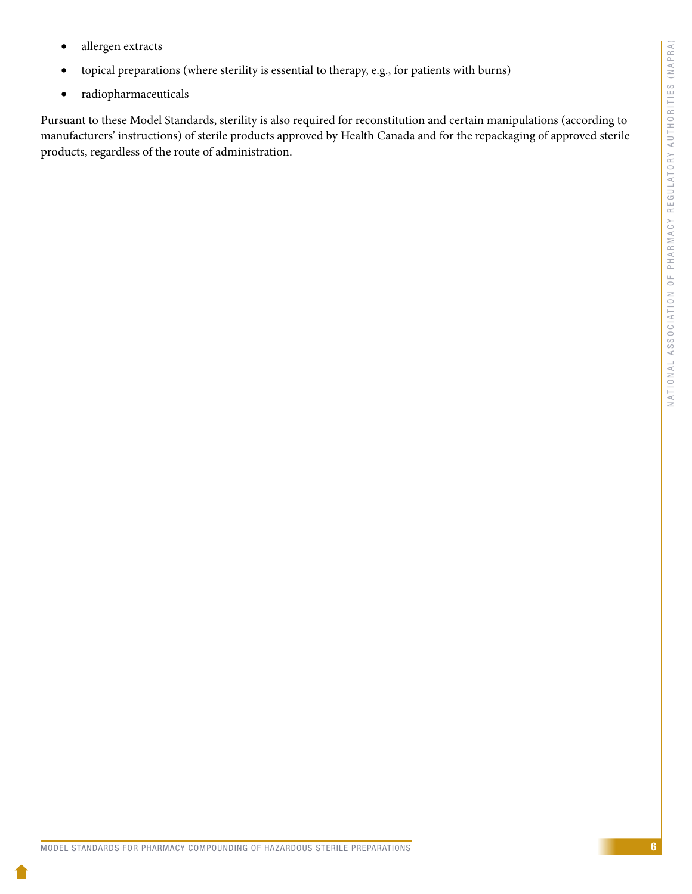- allergen extracts
- topical preparations (where sterility is essential to therapy, e.g., for patients with burns)
- radiopharmaceuticals

Pursuant to these Model Standards, sterility is also required for reconstitution and certain manipulations (according to manufacturers' instructions) of sterile products approved by Health Canada and for the repackaging of approved sterile products, regardless of the route of administration.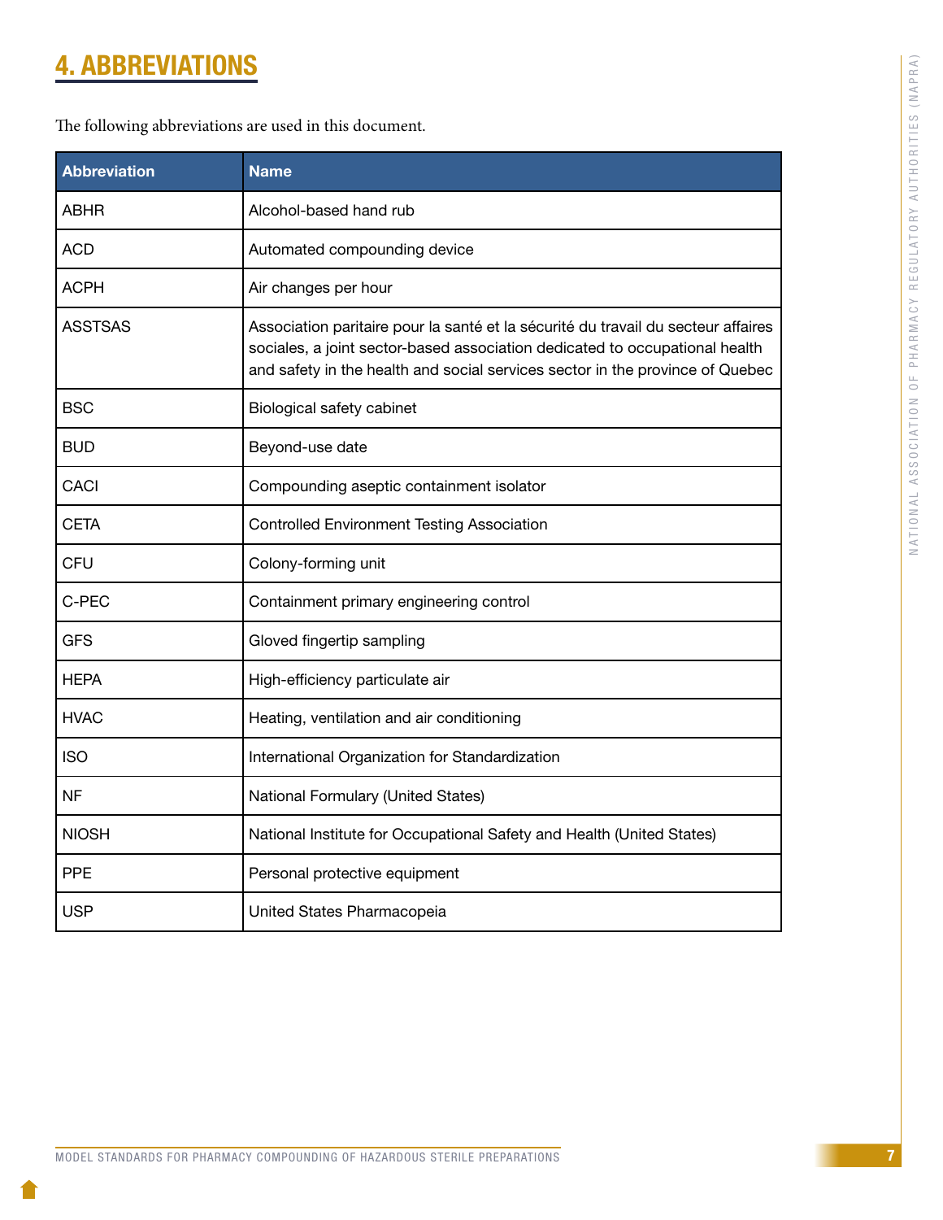# 4. ABBREVIATIONS

The following abbreviations are used in this document.

| Abbreviation | Name |
|---|---|
| ABHR | Alcohol-based hand rub |
| ACD | Automated compounding device |
| ACPH | Air changes per hour |
| ASSTSAS | Association paritaire pour la santé et la sécurité du travail du secteur affaires sociales, a joint sector-based association dedicated to occupational health and safety in the health and social services sector in the province of Quebec |
| BSC | Biological safety cabinet |
| BUD | Beyond-use date |
| CACI | Compounding aseptic containment isolator |
| CETA | Controlled Environment Testing Association |
| CFU | Colony-forming unit |
| C-PEC | Containment primary engineering control |
| GFS | Gloved fingertip sampling |
| HEPA | High-efficiency particulate air |
| HVAC | Heating, ventilation and air conditioning |
| ISO | International Organization for Standardization |
| NF | National Formulary (United States) |
| NIOSH | National Institute for Occupational Safety and Health (United States) |
| PPE | Personal protective equipment |
| USP | United States Pharmacopeia |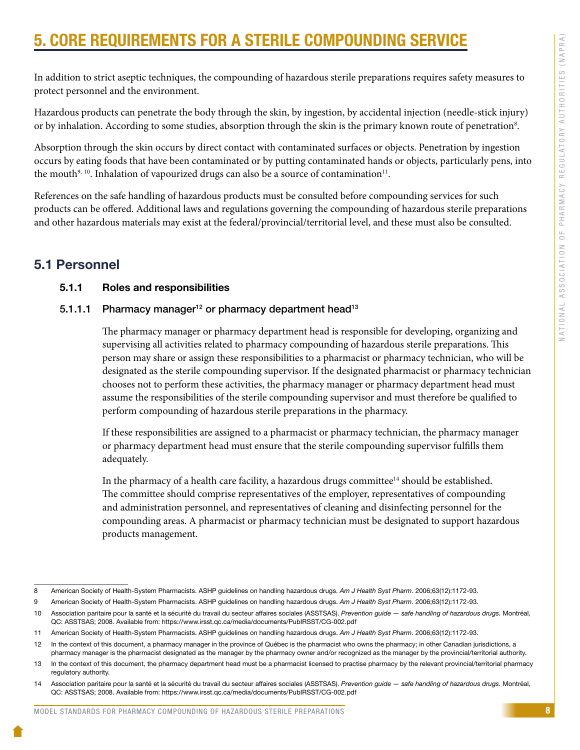# 5. CORE REQUIREMENTS FOR A STERILE COMPOUNDING SERVICE

In addition to strict aseptic techniques, the compounding of hazardous sterile preparations requires safety measures to protect personnel and the environment.

Hazardous products can penetrate the body through the skin, by ingestion, by accidental injection (needle-stick injury) or by inhalation. According to some studies, absorption through the skin is the primary known route of penetration[8].

Absorption through the skin occurs by direct contact with contaminated surfaces or objects. Penetration by ingestion occurs by eating foods that have been contaminated or by putting contaminated hands or objects, particularly pens, into the mouth[9, 10]. Inhalation of vapourized drugs can also be a source of contamination[11].

References on the safe handling of hazardous products must be consulted before compounding services for such products can be offered. Additional laws and regulations governing the compounding of hazardous sterile preparations and other hazardous materials may exist at the federal/provincial/territorial level, and these must also be consulted.

## 5.1 Personnel

### 5.1.1 Roles and responsibilities

#### 5.1.1.1 Pharmacy manager[12] or pharmacy department head[13]

The pharmacy manager or pharmacy department head is responsible for developing, organizing and supervising all activities related to pharmacy compounding of hazardous sterile preparations. This person may share or assign these responsibilities to a pharmacist or pharmacy technician, who will be designated as the sterile compounding supervisor. If the designated pharmacist or pharmacy technician chooses not to perform these activities, the pharmacy manager or pharmacy department head must assume the responsibilities of the sterile compounding supervisor and must therefore be qualified to perform compounding of hazardous sterile preparations in the pharmacy.

If these responsibilities are assigned to a pharmacist or pharmacy technician, the pharmacy manager or pharmacy department head must ensure that the sterile compounding supervisor fulfills them adequately.

In the pharmacy of a health care facility, a hazardous drugs committee[14] should be established. The committee should comprise representatives of the employer, representatives of compounding and administration personnel, and representatives of cleaning and disinfecting personnel for the compounding areas. A pharmacist or pharmacy technician must be designated to support hazardous products management.

---

8 American Society of Health-System Pharmacists. ASHP guidelines on handling hazardous drugs. *Am J Health Syst Pharm*. 2006;63(12):1172-93.

9 American Society of Health-System Pharmacists. ASHP guidelines on handling hazardous drugs. *Am J Health Syst Pharm*. 2006;63(12):1172-93.

10 Association paritaire pour la santé et la sécurité du travail du secteur affaires sociales (ASSTSAS). *Prevention guide — safe handling of hazardous drugs.* Montréal, QC: ASSTSAS; 2008. Available from: https://www.irsst.qc.ca/media/documents/PubIRSST/CG-002.pdf

11 American Society of Health-System Pharmacists. ASHP guidelines on handling hazardous drugs. *Am J Health Syst Pharm*. 2006;63(12):1172-93.

12 In the context of this document, a pharmacy manager in the province of Québec is the pharmacist who owns the pharmacy; in other Canadian jurisdictions, a pharmacy manager is the pharmacist designated as the manager by the pharmacy owner and/or recognized as the manager by the provincial/territorial authority.

13 In the context of this document, the pharmacy department head must be a pharmacist licensed to practise pharmacy by the relevant provincial/territorial pharmacy regulatory authority.

14 Association paritaire pour la santé et la sécurité du travail du secteur affaires sociales (ASSTSAS). *Prevention guide — safe handling of hazardous drugs.* Montréal, QC: ASSTSAS; 2008. Available from: https://www.irsst.qc.ca/media/documents/PubIRSST/CG-002.pdf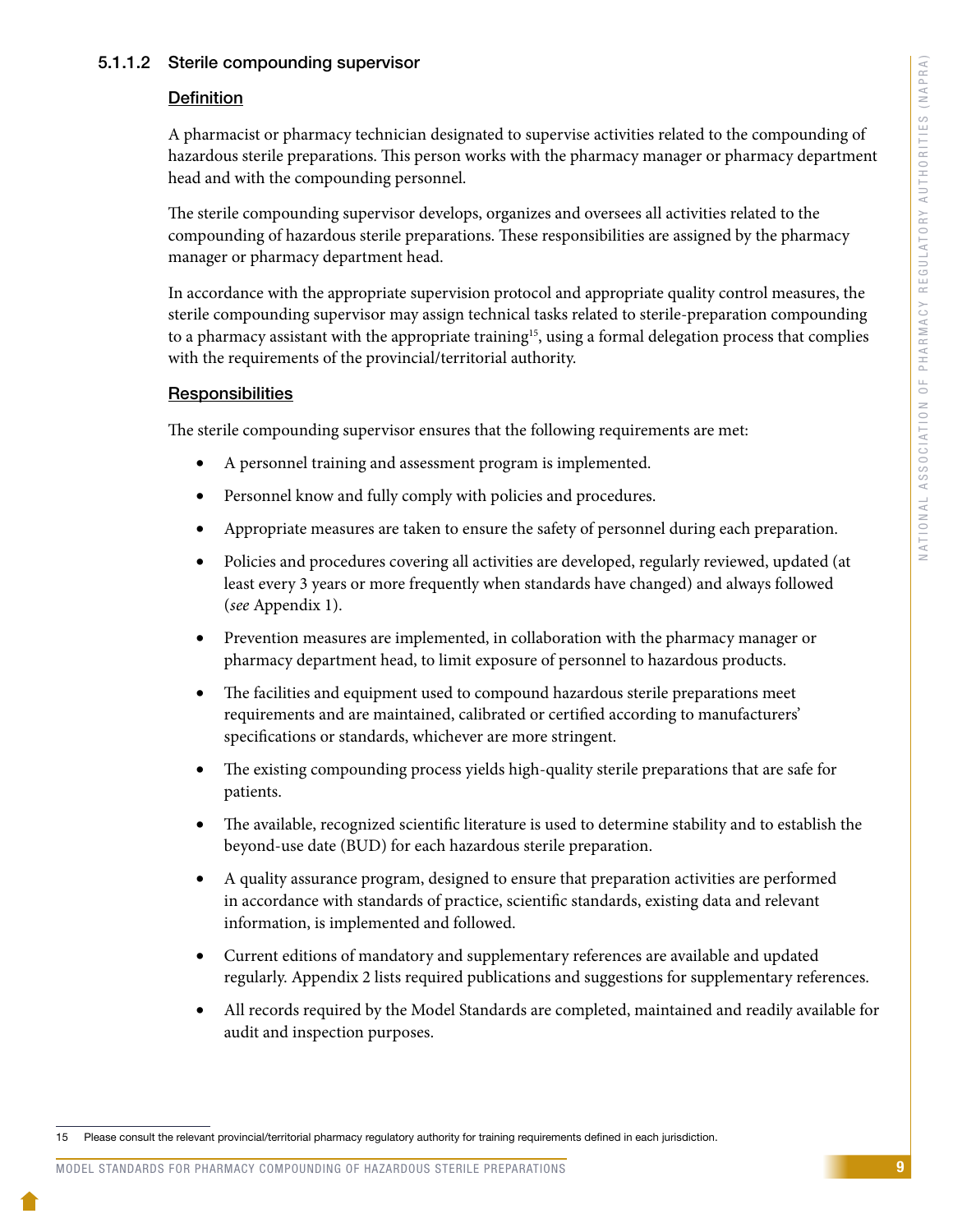#### 5.1.1.2 Sterile compounding supervisor

**Definition**

A pharmacist or pharmacy technician designated to supervise activities related to the compounding of hazardous sterile preparations. This person works with the pharmacy manager or pharmacy department head and with the compounding personnel.

The sterile compounding supervisor develops, organizes and oversees all activities related to the compounding of hazardous sterile preparations. These responsibilities are assigned by the pharmacy manager or pharmacy department head.

In accordance with the appropriate supervision protocol and appropriate quality control measures, the sterile compounding supervisor may assign technical tasks related to sterile-preparation compounding to a pharmacy assistant with the appropriate training[15], using a formal delegation process that complies with the requirements of the provincial/territorial authority.

**Responsibilities**

The sterile compounding supervisor ensures that the following requirements are met:

- A personnel training and assessment program is implemented.
- Personnel know and fully comply with policies and procedures.
- Appropriate measures are taken to ensure the safety of personnel during each preparation.
- Policies and procedures covering all activities are developed, regularly reviewed, updated (at least every 3 years or more frequently when standards have changed) and always followed (*see* Appendix 1).
- Prevention measures are implemented, in collaboration with the pharmacy manager or pharmacy department head, to limit exposure of personnel to hazardous products.
- The facilities and equipment used to compound hazardous sterile preparations meet requirements and are maintained, calibrated or certified according to manufacturers' specifications or standards, whichever are more stringent.
- The existing compounding process yields high-quality sterile preparations that are safe for patients.
- The available, recognized scientific literature is used to determine stability and to establish the beyond-use date (BUD) for each hazardous sterile preparation.
- A quality assurance program, designed to ensure that preparation activities are performed in accordance with standards of practice, scientific standards, existing data and relevant information, is implemented and followed.
- Current editions of mandatory and supplementary references are available and updated regularly. Appendix 2 lists required publications and suggestions for supplementary references.
- All records required by the Model Standards are completed, maintained and readily available for audit and inspection purposes.

---

15 Please consult the relevant provincial/territorial pharmacy regulatory authority for training requirements defined in each jurisdiction.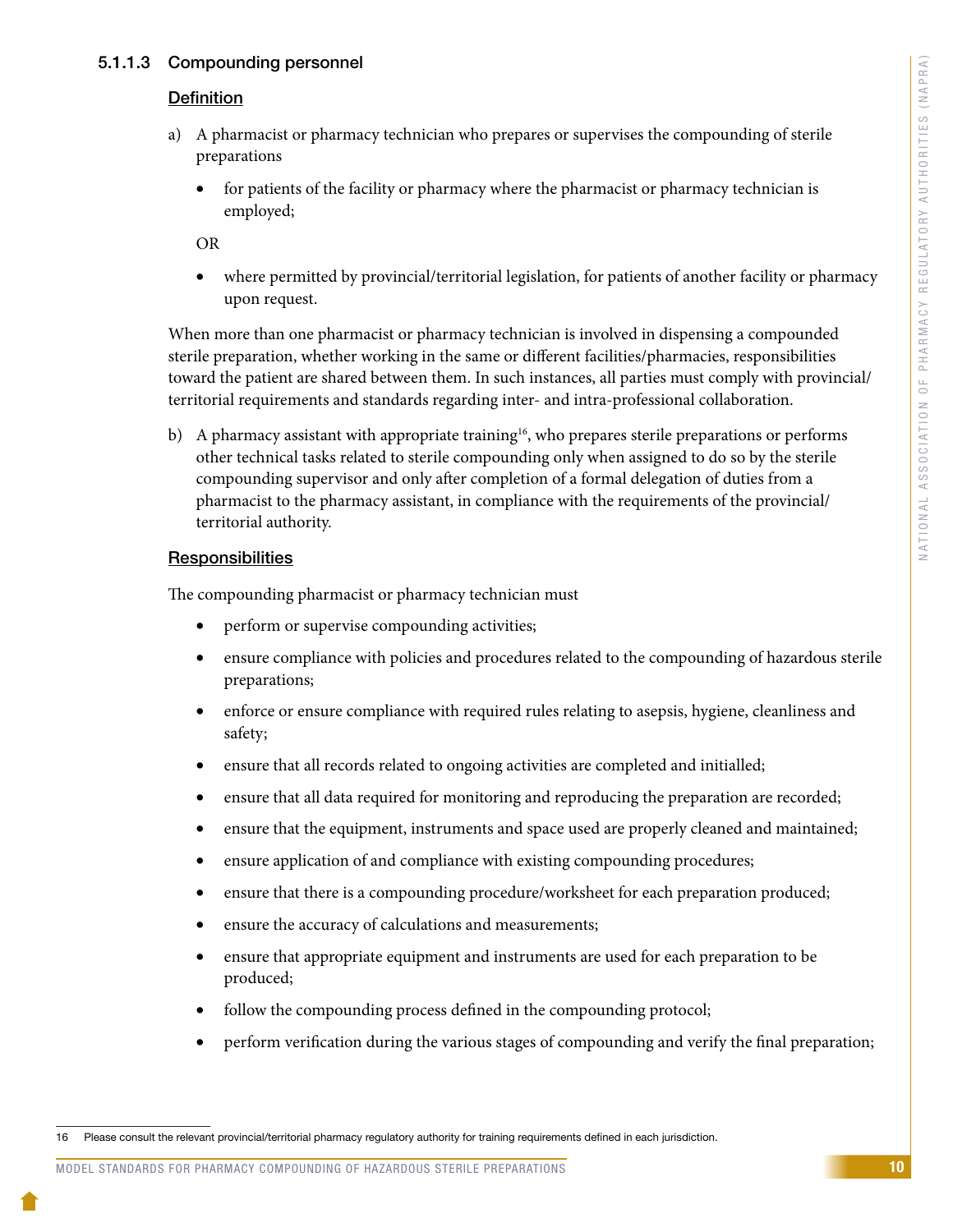#### 5.1.1.3 Compounding personnel

**Definition**

a) A pharmacist or pharmacy technician who prepares or supervises the compounding of sterile preparations

- for patients of the facility or pharmacy where the pharmacist or pharmacy technician is employed;

OR

- where permitted by provincial/territorial legislation, for patients of another facility or pharmacy upon request.

When more than one pharmacist or pharmacy technician is involved in dispensing a compounded sterile preparation, whether working in the same or different facilities/pharmacies, responsibilities toward the patient are shared between them. In such instances, all parties must comply with provincial/territorial requirements and standards regarding inter- and intra-professional collaboration.

b) A pharmacy assistant with appropriate training[16], who prepares sterile preparations or performs other technical tasks related to sterile compounding only when assigned to do so by the sterile compounding supervisor and only after completion of a formal delegation of duties from a pharmacist to the pharmacy assistant, in compliance with the requirements of the provincial/territorial authority.

**Responsibilities**

The compounding pharmacist or pharmacy technician must

- perform or supervise compounding activities;
- ensure compliance with policies and procedures related to the compounding of hazardous sterile preparations;
- enforce or ensure compliance with required rules relating to asepsis, hygiene, cleanliness and safety;
- ensure that all records related to ongoing activities are completed and initialled;
- ensure that all data required for monitoring and reproducing the preparation are recorded;
- ensure that the equipment, instruments and space used are properly cleaned and maintained;
- ensure application of and compliance with existing compounding procedures;
- ensure that there is a compounding procedure/worksheet for each preparation produced;
- ensure the accuracy of calculations and measurements;
- ensure that appropriate equipment and instruments are used for each preparation to be produced;
- follow the compounding process defined in the compounding protocol;
- perform verification during the various stages of compounding and verify the final preparation;

16 Please consult the relevant provincial/territorial pharmacy regulatory authority for training requirements defined in each jurisdiction.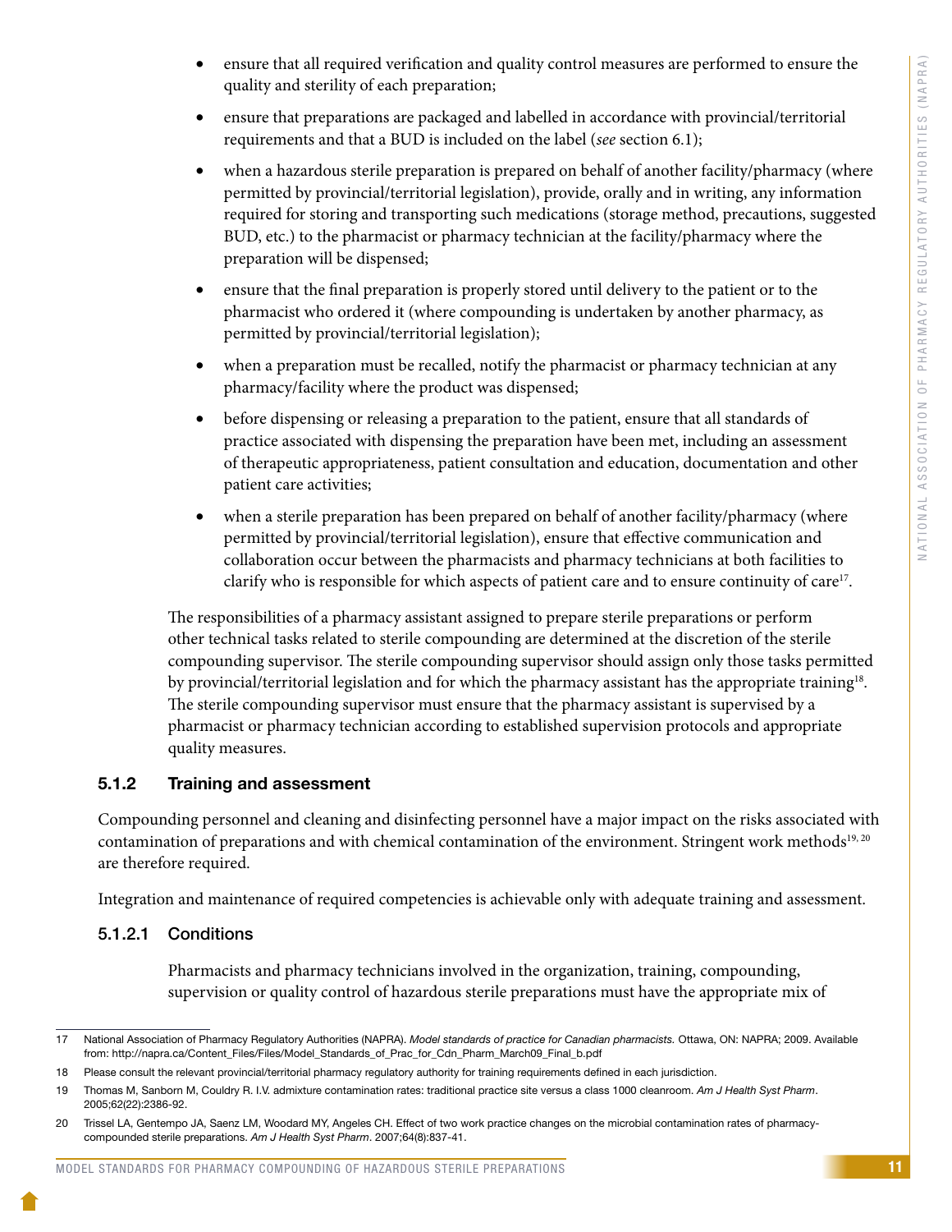- ensure that all required verification and quality control measures are performed to ensure the quality and sterility of each preparation;
- ensure that preparations are packaged and labelled in accordance with provincial/territorial requirements and that a BUD is included on the label (*see* section 6.1);
- when a hazardous sterile preparation is prepared on behalf of another facility/pharmacy (where permitted by provincial/territorial legislation), provide, orally and in writing, any information required for storing and transporting such medications (storage method, precautions, suggested BUD, etc.) to the pharmacist or pharmacy technician at the facility/pharmacy where the preparation will be dispensed;
- ensure that the final preparation is properly stored until delivery to the patient or to the pharmacist who ordered it (where compounding is undertaken by another pharmacy, as permitted by provincial/territorial legislation);
- when a preparation must be recalled, notify the pharmacist or pharmacy technician at any pharmacy/facility where the product was dispensed;
- before dispensing or releasing a preparation to the patient, ensure that all standards of practice associated with dispensing the preparation have been met, including an assessment of therapeutic appropriateness, patient consultation and education, documentation and other patient care activities;
- when a sterile preparation has been prepared on behalf of another facility/pharmacy (where permitted by provincial/territorial legislation), ensure that effective communication and collaboration occur between the pharmacists and pharmacy technicians at both facilities to clarify who is responsible for which aspects of patient care and to ensure continuity of care[17].

The responsibilities of a pharmacy assistant assigned to prepare sterile preparations or perform other technical tasks related to sterile compounding are determined at the discretion of the sterile compounding supervisor. The sterile compounding supervisor should assign only those tasks permitted by provincial/territorial legislation and for which the pharmacy assistant has the appropriate training[18]. The sterile compounding supervisor must ensure that the pharmacy assistant is supervised by a pharmacist or pharmacy technician according to established supervision protocols and appropriate quality measures.

### 5.1.2 Training and assessment

Compounding personnel and cleaning and disinfecting personnel have a major impact on the risks associated with contamination of preparations and with chemical contamination of the environment. Stringent work methods[19, 20] are therefore required.

Integration and maintenance of required competencies is achievable only with adequate training and assessment.

#### 5.1.2.1 Conditions

Pharmacists and pharmacy technicians involved in the organization, training, compounding, supervision or quality control of hazardous sterile preparations must have the appropriate mix of

---

17 National Association of Pharmacy Regulatory Authorities (NAPRA). *Model standards of practice for Canadian pharmacists.* Ottawa, ON: NAPRA; 2009. Available from: http://napra.ca/Content_Files/Files/Model_Standards_of_Prac_for_Cdn_Pharm_March09_Final_b.pdf

18 Please consult the relevant provincial/territorial pharmacy regulatory authority for training requirements defined in each jurisdiction.

19 Thomas M, Sanborn M, Couldry R. I.V. admixture contamination rates: traditional practice site versus a class 1000 cleanroom. *Am J Health Syst Pharm*. 2005;62(22):2386-92.

20 Trissel LA, Gentempo JA, Saenz LM, Woodard MY, Angeles CH. Effect of two work practice changes on the microbial contamination rates of pharmacy-compounded sterile preparations. *Am J Health Syst Pharm*. 2007;64(8):837-41.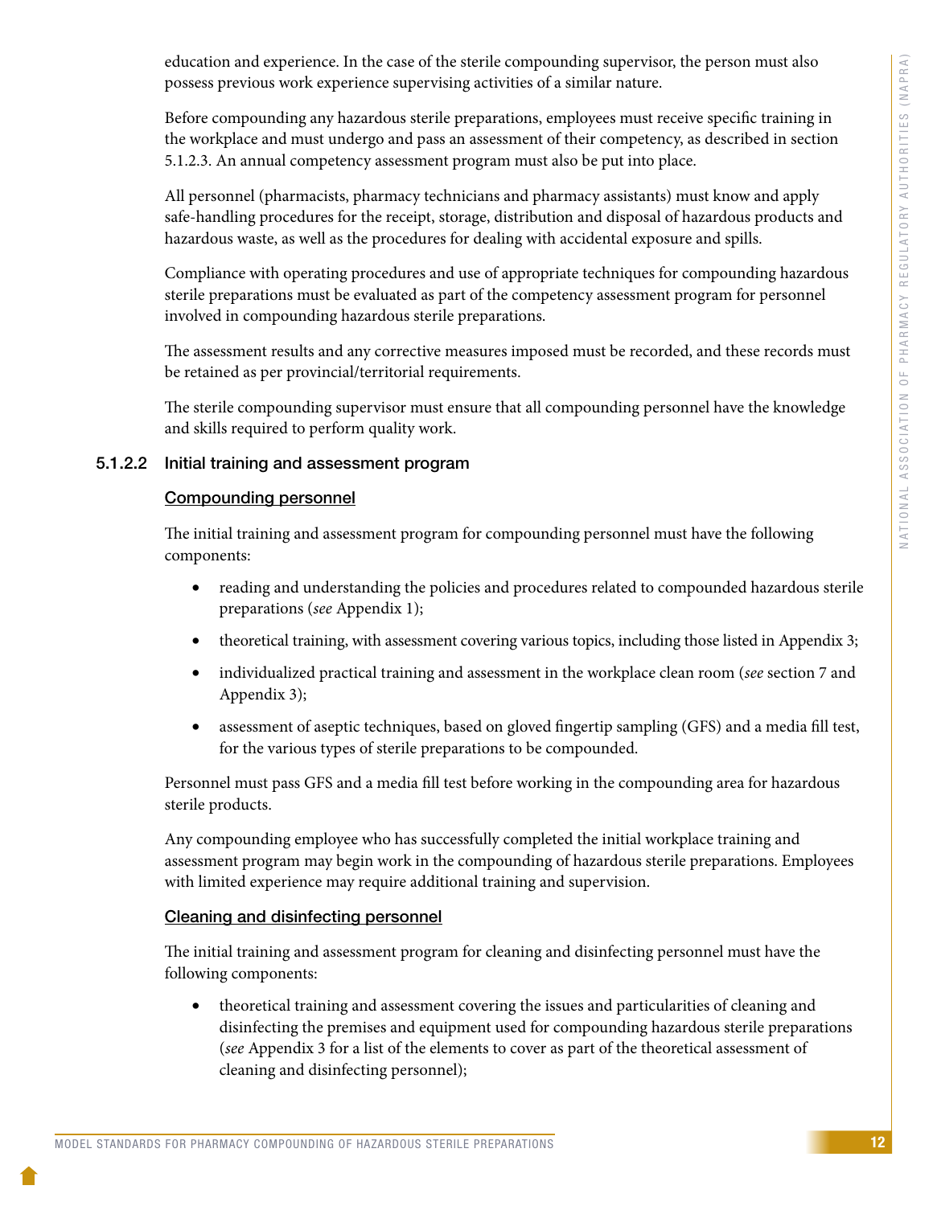education and experience. In the case of the sterile compounding supervisor, the person must also possess previous work experience supervising activities of a similar nature.

Before compounding any hazardous sterile preparations, employees must receive specific training in the workplace and must undergo and pass an assessment of their competency, as described in section 5.1.2.3. An annual competency assessment program must also be put into place.

All personnel (pharmacists, pharmacy technicians and pharmacy assistants) must know and apply safe-handling procedures for the receipt, storage, distribution and disposal of hazardous products and hazardous waste, as well as the procedures for dealing with accidental exposure and spills.

Compliance with operating procedures and use of appropriate techniques for compounding hazardous sterile preparations must be evaluated as part of the competency assessment program for personnel involved in compounding hazardous sterile preparations.

The assessment results and any corrective measures imposed must be recorded, and these records must be retained as per provincial/territorial requirements.

The sterile compounding supervisor must ensure that all compounding personnel have the knowledge and skills required to perform quality work.

#### 5.1.2.2 Initial training and assessment program

**Compounding personnel**

The initial training and assessment program for compounding personnel must have the following components:

- reading and understanding the policies and procedures related to compounded hazardous sterile preparations (*see* Appendix 1);
- theoretical training, with assessment covering various topics, including those listed in Appendix 3;
- individualized practical training and assessment in the workplace clean room (*see* section 7 and Appendix 3);
- assessment of aseptic techniques, based on gloved fingertip sampling (GFS) and a media fill test, for the various types of sterile preparations to be compounded.

Personnel must pass GFS and a media fill test before working in the compounding area for hazardous sterile products.

Any compounding employee who has successfully completed the initial workplace training and assessment program may begin work in the compounding of hazardous sterile preparations. Employees with limited experience may require additional training and supervision.

**Cleaning and disinfecting personnel**

The initial training and assessment program for cleaning and disinfecting personnel must have the following components:

- theoretical training and assessment covering the issues and particularities of cleaning and disinfecting the premises and equipment used for compounding hazardous sterile preparations (*see* Appendix 3 for a list of the elements to cover as part of the theoretical assessment of cleaning and disinfecting personnel);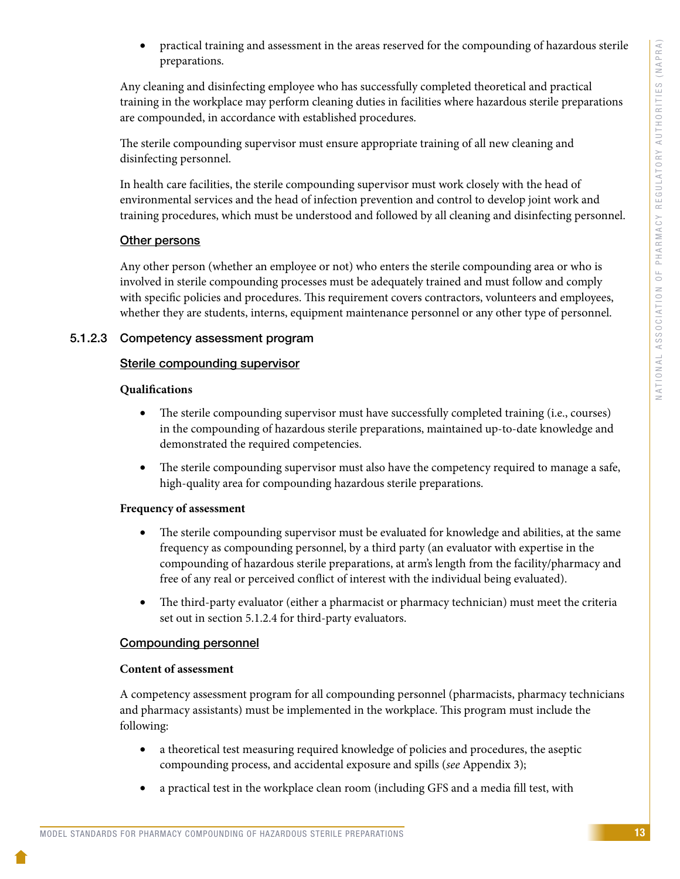- practical training and assessment in the areas reserved for the compounding of hazardous sterile preparations.

Any cleaning and disinfecting employee who has successfully completed theoretical and practical training in the workplace may perform cleaning duties in facilities where hazardous sterile preparations are compounded, in accordance with established procedures.

The sterile compounding supervisor must ensure appropriate training of all new cleaning and disinfecting personnel.

In health care facilities, the sterile compounding supervisor must work closely with the head of environmental services and the head of infection prevention and control to develop joint work and training procedures, which must be understood and followed by all cleaning and disinfecting personnel.

Other persons

Any other person (whether an employee or not) who enters the sterile compounding area or who is involved in sterile compounding processes must be adequately trained and must follow and comply with specific policies and procedures. This requirement covers contractors, volunteers and employees, whether they are students, interns, equipment maintenance personnel or any other type of personnel.

### 5.1.2.3 Competency assessment program

Sterile compounding supervisor

**Qualifications**

- The sterile compounding supervisor must have successfully completed training (i.e., courses) in the compounding of hazardous sterile preparations, maintained up-to-date knowledge and demonstrated the required competencies.
- The sterile compounding supervisor must also have the competency required to manage a safe, high-quality area for compounding hazardous sterile preparations.

**Frequency of assessment**

- The sterile compounding supervisor must be evaluated for knowledge and abilities, at the same frequency as compounding personnel, by a third party (an evaluator with expertise in the compounding of hazardous sterile preparations, at arm's length from the facility/pharmacy and free of any real or perceived conflict of interest with the individual being evaluated).
- The third-party evaluator (either a pharmacist or pharmacy technician) must meet the criteria set out in section 5.1.2.4 for third-party evaluators.

Compounding personnel

**Content of assessment**

A competency assessment program for all compounding personnel (pharmacists, pharmacy technicians and pharmacy assistants) must be implemented in the workplace. This program must include the following:

- a theoretical test measuring required knowledge of policies and procedures, the aseptic compounding process, and accidental exposure and spills (*see* Appendix 3);
- a practical test in the workplace clean room (including GFS and a media fill test, with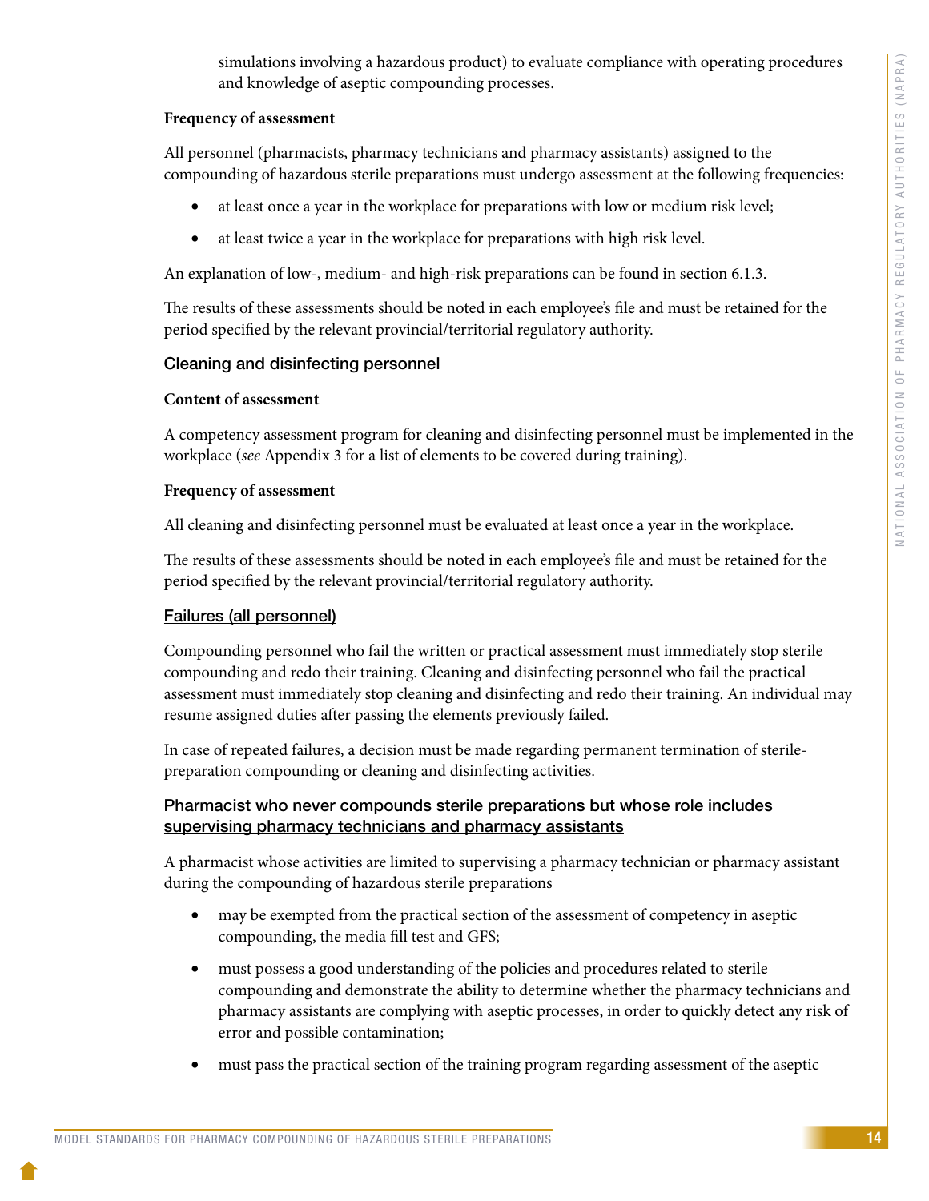simulations involving a hazardous product) to evaluate compliance with operating procedures and knowledge of aseptic compounding processes.

**Frequency of assessment**

All personnel (pharmacists, pharmacy technicians and pharmacy assistants) assigned to the compounding of hazardous sterile preparations must undergo assessment at the following frequencies:

- at least once a year in the workplace for preparations with low or medium risk level;
- at least twice a year in the workplace for preparations with high risk level.

An explanation of low-, medium- and high-risk preparations can be found in section 6.1.3.

The results of these assessments should be noted in each employee's file and must be retained for the period specified by the relevant provincial/territorial regulatory authority.

#### Cleaning and disinfecting personnel

**Content of assessment**

A competency assessment program for cleaning and disinfecting personnel must be implemented in the workplace (*see* Appendix 3 for a list of elements to be covered during training).

**Frequency of assessment**

All cleaning and disinfecting personnel must be evaluated at least once a year in the workplace.

The results of these assessments should be noted in each employee's file and must be retained for the period specified by the relevant provincial/territorial regulatory authority.

#### Failures (all personnel)

Compounding personnel who fail the written or practical assessment must immediately stop sterile compounding and redo their training. Cleaning and disinfecting personnel who fail the practical assessment must immediately stop cleaning and disinfecting and redo their training. An individual may resume assigned duties after passing the elements previously failed.

In case of repeated failures, a decision must be made regarding permanent termination of sterile-preparation compounding or cleaning and disinfecting activities.

#### Pharmacist who never compounds sterile preparations but whose role includes supervising pharmacy technicians and pharmacy assistants

A pharmacist whose activities are limited to supervising a pharmacy technician or pharmacy assistant during the compounding of hazardous sterile preparations

- may be exempted from the practical section of the assessment of competency in aseptic compounding, the media fill test and GFS;
- must possess a good understanding of the policies and procedures related to sterile compounding and demonstrate the ability to determine whether the pharmacy technicians and pharmacy assistants are complying with aseptic processes, in order to quickly detect any risk of error and possible contamination;
- must pass the practical section of the training program regarding assessment of the aseptic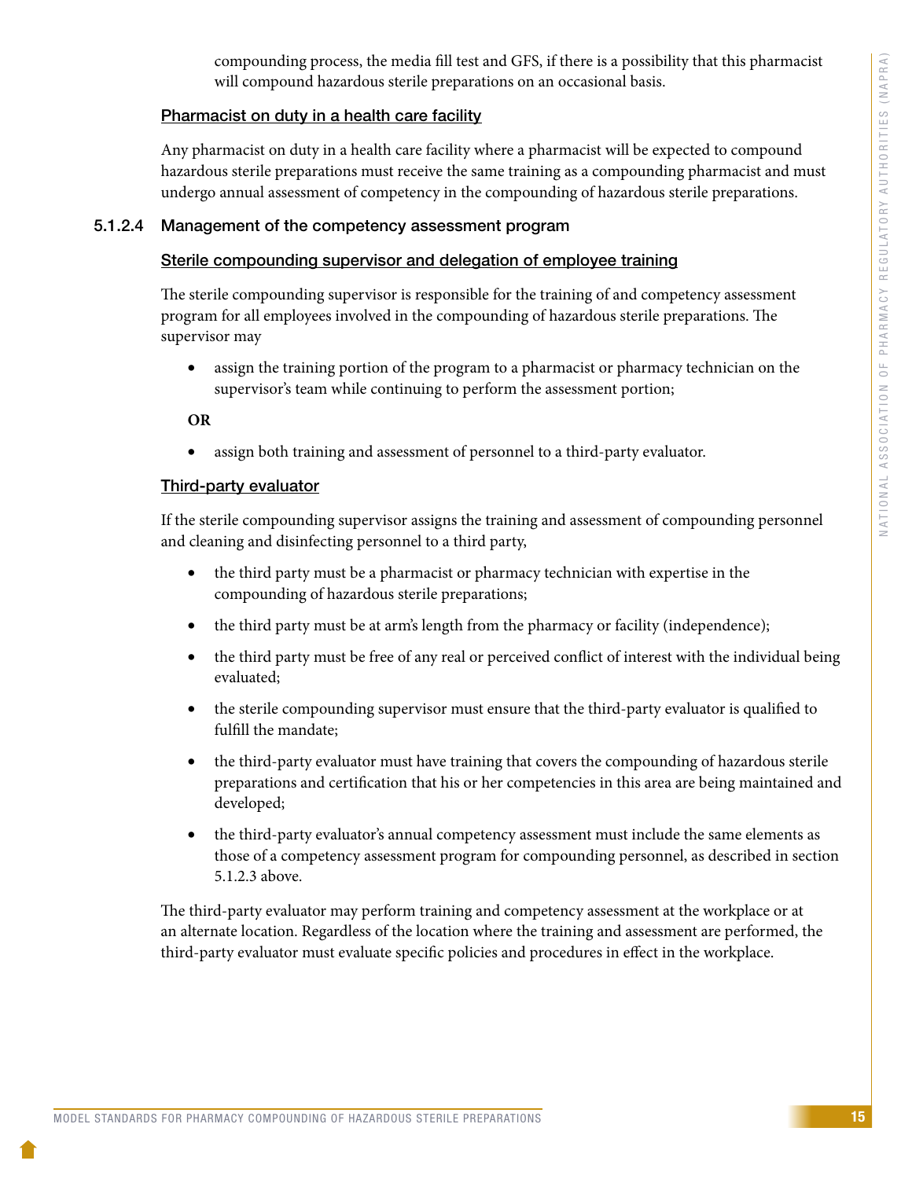compounding process, the media fill test and GFS, if there is a possibility that this pharmacist will compound hazardous sterile preparations on an occasional basis.

#### Pharmacist on duty in a health care facility

Any pharmacist on duty in a health care facility where a pharmacist will be expected to compound hazardous sterile preparations must receive the same training as a compounding pharmacist and must undergo annual assessment of competency in the compounding of hazardous sterile preparations.

### 5.1.2.4 Management of the competency assessment program

#### Sterile compounding supervisor and delegation of employee training

The sterile compounding supervisor is responsible for the training of and competency assessment program for all employees involved in the compounding of hazardous sterile preparations. The supervisor may

- assign the training portion of the program to a pharmacist or pharmacy technician on the supervisor's team while continuing to perform the assessment portion;

**OR**

- assign both training and assessment of personnel to a third-party evaluator.

#### Third-party evaluator

If the sterile compounding supervisor assigns the training and assessment of compounding personnel and cleaning and disinfecting personnel to a third party,

- the third party must be a pharmacist or pharmacy technician with expertise in the compounding of hazardous sterile preparations;
- the third party must be at arm's length from the pharmacy or facility (independence);
- the third party must be free of any real or perceived conflict of interest with the individual being evaluated;
- the sterile compounding supervisor must ensure that the third-party evaluator is qualified to fulfill the mandate;
- the third-party evaluator must have training that covers the compounding of hazardous sterile preparations and certification that his or her competencies in this area are being maintained and developed;
- the third-party evaluator's annual competency assessment must include the same elements as those of a competency assessment program for compounding personnel, as described in section 5.1.2.3 above.

The third-party evaluator may perform training and competency assessment at the workplace or at an alternate location. Regardless of the location where the training and assessment are performed, the third-party evaluator must evaluate specific policies and procedures in effect in the workplace.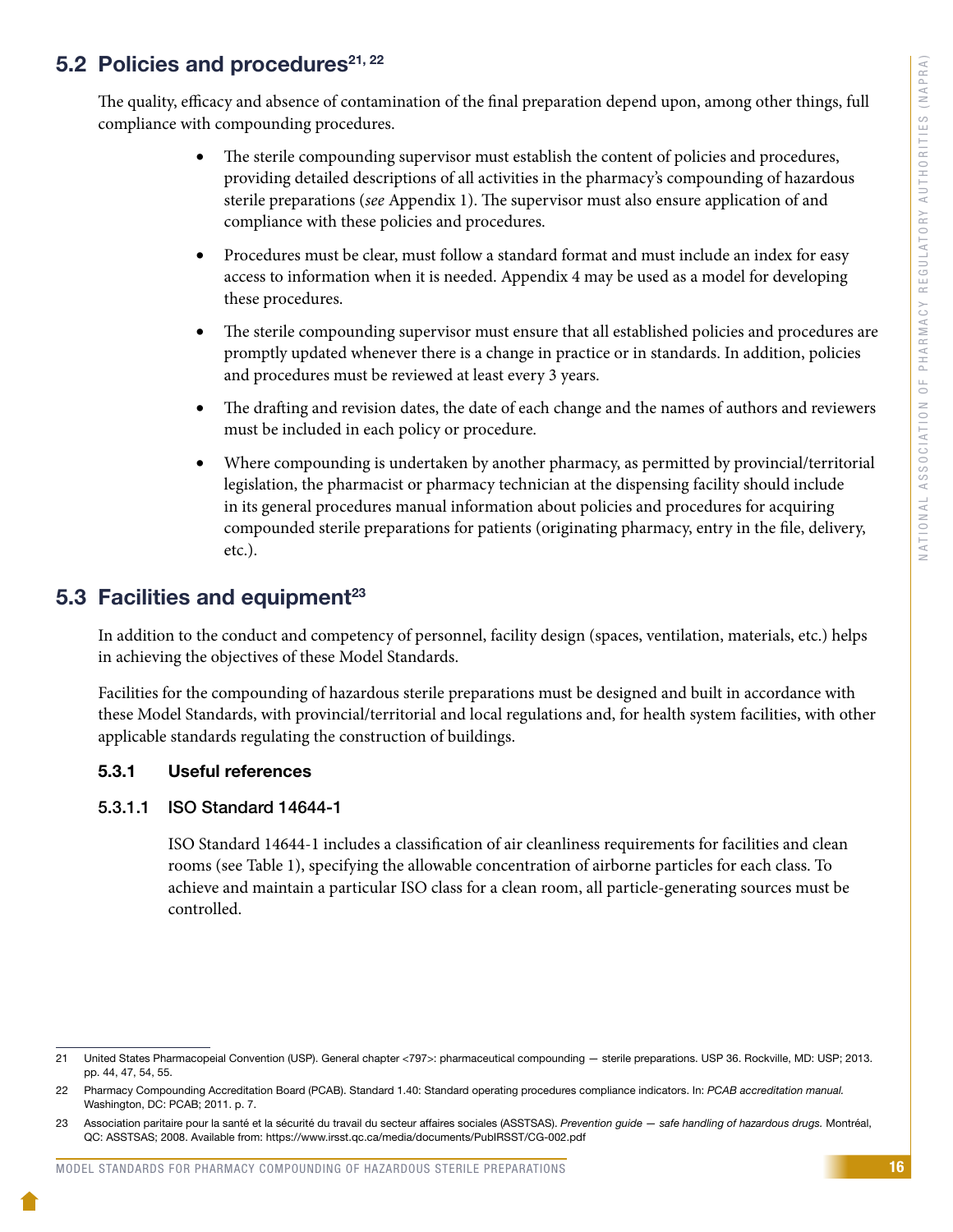## 5.2 Policies and procedures[21, 22]

The quality, efficacy and absence of contamination of the final preparation depend upon, among other things, full compliance with compounding procedures.

- The sterile compounding supervisor must establish the content of policies and procedures, providing detailed descriptions of all activities in the pharmacy's compounding of hazardous sterile preparations (*see* Appendix 1). The supervisor must also ensure application of and compliance with these policies and procedures.
- Procedures must be clear, must follow a standard format and must include an index for easy access to information when it is needed. Appendix 4 may be used as a model for developing these procedures.
- The sterile compounding supervisor must ensure that all established policies and procedures are promptly updated whenever there is a change in practice or in standards. In addition, policies and procedures must be reviewed at least every 3 years.
- The drafting and revision dates, the date of each change and the names of authors and reviewers must be included in each policy or procedure.
- Where compounding is undertaken by another pharmacy, as permitted by provincial/territorial legislation, the pharmacist or pharmacy technician at the dispensing facility should include in its general procedures manual information about policies and procedures for acquiring compounded sterile preparations for patients (originating pharmacy, entry in the file, delivery, etc.).

## 5.3 Facilities and equipment[23]

In addition to the conduct and competency of personnel, facility design (spaces, ventilation, materials, etc.) helps in achieving the objectives of these Model Standards.

Facilities for the compounding of hazardous sterile preparations must be designed and built in accordance with these Model Standards, with provincial/territorial and local regulations and, for health system facilities, with other applicable standards regulating the construction of buildings.

### 5.3.1 Useful references

#### 5.3.1.1 ISO Standard 14644-1

ISO Standard 14644-1 includes a classification of air cleanliness requirements for facilities and clean rooms (see Table 1), specifying the allowable concentration of airborne particles for each class. To achieve and maintain a particular ISO class for a clean room, all particle-generating sources must be controlled.

---

21 United States Pharmacopeial Convention (USP). General chapter <797>: pharmaceutical compounding — sterile preparations. USP 36. Rockville, MD: USP; 2013. pp. 44, 47, 54, 55.

22 Pharmacy Compounding Accreditation Board (PCAB). Standard 1.40: Standard operating procedures compliance indicators. In: *PCAB accreditation manual.* Washington, DC: PCAB; 2011. p. 7.

23 Association paritaire pour la santé et la sécurité du travail du secteur affaires sociales (ASSTSAS). *Prevention guide — safe handling of hazardous drugs.* Montréal, QC: ASSTSAS; 2008. Available from: https://www.irsst.qc.ca/media/documents/PubIRSST/CG-002.pdf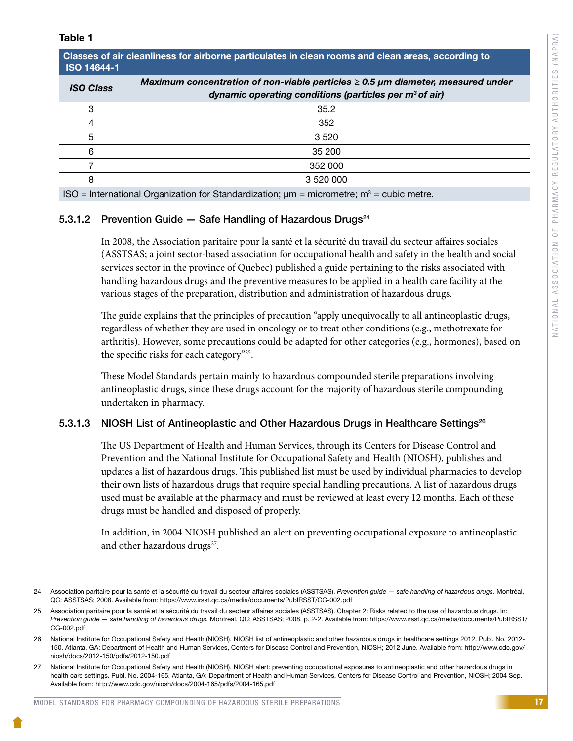**Table 1**

| Classes of air cleanliness for airborne particulates in clean rooms and clean areas, according to ISO 14644-1 | |
|---|---|
| ***ISO Class*** | ***Maximum concentration of non-viable particles ≥ 0.5 μm diameter, measured under dynamic operating conditions (particles per m³ of air)*** |
| 3 | 35.2 |
| 4 | 352 |
| 5 | 3 520 |
| 6 | 35 200 |
| 7 | 352 000 |
| 8 | 3 520 000 |
| ISO = International Organization for Standardization; μm = micrometre; m³ = cubic metre. | |

#### 5.3.1.2 Prevention Guide — Safe Handling of Hazardous Drugs[24]

In 2008, the Association paritaire pour la santé et la sécurité du travail du secteur affaires sociales (ASSTSAS; a joint sector-based association for occupational health and safety in the health and social services sector in the province of Quebec) published a guide pertaining to the risks associated with handling hazardous drugs and the preventive measures to be applied in a health care facility at the various stages of the preparation, distribution and administration of hazardous drugs.

The guide explains that the principles of precaution "apply unequivocally to all antineoplastic drugs, regardless of whether they are used in oncology or to treat other conditions (e.g., methotrexate for arthritis). However, some precautions could be adapted for other categories (e.g., hormones), based on the specific risks for each category"[25].

These Model Standards pertain mainly to hazardous compounded sterile preparations involving antineoplastic drugs, since these drugs account for the majority of hazardous sterile compounding undertaken in pharmacy.

#### 5.3.1.3 NIOSH List of Antineoplastic and Other Hazardous Drugs in Healthcare Settings[26]

The US Department of Health and Human Services, through its Centers for Disease Control and Prevention and the National Institute for Occupational Safety and Health (NIOSH), publishes and updates a list of hazardous drugs. This published list must be used by individual pharmacies to develop their own lists of hazardous drugs that require special handling precautions. A list of hazardous drugs used must be available at the pharmacy and must be reviewed at least every 12 months. Each of these drugs must be handled and disposed of properly.

In addition, in 2004 NIOSH published an alert on preventing occupational exposure to antineoplastic and other hazardous drugs[27].

---

24 Association paritaire pour la santé et la sécurité du travail du secteur affaires sociales (ASSTSAS). *Prevention guide — safe handling of hazardous drugs.* Montréal, QC: ASSTSAS; 2008. Available from: https://www.irsst.qc.ca/media/documents/PubIRSST/CG-002.pdf

25 Association paritaire pour la santé et la sécurité du travail du secteur affaires sociales (ASSTSAS). Chapter 2: Risks related to the use of hazardous drugs. In: *Prevention guide — safe handling of hazardous drugs.* Montréal, QC: ASSTSAS; 2008. p. 2-2. Available from: https://www.irsst.qc.ca/media/documents/PubIRSST/CG-002.pdf

26 National Institute for Occupational Safety and Health (NIOSH). NIOSH list of antineoplastic and other hazardous drugs in healthcare settings 2012. Publ. No. 2012-150. Atlanta, GA: Department of Health and Human Services, Centers for Disease Control and Prevention, NIOSH; 2012 June. Available from: http://www.cdc.gov/niosh/docs/2012-150/pdfs/2012-150.pdf

27 National Institute for Occupational Safety and Health (NIOSH). NIOSH alert: preventing occupational exposures to antineoplastic and other hazardous drugs in health care settings. Publ. No. 2004-165. Atlanta, GA: Department of Health and Human Services, Centers for Disease Control and Prevention, NIOSH; 2004 Sep. Available from: http://www.cdc.gov/niosh/docs/2004-165/pdfs/2004-165.pdf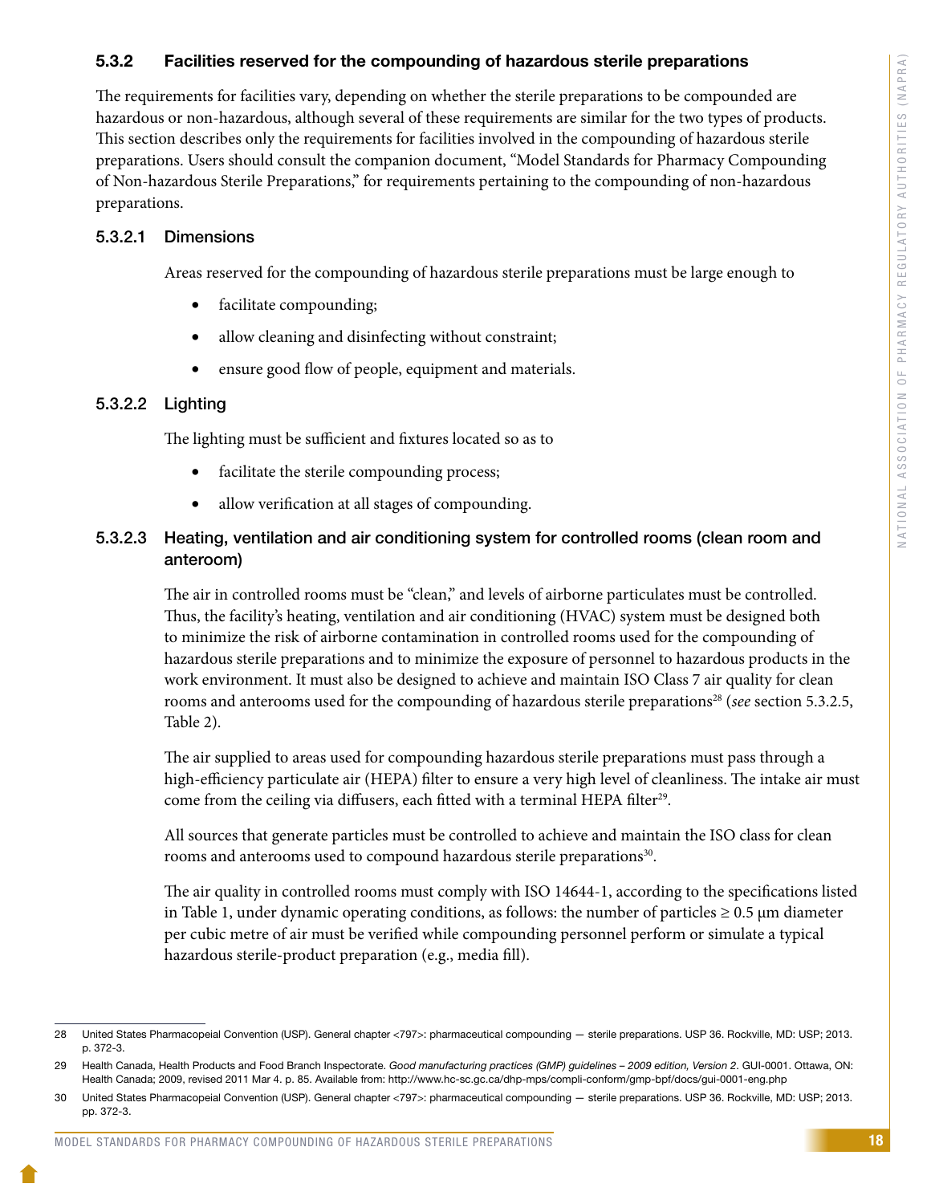### 5.3.2 Facilities reserved for the compounding of hazardous sterile preparations

The requirements for facilities vary, depending on whether the sterile preparations to be compounded are hazardous or non-hazardous, although several of these requirements are similar for the two types of products. This section describes only the requirements for facilities involved in the compounding of hazardous sterile preparations. Users should consult the companion document, "Model Standards for Pharmacy Compounding of Non-hazardous Sterile Preparations," for requirements pertaining to the compounding of non-hazardous preparations.

#### 5.3.2.1 Dimensions

Areas reserved for the compounding of hazardous sterile preparations must be large enough to

- facilitate compounding;
- allow cleaning and disinfecting without constraint;
- ensure good flow of people, equipment and materials.

#### 5.3.2.2 Lighting

The lighting must be sufficient and fixtures located so as to

- facilitate the sterile compounding process;
- allow verification at all stages of compounding.

#### 5.3.2.3 Heating, ventilation and air conditioning system for controlled rooms (clean room and anteroom)

The air in controlled rooms must be "clean," and levels of airborne particulates must be controlled. Thus, the facility's heating, ventilation and air conditioning (HVAC) system must be designed both to minimize the risk of airborne contamination in controlled rooms used for the compounding of hazardous sterile preparations and to minimize the exposure of personnel to hazardous products in the work environment. It must also be designed to achieve and maintain ISO Class 7 air quality for clean rooms and anterooms used for the compounding of hazardous sterile preparations[28] (*see* section 5.3.2.5, Table 2).

The air supplied to areas used for compounding hazardous sterile preparations must pass through a high-efficiency particulate air (HEPA) filter to ensure a very high level of cleanliness. The intake air must come from the ceiling via diffusers, each fitted with a terminal HEPA filter[29].

All sources that generate particles must be controlled to achieve and maintain the ISO class for clean rooms and anterooms used to compound hazardous sterile preparations[30].

The air quality in controlled rooms must comply with ISO 14644-1, according to the specifications listed in Table 1, under dynamic operating conditions, as follows: the number of particles ≥ 0.5 μm diameter per cubic metre of air must be verified while compounding personnel perform or simulate a typical hazardous sterile-product preparation (e.g., media fill).

---

28 United States Pharmacopeial Convention (USP). General chapter <797>: pharmaceutical compounding — sterile preparations. USP 36. Rockville, MD: USP; 2013. p. 372-3.

29 Health Canada, Health Products and Food Branch Inspectorate. *Good manufacturing practices (GMP) guidelines – 2009 edition, Version 2*. GUI-0001. Ottawa, ON: Health Canada; 2009, revised 2011 Mar 4. p. 85. Available from: http://www.hc-sc.gc.ca/dhp-mps/compli-conform/gmp-bpf/docs/gui-0001-eng.php

30 United States Pharmacopeial Convention (USP). General chapter <797>: pharmaceutical compounding — sterile preparations. USP 36. Rockville, MD: USP; 2013. pp. 372-3.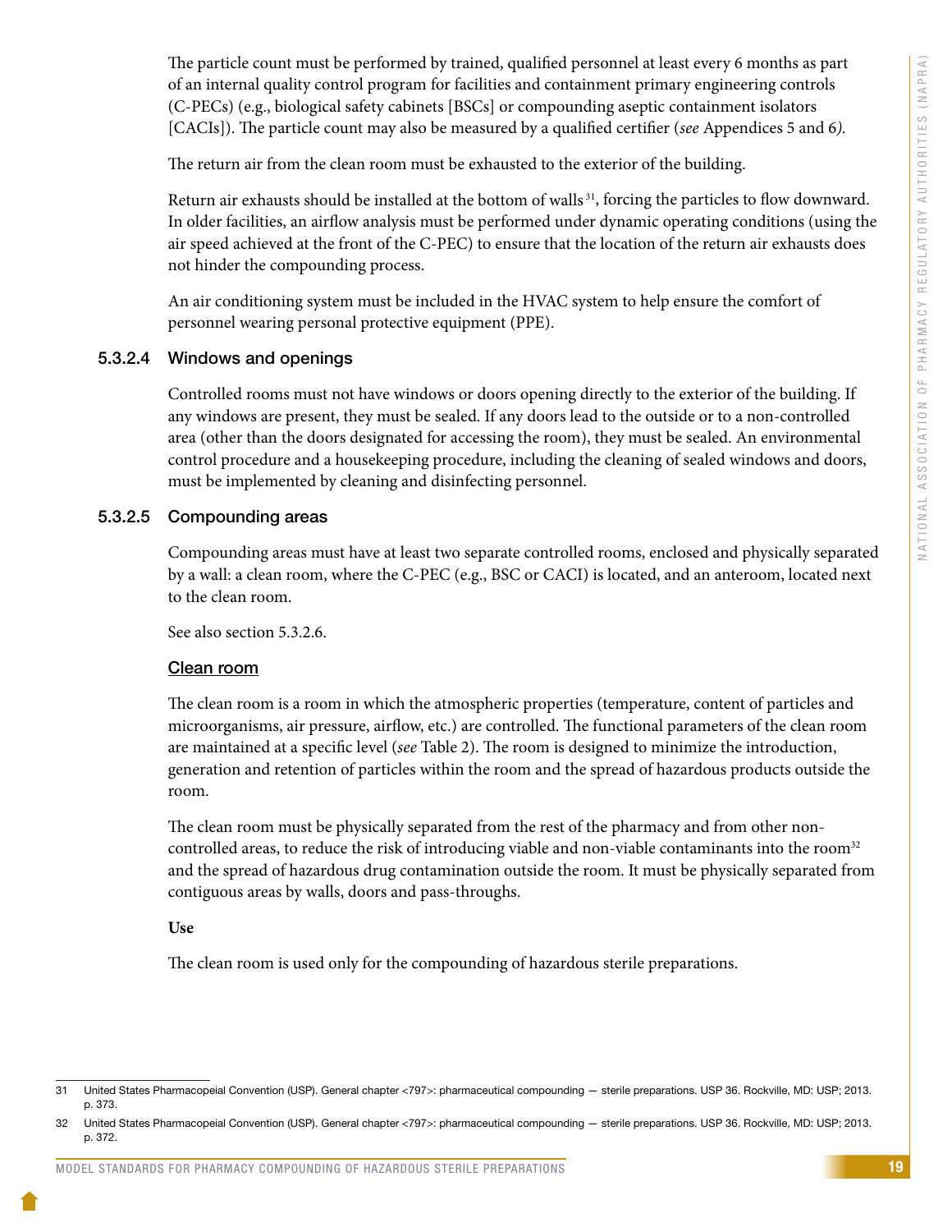The particle count must be performed by trained, qualified personnel at least every 6 months as part of an internal quality control program for facilities and containment primary engineering controls (C-PECs) (e.g., biological safety cabinets [BSCs] or compounding aseptic containment isolators [CACIs]). The particle count may also be measured by a qualified certifier (*see* Appendices 5 and 6).

The return air from the clean room must be exhausted to the exterior of the building.

Return air exhausts should be installed at the bottom of walls[31], forcing the particles to flow downward. In older facilities, an airflow analysis must be performed under dynamic operating conditions (using the air speed achieved at the front of the C-PEC) to ensure that the location of the return air exhausts does not hinder the compounding process.

An air conditioning system must be included in the HVAC system to help ensure the comfort of personnel wearing personal protective equipment (PPE).

#### 5.3.2.4 Windows and openings

Controlled rooms must not have windows or doors opening directly to the exterior of the building. If any windows are present, they must be sealed. If any doors lead to the outside or to a non-controlled area (other than the doors designated for accessing the room), they must be sealed. An environmental control procedure and a housekeeping procedure, including the cleaning of sealed windows and doors, must be implemented by cleaning and disinfecting personnel.

#### 5.3.2.5 Compounding areas

Compounding areas must have at least two separate controlled rooms, enclosed and physically separated by a wall: a clean room, where the C-PEC (e.g., BSC or CACI) is located, and an anteroom, located next to the clean room.

See also section 5.3.2.6.

##### Clean room

The clean room is a room in which the atmospheric properties (temperature, content of particles and microorganisms, air pressure, airflow, etc.) are controlled. The functional parameters of the clean room are maintained at a specific level (*see* Table 2). The room is designed to minimize the introduction, generation and retention of particles within the room and the spread of hazardous products outside the room.

The clean room must be physically separated from the rest of the pharmacy and from other non-controlled areas, to reduce the risk of introducing viable and non-viable contaminants into the room[32] and the spread of hazardous drug contamination outside the room. It must be physically separated from contiguous areas by walls, doors and pass-throughs.

**Use**

The clean room is used only for the compounding of hazardous sterile preparations.

---

31 United States Pharmacopeial Convention (USP). General chapter <797>: pharmaceutical compounding — sterile preparations. USP 36. Rockville, MD: USP; 2013. p. 373.

32 United States Pharmacopeial Convention (USP). General chapter <797>: pharmaceutical compounding — sterile preparations. USP 36. Rockville, MD: USP; 2013. p. 372.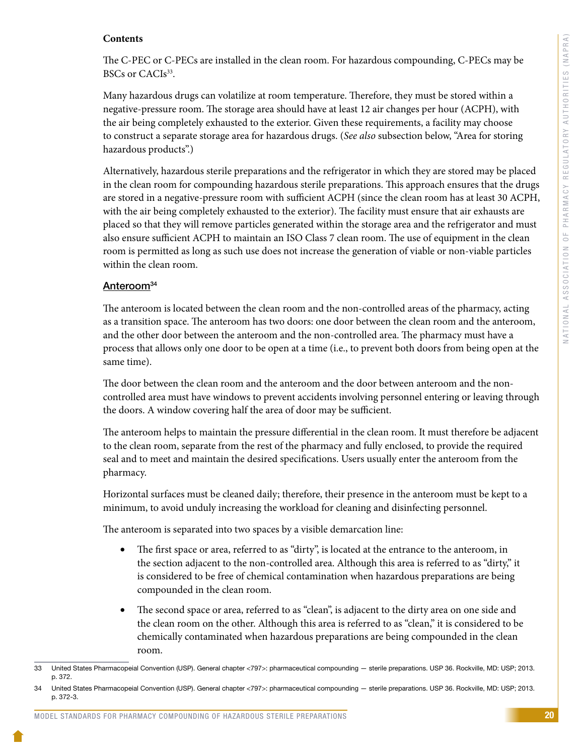**Contents**

The C-PEC or C-PECs are installed in the clean room. For hazardous compounding, C-PECs may be BSCs or CACIs[33].

Many hazardous drugs can volatilize at room temperature. Therefore, they must be stored within a negative-pressure room. The storage area should have at least 12 air changes per hour (ACPH), with the air being completely exhausted to the exterior. Given these requirements, a facility may choose to construct a separate storage area for hazardous drugs. (*See also* subsection below, "Area for storing hazardous products".)

Alternatively, hazardous sterile preparations and the refrigerator in which they are stored may be placed in the clean room for compounding hazardous sterile preparations. This approach ensures that the drugs are stored in a negative-pressure room with sufficient ACPH (since the clean room has at least 30 ACPH, with the air being completely exhausted to the exterior). The facility must ensure that air exhausts are placed so that they will remove particles generated within the storage area and the refrigerator and must also ensure sufficient ACPH to maintain an ISO Class 7 clean room. The use of equipment in the clean room is permitted as long as such use does not increase the generation of viable or non-viable particles within the clean room.

### Anteroom[34]

The anteroom is located between the clean room and the non-controlled areas of the pharmacy, acting as a transition space. The anteroom has two doors: one door between the clean room and the anteroom, and the other door between the anteroom and the non-controlled area. The pharmacy must have a process that allows only one door to be open at a time (i.e., to prevent both doors from being open at the same time).

The door between the clean room and the anteroom and the door between anteroom and the non-controlled area must have windows to prevent accidents involving personnel entering or leaving through the doors. A window covering half the area of door may be sufficient.

The anteroom helps to maintain the pressure differential in the clean room. It must therefore be adjacent to the clean room, separate from the rest of the pharmacy and fully enclosed, to provide the required seal and to meet and maintain the desired specifications. Users usually enter the anteroom from the pharmacy.

Horizontal surfaces must be cleaned daily; therefore, their presence in the anteroom must be kept to a minimum, to avoid unduly increasing the workload for cleaning and disinfecting personnel.

The anteroom is separated into two spaces by a visible demarcation line:

- The first space or area, referred to as "dirty", is located at the entrance to the anteroom, in the section adjacent to the non-controlled area. Although this area is referred to as "dirty," it is considered to be free of chemical contamination when hazardous preparations are being compounded in the clean room.
- The second space or area, referred to as "clean", is adjacent to the dirty area on one side and the clean room on the other. Although this area is referred to as "clean," it is considered to be chemically contaminated when hazardous preparations are being compounded in the clean room.

---

33 United States Pharmacopeial Convention (USP). General chapter <797>: pharmaceutical compounding — sterile preparations. USP 36. Rockville, MD: USP; 2013. p. 372.

34 United States Pharmacopeial Convention (USP). General chapter <797>: pharmaceutical compounding — sterile preparations. USP 36. Rockville, MD: USP; 2013. p. 372-3.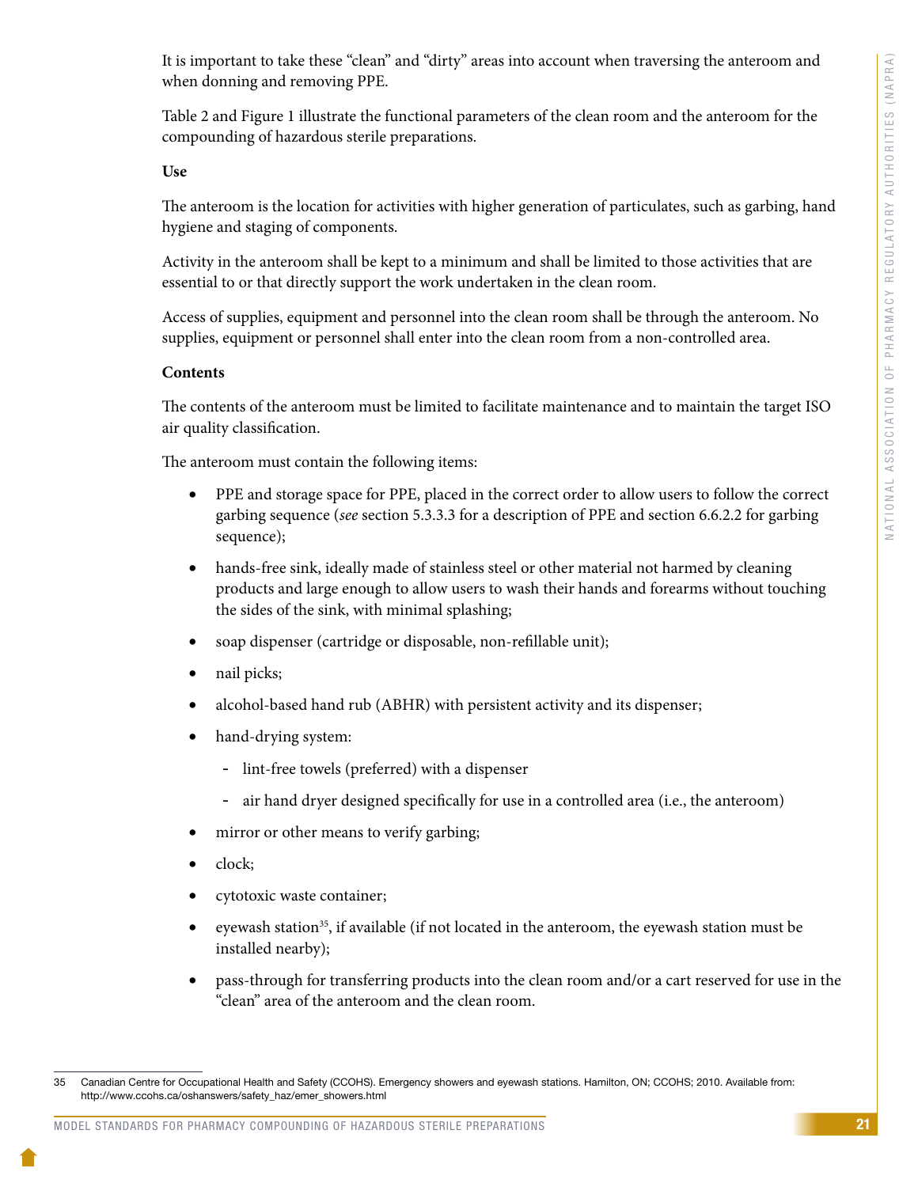It is important to take these "clean" and "dirty" areas into account when traversing the anteroom and when donning and removing PPE.

Table 2 and Figure 1 illustrate the functional parameters of the clean room and the anteroom for the compounding of hazardous sterile preparations.

**Use**

The anteroom is the location for activities with higher generation of particulates, such as garbing, hand hygiene and staging of components.

Activity in the anteroom shall be kept to a minimum and shall be limited to those activities that are essential to or that directly support the work undertaken in the clean room.

Access of supplies, equipment and personnel into the clean room shall be through the anteroom. No supplies, equipment or personnel shall enter into the clean room from a non-controlled area.

**Contents**

The contents of the anteroom must be limited to facilitate maintenance and to maintain the target ISO air quality classification.

The anteroom must contain the following items:

- PPE and storage space for PPE, placed in the correct order to allow users to follow the correct garbing sequence (*see* section 5.3.3.3 for a description of PPE and section 6.6.2.2 for garbing sequence);
- hands-free sink, ideally made of stainless steel or other material not harmed by cleaning products and large enough to allow users to wash their hands and forearms without touching the sides of the sink, with minimal splashing;
- soap dispenser (cartridge or disposable, non-refillable unit);
- nail picks;
- alcohol-based hand rub (ABHR) with persistent activity and its dispenser;
- hand-drying system:
  - lint-free towels (preferred) with a dispenser
  - air hand dryer designed specifically for use in a controlled area (i.e., the anteroom)
- mirror or other means to verify garbing;
- clock;
- cytotoxic waste container;
- eyewash station[35], if available (if not located in the anteroom, the eyewash station must be installed nearby);
- pass-through for transferring products into the clean room and/or a cart reserved for use in the "clean" area of the anteroom and the clean room.

---

35 Canadian Centre for Occupational Health and Safety (CCOHS). Emergency showers and eyewash stations. Hamilton, ON; CCOHS; 2010. Available from: http://www.ccohs.ca/oshanswers/safety_haz/emer_showers.html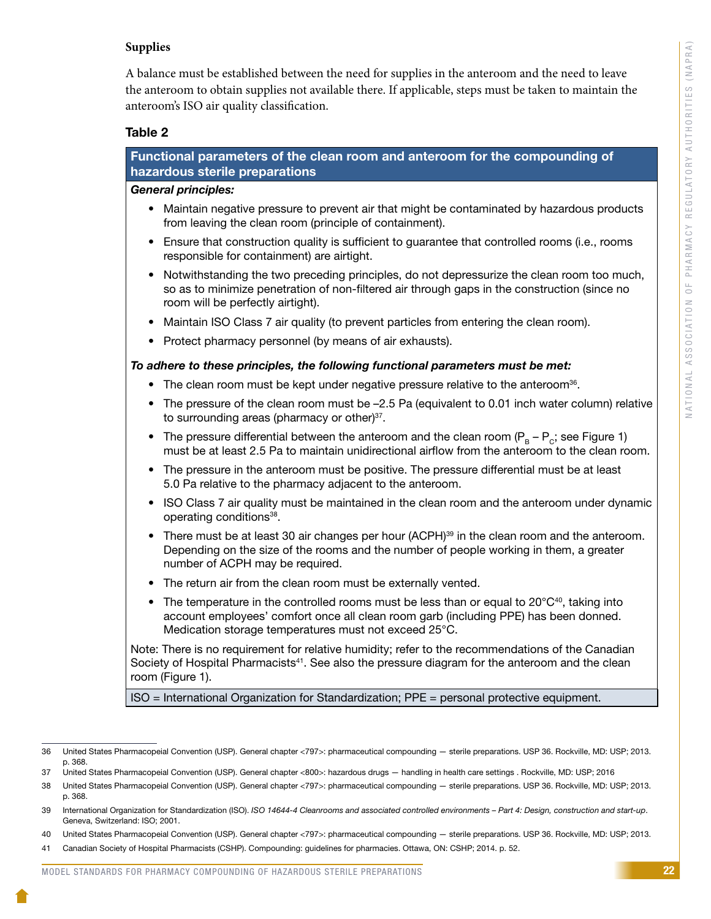**Supplies**

A balance must be established between the need for supplies in the anteroom and the need to leave the anteroom to obtain supplies not available there. If applicable, steps must be taken to maintain the anteroom's ISO air quality classification.

### Table 2

**Functional parameters of the clean room and anteroom for the compounding of hazardous sterile preparations**

***General principles:***

- Maintain negative pressure to prevent air that might be contaminated by hazardous products from leaving the clean room (principle of containment).
- Ensure that construction quality is sufficient to guarantee that controlled rooms (i.e., rooms responsible for containment) are airtight.
- Notwithstanding the two preceding principles, do not depressurize the clean room too much, so as to minimize penetration of non-filtered air through gaps in the construction (since no room will be perfectly airtight).
- Maintain ISO Class 7 air quality (to prevent particles from entering the clean room).
- Protect pharmacy personnel (by means of air exhausts).

***To adhere to these principles, the following functional parameters must be met:***

- The clean room must be kept under negative pressure relative to the anteroom[36].
- The pressure of the clean room must be –2.5 Pa (equivalent to 0.01 inch water column) relative to surrounding areas (pharmacy or other)[37].
- The pressure differential between the anteroom and the clean room ($P_B - P_C$; see Figure 1) must be at least 2.5 Pa to maintain unidirectional airflow from the anteroom to the clean room.
- The pressure in the anteroom must be positive. The pressure differential must be at least 5.0 Pa relative to the pharmacy adjacent to the anteroom.
- ISO Class 7 air quality must be maintained in the clean room and the anteroom under dynamic operating conditions[38].
- There must be at least 30 air changes per hour (ACPH)[39] in the clean room and the anteroom. Depending on the size of the rooms and the number of people working in them, a greater number of ACPH may be required.
- The return air from the clean room must be externally vented.
- The temperature in the controlled rooms must be less than or equal to 20°C[40], taking into account employees' comfort once all clean room garb (including PPE) has been donned. Medication storage temperatures must not exceed 25°C.

Note: There is no requirement for relative humidity; refer to the recommendations of the Canadian Society of Hospital Pharmacists[41]. See also the pressure diagram for the anteroom and the clean room (Figure 1).

ISO = International Organization for Standardization; PPE = personal protective equipment.

---

36 United States Pharmacopeial Convention (USP). General chapter <797>: pharmaceutical compounding — sterile preparations. USP 36. Rockville, MD: USP; 2013. p. 368.

37 United States Pharmacopeial Convention (USP). General chapter <800>: hazardous drugs — handling in health care settings . Rockville, MD: USP; 2016

38 United States Pharmacopeial Convention (USP). General chapter <797>: pharmaceutical compounding — sterile preparations. USP 36. Rockville, MD: USP; 2013. p. 368.

39 International Organization for Standardization (ISO). *ISO 14644-4 Cleanrooms and associated controlled environments – Part 4: Design, construction and start-up*. Geneva, Switzerland: ISO; 2001.

40 United States Pharmacopeial Convention (USP). General chapter <797>: pharmaceutical compounding — sterile preparations. USP 36. Rockville, MD: USP; 2013.

41 Canadian Society of Hospital Pharmacists (CSHP). Compounding: guidelines for pharmacies. Ottawa, ON: CSHP; 2014. p. 52.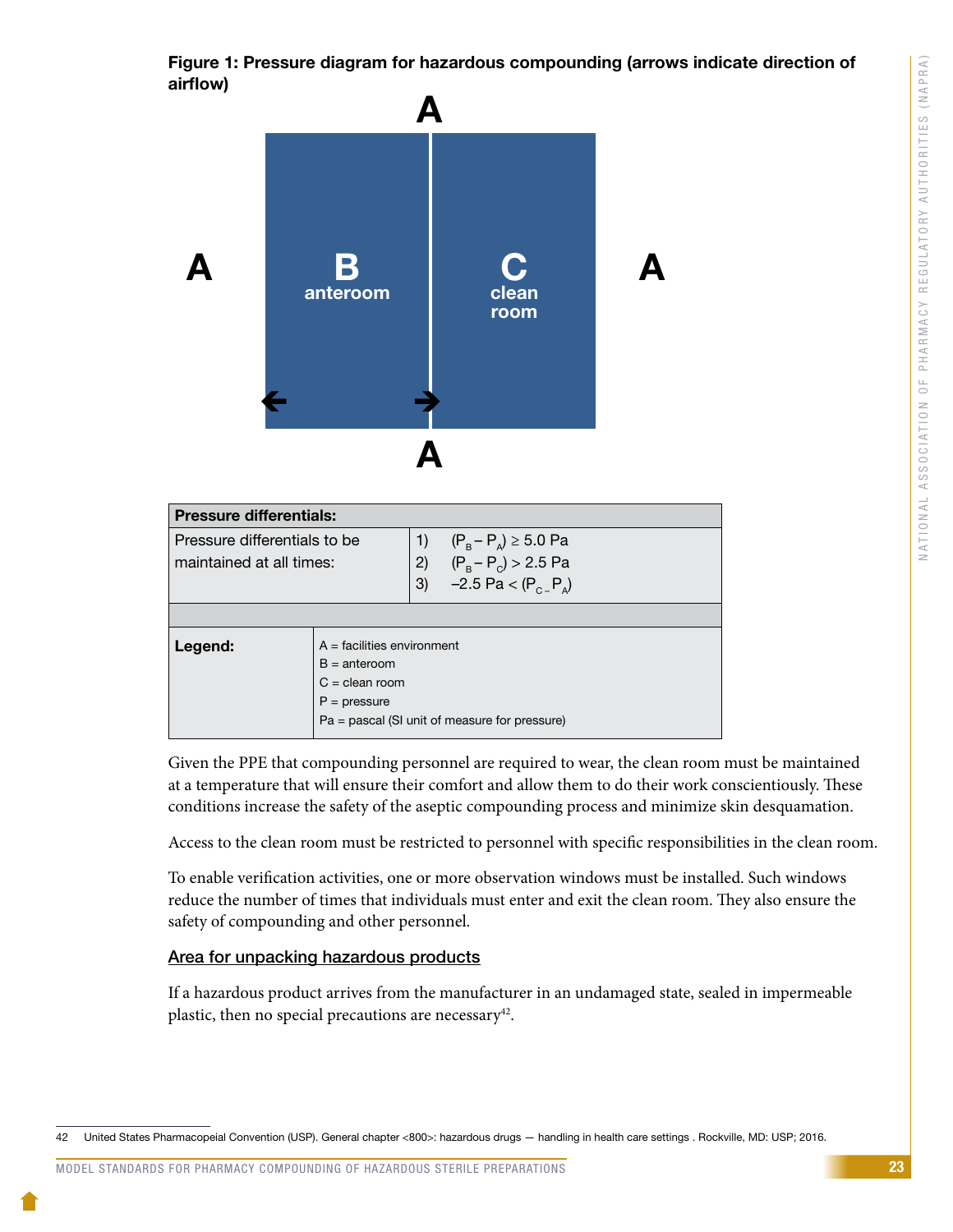**Figure 1: Pressure diagram for hazardous compounding (arrows indicate direction of airflow)**

| Pressure differentials: | |
|---|---|
| Pressure differentials to be maintained at all times: | 1) $(P_B - P_A) \geq 5.0$ Pa<br>2) $(P_B - P_C) > 2.5$ Pa<br>3) $-2.5 \text{ Pa} < (P_C - P_A)$ |
| | |
| **Legend:** | A = facilities environment<br>B = anteroom<br>C = clean room<br>P = pressure<br>Pa = pascal (SI unit of measure for pressure) |

Given the PPE that compounding personnel are required to wear, the clean room must be maintained at a temperature that will ensure their comfort and allow them to do their work conscientiously. These conditions increase the safety of the aseptic compounding process and minimize skin desquamation.

Access to the clean room must be restricted to personnel with specific responsibilities in the clean room.

To enable verification activities, one or more observation windows must be installed. Such windows reduce the number of times that individuals must enter and exit the clean room. They also ensure the safety of compounding and other personnel.

### Area for unpacking hazardous products

If a hazardous product arrives from the manufacturer in an undamaged state, sealed in impermeable plastic, then no special precautions are necessary[42].

42 United States Pharmacopeial Convention (USP). General chapter <800>: hazardous drugs — handling in health care settings . Rockville, MD: USP; 2016.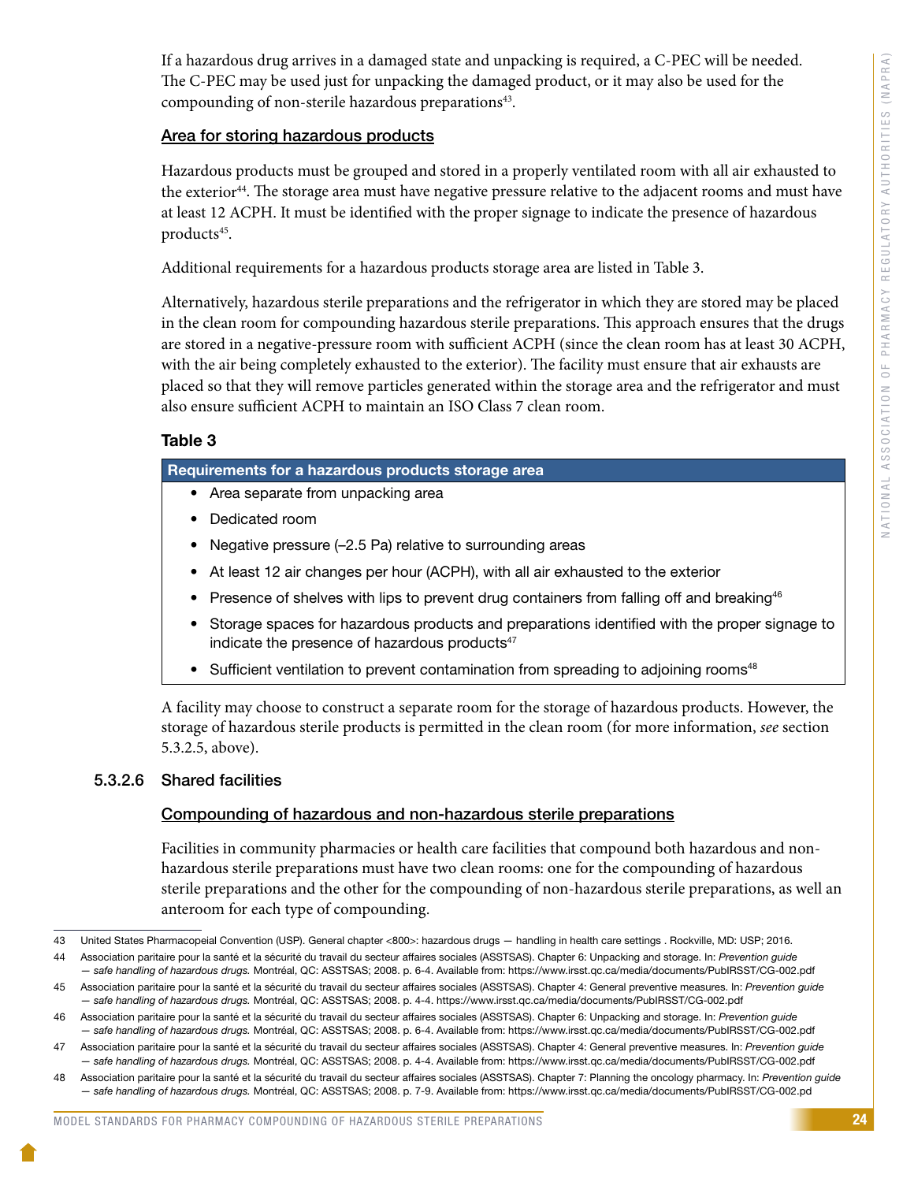If a hazardous drug arrives in a damaged state and unpacking is required, a C-PEC will be needed. The C-PEC may be used just for unpacking the damaged product, or it may also be used for the compounding of non-sterile hazardous preparations[43].

Area for storing hazardous products

Hazardous products must be grouped and stored in a properly ventilated room with all air exhausted to the exterior[44]. The storage area must have negative pressure relative to the adjacent rooms and must have at least 12 ACPH. It must be identified with the proper signage to indicate the presence of hazardous products[45].

Additional requirements for a hazardous products storage area are listed in Table 3.

Alternatively, hazardous sterile preparations and the refrigerator in which they are stored may be placed in the clean room for compounding hazardous sterile preparations. This approach ensures that the drugs are stored in a negative-pressure room with sufficient ACPH (since the clean room has at least 30 ACPH, with the air being completely exhausted to the exterior). The facility must ensure that air exhausts are placed so that they will remove particles generated within the storage area and the refrigerator and must also ensure sufficient ACPH to maintain an ISO Class 7 clean room.

**Table 3**

| Requirements for a hazardous products storage area |
|---|
| • Area separate from unpacking area |
| • Dedicated room |
| • Negative pressure (–2.5 Pa) relative to surrounding areas |
| • At least 12 air changes per hour (ACPH), with all air exhausted to the exterior |
| • Presence of shelves with lips to prevent drug containers from falling off and breaking[46] |
| • Storage spaces for hazardous products and preparations identified with the proper signage to indicate the presence of hazardous products[47] |
| • Sufficient ventilation to prevent contamination from spreading to adjoining rooms[48] |

A facility may choose to construct a separate room for the storage of hazardous products. However, the storage of hazardous sterile products is permitted in the clean room (for more information, *see* section 5.3.2.5, above).

#### 5.3.2.6 Shared facilities

Compounding of hazardous and non-hazardous sterile preparations

Facilities in community pharmacies or health care facilities that compound both hazardous and non-hazardous sterile preparations must have two clean rooms: one for the compounding of hazardous sterile preparations and the other for the compounding of non-hazardous sterile preparations, as well an anteroom for each type of compounding.

---

43 United States Pharmacopeial Convention (USP). General chapter <800>: hazardous drugs — handling in health care settings . Rockville, MD: USP; 2016.

44 Association paritaire pour la santé et la sécurité du travail du secteur affaires sociales (ASSTSAS). Chapter 6: Unpacking and storage. In: *Prevention guide — safe handling of hazardous drugs.* Montréal, QC: ASSTSAS; 2008. p. 6-4. Available from: https://www.irsst.qc.ca/media/documents/PubIRSST/CG-002.pdf

45 Association paritaire pour la santé et la sécurité du travail du secteur affaires sociales (ASSTSAS). Chapter 4: General preventive measures. In: *Prevention guide — safe handling of hazardous drugs.* Montréal, QC: ASSTSAS; 2008. p. 4-4. https://www.irsst.qc.ca/media/documents/PubIRSST/CG-002.pdf

46 Association paritaire pour la santé et la sécurité du travail du secteur affaires sociales (ASSTSAS). Chapter 6: Unpacking and storage. In: *Prevention guide — safe handling of hazardous drugs.* Montréal, QC: ASSTSAS; 2008. p. 6-4. Available from: https://www.irsst.qc.ca/media/documents/PubIRSST/CG-002.pdf

47 Association paritaire pour la santé et la sécurité du travail du secteur affaires sociales (ASSTSAS). Chapter 4: General preventive measures. In: *Prevention guide — safe handling of hazardous drugs.* Montréal, QC: ASSTSAS; 2008. p. 4-4. Available from: https://www.irsst.qc.ca/media/documents/PubIRSST/CG-002.pdf

48 Association paritaire pour la santé et la sécurité du travail du secteur affaires sociales (ASSTSAS). Chapter 7: Planning the oncology pharmacy. In: *Prevention guide — safe handling of hazardous drugs.* Montréal, QC: ASSTSAS; 2008. p. 7-9. Available from: https://www.irsst.qc.ca/media/documents/PubIRSST/CG-002.pd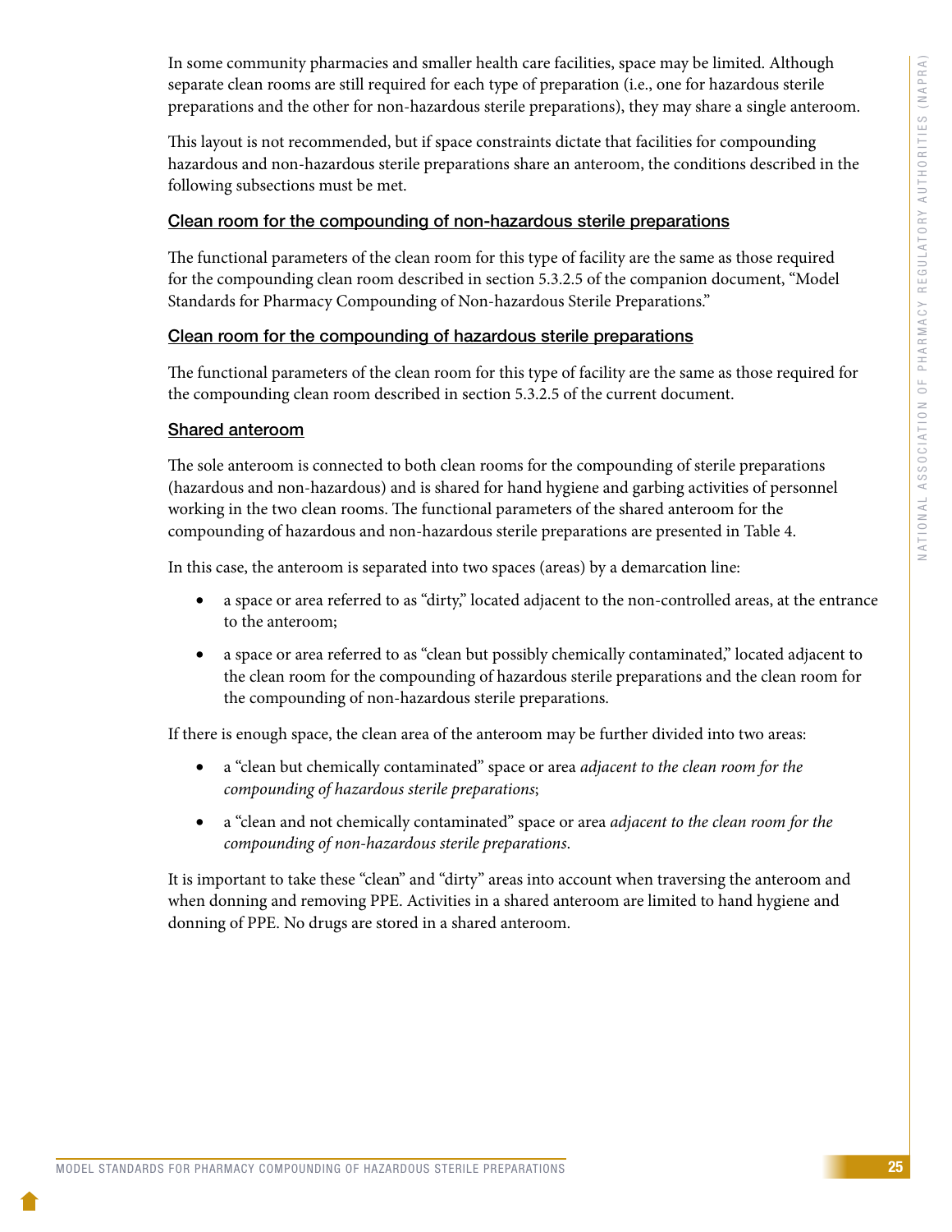In some community pharmacies and smaller health care facilities, space may be limited. Although separate clean rooms are still required for each type of preparation (i.e., one for hazardous sterile preparations and the other for non-hazardous sterile preparations), they may share a single anteroom.

This layout is not recommended, but if space constraints dictate that facilities for compounding hazardous and non-hazardous sterile preparations share an anteroom, the conditions described in the following subsections must be met.

#### Clean room for the compounding of non-hazardous sterile preparations

The functional parameters of the clean room for this type of facility are the same as those required for the compounding clean room described in section 5.3.2.5 of the companion document, "Model Standards for Pharmacy Compounding of Non-hazardous Sterile Preparations."

#### Clean room for the compounding of hazardous sterile preparations

The functional parameters of the clean room for this type of facility are the same as those required for the compounding clean room described in section 5.3.2.5 of the current document.

#### Shared anteroom

The sole anteroom is connected to both clean rooms for the compounding of sterile preparations (hazardous and non-hazardous) and is shared for hand hygiene and garbing activities of personnel working in the two clean rooms. The functional parameters of the shared anteroom for the compounding of hazardous and non-hazardous sterile preparations are presented in Table 4.

In this case, the anteroom is separated into two spaces (areas) by a demarcation line:

- a space or area referred to as "dirty," located adjacent to the non-controlled areas, at the entrance to the anteroom;
- a space or area referred to as "clean but possibly chemically contaminated," located adjacent to the clean room for the compounding of hazardous sterile preparations and the clean room for the compounding of non-hazardous sterile preparations.

If there is enough space, the clean area of the anteroom may be further divided into two areas:

- a "clean but chemically contaminated" space or area *adjacent to the clean room for the compounding of hazardous sterile preparations*;
- a "clean and not chemically contaminated" space or area *adjacent to the clean room for the compounding of non-hazardous sterile preparations*.

It is important to take these "clean" and "dirty" areas into account when traversing the anteroom and when donning and removing PPE. Activities in a shared anteroom are limited to hand hygiene and donning of PPE. No drugs are stored in a shared anteroom.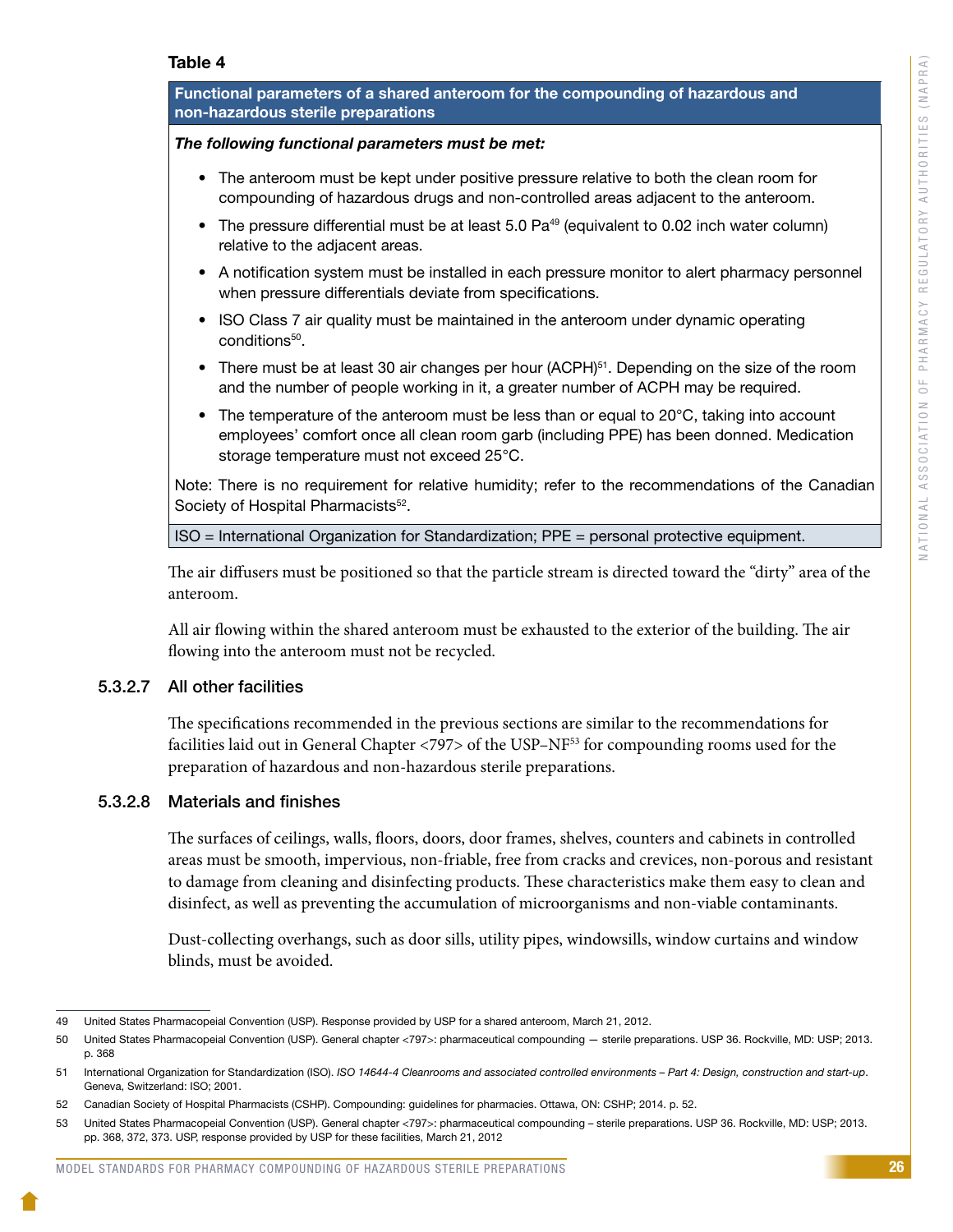**Table 4**

| Functional parameters of a shared anteroom for the compounding of hazardous and non-hazardous sterile preparations |
|---|
| ***The following functional parameters must be met:*** <br><br> • The anteroom must be kept under positive pressure relative to both the clean room for compounding of hazardous drugs and non-controlled areas adjacent to the anteroom. <br> • The pressure differential must be at least 5.0 Pa[49] (equivalent to 0.02 inch water column) relative to the adjacent areas. <br> • A notification system must be installed in each pressure monitor to alert pharmacy personnel when pressure differentials deviate from specifications. <br> • ISO Class 7 air quality must be maintained in the anteroom under dynamic operating conditions[50]. <br> • There must be at least 30 air changes per hour (ACPH)[51]. Depending on the size of the room and the number of people working in it, a greater number of ACPH may be required. <br> • The temperature of the anteroom must be less than or equal to 20°C, taking into account employees' comfort once all clean room garb (including PPE) has been donned. Medication storage temperature must not exceed 25°C. <br><br> Note: There is no requirement for relative humidity; refer to the recommendations of the Canadian Society of Hospital Pharmacists[52]. |
| ISO = International Organization for Standardization; PPE = personal protective equipment. |

The air diffusers must be positioned so that the particle stream is directed toward the "dirty" area of the anteroom.

All air flowing within the shared anteroom must be exhausted to the exterior of the building. The air flowing into the anteroom must not be recycled.

#### 5.3.2.7 All other facilities

The specifications recommended in the previous sections are similar to the recommendations for facilities laid out in General Chapter <797> of the USP–NF[53] for compounding rooms used for the preparation of hazardous and non-hazardous sterile preparations.

#### 5.3.2.8 Materials and finishes

The surfaces of ceilings, walls, floors, doors, door frames, shelves, counters and cabinets in controlled areas must be smooth, impervious, non-friable, free from cracks and crevices, non-porous and resistant to damage from cleaning and disinfecting products. These characteristics make them easy to clean and disinfect, as well as preventing the accumulation of microorganisms and non-viable contaminants.

Dust-collecting overhangs, such as door sills, utility pipes, windowsills, window curtains and window blinds, must be avoided.

---

49 United States Pharmacopeial Convention (USP). Response provided by USP for a shared anteroom, March 21, 2012.

50 United States Pharmacopeial Convention (USP). General chapter <797>: pharmaceutical compounding — sterile preparations. USP 36. Rockville, MD: USP; 2013. p. 368

51 International Organization for Standardization (ISO). *ISO 14644-4 Cleanrooms and associated controlled environments – Part 4: Design, construction and start-up*. Geneva, Switzerland: ISO; 2001.

52 Canadian Society of Hospital Pharmacists (CSHP). Compounding: guidelines for pharmacies. Ottawa, ON: CSHP; 2014. p. 52.

53 United States Pharmacopeial Convention (USP). General chapter <797>: pharmaceutical compounding – sterile preparations. USP 36. Rockville, MD: USP; 2013. pp. 368, 372, 373. USP, response provided by USP for these facilities, March 21, 2012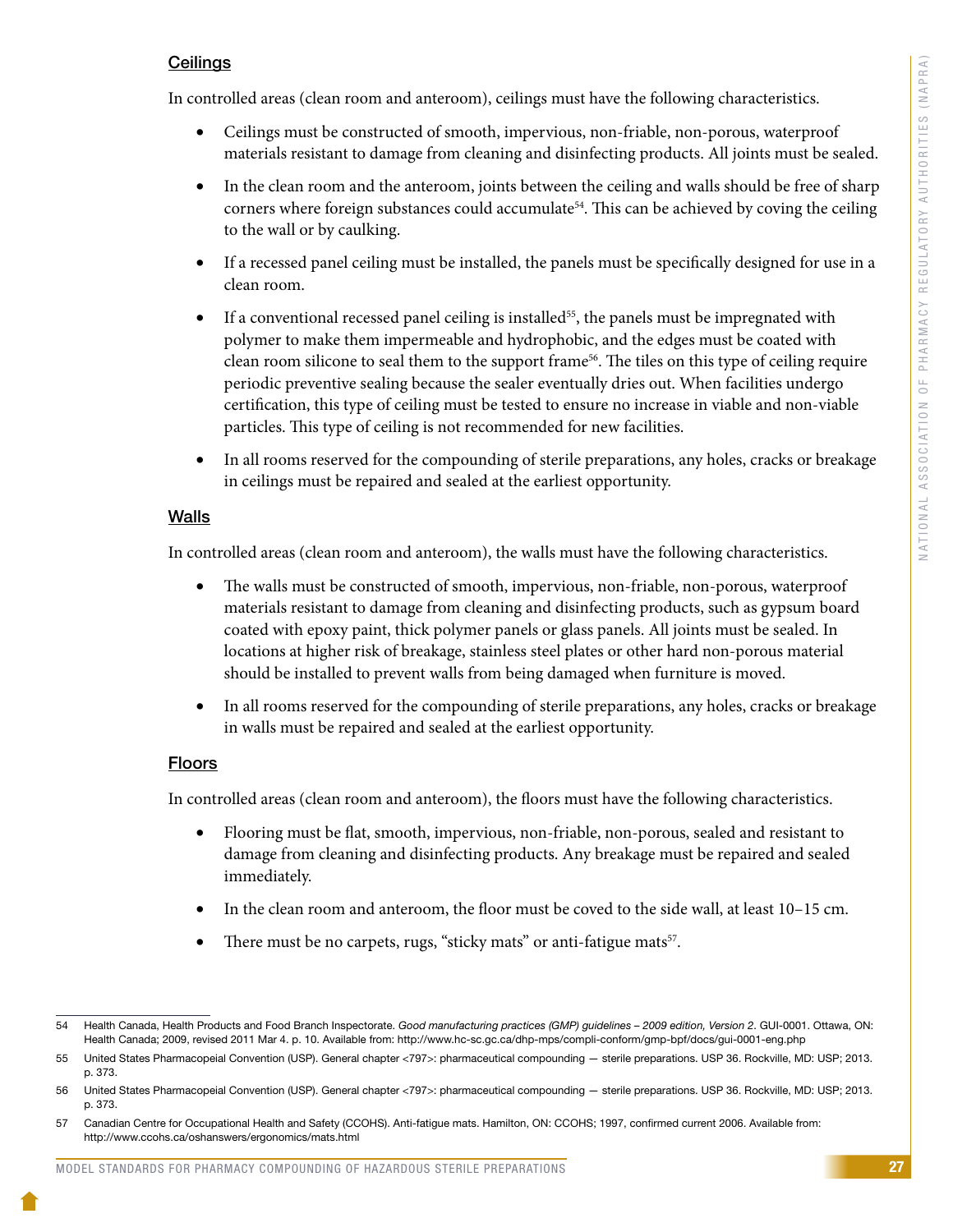### Ceilings

In controlled areas (clean room and anteroom), ceilings must have the following characteristics.

- Ceilings must be constructed of smooth, impervious, non-friable, non-porous, waterproof materials resistant to damage from cleaning and disinfecting products. All joints must be sealed.
- In the clean room and the anteroom, joints between the ceiling and walls should be free of sharp corners where foreign substances could accumulate[54]. This can be achieved by coving the ceiling to the wall or by caulking.
- If a recessed panel ceiling must be installed, the panels must be specifically designed for use in a clean room.
- If a conventional recessed panel ceiling is installed[55], the panels must be impregnated with polymer to make them impermeable and hydrophobic, and the edges must be coated with clean room silicone to seal them to the support frame[56]. The tiles on this type of ceiling require periodic preventive sealing because the sealer eventually dries out. When facilities undergo certification, this type of ceiling must be tested to ensure no increase in viable and non-viable particles. This type of ceiling is not recommended for new facilities.
- In all rooms reserved for the compounding of sterile preparations, any holes, cracks or breakage in ceilings must be repaired and sealed at the earliest opportunity.

### Walls

In controlled areas (clean room and anteroom), the walls must have the following characteristics.

- The walls must be constructed of smooth, impervious, non-friable, non-porous, waterproof materials resistant to damage from cleaning and disinfecting products, such as gypsum board coated with epoxy paint, thick polymer panels or glass panels. All joints must be sealed. In locations at higher risk of breakage, stainless steel plates or other hard non-porous material should be installed to prevent walls from being damaged when furniture is moved.
- In all rooms reserved for the compounding of sterile preparations, any holes, cracks or breakage in walls must be repaired and sealed at the earliest opportunity.

### Floors

In controlled areas (clean room and anteroom), the floors must have the following characteristics.

- Flooring must be flat, smooth, impervious, non-friable, non-porous, sealed and resistant to damage from cleaning and disinfecting products. Any breakage must be repaired and sealed immediately.
- In the clean room and anteroom, the floor must be coved to the side wall, at least 10–15 cm.
- There must be no carpets, rugs, "sticky mats" or anti-fatigue mats[57].

---

54 Health Canada, Health Products and Food Branch Inspectorate. *Good manufacturing practices (GMP) guidelines – 2009 edition, Version 2*. GUI-0001. Ottawa, ON: Health Canada; 2009, revised 2011 Mar 4. p. 10. Available from: http://www.hc-sc.gc.ca/dhp-mps/compli-conform/gmp-bpf/docs/gui-0001-eng.php

55 United States Pharmacopeial Convention (USP). General chapter <797>: pharmaceutical compounding — sterile preparations. USP 36. Rockville, MD: USP; 2013. p. 373.

56 United States Pharmacopeial Convention (USP). General chapter <797>: pharmaceutical compounding — sterile preparations. USP 36. Rockville, MD: USP; 2013. p. 373.

57 Canadian Centre for Occupational Health and Safety (CCOHS). Anti-fatigue mats. Hamilton, ON: CCOHS; 1997, confirmed current 2006. Available from: http://www.ccohs.ca/oshanswers/ergonomics/mats.html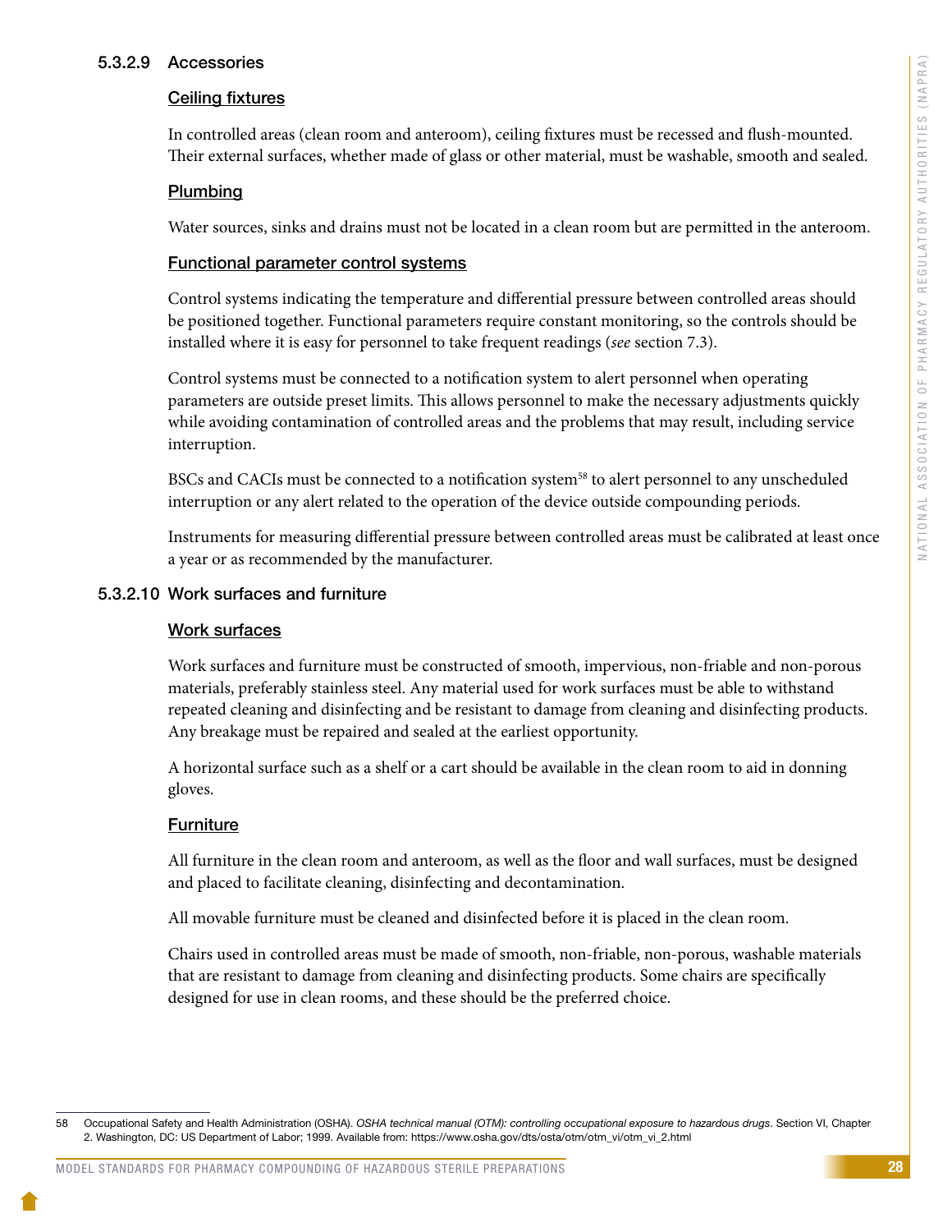#### 5.3.2.9 Accessories

**Ceiling fixtures**

In controlled areas (clean room and anteroom), ceiling fixtures must be recessed and flush-mounted. Their external surfaces, whether made of glass or other material, must be washable, smooth and sealed.

**Plumbing**

Water sources, sinks and drains must not be located in a clean room but are permitted in the anteroom.

**Functional parameter control systems**

Control systems indicating the temperature and differential pressure between controlled areas should be positioned together. Functional parameters require constant monitoring, so the controls should be installed where it is easy for personnel to take frequent readings (*see* section 7.3).

Control systems must be connected to a notification system to alert personnel when operating parameters are outside preset limits. This allows personnel to make the necessary adjustments quickly while avoiding contamination of controlled areas and the problems that may result, including service interruption.

BSCs and CACIs must be connected to a notification system[58] to alert personnel to any unscheduled interruption or any alert related to the operation of the device outside compounding periods.

Instruments for measuring differential pressure between controlled areas must be calibrated at least once a year or as recommended by the manufacturer.

#### 5.3.2.10 Work surfaces and furniture

**Work surfaces**

Work surfaces and furniture must be constructed of smooth, impervious, non-friable and non-porous materials, preferably stainless steel. Any material used for work surfaces must be able to withstand repeated cleaning and disinfecting and be resistant to damage from cleaning and disinfecting products. Any breakage must be repaired and sealed at the earliest opportunity.

A horizontal surface such as a shelf or a cart should be available in the clean room to aid in donning gloves.

**Furniture**

All furniture in the clean room and anteroom, as well as the floor and wall surfaces, must be designed and placed to facilitate cleaning, disinfecting and decontamination.

All movable furniture must be cleaned and disinfected before it is placed in the clean room.

Chairs used in controlled areas must be made of smooth, non-friable, non-porous, washable materials that are resistant to damage from cleaning and disinfecting products. Some chairs are specifically designed for use in clean rooms, and these should be the preferred choice.

---

58 Occupational Safety and Health Administration (OSHA). *OSHA technical manual (OTM): controlling occupational exposure to hazardous drugs*. Section VI, Chapter 2. Washington, DC: US Department of Labor; 1999. Available from: https://www.osha.gov/dts/osta/otm/otm_vi/otm_vi_2.html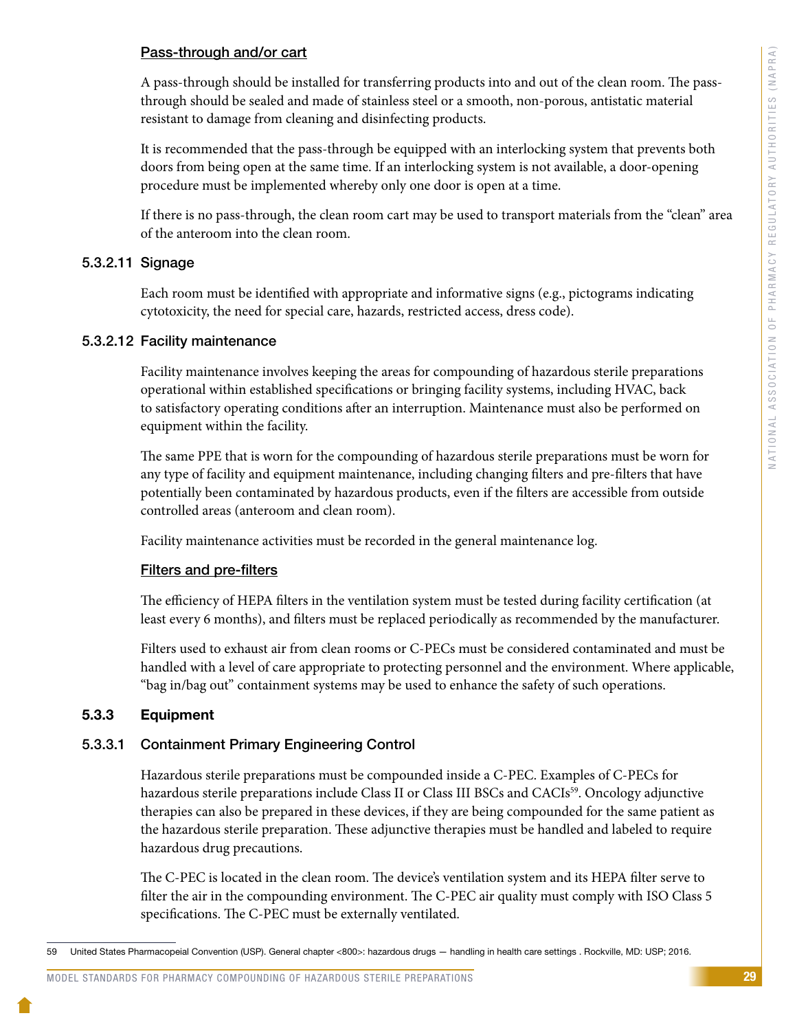#### Pass-through and/or cart

A pass-through should be installed for transferring products into and out of the clean room. The pass-through should be sealed and made of stainless steel or a smooth, non-porous, antistatic material resistant to damage from cleaning and disinfecting products.

It is recommended that the pass-through be equipped with an interlocking system that prevents both doors from being open at the same time. If an interlocking system is not available, a door-opening procedure must be implemented whereby only one door is open at a time.

If there is no pass-through, the clean room cart may be used to transport materials from the "clean" area of the anteroom into the clean room.

#### 5.3.2.11 Signage

Each room must be identified with appropriate and informative signs (e.g., pictograms indicating cytotoxicity, the need for special care, hazards, restricted access, dress code).

#### 5.3.2.12 Facility maintenance

Facility maintenance involves keeping the areas for compounding of hazardous sterile preparations operational within established specifications or bringing facility systems, including HVAC, back to satisfactory operating conditions after an interruption. Maintenance must also be performed on equipment within the facility.

The same PPE that is worn for the compounding of hazardous sterile preparations must be worn for any type of facility and equipment maintenance, including changing filters and pre-filters that have potentially been contaminated by hazardous products, even if the filters are accessible from outside controlled areas (anteroom and clean room).

Facility maintenance activities must be recorded in the general maintenance log.

#### Filters and pre-filters

The efficiency of HEPA filters in the ventilation system must be tested during facility certification (at least every 6 months), and filters must be replaced periodically as recommended by the manufacturer.

Filters used to exhaust air from clean rooms or C-PECs must be considered contaminated and must be handled with a level of care appropriate to protecting personnel and the environment. Where applicable, "bag in/bag out" containment systems may be used to enhance the safety of such operations.

### 5.3.3 Equipment

#### 5.3.3.1 Containment Primary Engineering Control

Hazardous sterile preparations must be compounded inside a C-PEC. Examples of C-PECs for hazardous sterile preparations include Class II or Class III BSCs and CACIs[59]. Oncology adjunctive therapies can also be prepared in these devices, if they are being compounded for the same patient as the hazardous sterile preparation. These adjunctive therapies must be handled and labeled to require hazardous drug precautions.

The C-PEC is located in the clean room. The device's ventilation system and its HEPA filter serve to filter the air in the compounding environment. The C-PEC air quality must comply with ISO Class 5 specifications. The C-PEC must be externally ventilated.

59 United States Pharmacopeial Convention (USP). General chapter <800>: hazardous drugs — handling in health care settings . Rockville, MD: USP; 2016.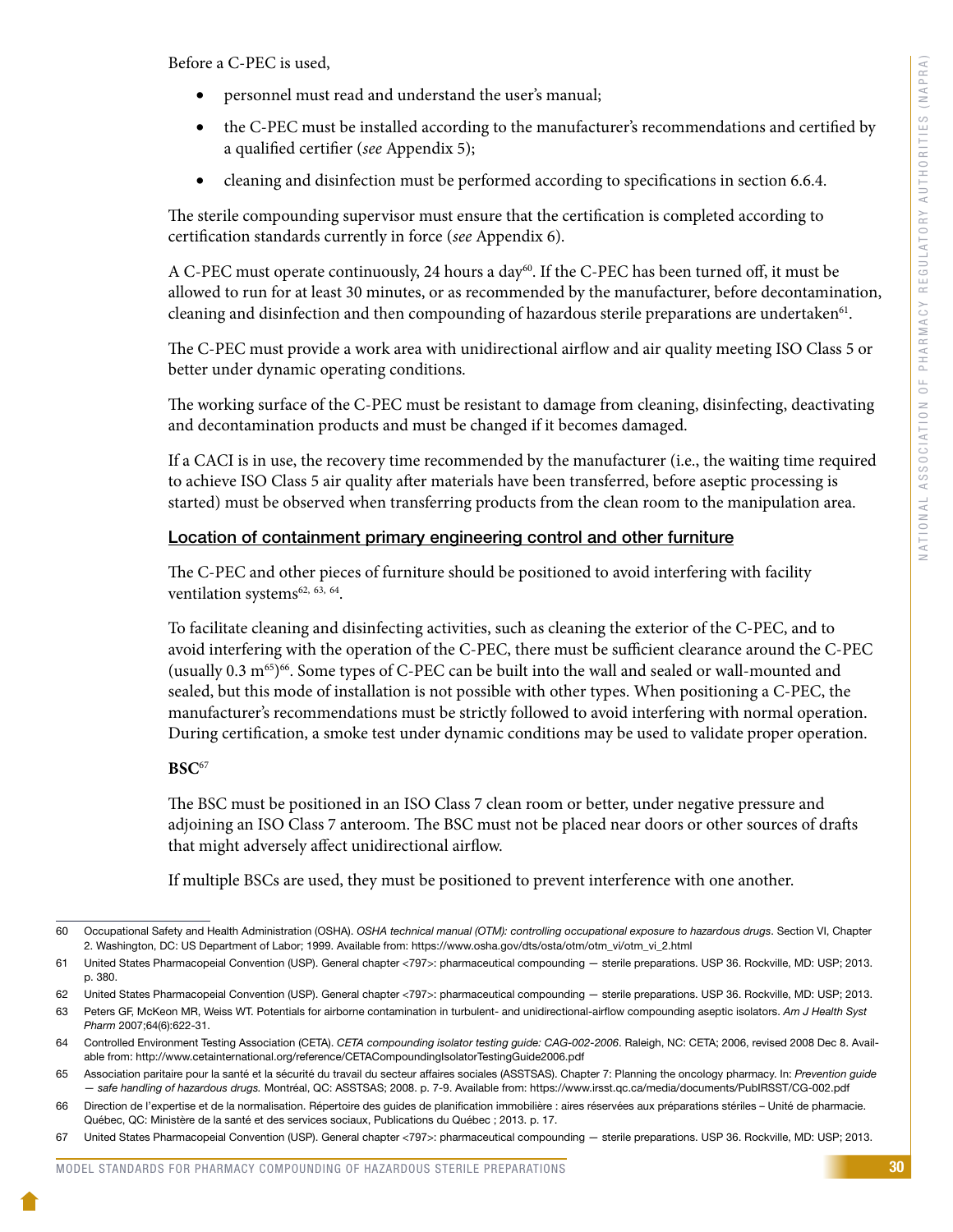Before a C-PEC is used,

- personnel must read and understand the user's manual;
- the C-PEC must be installed according to the manufacturer's recommendations and certified by a qualified certifier (*see* Appendix 5);
- cleaning and disinfection must be performed according to specifications in section 6.6.4.

The sterile compounding supervisor must ensure that the certification is completed according to certification standards currently in force (*see* Appendix 6).

A C-PEC must operate continuously, 24 hours a day[60]. If the C-PEC has been turned off, it must be allowed to run for at least 30 minutes, or as recommended by the manufacturer, before decontamination, cleaning and disinfection and then compounding of hazardous sterile preparations are undertaken[61].

The C-PEC must provide a work area with unidirectional airflow and air quality meeting ISO Class 5 or better under dynamic operating conditions.

The working surface of the C-PEC must be resistant to damage from cleaning, disinfecting, deactivating and decontamination products and must be changed if it becomes damaged.

If a CACI is in use, the recovery time recommended by the manufacturer (i.e., the waiting time required to achieve ISO Class 5 air quality after materials have been transferred, before aseptic processing is started) must be observed when transferring products from the clean room to the manipulation area.

### Location of containment primary engineering control and other furniture

The C-PEC and other pieces of furniture should be positioned to avoid interfering with facility ventilation systems[62, 63, 64].

To facilitate cleaning and disinfecting activities, such as cleaning the exterior of the C-PEC, and to avoid interfering with the operation of the C-PEC, there must be sufficient clearance around the C-PEC (usually 0.3 m[65])[66]. Some types of C-PEC can be built into the wall and sealed or wall-mounted and sealed, but this mode of installation is not possible with other types. When positioning a C-PEC, the manufacturer's recommendations must be strictly followed to avoid interfering with normal operation. During certification, a smoke test under dynamic conditions may be used to validate proper operation.

**BSC**[67]

The BSC must be positioned in an ISO Class 7 clean room or better, under negative pressure and adjoining an ISO Class 7 anteroom. The BSC must not be placed near doors or other sources of drafts that might adversely affect unidirectional airflow.

If multiple BSCs are used, they must be positioned to prevent interference with one another.

---

60 Occupational Safety and Health Administration (OSHA). *OSHA technical manual (OTM): controlling occupational exposure to hazardous drugs*. Section VI, Chapter 2. Washington, DC: US Department of Labor; 1999. Available from: https://www.osha.gov/dts/osta/otm/otm_vi/otm_vi_2.html

61 United States Pharmacopeial Convention (USP). General chapter <797>: pharmaceutical compounding — sterile preparations. USP 36. Rockville, MD: USP; 2013. p. 380.

62 United States Pharmacopeial Convention (USP). General chapter <797>: pharmaceutical compounding — sterile preparations. USP 36. Rockville, MD: USP; 2013.

63 Peters GF, McKeon MR, Weiss WT. Potentials for airborne contamination in turbulent- and unidirectional-airflow compounding aseptic isolators. *Am J Health Syst Pharm* 2007;64(6):622-31.

64 Controlled Environment Testing Association (CETA). *CETA compounding isolator testing guide: CAG-002-2006*. Raleigh, NC: CETA; 2006, revised 2008 Dec 8. Available from: http://www.cetainternational.org/reference/CETACompoundingIsolatorTestingGuide2006.pdf

65 Association paritaire pour la santé et la sécurité du travail du secteur affaires sociales (ASSTSAS). Chapter 7: Planning the oncology pharmacy. In: *Prevention guide — safe handling of hazardous drugs.* Montréal, QC: ASSTSAS; 2008. p. 7-9. Available from: https://www.irsst.qc.ca/media/documents/PubIRSST/CG-002.pdf

66 Direction de l'expertise et de la normalisation. Répertoire des guides de planification immobilière : aires réservées aux préparations stériles – Unité de pharmacie. Québec, QC: Ministère de la santé et des services sociaux, Publications du Québec ; 2013. p. 17.

67 United States Pharmacopeial Convention (USP). General chapter <797>: pharmaceutical compounding — sterile preparations. USP 36. Rockville, MD: USP; 2013.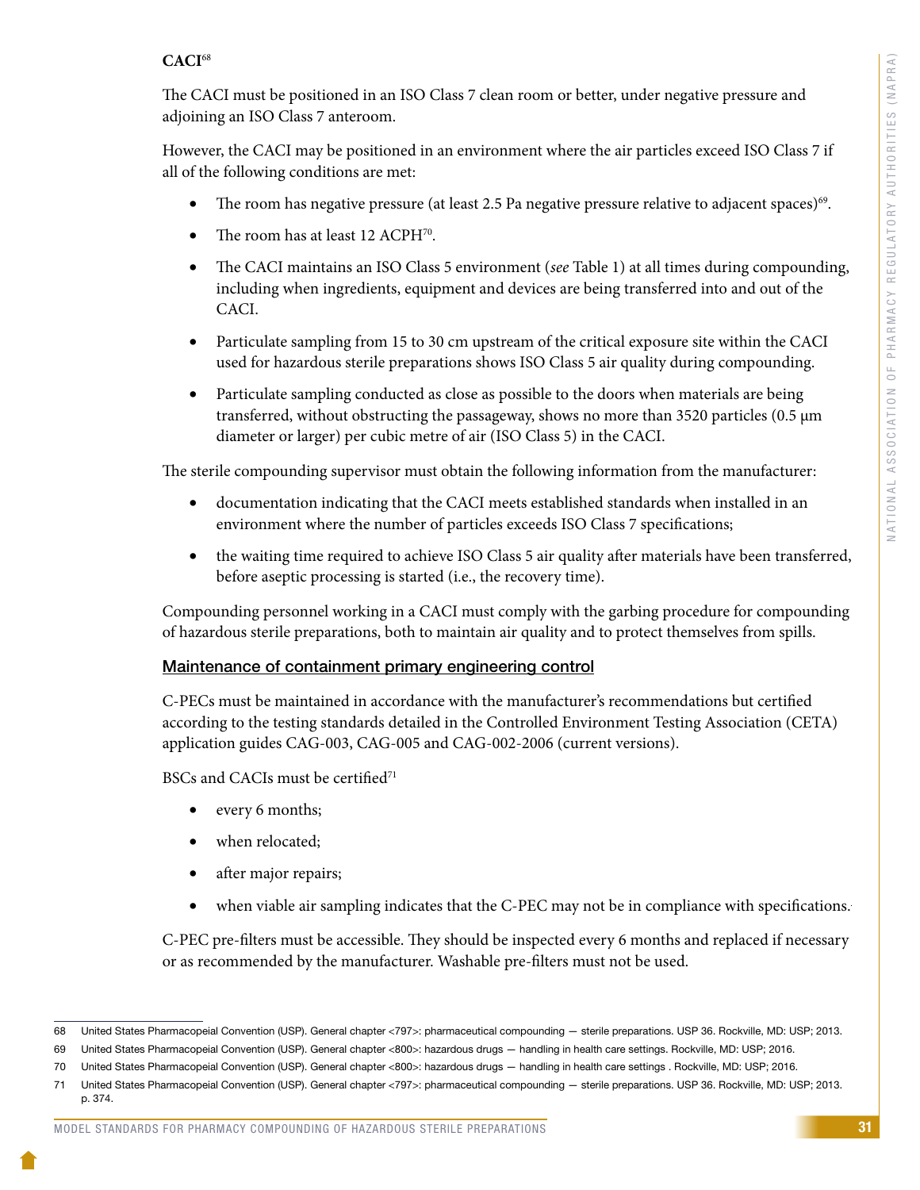**CACI**[68]

The CACI must be positioned in an ISO Class 7 clean room or better, under negative pressure and adjoining an ISO Class 7 anteroom.

However, the CACI may be positioned in an environment where the air particles exceed ISO Class 7 if all of the following conditions are met:

- The room has negative pressure (at least 2.5 Pa negative pressure relative to adjacent spaces)[69].
- The room has at least 12 ACPH[70].
- The CACI maintains an ISO Class 5 environment (*see* Table 1) at all times during compounding, including when ingredients, equipment and devices are being transferred into and out of the CACI.
- Particulate sampling from 15 to 30 cm upstream of the critical exposure site within the CACI used for hazardous sterile preparations shows ISO Class 5 air quality during compounding.
- Particulate sampling conducted as close as possible to the doors when materials are being transferred, without obstructing the passageway, shows no more than 3520 particles (0.5 µm diameter or larger) per cubic metre of air (ISO Class 5) in the CACI.

The sterile compounding supervisor must obtain the following information from the manufacturer:

- documentation indicating that the CACI meets established standards when installed in an environment where the number of particles exceeds ISO Class 7 specifications;
- the waiting time required to achieve ISO Class 5 air quality after materials have been transferred, before aseptic processing is started (i.e., the recovery time).

Compounding personnel working in a CACI must comply with the garbing procedure for compounding of hazardous sterile preparations, both to maintain air quality and to protect themselves from spills.

## Maintenance of containment primary engineering control

C-PECs must be maintained in accordance with the manufacturer's recommendations but certified according to the testing standards detailed in the Controlled Environment Testing Association (CETA) application guides CAG-003, CAG-005 and CAG-002-2006 (current versions).

BSCs and CACIs must be certified[71]

- every 6 months;
- when relocated;
- after major repairs;
- when viable air sampling indicates that the C-PEC may not be in compliance with specifications.

C-PEC pre-filters must be accessible. They should be inspected every 6 months and replaced if necessary or as recommended by the manufacturer. Washable pre-filters must not be used.

---

68 United States Pharmacopeial Convention (USP). General chapter <797>: pharmaceutical compounding — sterile preparations. USP 36. Rockville, MD: USP; 2013.

69 United States Pharmacopeial Convention (USP). General chapter <800>: hazardous drugs — handling in health care settings. Rockville, MD: USP; 2016.

70 United States Pharmacopeial Convention (USP). General chapter <800>: hazardous drugs — handling in health care settings . Rockville, MD: USP; 2016.

71 United States Pharmacopeial Convention (USP). General chapter <797>: pharmaceutical compounding — sterile preparations. USP 36. Rockville, MD: USP; 2013. p. 374.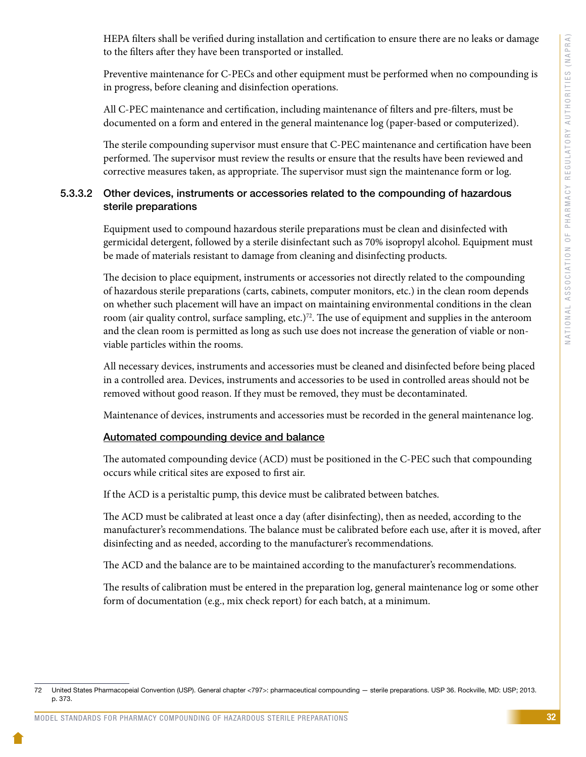HEPA filters shall be verified during installation and certification to ensure there are no leaks or damage to the filters after they have been transported or installed.

Preventive maintenance for C-PECs and other equipment must be performed when no compounding is in progress, before cleaning and disinfection operations.

All C-PEC maintenance and certification, including maintenance of filters and pre-filters, must be documented on a form and entered in the general maintenance log (paper-based or computerized).

The sterile compounding supervisor must ensure that C-PEC maintenance and certification have been performed. The supervisor must review the results or ensure that the results have been reviewed and corrective measures taken, as appropriate. The supervisor must sign the maintenance form or log.

#### 5.3.3.2 Other devices, instruments or accessories related to the compounding of hazardous sterile preparations

Equipment used to compound hazardous sterile preparations must be clean and disinfected with germicidal detergent, followed by a sterile disinfectant such as 70% isopropyl alcohol. Equipment must be made of materials resistant to damage from cleaning and disinfecting products.

The decision to place equipment, instruments or accessories not directly related to the compounding of hazardous sterile preparations (carts, cabinets, computer monitors, etc.) in the clean room depends on whether such placement will have an impact on maintaining environmental conditions in the clean room (air quality control, surface sampling, etc.)[72]. The use of equipment and supplies in the anteroom and the clean room is permitted as long as such use does not increase the generation of viable or non-viable particles within the rooms.

All necessary devices, instruments and accessories must be cleaned and disinfected before being placed in a controlled area. Devices, instruments and accessories to be used in controlled areas should not be removed without good reason. If they must be removed, they must be decontaminated.

Maintenance of devices, instruments and accessories must be recorded in the general maintenance log.

<u>Automated compounding device and balance</u>

The automated compounding device (ACD) must be positioned in the C-PEC such that compounding occurs while critical sites are exposed to first air.

If the ACD is a peristaltic pump, this device must be calibrated between batches.

The ACD must be calibrated at least once a day (after disinfecting), then as needed, according to the manufacturer's recommendations. The balance must be calibrated before each use, after it is moved, after disinfecting and as needed, according to the manufacturer's recommendations.

The ACD and the balance are to be maintained according to the manufacturer's recommendations.

The results of calibration must be entered in the preparation log, general maintenance log or some other form of documentation (e.g., mix check report) for each batch, at a minimum.

---

72 United States Pharmacopeial Convention (USP). General chapter <797>: pharmaceutical compounding — sterile preparations. USP 36. Rockville, MD: USP; 2013. p. 373.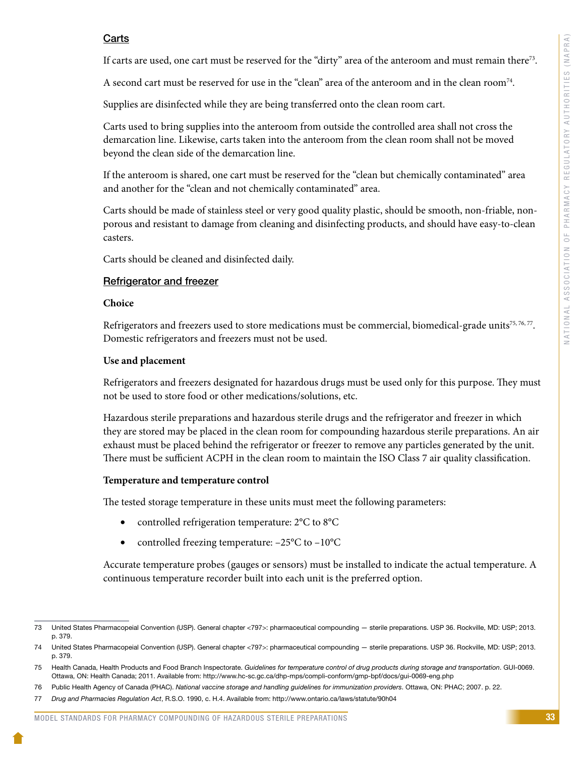## Carts

If carts are used, one cart must be reserved for the “dirty” area of the anteroom and must remain there[73].

A second cart must be reserved for use in the “clean” area of the anteroom and in the clean room[74].

Supplies are disinfected while they are being transferred onto the clean room cart.

Carts used to bring supplies into the anteroom from outside the controlled area shall not cross the demarcation line. Likewise, carts taken into the anteroom from the clean room shall not be moved beyond the clean side of the demarcation line.

If the anteroom is shared, one cart must be reserved for the “clean but chemically contaminated” area and another for the “clean and not chemically contaminated” area.

Carts should be made of stainless steel or very good quality plastic, should be smooth, non-friable, non-porous and resistant to damage from cleaning and disinfecting products, and should have easy-to-clean casters.

Carts should be cleaned and disinfected daily.

## Refrigerator and freezer

**Choice**

Refrigerators and freezers used to store medications must be commercial, biomedical-grade units[75, 76, 77]. Domestic refrigerators and freezers must not be used.

**Use and placement**

Refrigerators and freezers designated for hazardous drugs must be used only for this purpose. They must not be used to store food or other medications/solutions, etc.

Hazardous sterile preparations and hazardous sterile drugs and the refrigerator and freezer in which they are stored may be placed in the clean room for compounding hazardous sterile preparations. An air exhaust must be placed behind the refrigerator or freezer to remove any particles generated by the unit. There must be sufficient ACPH in the clean room to maintain the ISO Class 7 air quality classification.

**Temperature and temperature control**

The tested storage temperature in these units must meet the following parameters:

- controlled refrigeration temperature: 2°C to 8°C
- controlled freezing temperature: –25°C to –10°C

Accurate temperature probes (gauges or sensors) must be installed to indicate the actual temperature. A continuous temperature recorder built into each unit is the preferred option.

---

73 United States Pharmacopeial Convention (USP). General chapter <797>: pharmaceutical compounding — sterile preparations. USP 36. Rockville, MD: USP; 2013. p. 379.

74 United States Pharmacopeial Convention (USP). General chapter <797>: pharmaceutical compounding — sterile preparations. USP 36. Rockville, MD: USP; 2013. p. 379.

75 Health Canada, Health Products and Food Branch Inspectorate. *Guidelines for temperature control of drug products during storage and transportation*. GUI-0069. Ottawa, ON: Health Canada; 2011. Available from: http://www.hc-sc.gc.ca/dhp-mps/compli-conform/gmp-bpf/docs/gui-0069-eng.php

76 Public Health Agency of Canada (PHAC). *National vaccine storage and handling guidelines for immunization providers*. Ottawa, ON: PHAC; 2007. p. 22.

77 *Drug and Pharmacies Regulation Act*, R.S.O. 1990, c. H.4. Available from: http://www.ontario.ca/laws/statute/90h04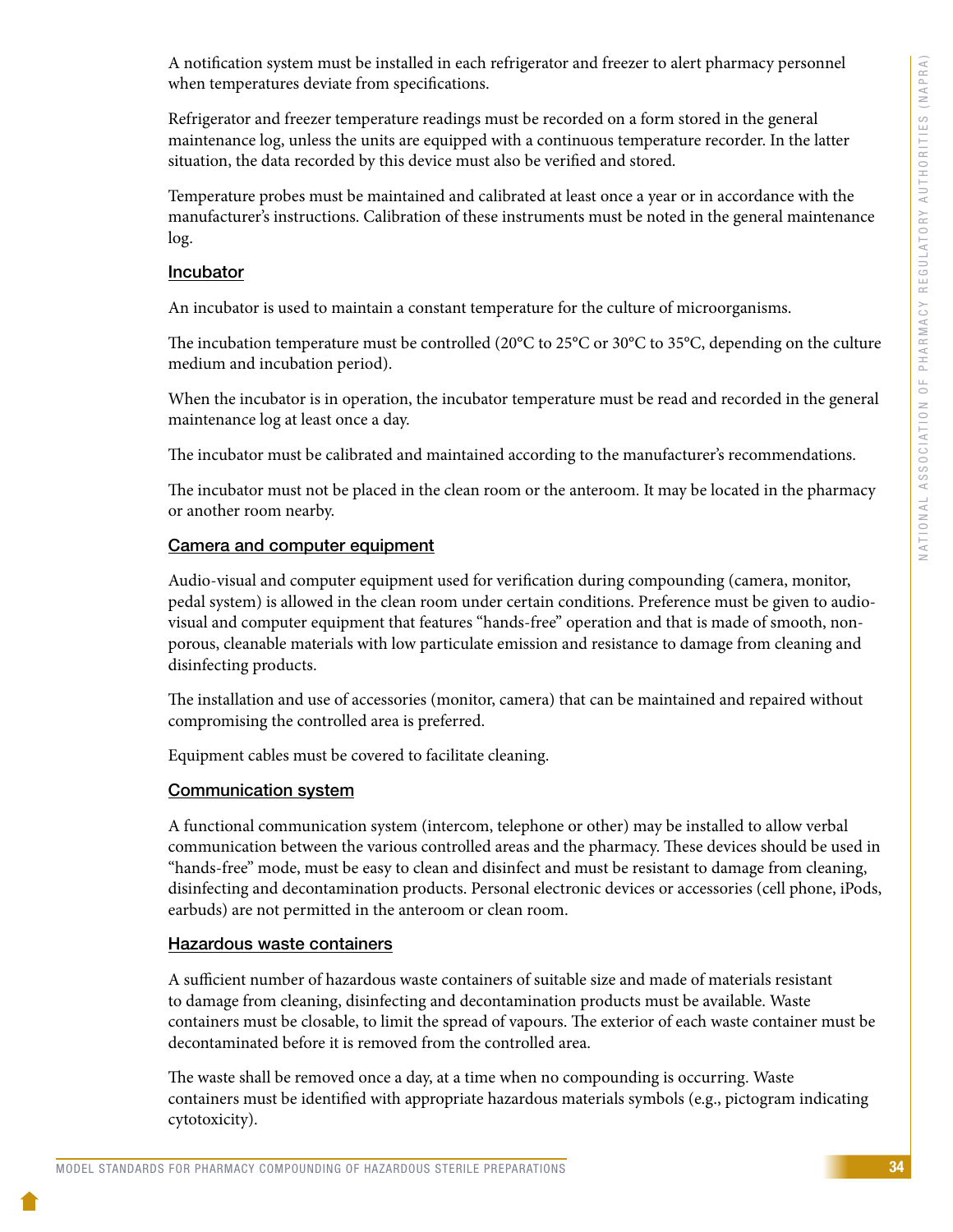A notification system must be installed in each refrigerator and freezer to alert pharmacy personnel when temperatures deviate from specifications.

Refrigerator and freezer temperature readings must be recorded on a form stored in the general maintenance log, unless the units are equipped with a continuous temperature recorder. In the latter situation, the data recorded by this device must also be verified and stored.

Temperature probes must be maintained and calibrated at least once a year or in accordance with the manufacturer's instructions. Calibration of these instruments must be noted in the general maintenance log.

### Incubator

An incubator is used to maintain a constant temperature for the culture of microorganisms.

The incubation temperature must be controlled (20°C to 25°C or 30°C to 35°C, depending on the culture medium and incubation period).

When the incubator is in operation, the incubator temperature must be read and recorded in the general maintenance log at least once a day.

The incubator must be calibrated and maintained according to the manufacturer's recommendations.

The incubator must not be placed in the clean room or the anteroom. It may be located in the pharmacy or another room nearby.

### Camera and computer equipment

Audio-visual and computer equipment used for verification during compounding (camera, monitor, pedal system) is allowed in the clean room under certain conditions. Preference must be given to audio-visual and computer equipment that features "hands-free" operation and that is made of smooth, non-porous, cleanable materials with low particulate emission and resistance to damage from cleaning and disinfecting products.

The installation and use of accessories (monitor, camera) that can be maintained and repaired without compromising the controlled area is preferred.

Equipment cables must be covered to facilitate cleaning.

### Communication system

A functional communication system (intercom, telephone or other) may be installed to allow verbal communication between the various controlled areas and the pharmacy. These devices should be used in "hands-free" mode, must be easy to clean and disinfect and must be resistant to damage from cleaning, disinfecting and decontamination products. Personal electronic devices or accessories (cell phone, iPods, earbuds) are not permitted in the anteroom or clean room.

### Hazardous waste containers

A sufficient number of hazardous waste containers of suitable size and made of materials resistant to damage from cleaning, disinfecting and decontamination products must be available. Waste containers must be closable, to limit the spread of vapours. The exterior of each waste container must be decontaminated before it is removed from the controlled area.

The waste shall be removed once a day, at a time when no compounding is occurring. Waste containers must be identified with appropriate hazardous materials symbols (e.g., pictogram indicating cytotoxicity).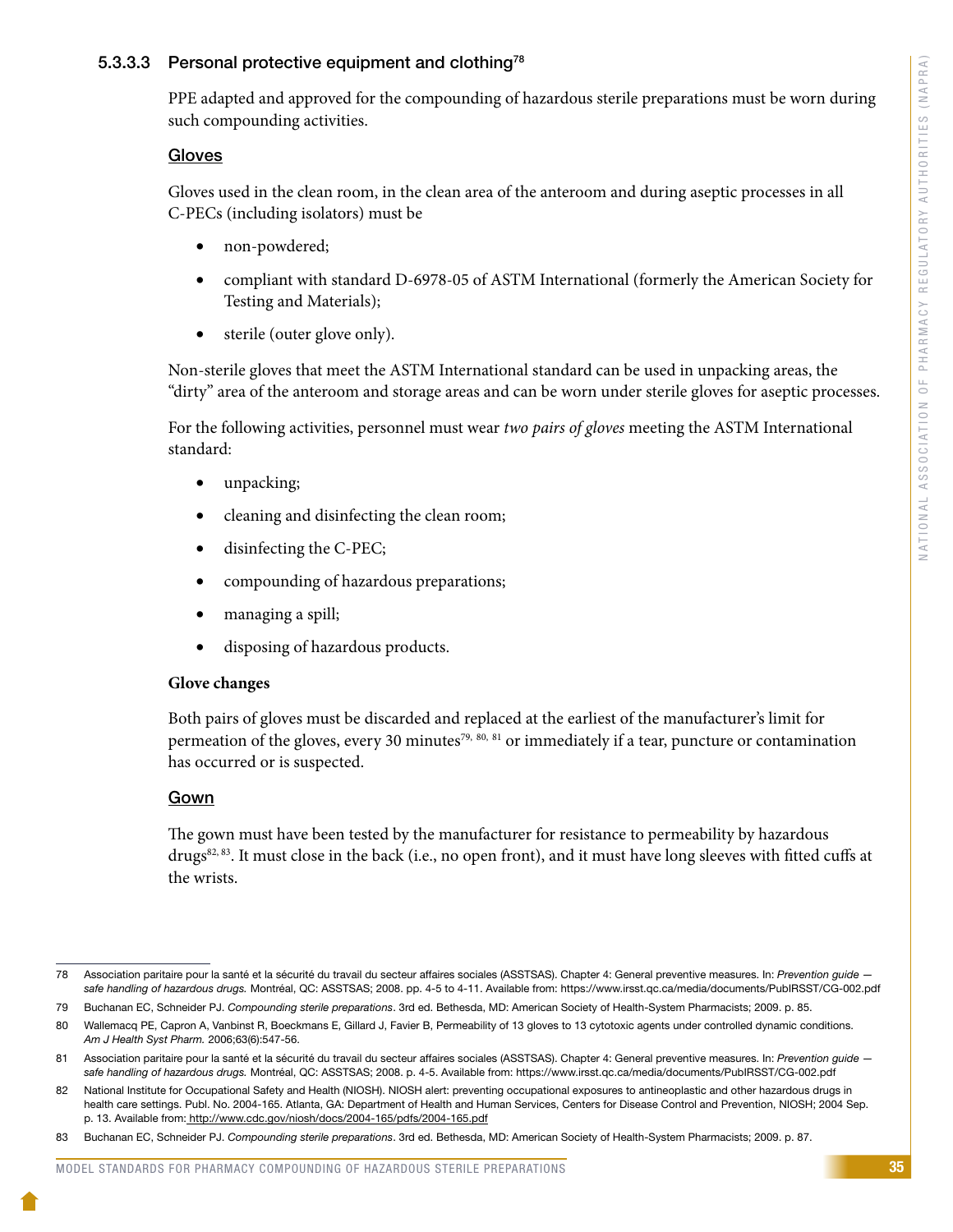#### 5.3.3.3 Personal protective equipment and clothing[78]

PPE adapted and approved for the compounding of hazardous sterile preparations must be worn during such compounding activities.

**Gloves**

Gloves used in the clean room, in the clean area of the anteroom and during aseptic processes in all C-PECs (including isolators) must be

- non-powdered;
- compliant with standard D-6978-05 of ASTM International (formerly the American Society for Testing and Materials);
- sterile (outer glove only).

Non-sterile gloves that meet the ASTM International standard can be used in unpacking areas, the "dirty" area of the anteroom and storage areas and can be worn under sterile gloves for aseptic processes.

For the following activities, personnel must wear *two pairs of gloves* meeting the ASTM International standard:

- unpacking;
- cleaning and disinfecting the clean room;
- disinfecting the C-PEC;
- compounding of hazardous preparations;
- managing a spill;
- disposing of hazardous products.

**Glove changes**

Both pairs of gloves must be discarded and replaced at the earliest of the manufacturer's limit for permeation of the gloves, every 30 minutes[79, 80, 81] or immediately if a tear, puncture or contamination has occurred or is suspected.

**Gown**

The gown must have been tested by the manufacturer for resistance to permeability by hazardous drugs[82, 83]. It must close in the back (i.e., no open front), and it must have long sleeves with fitted cuffs at the wrists.

---

78 Association paritaire pour la santé et la sécurité du travail du secteur affaires sociales (ASSTSAS). Chapter 4: General preventive measures. In: *Prevention guide — safe handling of hazardous drugs.* Montréal, QC: ASSTSAS; 2008. pp. 4-5 to 4-11. Available from: https://www.irsst.qc.ca/media/documents/PubIRSST/CG-002.pdf

79 Buchanan EC, Schneider PJ. *Compounding sterile preparations*. 3rd ed. Bethesda, MD: American Society of Health-System Pharmacists; 2009. p. 85.

80 Wallemacq PE, Capron A, Vanbinst R, Boeckmans E, Gillard J, Favier B, Permeability of 13 gloves to 13 cytotoxic agents under controlled dynamic conditions. *Am J Health Syst Pharm.* 2006;63(6):547-56.

81 Association paritaire pour la santé et la sécurité du travail du secteur affaires sociales (ASSTSAS). Chapter 4: General preventive measures. In: *Prevention guide — safe handling of hazardous drugs.* Montréal, QC: ASSTSAS; 2008. p. 4-5. Available from: https://www.irsst.qc.ca/media/documents/PubIRSST/CG-002.pdf

82 National Institute for Occupational Safety and Health (NIOSH). NIOSH alert: preventing occupational exposures to antineoplastic and other hazardous drugs in health care settings. Publ. No. 2004-165. Atlanta, GA: Department of Health and Human Services, Centers for Disease Control and Prevention, NIOSH; 2004 Sep. p. 13. Available from: http://www.cdc.gov/niosh/docs/2004-165/pdfs/2004-165.pdf

83 Buchanan EC, Schneider PJ. *Compounding sterile preparations*. 3rd ed. Bethesda, MD: American Society of Health-System Pharmacists; 2009. p. 87.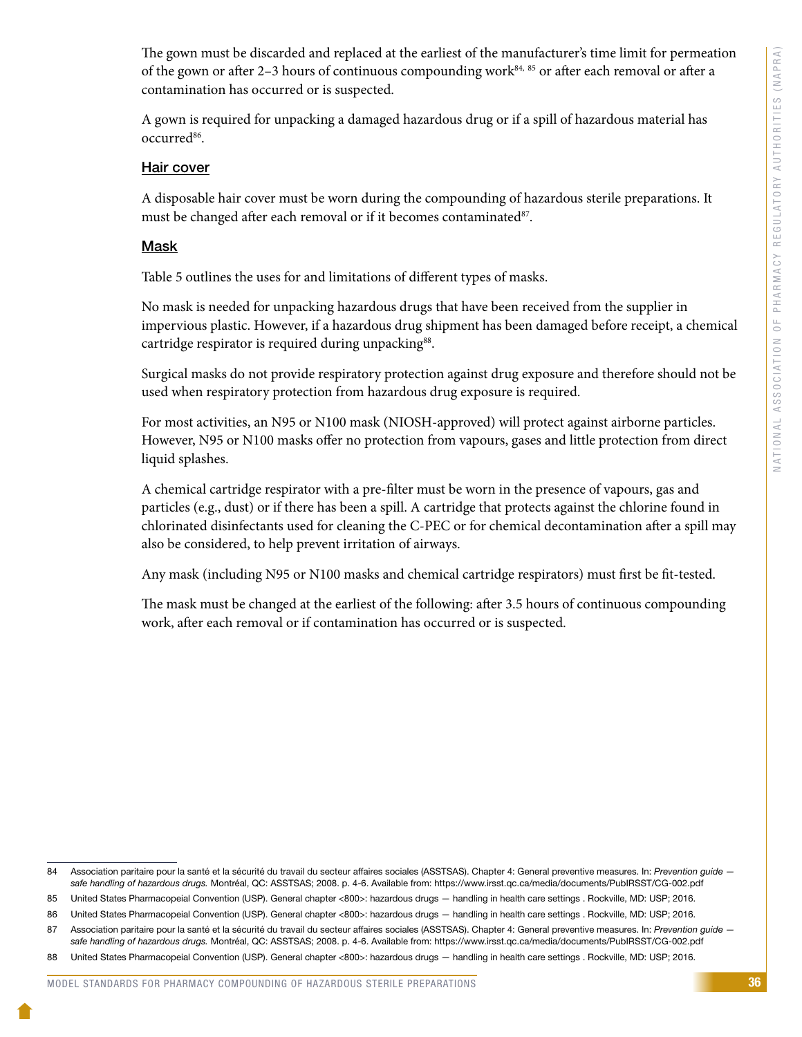The gown must be discarded and replaced at the earliest of the manufacturer's time limit for permeation of the gown or after 2–3 hours of continuous compounding work[84, 85] or after each removal or after a contamination has occurred or is suspected.

A gown is required for unpacking a damaged hazardous drug or if a spill of hazardous material has occurred[86].

### Hair cover

A disposable hair cover must be worn during the compounding of hazardous sterile preparations. It must be changed after each removal or if it becomes contaminated[87].

### Mask

Table 5 outlines the uses for and limitations of different types of masks.

No mask is needed for unpacking hazardous drugs that have been received from the supplier in impervious plastic. However, if a hazardous drug shipment has been damaged before receipt, a chemical cartridge respirator is required during unpacking[88].

Surgical masks do not provide respiratory protection against drug exposure and therefore should not be used when respiratory protection from hazardous drug exposure is required.

For most activities, an N95 or N100 mask (NIOSH-approved) will protect against airborne particles. However, N95 or N100 masks offer no protection from vapours, gases and little protection from direct liquid splashes.

A chemical cartridge respirator with a pre-filter must be worn in the presence of vapours, gas and particles (e.g., dust) or if there has been a spill. A cartridge that protects against the chlorine found in chlorinated disinfectants used for cleaning the C-PEC or for chemical decontamination after a spill may also be considered, to help prevent irritation of airways.

Any mask (including N95 or N100 masks and chemical cartridge respirators) must first be fit-tested.

The mask must be changed at the earliest of the following: after 3.5 hours of continuous compounding work, after each removal or if contamination has occurred or is suspected.

---

84 Association paritaire pour la santé et la sécurité du travail du secteur affaires sociales (ASSTSAS). Chapter 4: General preventive measures. In: *Prevention guide — safe handling of hazardous drugs.* Montréal, QC: ASSTSAS; 2008. p. 4-6. Available from: https://www.irsst.qc.ca/media/documents/PubIRSST/CG-002.pdf

85 United States Pharmacopeial Convention (USP). General chapter <800>: hazardous drugs — handling in health care settings . Rockville, MD: USP; 2016.

86 United States Pharmacopeial Convention (USP). General chapter <800>: hazardous drugs — handling in health care settings . Rockville, MD: USP; 2016.

87 Association paritaire pour la santé et la sécurité du travail du secteur affaires sociales (ASSTSAS). Chapter 4: General preventive measures. In: *Prevention guide — safe handling of hazardous drugs.* Montréal, QC: ASSTSAS; 2008. p. 4-6. Available from: https://www.irsst.qc.ca/media/documents/PubIRSST/CG-002.pdf

88 United States Pharmacopeial Convention (USP). General chapter <800>: hazardous drugs — handling in health care settings . Rockville, MD: USP; 2016.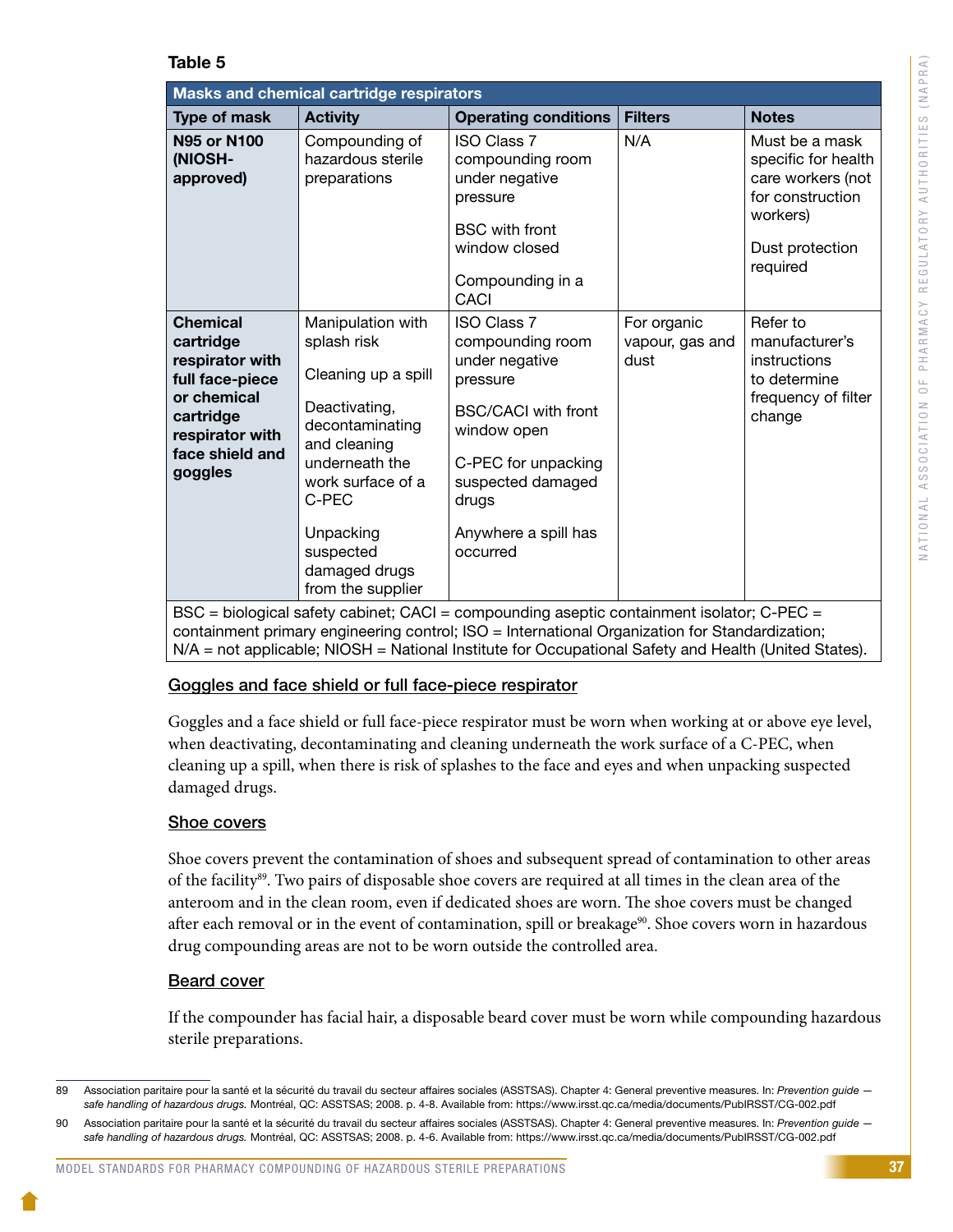**Table 5**

| Masks and chemical cartridge respirators | | | | |
|---|---|---|---|---|
| **Type of mask** | **Activity** | **Operating conditions** | **Filters** | **Notes** |
| **N95 or N100 (NIOSH-approved)** | Compounding of hazardous sterile preparations | ISO Class 7 compounding room under negative pressure<br><br>BSC with front window closed<br><br>Compounding in a CACI | N/A | Must be a mask specific for health care workers (not for construction workers)<br><br>Dust protection required |
| **Chemical cartridge respirator with full face-piece or chemical cartridge respirator with face shield and goggles** | Manipulation with splash risk<br><br>Cleaning up a spill<br><br>Deactivating, decontaminating and cleaning underneath the work surface of a C-PEC<br><br>Unpacking suspected damaged drugs from the supplier | ISO Class 7 compounding room under negative pressure<br><br>BSC/CACI with front window open<br><br>C-PEC for unpacking suspected damaged drugs<br><br>Anywhere a spill has occurred | For organic vapour, gas and dust | Refer to manufacturer's instructions to determine frequency of filter change |

BSC = biological safety cabinet; CACI = compounding aseptic containment isolator; C-PEC = containment primary engineering control; ISO = International Organization for Standardization; N/A = not applicable; NIOSH = National Institute for Occupational Safety and Health (United States).

### Goggles and face shield or full face-piece respirator

Goggles and a face shield or full face-piece respirator must be worn when working at or above eye level, when deactivating, decontaminating and cleaning underneath the work surface of a C-PEC, when cleaning up a spill, when there is risk of splashes to the face and eyes and when unpacking suspected damaged drugs.

### Shoe covers

Shoe covers prevent the contamination of shoes and subsequent spread of contamination to other areas of the facility[89]. Two pairs of disposable shoe covers are required at all times in the clean area of the anteroom and in the clean room, even if dedicated shoes are worn. The shoe covers must be changed after each removal or in the event of contamination, spill or breakage[90]. Shoe covers worn in hazardous drug compounding areas are not to be worn outside the controlled area.

### Beard cover

If the compounder has facial hair, a disposable beard cover must be worn while compounding hazardous sterile preparations.

---

89 Association paritaire pour la santé et la sécurité du travail du secteur affaires sociales (ASSTSAS). Chapter 4: General preventive measures. In: *Prevention guide — safe handling of hazardous drugs.* Montréal, QC: ASSTSAS; 2008. p. 4-8. Available from: https://www.irsst.qc.ca/media/documents/PubIRSST/CG-002.pdf

90 Association paritaire pour la santé et la sécurité du travail du secteur affaires sociales (ASSTSAS). Chapter 4: General preventive measures. In: *Prevention guide — safe handling of hazardous drugs.* Montréal, QC: ASSTSAS; 2008. p. 4-6. Available from: https://www.irsst.qc.ca/media/documents/PubIRSST/CG-002.pdf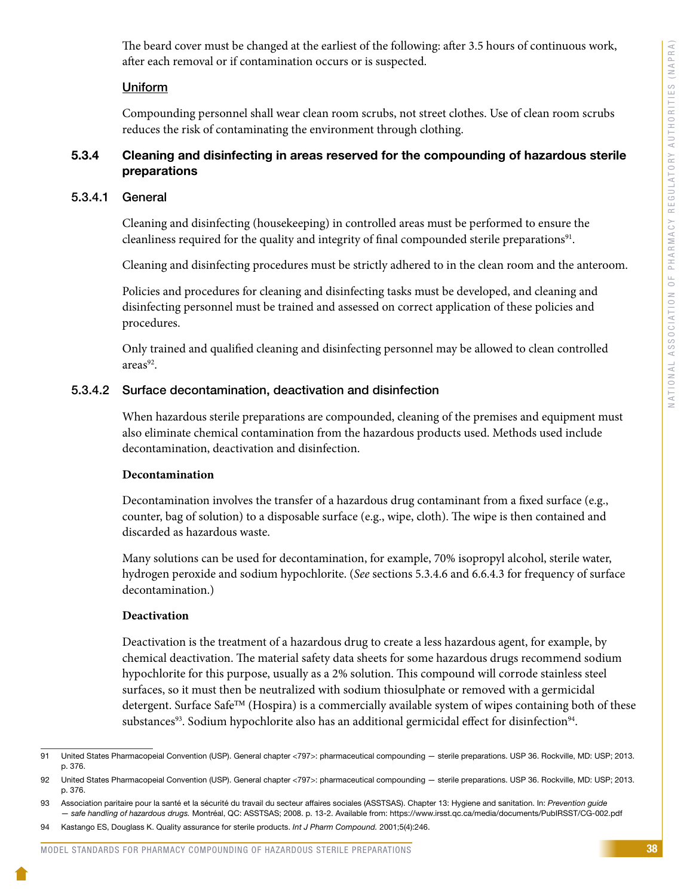The beard cover must be changed at the earliest of the following: after 3.5 hours of continuous work, after each removal or if contamination occurs or is suspected.

Uniform

Compounding personnel shall wear clean room scrubs, not street clothes. Use of clean room scrubs reduces the risk of contaminating the environment through clothing.

### 5.3.4 Cleaning and disinfecting in areas reserved for the compounding of hazardous sterile preparations

#### 5.3.4.1 General

Cleaning and disinfecting (housekeeping) in controlled areas must be performed to ensure the cleanliness required for the quality and integrity of final compounded sterile preparations[91].

Cleaning and disinfecting procedures must be strictly adhered to in the clean room and the anteroom.

Policies and procedures for cleaning and disinfecting tasks must be developed, and cleaning and disinfecting personnel must be trained and assessed on correct application of these policies and procedures.

Only trained and qualified cleaning and disinfecting personnel may be allowed to clean controlled areas[92].

#### 5.3.4.2 Surface decontamination, deactivation and disinfection

When hazardous sterile preparations are compounded, cleaning of the premises and equipment must also eliminate chemical contamination from the hazardous products used. Methods used include decontamination, deactivation and disinfection.

**Decontamination**

Decontamination involves the transfer of a hazardous drug contaminant from a fixed surface (e.g., counter, bag of solution) to a disposable surface (e.g., wipe, cloth). The wipe is then contained and discarded as hazardous waste.

Many solutions can be used for decontamination, for example, 70% isopropyl alcohol, sterile water, hydrogen peroxide and sodium hypochlorite. (*See* sections 5.3.4.6 and 6.6.4.3 for frequency of surface decontamination.)

**Deactivation**

Deactivation is the treatment of a hazardous drug to create a less hazardous agent, for example, by chemical deactivation. The material safety data sheets for some hazardous drugs recommend sodium hypochlorite for this purpose, usually as a 2% solution. This compound will corrode stainless steel surfaces, so it must then be neutralized with sodium thiosulphate or removed with a germicidal detergent. Surface Safe™ (Hospira) is a commercially available system of wipes containing both of these substances[93]. Sodium hypochlorite also has an additional germicidal effect for disinfection[94].

---

91 United States Pharmacopeial Convention (USP). General chapter <797>: pharmaceutical compounding — sterile preparations. USP 36. Rockville, MD: USP; 2013. p. 376.

92 United States Pharmacopeial Convention (USP). General chapter <797>: pharmaceutical compounding — sterile preparations. USP 36. Rockville, MD: USP; 2013. p. 376.

93 Association paritaire pour la santé et la sécurité du travail du secteur affaires sociales (ASSTSAS). Chapter 13: Hygiene and sanitation. In: *Prevention guide — safe handling of hazardous drugs.* Montréal, QC: ASSTSAS; 2008. p. 13-2. Available from: https://www.irsst.qc.ca/media/documents/PubIRSST/CG-002.pdf

94 Kastango ES, Douglass K. Quality assurance for sterile products. *Int J Pharm Compound.* 2001;5(4):246.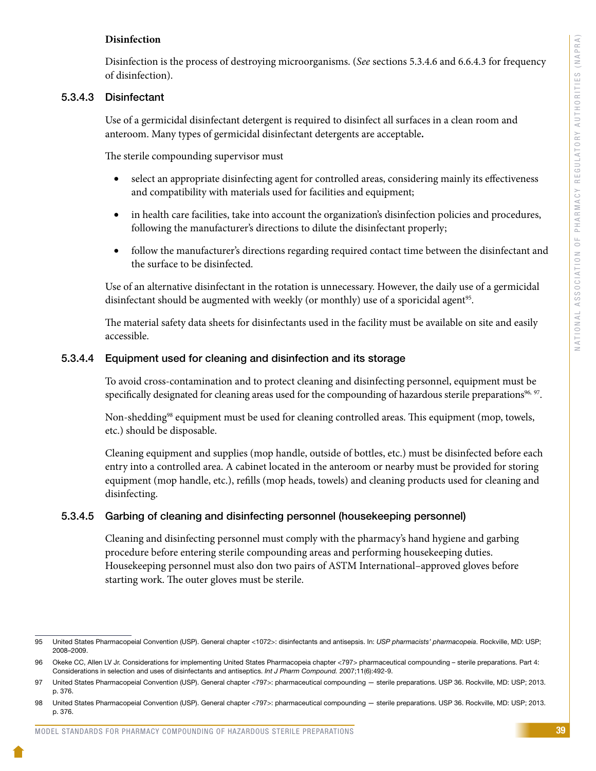**Disinfection**

Disinfection is the process of destroying microorganisms. (*See* sections 5.3.4.6 and 6.6.4.3 for frequency of disinfection).

### 5.3.4.3 Disinfectant

Use of a germicidal disinfectant detergent is required to disinfect all surfaces in a clean room and anteroom. Many types of germicidal disinfectant detergents are acceptable**.**

The sterile compounding supervisor must

- select an appropriate disinfecting agent for controlled areas, considering mainly its effectiveness and compatibility with materials used for facilities and equipment;
- in health care facilities, take into account the organization's disinfection policies and procedures, following the manufacturer's directions to dilute the disinfectant properly;
- follow the manufacturer's directions regarding required contact time between the disinfectant and the surface to be disinfected.

Use of an alternative disinfectant in the rotation is unnecessary. However, the daily use of a germicidal disinfectant should be augmented with weekly (or monthly) use of a sporicidal agent[95].

The material safety data sheets for disinfectants used in the facility must be available on site and easily accessible.

### 5.3.4.4 Equipment used for cleaning and disinfection and its storage

To avoid cross-contamination and to protect cleaning and disinfecting personnel, equipment must be specifically designated for cleaning areas used for the compounding of hazardous sterile preparations[96, 97].

Non-shedding[98] equipment must be used for cleaning controlled areas. This equipment (mop, towels, etc.) should be disposable.

Cleaning equipment and supplies (mop handle, outside of bottles, etc.) must be disinfected before each entry into a controlled area. A cabinet located in the anteroom or nearby must be provided for storing equipment (mop handle, etc.), refills (mop heads, towels) and cleaning products used for cleaning and disinfecting.

### 5.3.4.5 Garbing of cleaning and disinfecting personnel (housekeeping personnel)

Cleaning and disinfecting personnel must comply with the pharmacy's hand hygiene and garbing procedure before entering sterile compounding areas and performing housekeeping duties. Housekeeping personnel must also don two pairs of ASTM International–approved gloves before starting work. The outer gloves must be sterile.

---

95 United States Pharmacopeial Convention (USP). General chapter <1072>: disinfectants and antisepsis. In: *USP pharmacists' pharmacopeia*. Rockville, MD: USP; 2008–2009.

96 Okeke CC, Allen LV Jr. Considerations for implementing United States Pharmacopeia chapter <797> pharmaceutical compounding – sterile preparations. Part 4: Considerations in selection and uses of disinfectants and antiseptics. *Int J Pharm Compound.* 2007;11(6):492-9.

97 United States Pharmacopeial Convention (USP). General chapter <797>: pharmaceutical compounding — sterile preparations. USP 36. Rockville, MD: USP; 2013. p. 376.

98 United States Pharmacopeial Convention (USP). General chapter <797>: pharmaceutical compounding — sterile preparations. USP 36. Rockville, MD: USP; 2013. p. 376.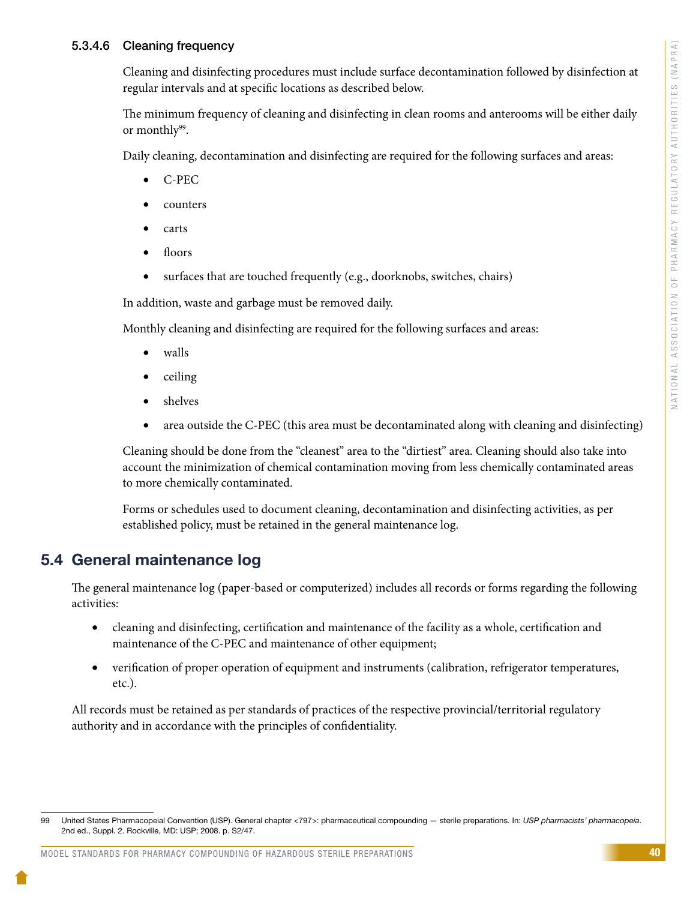#### 5.3.4.6 Cleaning frequency

Cleaning and disinfecting procedures must include surface decontamination followed by disinfection at regular intervals and at specific locations as described below.

The minimum frequency of cleaning and disinfecting in clean rooms and anterooms will be either daily or monthly[99].

Daily cleaning, decontamination and disinfecting are required for the following surfaces and areas:

- C-PEC
- counters
- carts
- floors
- surfaces that are touched frequently (e.g., doorknobs, switches, chairs)

In addition, waste and garbage must be removed daily.

Monthly cleaning and disinfecting are required for the following surfaces and areas:

- walls
- ceiling
- shelves
- area outside the C-PEC (this area must be decontaminated along with cleaning and disinfecting)

Cleaning should be done from the "cleanest" area to the "dirtiest" area. Cleaning should also take into account the minimization of chemical contamination moving from less chemically contaminated areas to more chemically contaminated.

Forms or schedules used to document cleaning, decontamination and disinfecting activities, as per established policy, must be retained in the general maintenance log.

## 5.4 General maintenance log

The general maintenance log (paper-based or computerized) includes all records or forms regarding the following activities:

- cleaning and disinfecting, certification and maintenance of the facility as a whole, certification and maintenance of the C-PEC and maintenance of other equipment;
- verification of proper operation of equipment and instruments (calibration, refrigerator temperatures, etc.).

All records must be retained as per standards of practices of the respective provincial/territorial regulatory authority and in accordance with the principles of confidentiality.

---

99 United States Pharmacopeial Convention (USP). General chapter <797>: pharmaceutical compounding — sterile preparations. In: *USP pharmacists' pharmacopeia*. 2nd ed., Suppl. 2. Rockville, MD: USP; 2008. p. S2/47.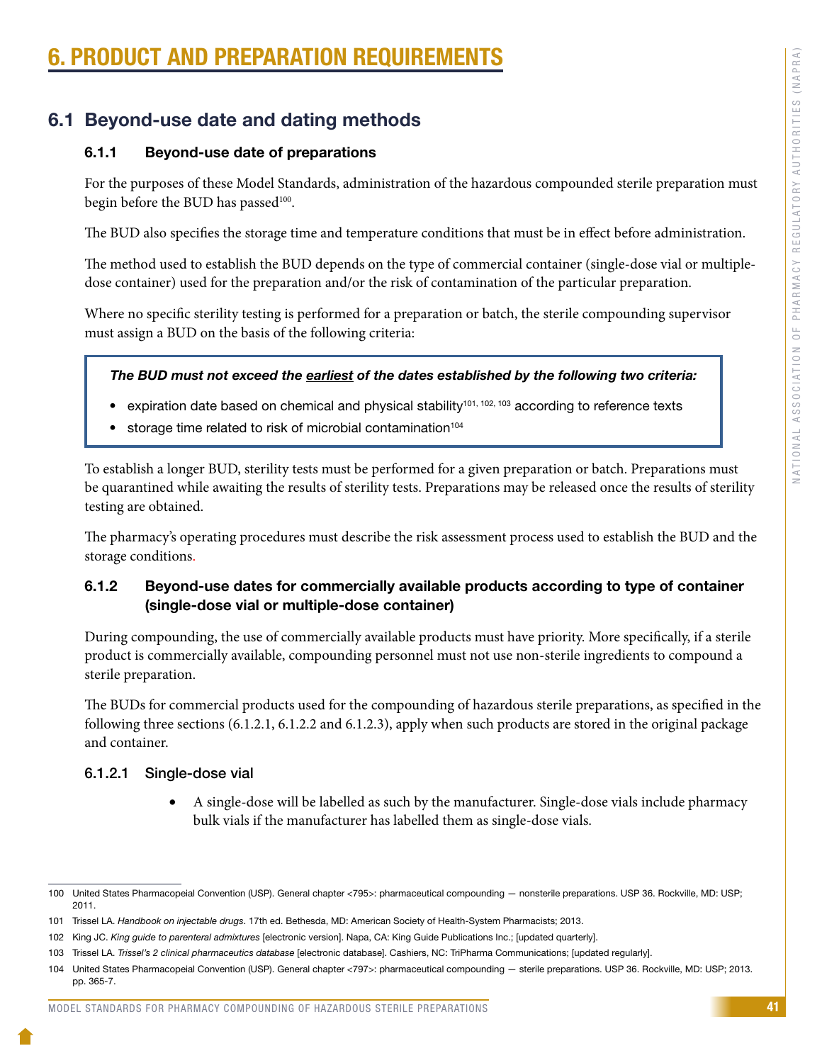# 6. PRODUCT AND PREPARATION REQUIREMENTS

## 6.1 Beyond-use date and dating methods

### 6.1.1 Beyond-use date of preparations

For the purposes of these Model Standards, administration of the hazardous compounded sterile preparation must begin before the BUD has passed[100].

The BUD also specifies the storage time and temperature conditions that must be in effect before administration.

The method used to establish the BUD depends on the type of commercial container (single-dose vial or multiple-dose container) used for the preparation and/or the risk of contamination of the particular preparation.

Where no specific sterility testing is performed for a preparation or batch, the sterile compounding supervisor must assign a BUD on the basis of the following criteria:

> ***The BUD must not exceed the <u>earliest</u> of the dates established by the following two criteria:***
>
> - expiration date based on chemical and physical stability[101, 102, 103] according to reference texts
> - storage time related to risk of microbial contamination[104]

To establish a longer BUD, sterility tests must be performed for a given preparation or batch. Preparations must be quarantined while awaiting the results of sterility tests. Preparations may be released once the results of sterility testing are obtained.

The pharmacy's operating procedures must describe the risk assessment process used to establish the BUD and the storage conditions.

### 6.1.2 Beyond-use dates for commercially available products according to type of container (single-dose vial or multiple-dose container)

During compounding, the use of commercially available products must have priority. More specifically, if a sterile product is commercially available, compounding personnel must not use non-sterile ingredients to compound a sterile preparation.

The BUDs for commercial products used for the compounding of hazardous sterile preparations, as specified in the following three sections (6.1.2.1, 6.1.2.2 and 6.1.2.3), apply when such products are stored in the original package and container.

#### 6.1.2.1 Single-dose vial

- A single-dose will be labelled as such by the manufacturer. Single-dose vials include pharmacy bulk vials if the manufacturer has labelled them as single-dose vials.

---

100 United States Pharmacopeial Convention (USP). General chapter <795>: pharmaceutical compounding — nonsterile preparations. USP 36. Rockville, MD: USP; 2011.

101 Trissel LA. *Handbook on injectable drugs*. 17th ed. Bethesda, MD: American Society of Health-System Pharmacists; 2013.

102 King JC. *King guide to parenteral admixtures* [electronic version]. Napa, CA: King Guide Publications Inc.; [updated quarterly].

103 Trissel LA. *Trissel's 2 clinical pharmaceutics database* [electronic database]. Cashiers, NC: TriPharma Communications; [updated regularly].

104 United States Pharmacopeial Convention (USP). General chapter <797>: pharmaceutical compounding — sterile preparations. USP 36. Rockville, MD: USP; 2013. pp. 365-7.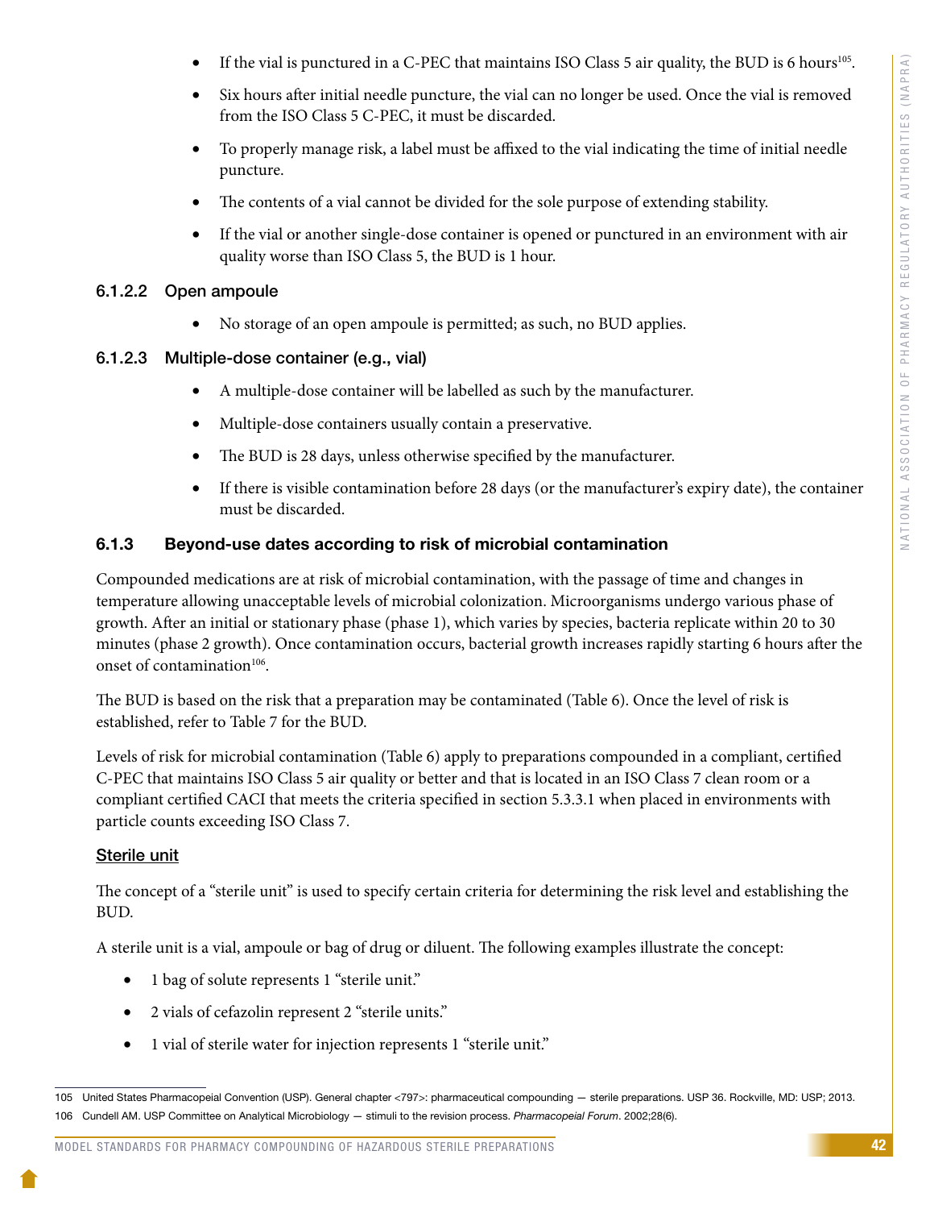- If the vial is punctured in a C-PEC that maintains ISO Class 5 air quality, the BUD is 6 hours[105].
- Six hours after initial needle puncture, the vial can no longer be used. Once the vial is removed from the ISO Class 5 C-PEC, it must be discarded.
- To properly manage risk, a label must be affixed to the vial indicating the time of initial needle puncture.
- The contents of a vial cannot be divided for the sole purpose of extending stability.
- If the vial or another single-dose container is opened or punctured in an environment with air quality worse than ISO Class 5, the BUD is 1 hour.

#### 6.1.2.2 Open ampoule

- No storage of an open ampoule is permitted; as such, no BUD applies.

#### 6.1.2.3 Multiple-dose container (e.g., vial)

- A multiple-dose container will be labelled as such by the manufacturer.
- Multiple-dose containers usually contain a preservative.
- The BUD is 28 days, unless otherwise specified by the manufacturer.
- If there is visible contamination before 28 days (or the manufacturer's expiry date), the container must be discarded.

### 6.1.3 Beyond-use dates according to risk of microbial contamination

Compounded medications are at risk of microbial contamination, with the passage of time and changes in temperature allowing unacceptable levels of microbial colonization. Microorganisms undergo various phase of growth. After an initial or stationary phase (phase 1), which varies by species, bacteria replicate within 20 to 30 minutes (phase 2 growth). Once contamination occurs, bacterial growth increases rapidly starting 6 hours after the onset of contamination[106].

The BUD is based on the risk that a preparation may be contaminated (Table 6). Once the level of risk is established, refer to Table 7 for the BUD.

Levels of risk for microbial contamination (Table 6) apply to preparations compounded in a compliant, certified C-PEC that maintains ISO Class 5 air quality or better and that is located in an ISO Class 7 clean room or a compliant certified CACI that meets the criteria specified in section 5.3.3.1 when placed in environments with particle counts exceeding ISO Class 7.

<u>**Sterile unit**</u>

The concept of a "sterile unit" is used to specify certain criteria for determining the risk level and establishing the BUD.

A sterile unit is a vial, ampoule or bag of drug or diluent. The following examples illustrate the concept:

- 1 bag of solute represents 1 "sterile unit."
- 2 vials of cefazolin represent 2 "sterile units."
- 1 vial of sterile water for injection represents 1 "sterile unit."

---

105 United States Pharmacopeial Convention (USP). General chapter <797>: pharmaceutical compounding — sterile preparations. USP 36. Rockville, MD: USP; 2013.

106 Cundell AM. USP Committee on Analytical Microbiology — stimuli to the revision process. *Pharmacopeial Forum*. 2002;28(6).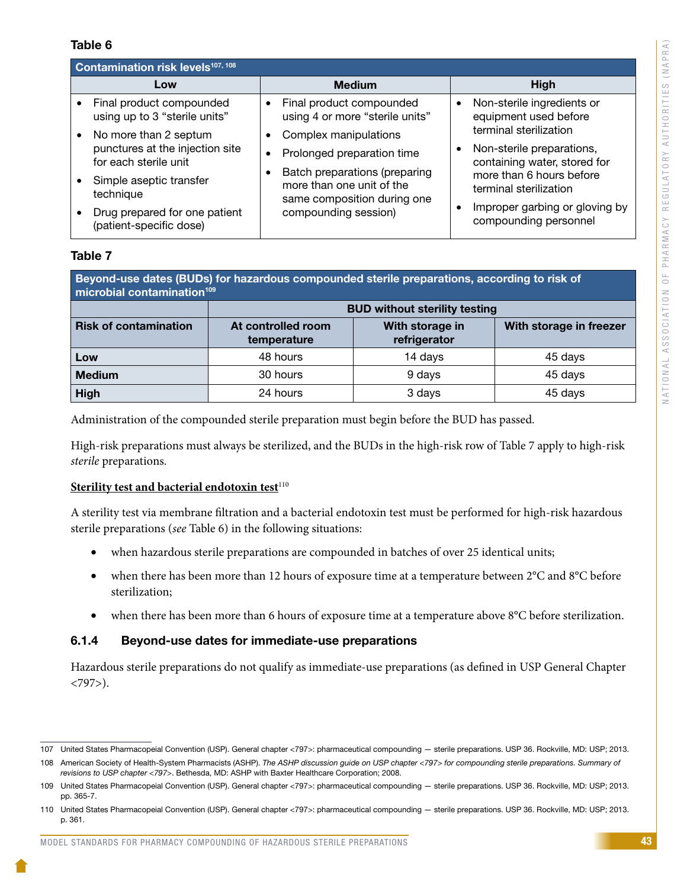**Table 6**

| Contamination risk levels[107, 108] | | |
|---|---|---|
| **Low** | **Medium** | **High** |
| • Final product compounded using up to 3 “sterile units”<br>• No more than 2 septum punctures at the injection site for each sterile unit<br>• Simple aseptic transfer technique<br>• Drug prepared for one patient (patient-specific dose) | • Final product compounded using 4 or more “sterile units”<br>• Complex manipulations<br>• Prolonged preparation time<br>• Batch preparations (preparing more than one unit of the same composition during one compounding session) | • Non-sterile ingredients or equipment used before terminal sterilization<br>• Non-sterile preparations, containing water, stored for more than 6 hours before terminal sterilization<br>• Improper garbing or gloving by compounding personnel |

**Table 7**

| Beyond-use dates (BUDs) for hazardous compounded sterile preparations, according to risk of microbial contamination[109] | | | |
|---|---|---|---|
| | **BUD without sterility testing** | | |
| **Risk of contamination** | **At controlled room temperature** | **With storage in refrigerator** | **With storage in freezer** |
| **Low** | 48 hours | 14 days | 45 days |
| **Medium** | 30 hours | 9 days | 45 days |
| **High** | 24 hours | 3 days | 45 days |

Administration of the compounded sterile preparation must begin before the BUD has passed.

High-risk preparations must always be sterilized, and the BUDs in the high-risk row of Table 7 apply to high-risk *sterile* preparations.

**Sterility test and bacterial endotoxin test**[110]

A sterility test via membrane filtration and a bacterial endotoxin test must be performed for high-risk hazardous sterile preparations (*see* Table 6) in the following situations:

- when hazardous sterile preparations are compounded in batches of over 25 identical units;
- when there has been more than 12 hours of exposure time at a temperature between 2°C and 8°C before sterilization;
- when there has been more than 6 hours of exposure time at a temperature above 8°C before sterilization.

### 6.1.4 Beyond-use dates for immediate-use preparations

Hazardous sterile preparations do not qualify as immediate-use preparations (as defined in USP General Chapter <797>).

107 United States Pharmacopeial Convention (USP). General chapter <797>: pharmaceutical compounding — sterile preparations. USP 36. Rockville, MD: USP; 2013.

108 American Society of Health-System Pharmacists (ASHP). *The ASHP discussion guide on USP chapter <797> for compounding sterile preparations. Summary of revisions to USP chapter <797>*. Bethesda, MD: ASHP with Baxter Healthcare Corporation; 2008.

109 United States Pharmacopeial Convention (USP). General chapter <797>: pharmaceutical compounding — sterile preparations. USP 36. Rockville, MD: USP; 2013. pp. 365-7.

110 United States Pharmacopeial Convention (USP). General chapter <797>: pharmaceutical compounding — sterile preparations. USP 36. Rockville, MD: USP; 2013. p. 361.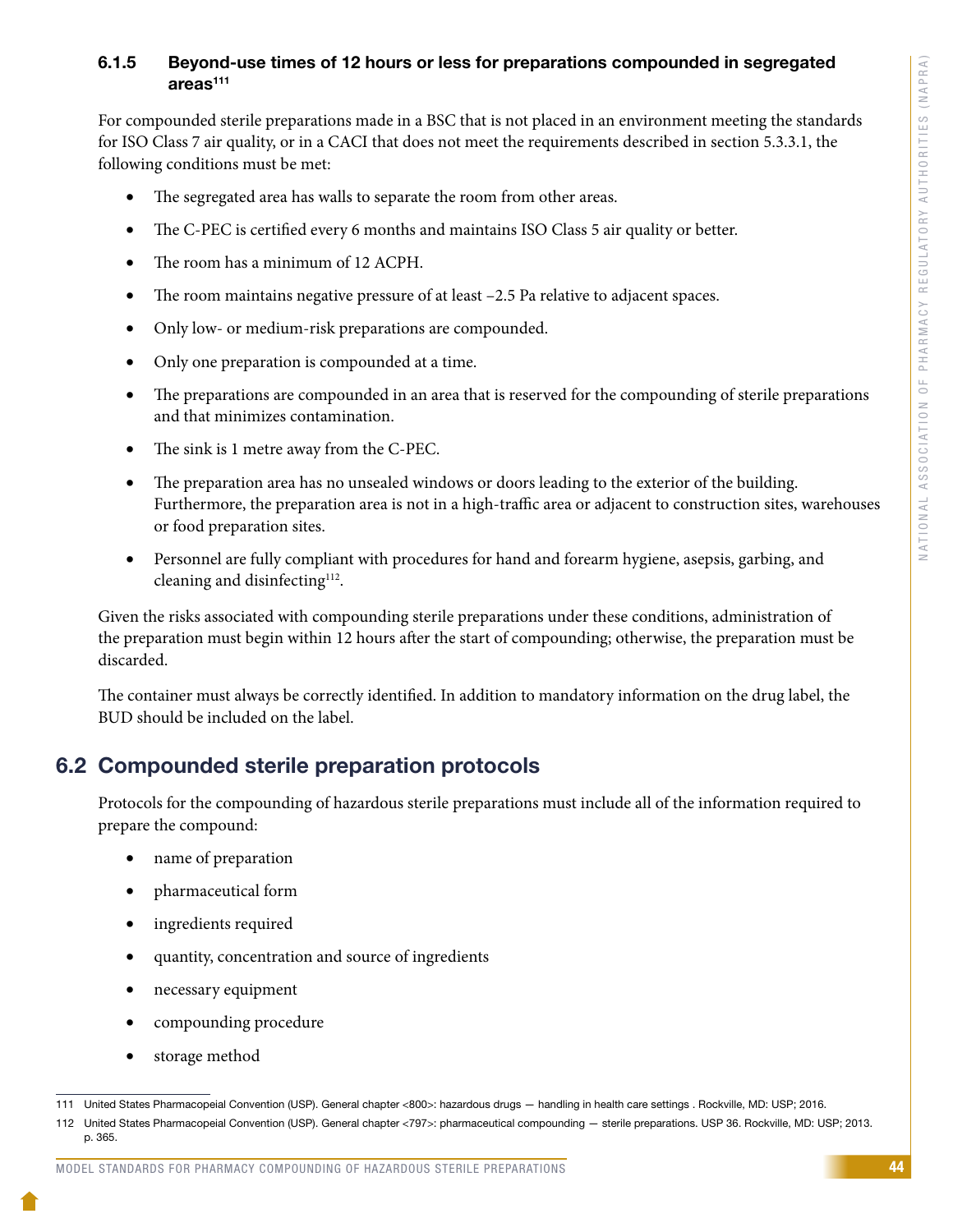### 6.1.5 Beyond-use times of 12 hours or less for preparations compounded in segregated areas[111]

For compounded sterile preparations made in a BSC that is not placed in an environment meeting the standards for ISO Class 7 air quality, or in a CACI that does not meet the requirements described in section 5.3.3.1, the following conditions must be met:

- The segregated area has walls to separate the room from other areas.
- The C-PEC is certified every 6 months and maintains ISO Class 5 air quality or better.
- The room has a minimum of 12 ACPH.
- The room maintains negative pressure of at least –2.5 Pa relative to adjacent spaces.
- Only low- or medium-risk preparations are compounded.
- Only one preparation is compounded at a time.
- The preparations are compounded in an area that is reserved for the compounding of sterile preparations and that minimizes contamination.
- The sink is 1 metre away from the C-PEC.
- The preparation area has no unsealed windows or doors leading to the exterior of the building. Furthermore, the preparation area is not in a high-traffic area or adjacent to construction sites, warehouses or food preparation sites.
- Personnel are fully compliant with procedures for hand and forearm hygiene, asepsis, garbing, and cleaning and disinfecting[112].

Given the risks associated with compounding sterile preparations under these conditions, administration of the preparation must begin within 12 hours after the start of compounding; otherwise, the preparation must be discarded.

The container must always be correctly identified. In addition to mandatory information on the drug label, the BUD should be included on the label.

## 6.2 Compounded sterile preparation protocols

Protocols for the compounding of hazardous sterile preparations must include all of the information required to prepare the compound:

- name of preparation
- pharmaceutical form
- ingredients required
- quantity, concentration and source of ingredients
- necessary equipment
- compounding procedure
- storage method

---

111 United States Pharmacopeial Convention (USP). General chapter <800>: hazardous drugs — handling in health care settings . Rockville, MD: USP; 2016.

112 United States Pharmacopeial Convention (USP). General chapter <797>: pharmaceutical compounding — sterile preparations. USP 36. Rockville, MD: USP; 2013. p. 365.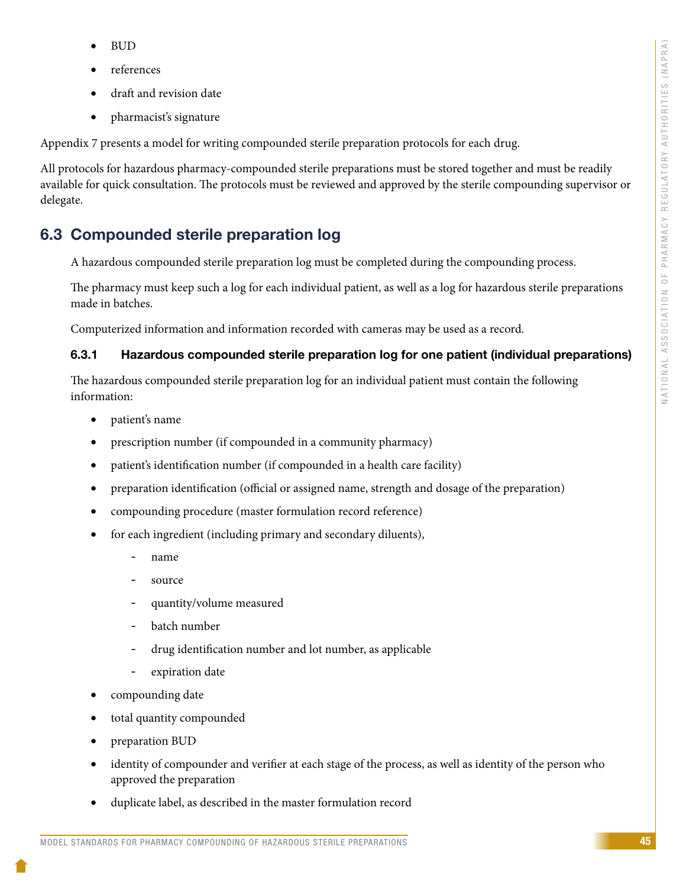- BUD
- references
- draft and revision date
- pharmacist's signature

Appendix 7 presents a model for writing compounded sterile preparation protocols for each drug.

All protocols for hazardous pharmacy-compounded sterile preparations must be stored together and must be readily available for quick consultation. The protocols must be reviewed and approved by the sterile compounding supervisor or delegate.

## 6.3 Compounded sterile preparation log

A hazardous compounded sterile preparation log must be completed during the compounding process.

The pharmacy must keep such a log for each individual patient, as well as a log for hazardous sterile preparations made in batches.

Computerized information and information recorded with cameras may be used as a record.

### 6.3.1 Hazardous compounded sterile preparation log for one patient (individual preparations)

The hazardous compounded sterile preparation log for an individual patient must contain the following information:

- patient's name
- prescription number (if compounded in a community pharmacy)
- patient's identification number (if compounded in a health care facility)
- preparation identification (official or assigned name, strength and dosage of the preparation)
- compounding procedure (master formulation record reference)
- for each ingredient (including primary and secondary diluents),
  - name
  - source
  - quantity/volume measured
  - batch number
  - drug identification number and lot number, as applicable
  - expiration date
- compounding date
- total quantity compounded
- preparation BUD
- identity of compounder and verifier at each stage of the process, as well as identity of the person who approved the preparation
- duplicate label, as described in the master formulation record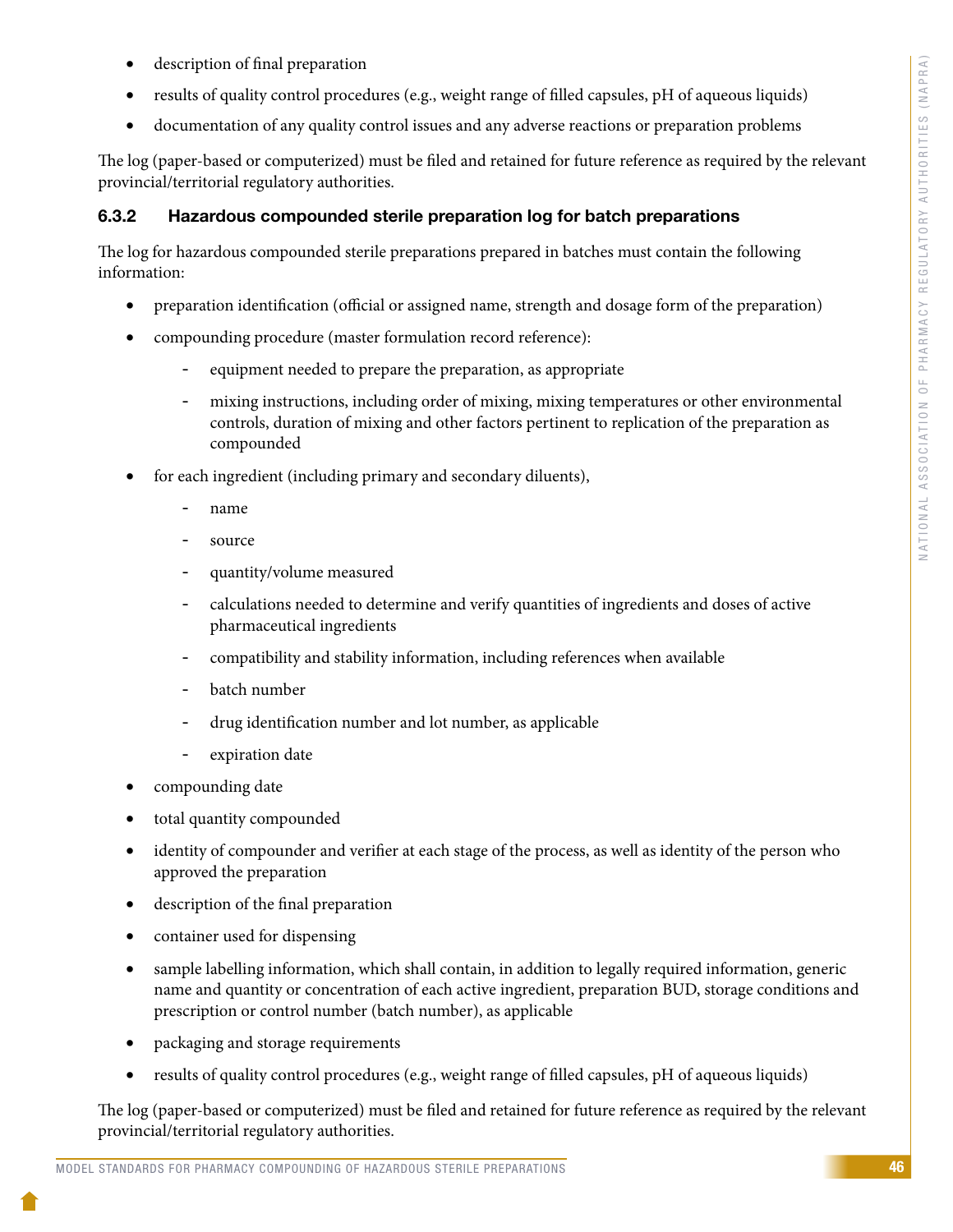- description of final preparation
- results of quality control procedures (e.g., weight range of filled capsules, pH of aqueous liquids)
- documentation of any quality control issues and any adverse reactions or preparation problems

The log (paper-based or computerized) must be filed and retained for future reference as required by the relevant provincial/territorial regulatory authorities.

### 6.3.2 Hazardous compounded sterile preparation log for batch preparations

The log for hazardous compounded sterile preparations prepared in batches must contain the following information:

- preparation identification (official or assigned name, strength and dosage form of the preparation)
- compounding procedure (master formulation record reference):
  - equipment needed to prepare the preparation, as appropriate
  - mixing instructions, including order of mixing, mixing temperatures or other environmental controls, duration of mixing and other factors pertinent to replication of the preparation as compounded
- for each ingredient (including primary and secondary diluents),
  - name
  - source
  - quantity/volume measured
  - calculations needed to determine and verify quantities of ingredients and doses of active pharmaceutical ingredients
  - compatibility and stability information, including references when available
  - batch number
  - drug identification number and lot number, as applicable
  - expiration date
- compounding date
- total quantity compounded
- identity of compounder and verifier at each stage of the process, as well as identity of the person who approved the preparation
- description of the final preparation
- container used for dispensing
- sample labelling information, which shall contain, in addition to legally required information, generic name and quantity or concentration of each active ingredient, preparation BUD, storage conditions and prescription or control number (batch number), as applicable
- packaging and storage requirements
- results of quality control procedures (e.g., weight range of filled capsules, pH of aqueous liquids)

The log (paper-based or computerized) must be filed and retained for future reference as required by the relevant provincial/territorial regulatory authorities.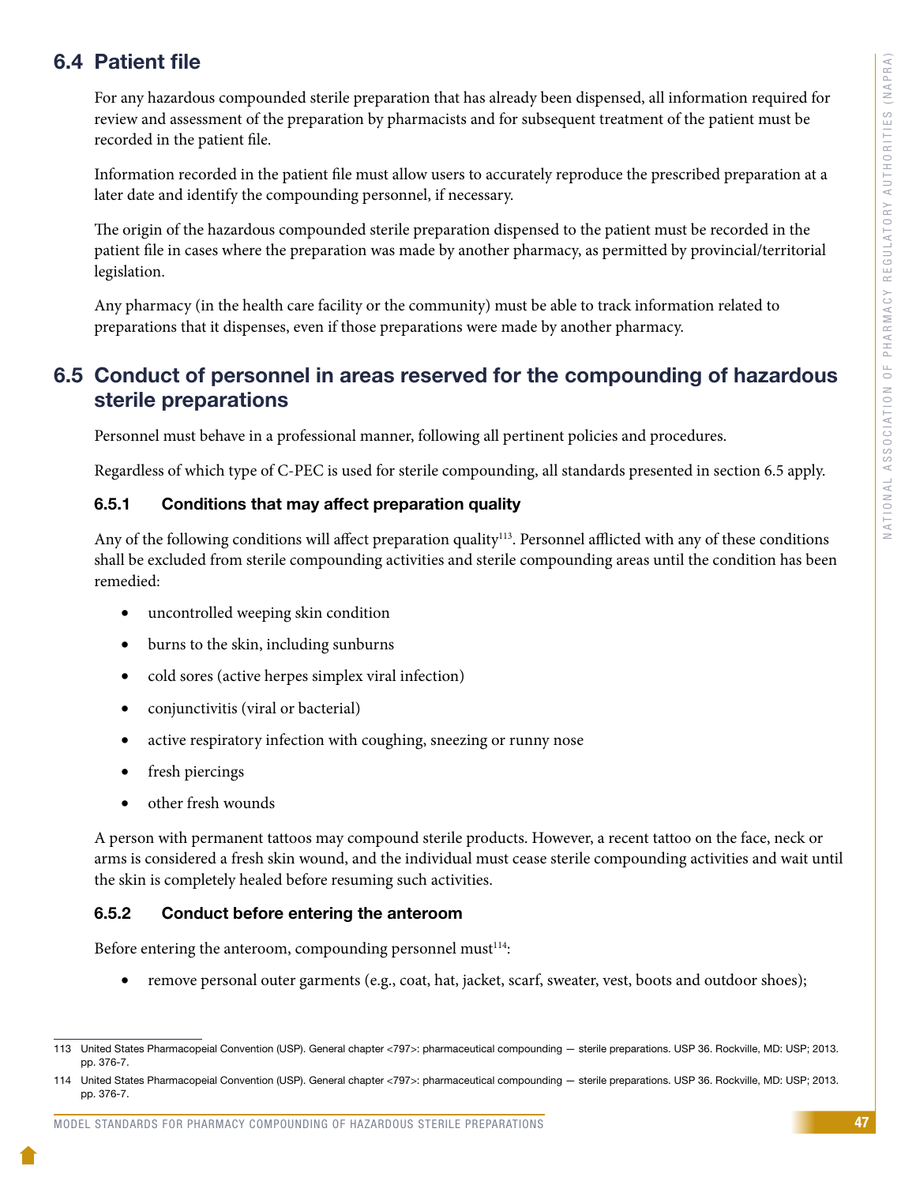## 6.4 Patient file

For any hazardous compounded sterile preparation that has already been dispensed, all information required for review and assessment of the preparation by pharmacists and for subsequent treatment of the patient must be recorded in the patient file.

Information recorded in the patient file must allow users to accurately reproduce the prescribed preparation at a later date and identify the compounding personnel, if necessary.

The origin of the hazardous compounded sterile preparation dispensed to the patient must be recorded in the patient file in cases where the preparation was made by another pharmacy, as permitted by provincial/territorial legislation.

Any pharmacy (in the health care facility or the community) must be able to track information related to preparations that it dispenses, even if those preparations were made by another pharmacy.

## 6.5 Conduct of personnel in areas reserved for the compounding of hazardous sterile preparations

Personnel must behave in a professional manner, following all pertinent policies and procedures.

Regardless of which type of C-PEC is used for sterile compounding, all standards presented in section 6.5 apply.

### 6.5.1 Conditions that may affect preparation quality

Any of the following conditions will affect preparation quality[113]. Personnel afflicted with any of these conditions shall be excluded from sterile compounding activities and sterile compounding areas until the condition has been remedied:

- uncontrolled weeping skin condition
- burns to the skin, including sunburns
- cold sores (active herpes simplex viral infection)
- conjunctivitis (viral or bacterial)
- active respiratory infection with coughing, sneezing or runny nose
- fresh piercings
- other fresh wounds

A person with permanent tattoos may compound sterile products. However, a recent tattoo on the face, neck or arms is considered a fresh skin wound, and the individual must cease sterile compounding activities and wait until the skin is completely healed before resuming such activities.

### 6.5.2 Conduct before entering the anteroom

Before entering the anteroom, compounding personnel must[114]:

- remove personal outer garments (e.g., coat, hat, jacket, scarf, sweater, vest, boots and outdoor shoes);

---

113 United States Pharmacopeial Convention (USP). General chapter <797>: pharmaceutical compounding — sterile preparations. USP 36. Rockville, MD: USP; 2013. pp. 376-7.

114 United States Pharmacopeial Convention (USP). General chapter <797>: pharmaceutical compounding — sterile preparations. USP 36. Rockville, MD: USP; 2013. pp. 376-7.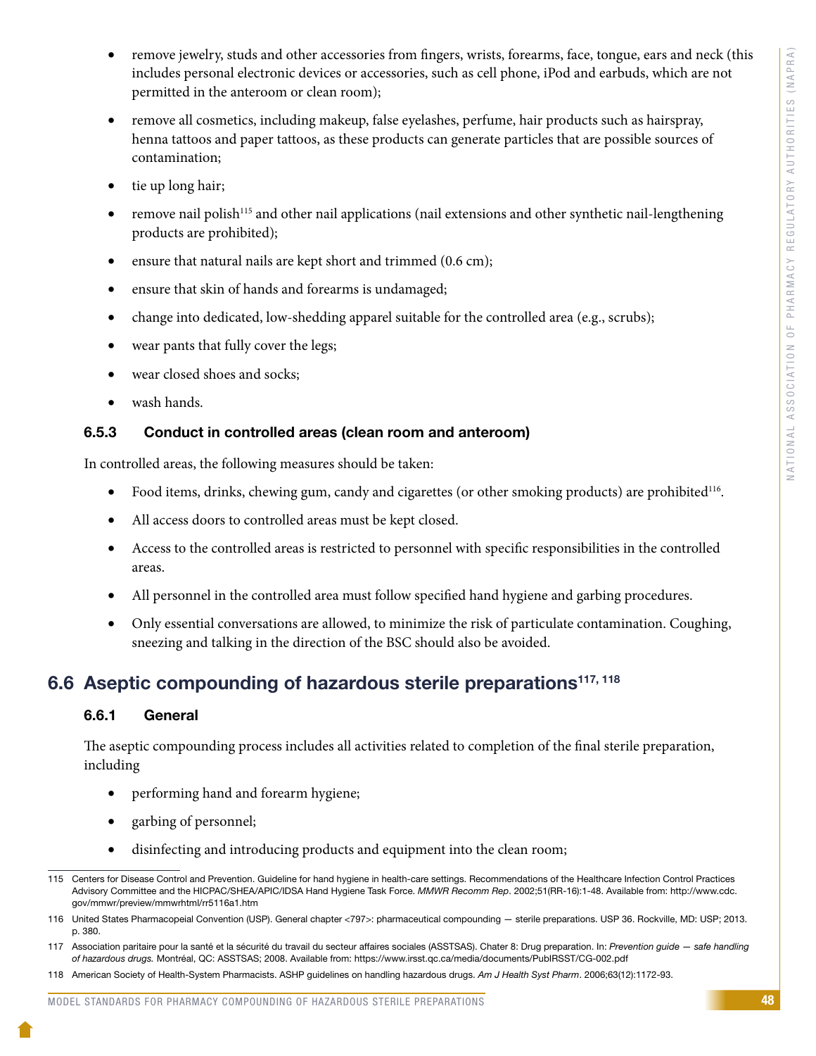- remove jewelry, studs and other accessories from fingers, wrists, forearms, face, tongue, ears and neck (this includes personal electronic devices or accessories, such as cell phone, iPod and earbuds, which are not permitted in the anteroom or clean room);
- remove all cosmetics, including makeup, false eyelashes, perfume, hair products such as hairspray, henna tattoos and paper tattoos, as these products can generate particles that are possible sources of contamination;
- tie up long hair;
- remove nail polish[115] and other nail applications (nail extensions and other synthetic nail-lengthening products are prohibited);
- ensure that natural nails are kept short and trimmed (0.6 cm);
- ensure that skin of hands and forearms is undamaged;
- change into dedicated, low-shedding apparel suitable for the controlled area (e.g., scrubs);
- wear pants that fully cover the legs;
- wear closed shoes and socks;
- wash hands.

### 6.5.3 Conduct in controlled areas (clean room and anteroom)

In controlled areas, the following measures should be taken:

- Food items, drinks, chewing gum, candy and cigarettes (or other smoking products) are prohibited[116].
- All access doors to controlled areas must be kept closed.
- Access to the controlled areas is restricted to personnel with specific responsibilities in the controlled areas.
- All personnel in the controlled area must follow specified hand hygiene and garbing procedures.
- Only essential conversations are allowed, to minimize the risk of particulate contamination. Coughing, sneezing and talking in the direction of the BSC should also be avoided.

## 6.6 Aseptic compounding of hazardous sterile preparations[117, 118]

### 6.6.1 General

The aseptic compounding process includes all activities related to completion of the final sterile preparation, including

- performing hand and forearm hygiene;
- garbing of personnel;
- disinfecting and introducing products and equipment into the clean room;

---

115 Centers for Disease Control and Prevention. Guideline for hand hygiene in health-care settings. Recommendations of the Healthcare Infection Control Practices Advisory Committee and the HICPAC/SHEA/APIC/IDSA Hand Hygiene Task Force. *MMWR Recomm Rep*. 2002;51(RR-16):1-48. Available from: http://www.cdc.gov/mmwr/preview/mmwrhtml/rr5116a1.htm

116 United States Pharmacopeial Convention (USP). General chapter <797>: pharmaceutical compounding — sterile preparations. USP 36. Rockville, MD: USP; 2013. p. 380.

117 Association paritaire pour la santé et la sécurité du travail du secteur affaires sociales (ASSTSAS). Chater 8: Drug preparation. In: *Prevention guide — safe handling of hazardous drugs.* Montréal, QC: ASSTSAS; 2008. Available from: https://www.irsst.qc.ca/media/documents/PubIRSST/CG-002.pdf

118 American Society of Health-System Pharmacists. ASHP guidelines on handling hazardous drugs. *Am J Health Syst Pharm*. 2006;63(12):1172-93.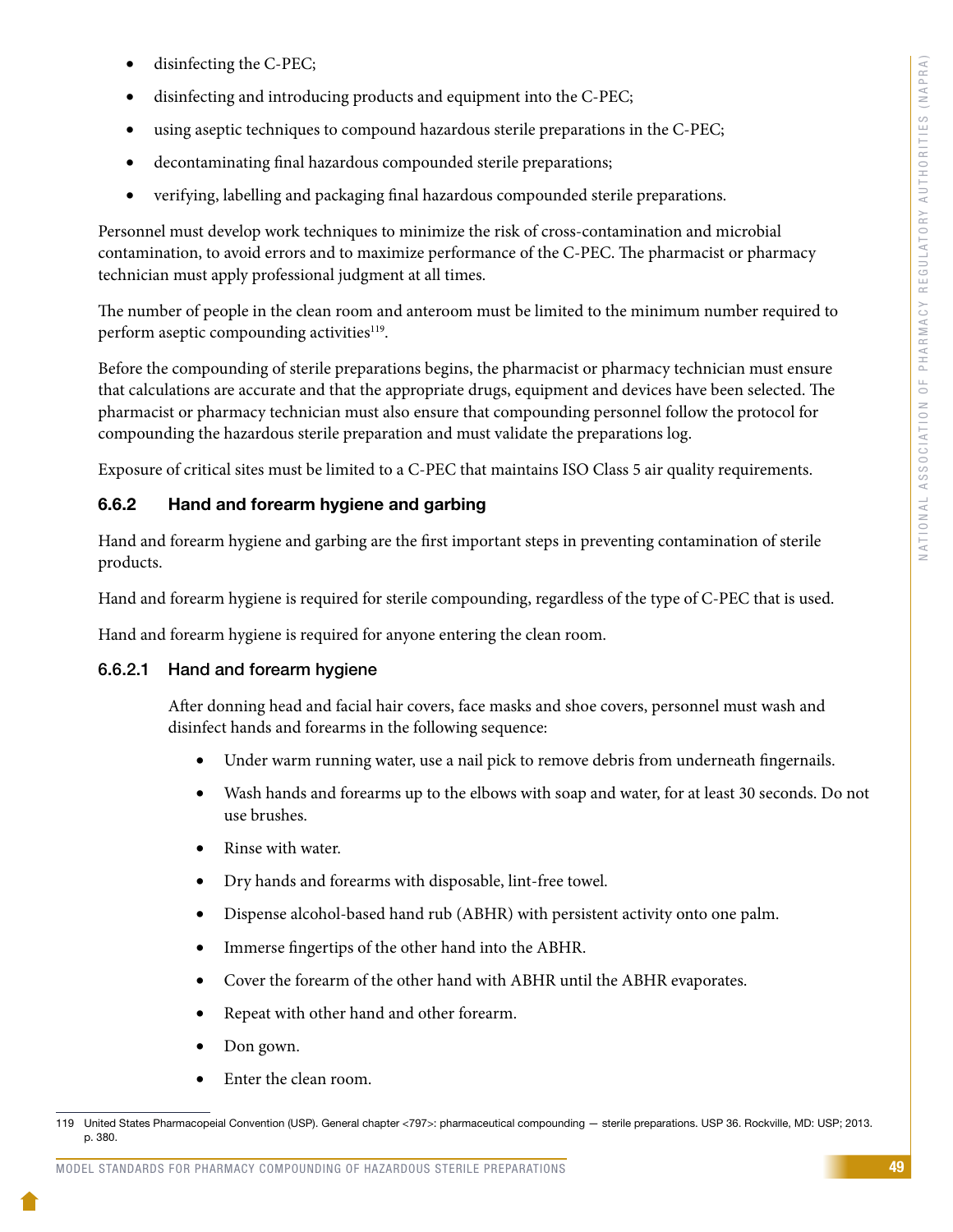- disinfecting the C-PEC;
- disinfecting and introducing products and equipment into the C-PEC;
- using aseptic techniques to compound hazardous sterile preparations in the C-PEC;
- decontaminating final hazardous compounded sterile preparations;
- verifying, labelling and packaging final hazardous compounded sterile preparations.

Personnel must develop work techniques to minimize the risk of cross-contamination and microbial contamination, to avoid errors and to maximize performance of the C-PEC. The pharmacist or pharmacy technician must apply professional judgment at all times.

The number of people in the clean room and anteroom must be limited to the minimum number required to perform aseptic compounding activities[119].

Before the compounding of sterile preparations begins, the pharmacist or pharmacy technician must ensure that calculations are accurate and that the appropriate drugs, equipment and devices have been selected. The pharmacist or pharmacy technician must also ensure that compounding personnel follow the protocol for compounding the hazardous sterile preparation and must validate the preparations log.

Exposure of critical sites must be limited to a C-PEC that maintains ISO Class 5 air quality requirements.

### 6.6.2 Hand and forearm hygiene and garbing

Hand and forearm hygiene and garbing are the first important steps in preventing contamination of sterile products.

Hand and forearm hygiene is required for sterile compounding, regardless of the type of C-PEC that is used.

Hand and forearm hygiene is required for anyone entering the clean room.

#### 6.6.2.1 Hand and forearm hygiene

After donning head and facial hair covers, face masks and shoe covers, personnel must wash and disinfect hands and forearms in the following sequence:

- Under warm running water, use a nail pick to remove debris from underneath fingernails.
- Wash hands and forearms up to the elbows with soap and water, for at least 30 seconds. Do not use brushes.
- Rinse with water.
- Dry hands and forearms with disposable, lint-free towel.
- Dispense alcohol-based hand rub (ABHR) with persistent activity onto one palm.
- Immerse fingertips of the other hand into the ABHR.
- Cover the forearm of the other hand with ABHR until the ABHR evaporates.
- Repeat with other hand and other forearm.
- Don gown.
- Enter the clean room.

119 United States Pharmacopeial Convention (USP). General chapter <797>: pharmaceutical compounding — sterile preparations. USP 36. Rockville, MD: USP; 2013. p. 380.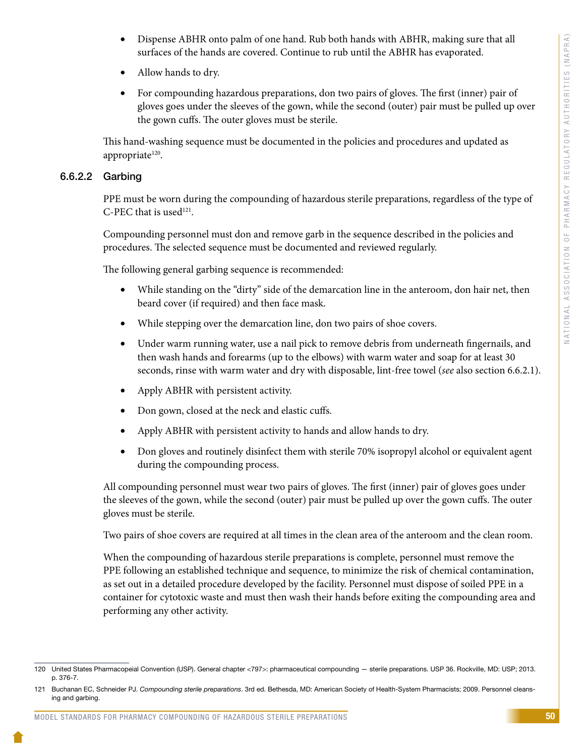- Dispense ABHR onto palm of one hand. Rub both hands with ABHR, making sure that all surfaces of the hands are covered. Continue to rub until the ABHR has evaporated.
- Allow hands to dry.
- For compounding hazardous preparations, don two pairs of gloves. The first (inner) pair of gloves goes under the sleeves of the gown, while the second (outer) pair must be pulled up over the gown cuffs. The outer gloves must be sterile.

This hand-washing sequence must be documented in the policies and procedures and updated as appropriate[120].

#### 6.6.2.2 Garbing

PPE must be worn during the compounding of hazardous sterile preparations, regardless of the type of C-PEC that is used[121].

Compounding personnel must don and remove garb in the sequence described in the policies and procedures. The selected sequence must be documented and reviewed regularly.

The following general garbing sequence is recommended:

- While standing on the "dirty" side of the demarcation line in the anteroom, don hair net, then beard cover (if required) and then face mask.
- While stepping over the demarcation line, don two pairs of shoe covers.
- Under warm running water, use a nail pick to remove debris from underneath fingernails, and then wash hands and forearms (up to the elbows) with warm water and soap for at least 30 seconds, rinse with warm water and dry with disposable, lint-free towel (*see* also section 6.6.2.1).
- Apply ABHR with persistent activity.
- Don gown, closed at the neck and elastic cuffs.
- Apply ABHR with persistent activity to hands and allow hands to dry.
- Don gloves and routinely disinfect them with sterile 70% isopropyl alcohol or equivalent agent during the compounding process.

All compounding personnel must wear two pairs of gloves. The first (inner) pair of gloves goes under the sleeves of the gown, while the second (outer) pair must be pulled up over the gown cuffs. The outer gloves must be sterile.

Two pairs of shoe covers are required at all times in the clean area of the anteroom and the clean room.

When the compounding of hazardous sterile preparations is complete, personnel must remove the PPE following an established technique and sequence, to minimize the risk of chemical contamination, as set out in a detailed procedure developed by the facility. Personnel must dispose of soiled PPE in a container for cytotoxic waste and must then wash their hands before exiting the compounding area and performing any other activity.

---

120 United States Pharmacopeial Convention (USP). General chapter <797>: pharmaceutical compounding — sterile preparations. USP 36. Rockville, MD: USP; 2013. p. 376-7.

121 Buchanan EC, Schneider PJ. *Compounding sterile preparations*. 3rd ed. Bethesda, MD: American Society of Health-System Pharmacists; 2009. Personnel cleansing and garbing.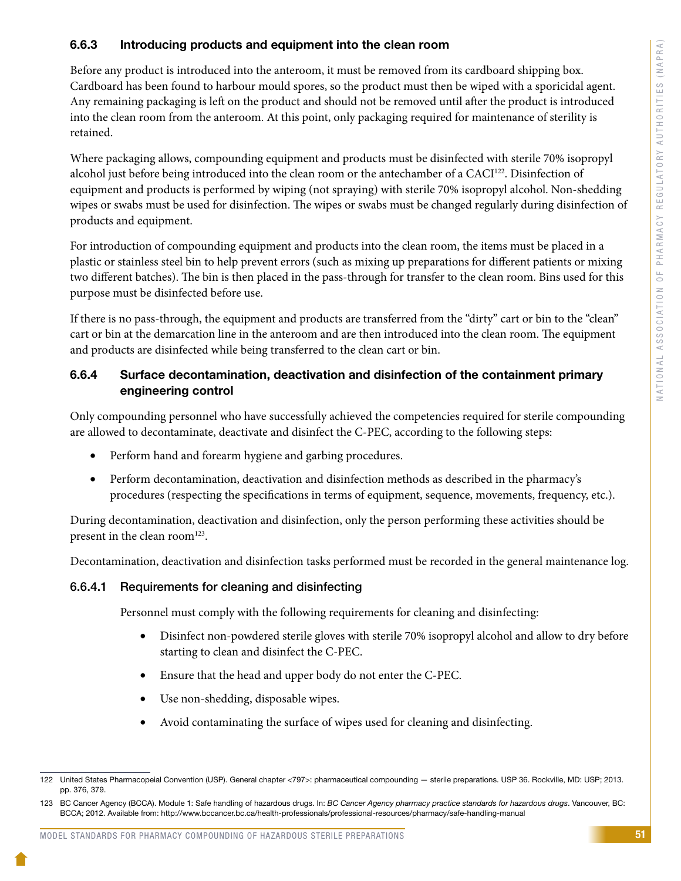### 6.6.3 Introducing products and equipment into the clean room

Before any product is introduced into the anteroom, it must be removed from its cardboard shipping box. Cardboard has been found to harbour mould spores, so the product must then be wiped with a sporicidal agent. Any remaining packaging is left on the product and should not be removed until after the product is introduced into the clean room from the anteroom. At this point, only packaging required for maintenance of sterility is retained.

Where packaging allows, compounding equipment and products must be disinfected with sterile 70% isopropyl alcohol just before being introduced into the clean room or the antechamber of a CACI[122]. Disinfection of equipment and products is performed by wiping (not spraying) with sterile 70% isopropyl alcohol. Non-shedding wipes or swabs must be used for disinfection. The wipes or swabs must be changed regularly during disinfection of products and equipment.

For introduction of compounding equipment and products into the clean room, the items must be placed in a plastic or stainless steel bin to help prevent errors (such as mixing up preparations for different patients or mixing two different batches). The bin is then placed in the pass-through for transfer to the clean room. Bins used for this purpose must be disinfected before use.

If there is no pass-through, the equipment and products are transferred from the "dirty" cart or bin to the "clean" cart or bin at the demarcation line in the anteroom and are then introduced into the clean room. The equipment and products are disinfected while being transferred to the clean cart or bin.

### 6.6.4 Surface decontamination, deactivation and disinfection of the containment primary engineering control

Only compounding personnel who have successfully achieved the competencies required for sterile compounding are allowed to decontaminate, deactivate and disinfect the C-PEC, according to the following steps:

- Perform hand and forearm hygiene and garbing procedures.
- Perform decontamination, deactivation and disinfection methods as described in the pharmacy's procedures (respecting the specifications in terms of equipment, sequence, movements, frequency, etc.).

During decontamination, deactivation and disinfection, only the person performing these activities should be present in the clean room[123].

Decontamination, deactivation and disinfection tasks performed must be recorded in the general maintenance log.

#### 6.6.4.1 Requirements for cleaning and disinfecting

Personnel must comply with the following requirements for cleaning and disinfecting:

- Disinfect non-powdered sterile gloves with sterile 70% isopropyl alcohol and allow to dry before starting to clean and disinfect the C-PEC.
- Ensure that the head and upper body do not enter the C-PEC.
- Use non-shedding, disposable wipes.
- Avoid contaminating the surface of wipes used for cleaning and disinfecting.

---

122 United States Pharmacopeial Convention (USP). General chapter <797>: pharmaceutical compounding — sterile preparations. USP 36. Rockville, MD: USP; 2013. pp. 376, 379.

123 BC Cancer Agency (BCCA). Module 1: Safe handling of hazardous drugs. In: *BC Cancer Agency pharmacy practice standards for hazardous drugs*. Vancouver, BC: BCCA; 2012. Available from: http://www.bccancer.bc.ca/health-professionals/professional-resources/pharmacy/safe-handling-manual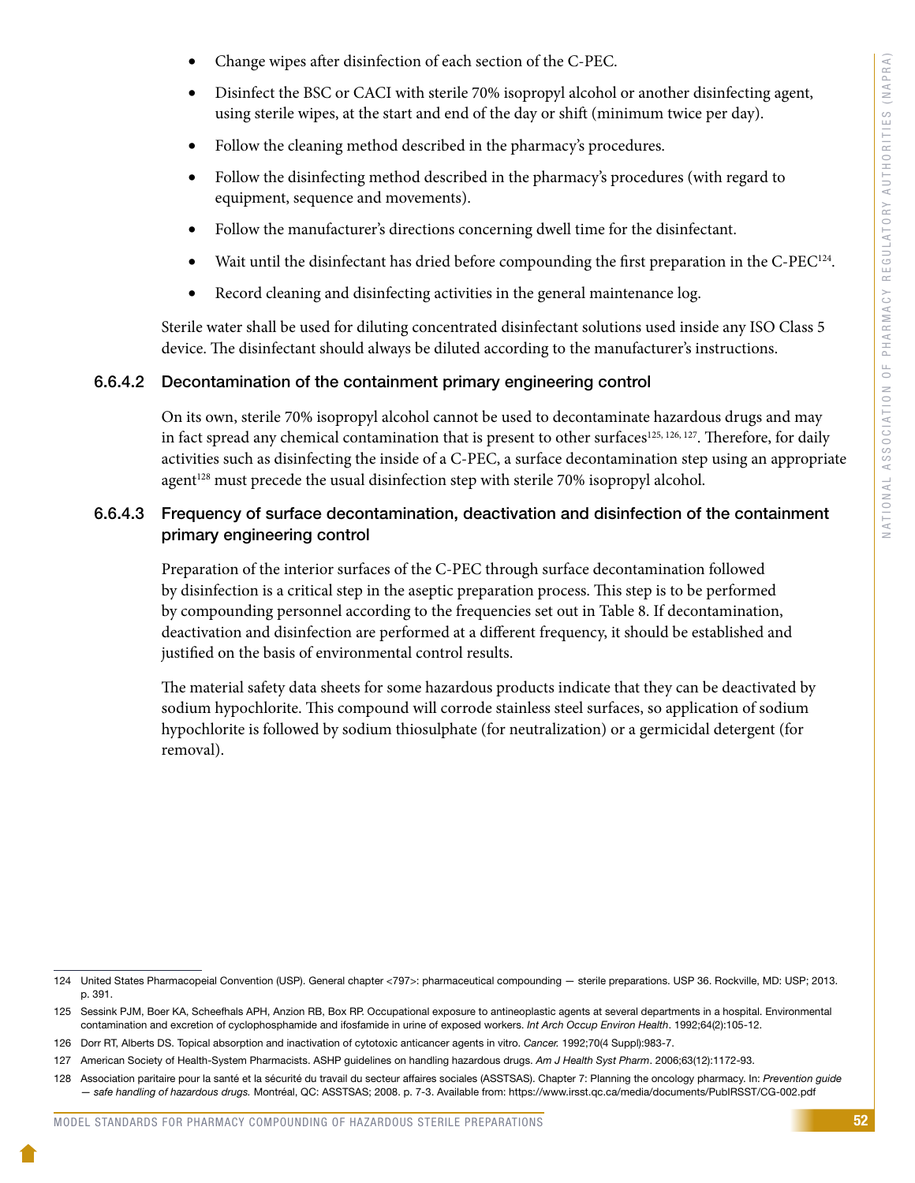- Change wipes after disinfection of each section of the C-PEC.
- Disinfect the BSC or CACI with sterile 70% isopropyl alcohol or another disinfecting agent, using sterile wipes, at the start and end of the day or shift (minimum twice per day).
- Follow the cleaning method described in the pharmacy's procedures.
- Follow the disinfecting method described in the pharmacy's procedures (with regard to equipment, sequence and movements).
- Follow the manufacturer's directions concerning dwell time for the disinfectant.
- Wait until the disinfectant has dried before compounding the first preparation in the C-PEC[124].
- Record cleaning and disinfecting activities in the general maintenance log.

Sterile water shall be used for diluting concentrated disinfectant solutions used inside any ISO Class 5 device. The disinfectant should always be diluted according to the manufacturer's instructions.

#### 6.6.4.2 Decontamination of the containment primary engineering control

On its own, sterile 70% isopropyl alcohol cannot be used to decontaminate hazardous drugs and may in fact spread any chemical contamination that is present to other surfaces[125, 126, 127]. Therefore, for daily activities such as disinfecting the inside of a C-PEC, a surface decontamination step using an appropriate agent[128] must precede the usual disinfection step with sterile 70% isopropyl alcohol.

#### 6.6.4.3 Frequency of surface decontamination, deactivation and disinfection of the containment primary engineering control

Preparation of the interior surfaces of the C-PEC through surface decontamination followed by disinfection is a critical step in the aseptic preparation process. This step is to be performed by compounding personnel according to the frequencies set out in Table 8. If decontamination, deactivation and disinfection are performed at a different frequency, it should be established and justified on the basis of environmental control results.

The material safety data sheets for some hazardous products indicate that they can be deactivated by sodium hypochlorite. This compound will corrode stainless steel surfaces, so application of sodium hypochlorite is followed by sodium thiosulphate (for neutralization) or a germicidal detergent (for removal).

---

124 United States Pharmacopeial Convention (USP). General chapter <797>: pharmaceutical compounding — sterile preparations. USP 36. Rockville, MD: USP; 2013. p. 391.

125 Sessink PJM, Boer KA, Scheefhals APH, Anzion RB, Box RP. Occupational exposure to antineoplastic agents at several departments in a hospital. Environmental contamination and excretion of cyclophosphamide and ifosfamide in urine of exposed workers. *Int Arch Occup Environ Health*. 1992;64(2):105-12.

126 Dorr RT, Alberts DS. Topical absorption and inactivation of cytotoxic anticancer agents in vitro. *Cancer.* 1992;70(4 Suppl):983-7.

127 American Society of Health-System Pharmacists. ASHP guidelines on handling hazardous drugs. *Am J Health Syst Pharm*. 2006;63(12):1172-93.

128 Association paritaire pour la santé et la sécurité du travail du secteur affaires sociales (ASSTSAS). Chapter 7: Planning the oncology pharmacy. In: *Prevention guide — safe handling of hazardous drugs.* Montréal, QC: ASSTSAS; 2008. p. 7-3. Available from: https://www.irsst.qc.ca/media/documents/PubIRSST/CG-002.pdf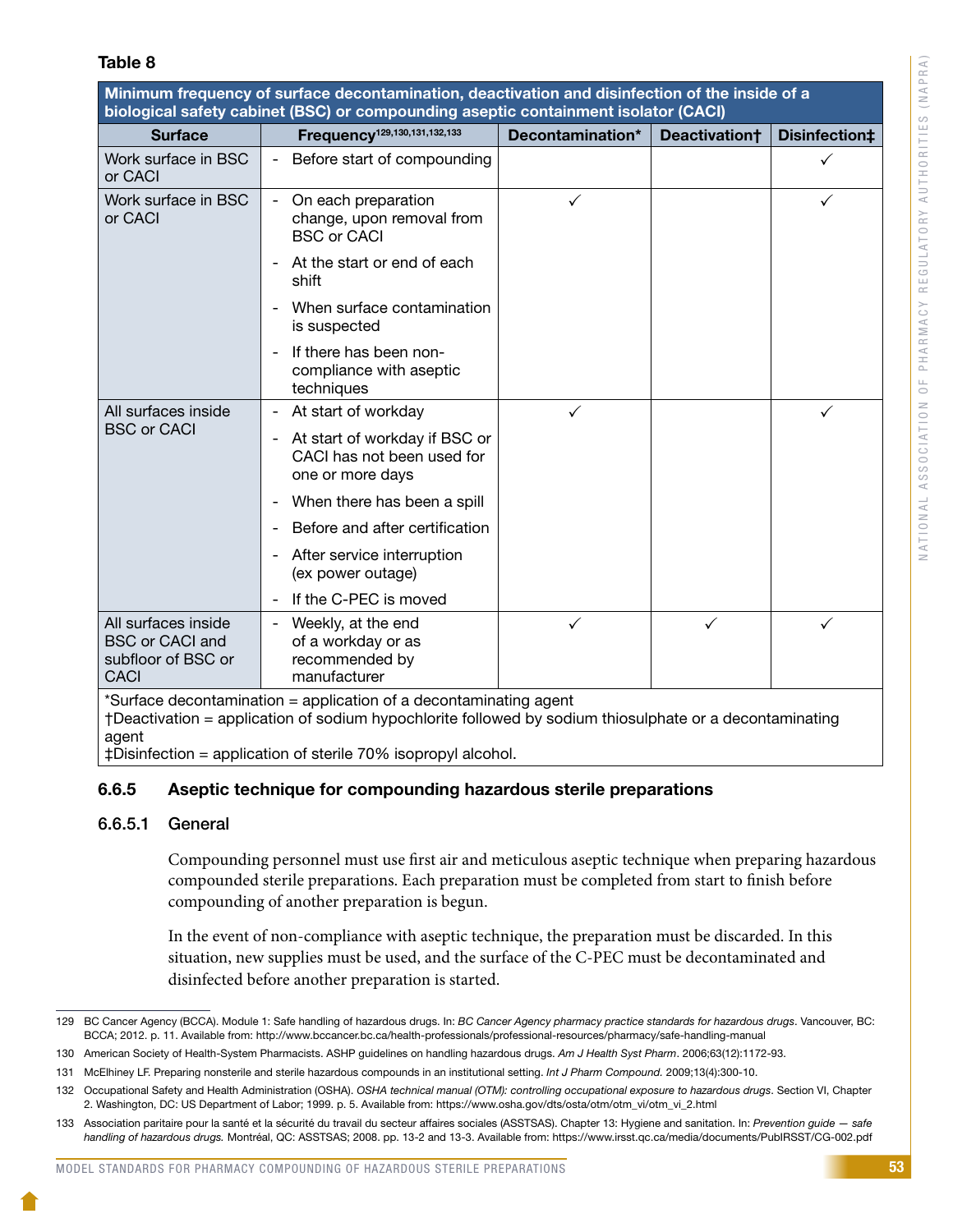**Table 8**

| Minimum frequency of surface decontamination, deactivation and disinfection of the inside of a biological safety cabinet (BSC) or compounding aseptic containment isolator (CACI) | | | | |
|---|---|---|---|---|
| **Surface** | **Frequency**[129,130,131,132,133] | **Decontamination*** | **Deactivation†** | **Disinfection‡** |
| Work surface in BSC or CACI | - Before start of compounding | | | ✓ |
| Work surface in BSC or CACI | - On each preparation change, upon removal from BSC or CACI<br>- At the start or end of each shift<br>- When surface contamination is suspected<br>- If there has been non-compliance with aseptic techniques | ✓ | | ✓ |
| All surfaces inside BSC or CACI | - At start of workday<br>- At start of workday if BSC or CACI has not been used for one or more days<br>- When there has been a spill<br>- Before and after certification<br>- After service interruption (ex power outage)<br>- If the C-PEC is moved | ✓ | | ✓ |
| All surfaces inside BSC or CACI and subfloor of BSC or CACI | - Weekly, at the end of a workday or as recommended by manufacturer | ✓ | ✓ | ✓ |

*Surface decontamination = application of a decontaminating agent
†Deactivation = application of sodium hypochlorite followed by sodium thiosulphate or a decontaminating agent
‡Disinfection = application of sterile 70% isopropyl alcohol.

### 6.6.5 Aseptic technique for compounding hazardous sterile preparations

#### 6.6.5.1 General

Compounding personnel must use first air and meticulous aseptic technique when preparing hazardous compounded sterile preparations. Each preparation must be completed from start to finish before compounding of another preparation is begun.

In the event of non-compliance with aseptic technique, the preparation must be discarded. In this situation, new supplies must be used, and the surface of the C-PEC must be decontaminated and disinfected before another preparation is started.

---

129 BC Cancer Agency (BCCA). Module 1: Safe handling of hazardous drugs. In: *BC Cancer Agency pharmacy practice standards for hazardous drugs*. Vancouver, BC: BCCA; 2012. p. 11. Available from: http://www.bccancer.bc.ca/health-professionals/professional-resources/pharmacy/safe-handling-manual

130 American Society of Health-System Pharmacists. ASHP guidelines on handling hazardous drugs. *Am J Health Syst Pharm*. 2006;63(12):1172-93.

131 McElhiney LF. Preparing nonsterile and sterile hazardous compounds in an institutional setting. *Int J Pharm Compound.* 2009;13(4):300-10.

132 Occupational Safety and Health Administration (OSHA). *OSHA technical manual (OTM): controlling occupational exposure to hazardous drugs*. Section VI, Chapter 2. Washington, DC: US Department of Labor; 1999. p. 5. Available from: https://www.osha.gov/dts/osta/otm/otm_vi/otm_vi_2.html

133 Association paritaire pour la santé et la sécurité du travail du secteur affaires sociales (ASSTSAS). Chapter 13: Hygiene and sanitation. In: *Prevention guide — safe handling of hazardous drugs.* Montréal, QC: ASSTSAS; 2008. pp. 13-2 and 13-3. Available from: https://www.irsst.qc.ca/media/documents/PubIRSST/CG-002.pdf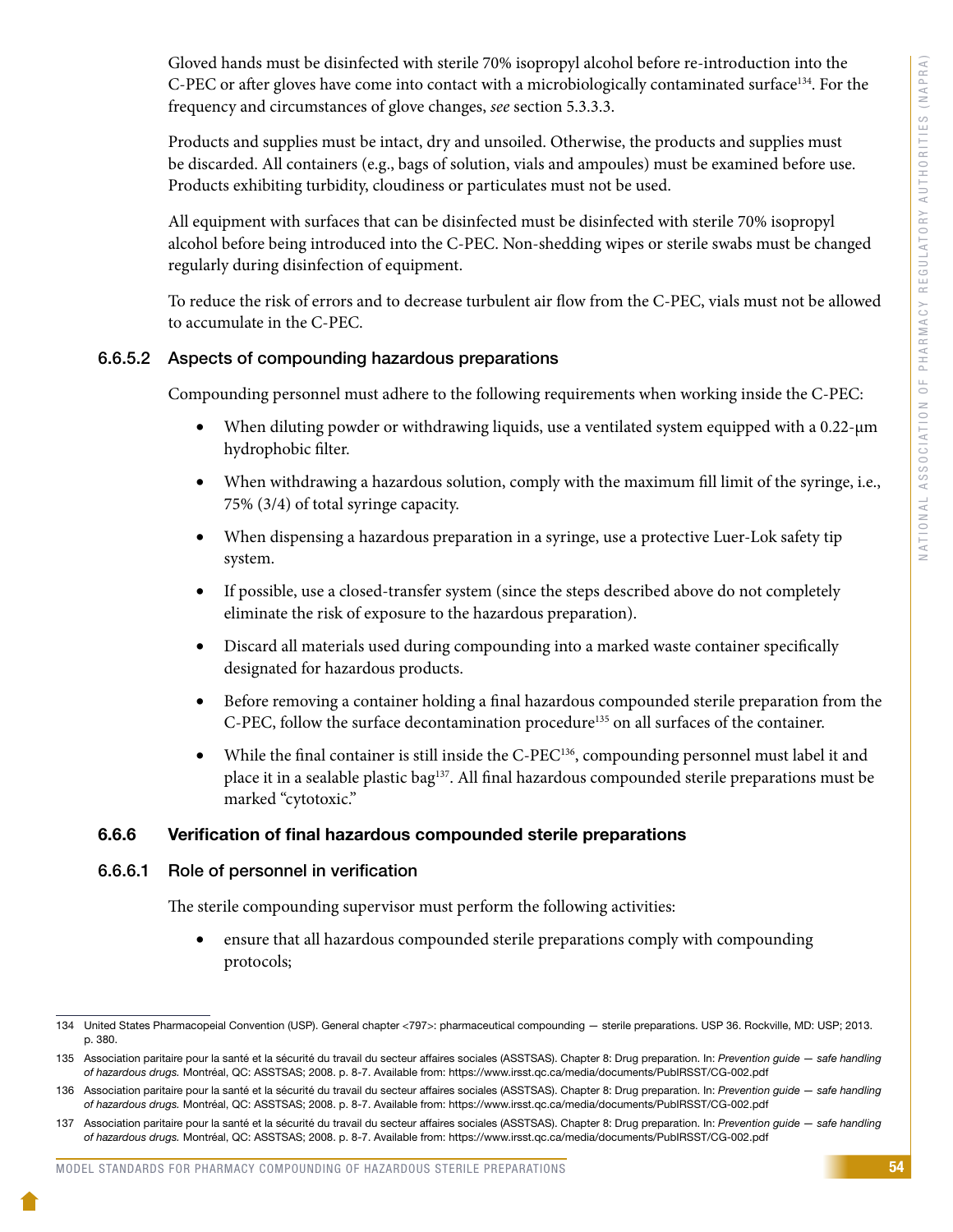Gloved hands must be disinfected with sterile 70% isopropyl alcohol before re-introduction into the C-PEC or after gloves have come into contact with a microbiologically contaminated surface[134]. For the frequency and circumstances of glove changes, *see* section 5.3.3.3.

Products and supplies must be intact, dry and unsoiled. Otherwise, the products and supplies must be discarded. All containers (e.g., bags of solution, vials and ampoules) must be examined before use. Products exhibiting turbidity, cloudiness or particulates must not be used.

All equipment with surfaces that can be disinfected must be disinfected with sterile 70% isopropyl alcohol before being introduced into the C-PEC. Non-shedding wipes or sterile swabs must be changed regularly during disinfection of equipment.

To reduce the risk of errors and to decrease turbulent air flow from the C-PEC, vials must not be allowed to accumulate in the C-PEC.

#### 6.6.5.2 Aspects of compounding hazardous preparations

Compounding personnel must adhere to the following requirements when working inside the C-PEC:

- When diluting powder or withdrawing liquids, use a ventilated system equipped with a 0.22-µm hydrophobic filter.
- When withdrawing a hazardous solution, comply with the maximum fill limit of the syringe, i.e., 75% (3/4) of total syringe capacity.
- When dispensing a hazardous preparation in a syringe, use a protective Luer-Lok safety tip system.
- If possible, use a closed-transfer system (since the steps described above do not completely eliminate the risk of exposure to the hazardous preparation).
- Discard all materials used during compounding into a marked waste container specifically designated for hazardous products.
- Before removing a container holding a final hazardous compounded sterile preparation from the C-PEC, follow the surface decontamination procedure[135] on all surfaces of the container.
- While the final container is still inside the C-PEC[136], compounding personnel must label it and place it in a sealable plastic bag[137]. All final hazardous compounded sterile preparations must be marked "cytotoxic."

### 6.6.6 Verification of final hazardous compounded sterile preparations

#### 6.6.6.1 Role of personnel in verification

The sterile compounding supervisor must perform the following activities:

- ensure that all hazardous compounded sterile preparations comply with compounding protocols;

---

134 United States Pharmacopeial Convention (USP). General chapter <797>: pharmaceutical compounding — sterile preparations. USP 36. Rockville, MD: USP; 2013. p. 380.

135 Association paritaire pour la santé et la sécurité du travail du secteur affaires sociales (ASSTSAS). Chapter 8: Drug preparation. In: *Prevention guide — safe handling of hazardous drugs.* Montréal, QC: ASSTSAS; 2008. p. 8-7. Available from: https://www.irsst.qc.ca/media/documents/PubIRSST/CG-002.pdf

136 Association paritaire pour la santé et la sécurité du travail du secteur affaires sociales (ASSTSAS). Chapter 8: Drug preparation. In: *Prevention guide — safe handling of hazardous drugs.* Montréal, QC: ASSTSAS; 2008. p. 8-7. Available from: https://www.irsst.qc.ca/media/documents/PubIRSST/CG-002.pdf

137 Association paritaire pour la santé et la sécurité du travail du secteur affaires sociales (ASSTSAS). Chapter 8: Drug preparation. In: *Prevention guide — safe handling of hazardous drugs.* Montréal, QC: ASSTSAS; 2008. p. 8-7. Available from: https://www.irsst.qc.ca/media/documents/PubIRSST/CG-002.pdf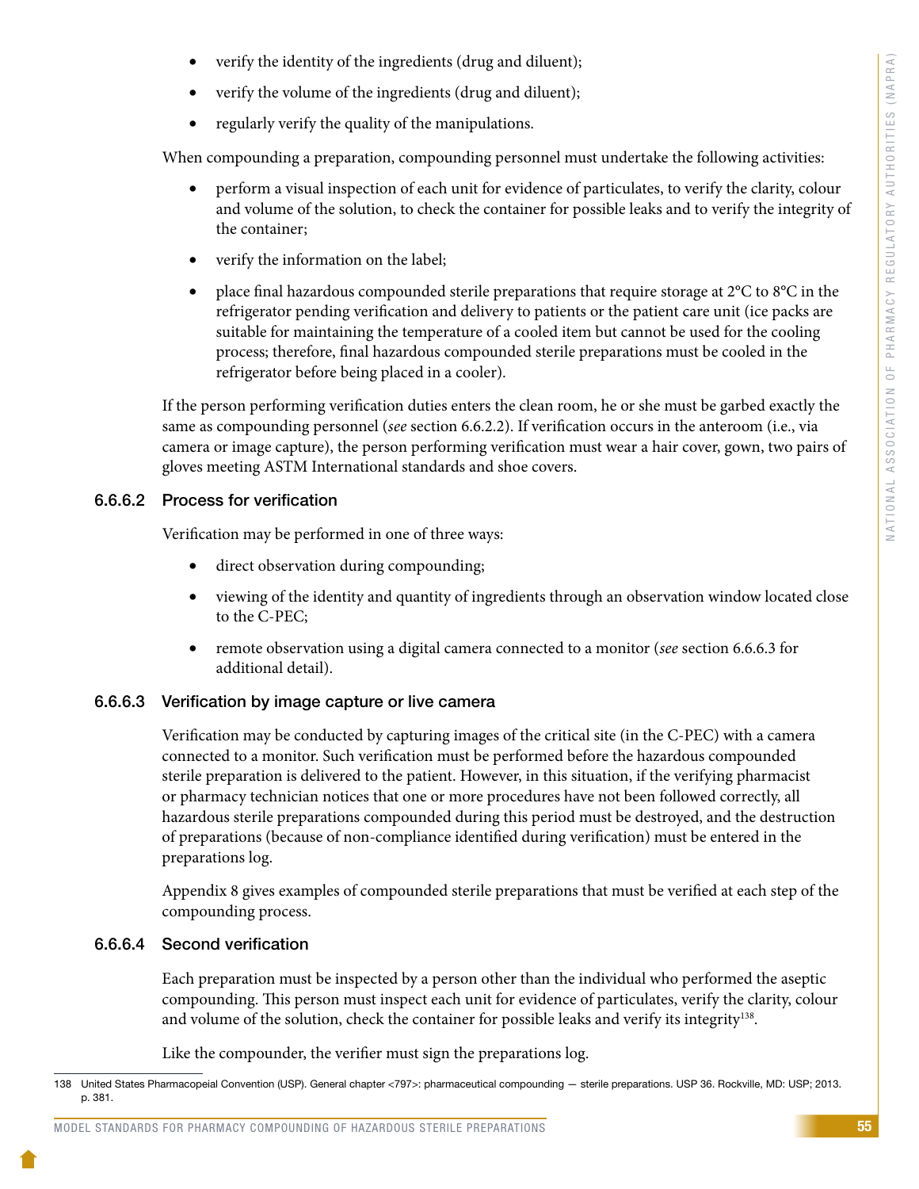- verify the identity of the ingredients (drug and diluent);
- verify the volume of the ingredients (drug and diluent);
- regularly verify the quality of the manipulations.

When compounding a preparation, compounding personnel must undertake the following activities:

- perform a visual inspection of each unit for evidence of particulates, to verify the clarity, colour and volume of the solution, to check the container for possible leaks and to verify the integrity of the container;
- verify the information on the label;
- place final hazardous compounded sterile preparations that require storage at 2°C to 8°C in the refrigerator pending verification and delivery to patients or the patient care unit (ice packs are suitable for maintaining the temperature of a cooled item but cannot be used for the cooling process; therefore, final hazardous compounded sterile preparations must be cooled in the refrigerator before being placed in a cooler).

If the person performing verification duties enters the clean room, he or she must be garbed exactly the same as compounding personnel (*see* section 6.6.2.2). If verification occurs in the anteroom (i.e., via camera or image capture), the person performing verification must wear a hair cover, gown, two pairs of gloves meeting ASTM International standards and shoe covers.

### 6.6.6.2 Process for verification

Verification may be performed in one of three ways:

- direct observation during compounding;
- viewing of the identity and quantity of ingredients through an observation window located close to the C-PEC;
- remote observation using a digital camera connected to a monitor (*see* section 6.6.6.3 for additional detail).

### 6.6.6.3 Verification by image capture or live camera

Verification may be conducted by capturing images of the critical site (in the C-PEC) with a camera connected to a monitor. Such verification must be performed before the hazardous compounded sterile preparation is delivered to the patient. However, in this situation, if the verifying pharmacist or pharmacy technician notices that one or more procedures have not been followed correctly, all hazardous sterile preparations compounded during this period must be destroyed, and the destruction of preparations (because of non-compliance identified during verification) must be entered in the preparations log.

Appendix 8 gives examples of compounded sterile preparations that must be verified at each step of the compounding process.

### 6.6.6.4 Second verification

Each preparation must be inspected by a person other than the individual who performed the aseptic compounding. This person must inspect each unit for evidence of particulates, verify the clarity, colour and volume of the solution, check the container for possible leaks and verify its integrity[138].

Like the compounder, the verifier must sign the preparations log.

---

138 United States Pharmacopeial Convention (USP). General chapter <797>: pharmaceutical compounding — sterile preparations. USP 36. Rockville, MD: USP; 2013. p. 381.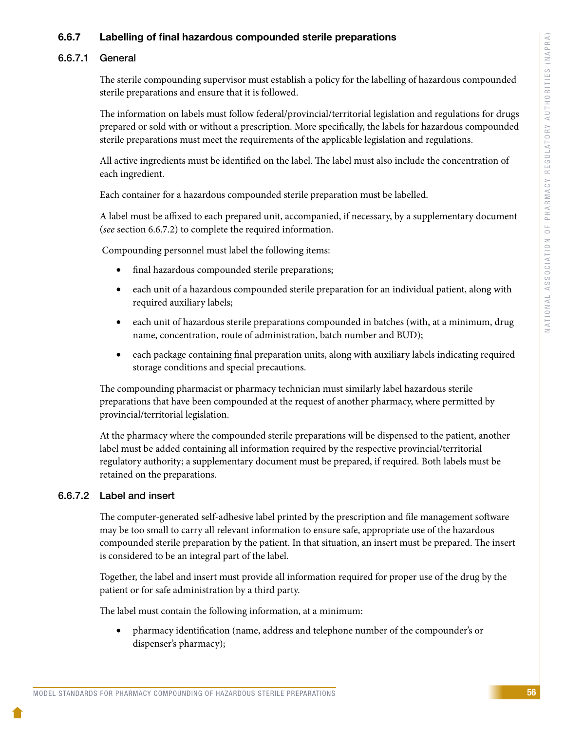### 6.6.7 Labelling of final hazardous compounded sterile preparations

#### 6.6.7.1 General

The sterile compounding supervisor must establish a policy for the labelling of hazardous compounded sterile preparations and ensure that it is followed.

The information on labels must follow federal/provincial/territorial legislation and regulations for drugs prepared or sold with or without a prescription. More specifically, the labels for hazardous compounded sterile preparations must meet the requirements of the applicable legislation and regulations.

All active ingredients must be identified on the label. The label must also include the concentration of each ingredient.

Each container for a hazardous compounded sterile preparation must be labelled.

A label must be affixed to each prepared unit, accompanied, if necessary, by a supplementary document (*see* section 6.6.7.2) to complete the required information.

Compounding personnel must label the following items:

- final hazardous compounded sterile preparations;
- each unit of a hazardous compounded sterile preparation for an individual patient, along with required auxiliary labels;
- each unit of hazardous sterile preparations compounded in batches (with, at a minimum, drug name, concentration, route of administration, batch number and BUD);
- each package containing final preparation units, along with auxiliary labels indicating required storage conditions and special precautions.

The compounding pharmacist or pharmacy technician must similarly label hazardous sterile preparations that have been compounded at the request of another pharmacy, where permitted by provincial/territorial legislation.

At the pharmacy where the compounded sterile preparations will be dispensed to the patient, another label must be added containing all information required by the respective provincial/territorial regulatory authority; a supplementary document must be prepared, if required. Both labels must be retained on the preparations.

#### 6.6.7.2 Label and insert

The computer-generated self-adhesive label printed by the prescription and file management software may be too small to carry all relevant information to ensure safe, appropriate use of the hazardous compounded sterile preparation by the patient. In that situation, an insert must be prepared. The insert is considered to be an integral part of the label.

Together, the label and insert must provide all information required for proper use of the drug by the patient or for safe administration by a third party.

The label must contain the following information, at a minimum:

- pharmacy identification (name, address and telephone number of the compounder's or dispenser's pharmacy);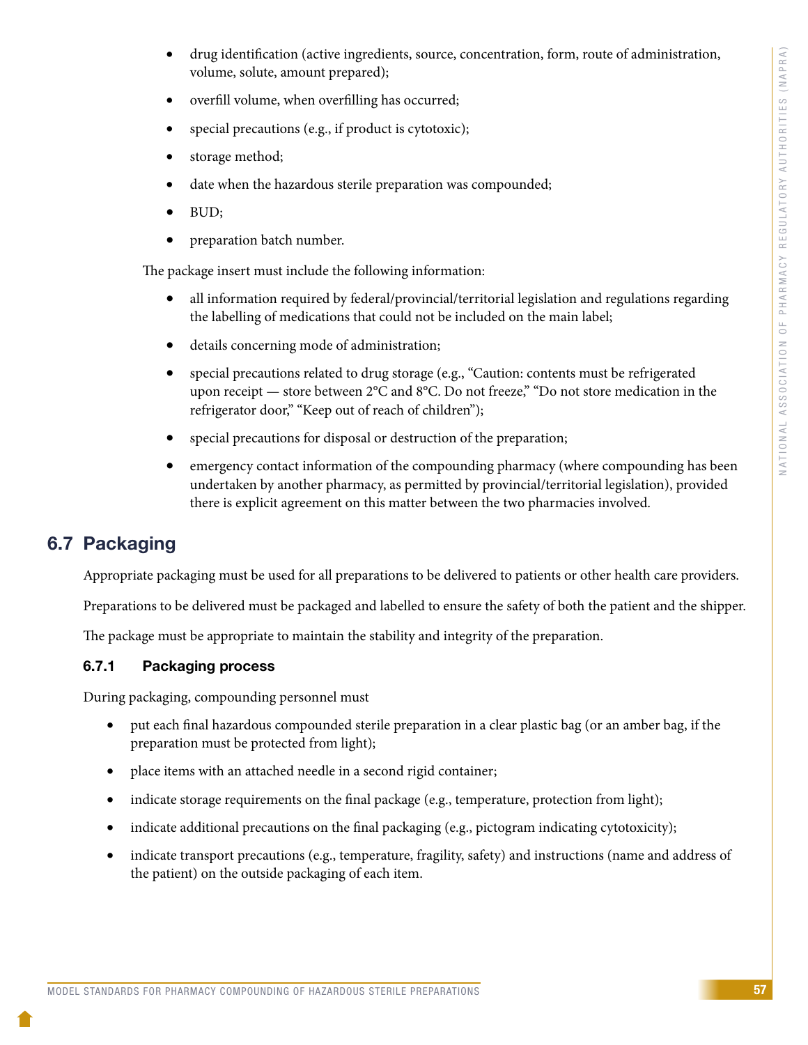- drug identification (active ingredients, source, concentration, form, route of administration, volume, solute, amount prepared);
- overfill volume, when overfilling has occurred;
- special precautions (e.g., if product is cytotoxic);
- storage method;
- date when the hazardous sterile preparation was compounded;
- BUD;
- preparation batch number.

The package insert must include the following information:

- all information required by federal/provincial/territorial legislation and regulations regarding the labelling of medications that could not be included on the main label;
- details concerning mode of administration;
- special precautions related to drug storage (e.g., "Caution: contents must be refrigerated upon receipt — store between 2°C and 8°C. Do not freeze," "Do not store medication in the refrigerator door," "Keep out of reach of children");
- special precautions for disposal or destruction of the preparation;
- emergency contact information of the compounding pharmacy (where compounding has been undertaken by another pharmacy, as permitted by provincial/territorial legislation), provided there is explicit agreement on this matter between the two pharmacies involved.

## 6.7 Packaging

Appropriate packaging must be used for all preparations to be delivered to patients or other health care providers.

Preparations to be delivered must be packaged and labelled to ensure the safety of both the patient and the shipper.

The package must be appropriate to maintain the stability and integrity of the preparation.

### 6.7.1 Packaging process

During packaging, compounding personnel must

- put each final hazardous compounded sterile preparation in a clear plastic bag (or an amber bag, if the preparation must be protected from light);
- place items with an attached needle in a second rigid container;
- indicate storage requirements on the final package (e.g., temperature, protection from light);
- indicate additional precautions on the final packaging (e.g., pictogram indicating cytotoxicity);
- indicate transport precautions (e.g., temperature, fragility, safety) and instructions (name and address of the patient) on the outside packaging of each item.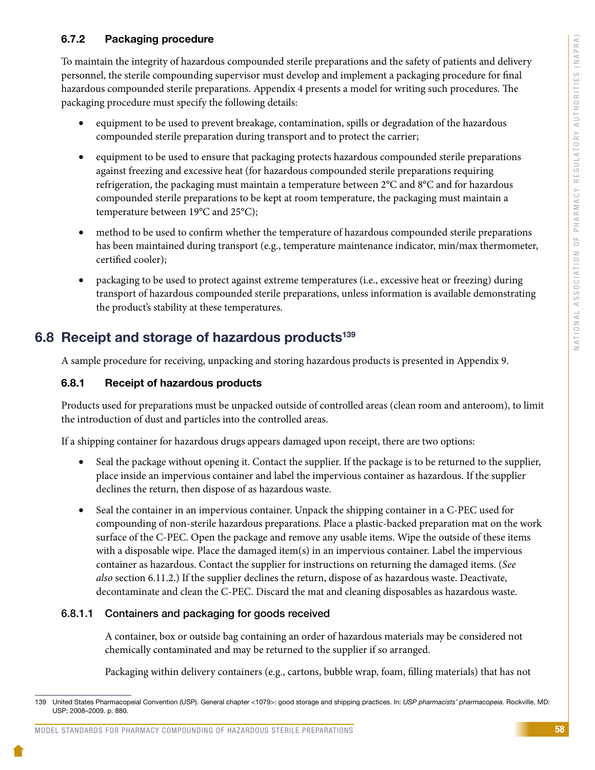### 6.7.2 Packaging procedure

To maintain the integrity of hazardous compounded sterile preparations and the safety of patients and delivery personnel, the sterile compounding supervisor must develop and implement a packaging procedure for final hazardous compounded sterile preparations. Appendix 4 presents a model for writing such procedures. The packaging procedure must specify the following details:

- equipment to be used to prevent breakage, contamination, spills or degradation of the hazardous compounded sterile preparation during transport and to protect the carrier;
- equipment to be used to ensure that packaging protects hazardous compounded sterile preparations against freezing and excessive heat (for hazardous compounded sterile preparations requiring refrigeration, the packaging must maintain a temperature between 2°C and 8°C and for hazardous compounded sterile preparations to be kept at room temperature, the packaging must maintain a temperature between 19°C and 25°C);
- method to be used to confirm whether the temperature of hazardous compounded sterile preparations has been maintained during transport (e.g., temperature maintenance indicator, min/max thermometer, certified cooler);
- packaging to be used to protect against extreme temperatures (i.e., excessive heat or freezing) during transport of hazardous compounded sterile preparations, unless information is available demonstrating the product's stability at these temperatures.

## 6.8 Receipt and storage of hazardous products[139]

A sample procedure for receiving, unpacking and storing hazardous products is presented in Appendix 9.

### 6.8.1 Receipt of hazardous products

Products used for preparations must be unpacked outside of controlled areas (clean room and anteroom), to limit the introduction of dust and particles into the controlled areas.

If a shipping container for hazardous drugs appears damaged upon receipt, there are two options:

- Seal the package without opening it. Contact the supplier. If the package is to be returned to the supplier, place inside an impervious container and label the impervious container as hazardous. If the supplier declines the return, then dispose of as hazardous waste.
- Seal the container in an impervious container. Unpack the shipping container in a C-PEC used for compounding of non-sterile hazardous preparations. Place a plastic-backed preparation mat on the work surface of the C-PEC. Open the package and remove any usable items. Wipe the outside of these items with a disposable wipe. Place the damaged item(s) in an impervious container. Label the impervious container as hazardous. Contact the supplier for instructions on returning the damaged items. (*See also* section 6.11.2.) If the supplier declines the return, dispose of as hazardous waste. Deactivate, decontaminate and clean the C-PEC. Discard the mat and cleaning disposables as hazardous waste.

#### 6.8.1.1 Containers and packaging for goods received

A container, box or outside bag containing an order of hazardous materials may be considered not chemically contaminated and may be returned to the supplier if so arranged.

Packaging within delivery containers (e.g., cartons, bubble wrap, foam, filling materials) that has not

---

139 United States Pharmacopeial Convention (USP). General chapter <1079>: good storage and shipping practices. In: *USP pharmacists' pharmacopeia*. Rockville, MD: USP; 2008–2009. p. 880.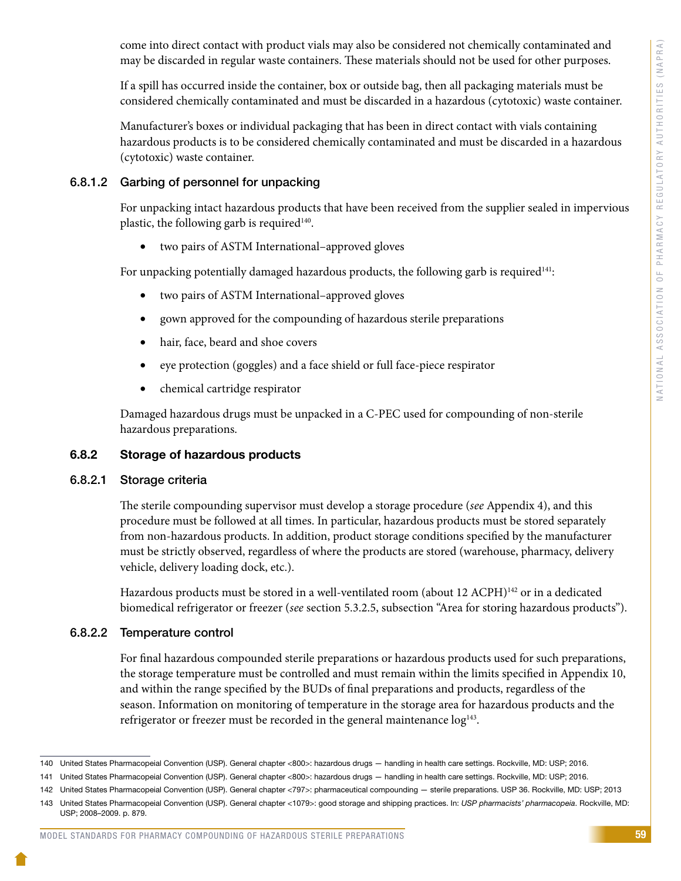come into direct contact with product vials may also be considered not chemically contaminated and may be discarded in regular waste containers. These materials should not be used for other purposes.

If a spill has occurred inside the container, box or outside bag, then all packaging materials must be considered chemically contaminated and must be discarded in a hazardous (cytotoxic) waste container.

Manufacturer's boxes or individual packaging that has been in direct contact with vials containing hazardous products is to be considered chemically contaminated and must be discarded in a hazardous (cytotoxic) waste container.

#### 6.8.1.2 Garbing of personnel for unpacking

For unpacking intact hazardous products that have been received from the supplier sealed in impervious plastic, the following garb is required[140].

- two pairs of ASTM International–approved gloves

For unpacking potentially damaged hazardous products, the following garb is required[141]:

- two pairs of ASTM International–approved gloves
- gown approved for the compounding of hazardous sterile preparations
- hair, face, beard and shoe covers
- eye protection (goggles) and a face shield or full face-piece respirator
- chemical cartridge respirator

Damaged hazardous drugs must be unpacked in a C-PEC used for compounding of non-sterile hazardous preparations.

### 6.8.2 Storage of hazardous products

#### 6.8.2.1 Storage criteria

The sterile compounding supervisor must develop a storage procedure (*see* Appendix 4), and this procedure must be followed at all times. In particular, hazardous products must be stored separately from non-hazardous products. In addition, product storage conditions specified by the manufacturer must be strictly observed, regardless of where the products are stored (warehouse, pharmacy, delivery vehicle, delivery loading dock, etc.).

Hazardous products must be stored in a well-ventilated room (about 12 ACPH)[142] or in a dedicated biomedical refrigerator or freezer (*see* section 5.3.2.5, subsection "Area for storing hazardous products").

#### 6.8.2.2 Temperature control

For final hazardous compounded sterile preparations or hazardous products used for such preparations, the storage temperature must be controlled and must remain within the limits specified in Appendix 10, and within the range specified by the BUDs of final preparations and products, regardless of the season. Information on monitoring of temperature in the storage area for hazardous products and the refrigerator or freezer must be recorded in the general maintenance log[143].

---

140 United States Pharmacopeial Convention (USP). General chapter <800>: hazardous drugs — handling in health care settings. Rockville, MD: USP; 2016.

141 United States Pharmacopeial Convention (USP). General chapter <800>: hazardous drugs — handling in health care settings. Rockville, MD: USP; 2016.

142 United States Pharmacopeial Convention (USP). General chapter <797>: pharmaceutical compounding — sterile preparations. USP 36. Rockville, MD: USP; 2013

143 United States Pharmacopeial Convention (USP). General chapter <1079>: good storage and shipping practices. In: *USP pharmacists' pharmacopeia*. Rockville, MD: USP; 2008–2009. p. 879.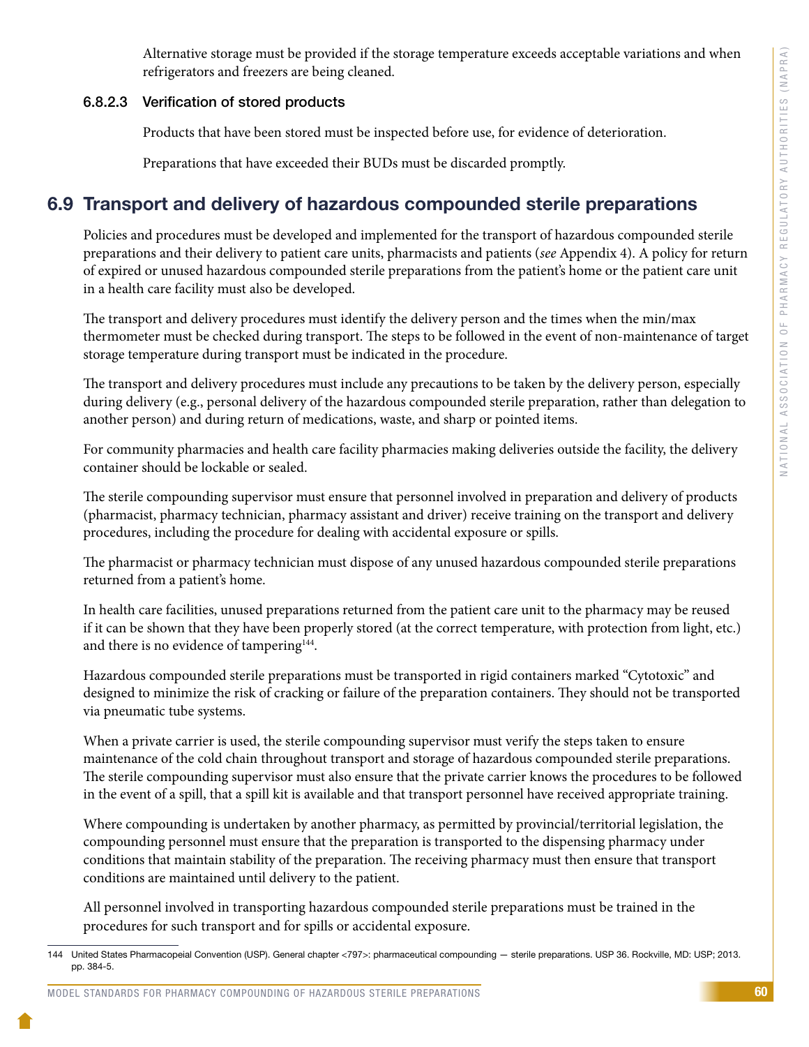Alternative storage must be provided if the storage temperature exceeds acceptable variations and when refrigerators and freezers are being cleaned.

#### 6.8.2.3 Verification of stored products

Products that have been stored must be inspected before use, for evidence of deterioration.

Preparations that have exceeded their BUDs must be discarded promptly.

## 6.9 Transport and delivery of hazardous compounded sterile preparations

Policies and procedures must be developed and implemented for the transport of hazardous compounded sterile preparations and their delivery to patient care units, pharmacists and patients (*see* Appendix 4). A policy for return of expired or unused hazardous compounded sterile preparations from the patient's home or the patient care unit in a health care facility must also be developed.

The transport and delivery procedures must identify the delivery person and the times when the min/max thermometer must be checked during transport. The steps to be followed in the event of non-maintenance of target storage temperature during transport must be indicated in the procedure.

The transport and delivery procedures must include any precautions to be taken by the delivery person, especially during delivery (e.g., personal delivery of the hazardous compounded sterile preparation, rather than delegation to another person) and during return of medications, waste, and sharp or pointed items.

For community pharmacies and health care facility pharmacies making deliveries outside the facility, the delivery container should be lockable or sealed.

The sterile compounding supervisor must ensure that personnel involved in preparation and delivery of products (pharmacist, pharmacy technician, pharmacy assistant and driver) receive training on the transport and delivery procedures, including the procedure for dealing with accidental exposure or spills.

The pharmacist or pharmacy technician must dispose of any unused hazardous compounded sterile preparations returned from a patient's home.

In health care facilities, unused preparations returned from the patient care unit to the pharmacy may be reused if it can be shown that they have been properly stored (at the correct temperature, with protection from light, etc.) and there is no evidence of tampering[144].

Hazardous compounded sterile preparations must be transported in rigid containers marked "Cytotoxic" and designed to minimize the risk of cracking or failure of the preparation containers. They should not be transported via pneumatic tube systems.

When a private carrier is used, the sterile compounding supervisor must verify the steps taken to ensure maintenance of the cold chain throughout transport and storage of hazardous compounded sterile preparations. The sterile compounding supervisor must also ensure that the private carrier knows the procedures to be followed in the event of a spill, that a spill kit is available and that transport personnel have received appropriate training.

Where compounding is undertaken by another pharmacy, as permitted by provincial/territorial legislation, the compounding personnel must ensure that the preparation is transported to the dispensing pharmacy under conditions that maintain stability of the preparation. The receiving pharmacy must then ensure that transport conditions are maintained until delivery to the patient.

All personnel involved in transporting hazardous compounded sterile preparations must be trained in the procedures for such transport and for spills or accidental exposure.

---

144 United States Pharmacopeial Convention (USP). General chapter <797>: pharmaceutical compounding — sterile preparations. USP 36. Rockville, MD: USP; 2013. pp. 384-5.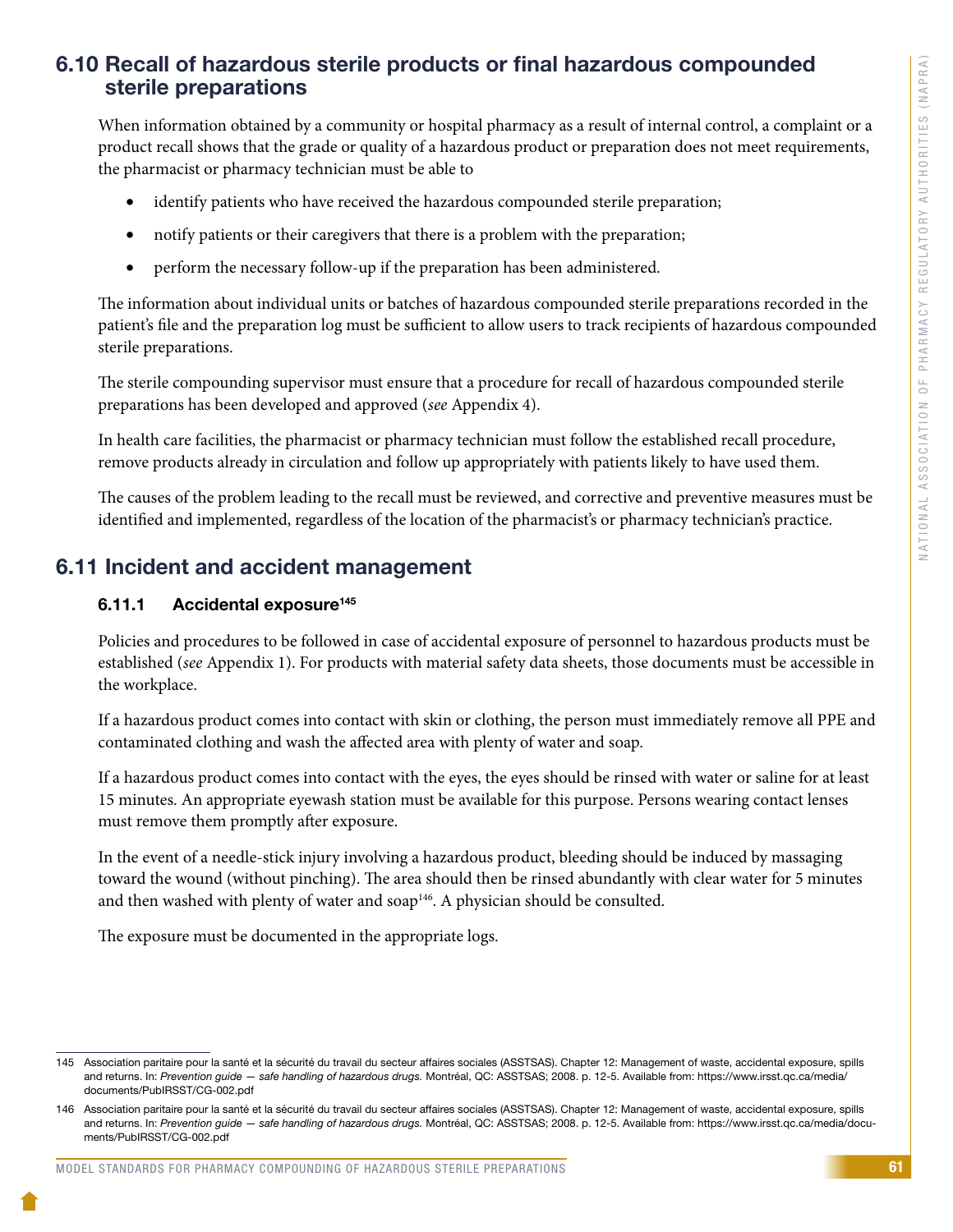## 6.10 Recall of hazardous sterile products or final hazardous compounded sterile preparations

When information obtained by a community or hospital pharmacy as a result of internal control, a complaint or a product recall shows that the grade or quality of a hazardous product or preparation does not meet requirements, the pharmacist or pharmacy technician must be able to

- identify patients who have received the hazardous compounded sterile preparation;
- notify patients or their caregivers that there is a problem with the preparation;
- perform the necessary follow-up if the preparation has been administered.

The information about individual units or batches of hazardous compounded sterile preparations recorded in the patient's file and the preparation log must be sufficient to allow users to track recipients of hazardous compounded sterile preparations.

The sterile compounding supervisor must ensure that a procedure for recall of hazardous compounded sterile preparations has been developed and approved (*see* Appendix 4).

In health care facilities, the pharmacist or pharmacy technician must follow the established recall procedure, remove products already in circulation and follow up appropriately with patients likely to have used them.

The causes of the problem leading to the recall must be reviewed, and corrective and preventive measures must be identified and implemented, regardless of the location of the pharmacist's or pharmacy technician's practice.

## 6.11 Incident and accident management

### 6.11.1 Accidental exposure[145]

Policies and procedures to be followed in case of accidental exposure of personnel to hazardous products must be established (*see* Appendix 1). For products with material safety data sheets, those documents must be accessible in the workplace.

If a hazardous product comes into contact with skin or clothing, the person must immediately remove all PPE and contaminated clothing and wash the affected area with plenty of water and soap.

If a hazardous product comes into contact with the eyes, the eyes should be rinsed with water or saline for at least 15 minutes. An appropriate eyewash station must be available for this purpose. Persons wearing contact lenses must remove them promptly after exposure.

In the event of a needle-stick injury involving a hazardous product, bleeding should be induced by massaging toward the wound (without pinching). The area should then be rinsed abundantly with clear water for 5 minutes and then washed with plenty of water and soap[146]. A physician should be consulted.

The exposure must be documented in the appropriate logs.

---

145 Association paritaire pour la santé et la sécurité du travail du secteur affaires sociales (ASSTSAS). Chapter 12: Management of waste, accidental exposure, spills and returns. In: *Prevention guide — safe handling of hazardous drugs.* Montréal, QC: ASSTSAS; 2008. p. 12-5. Available from: https://www.irsst.qc.ca/media/documents/PubIRSST/CG-002.pdf

146 Association paritaire pour la santé et la sécurité du travail du secteur affaires sociales (ASSTSAS). Chapter 12: Management of waste, accidental exposure, spills and returns. In: *Prevention guide — safe handling of hazardous drugs.* Montréal, QC: ASSTSAS; 2008. p. 12-5. Available from: https://www.irsst.qc.ca/media/documents/PubIRSST/CG-002.pdf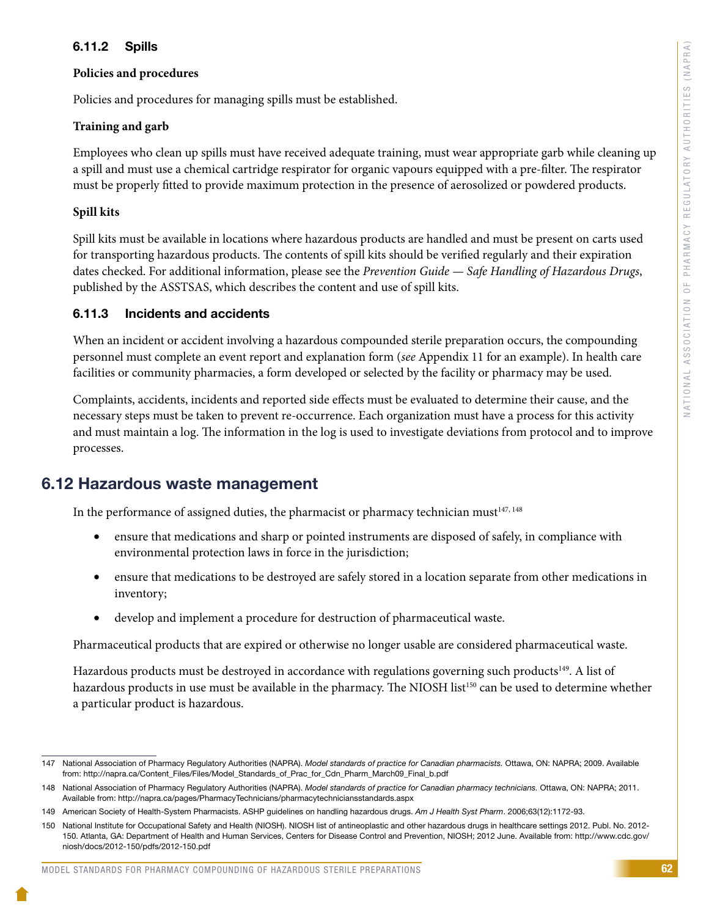### 6.11.2 Spills

**Policies and procedures**

Policies and procedures for managing spills must be established.

**Training and garb**

Employees who clean up spills must have received adequate training, must wear appropriate garb while cleaning up a spill and must use a chemical cartridge respirator for organic vapours equipped with a pre-filter. The respirator must be properly fitted to provide maximum protection in the presence of aerosolized or powdered products.

**Spill kits**

Spill kits must be available in locations where hazardous products are handled and must be present on carts used for transporting hazardous products. The contents of spill kits should be verified regularly and their expiration dates checked. For additional information, please see the *Prevention Guide — Safe Handling of Hazardous Drugs*, published by the ASSTSAS, which describes the content and use of spill kits.

### 6.11.3 Incidents and accidents

When an incident or accident involving a hazardous compounded sterile preparation occurs, the compounding personnel must complete an event report and explanation form (*see* Appendix 11 for an example). In health care facilities or community pharmacies, a form developed or selected by the facility or pharmacy may be used.

Complaints, accidents, incidents and reported side effects must be evaluated to determine their cause, and the necessary steps must be taken to prevent re-occurrence. Each organization must have a process for this activity and must maintain a log. The information in the log is used to investigate deviations from protocol and to improve processes.

## 6.12 Hazardous waste management

In the performance of assigned duties, the pharmacist or pharmacy technician must[147, 148]

- ensure that medications and sharp or pointed instruments are disposed of safely, in compliance with environmental protection laws in force in the jurisdiction;
- ensure that medications to be destroyed are safely stored in a location separate from other medications in inventory;
- develop and implement a procedure for destruction of pharmaceutical waste.

Pharmaceutical products that are expired or otherwise no longer usable are considered pharmaceutical waste.

Hazardous products must be destroyed in accordance with regulations governing such products[149]. A list of hazardous products in use must be available in the pharmacy. The NIOSH list[150] can be used to determine whether a particular product is hazardous.

---

147 National Association of Pharmacy Regulatory Authorities (NAPRA). *Model standards of practice for Canadian pharmacists.* Ottawa, ON: NAPRA; 2009. Available from: http://napra.ca/Content_Files/Files/Model_Standards_of_Prac_for_Cdn_Pharm_March09_Final_b.pdf

148 National Association of Pharmacy Regulatory Authorities (NAPRA). *Model standards of practice for Canadian pharmacy technicians.* Ottawa, ON: NAPRA; 2011. Available from: http://napra.ca/pages/PharmacyTechnicians/pharmacytechniciansstandards.aspx

149 American Society of Health-System Pharmacists. ASHP guidelines on handling hazardous drugs. *Am J Health Syst Pharm*. 2006;63(12):1172-93.

150 National Institute for Occupational Safety and Health (NIOSH). NIOSH list of antineoplastic and other hazardous drugs in healthcare settings 2012. Publ. No. 2012-150. Atlanta, GA: Department of Health and Human Services, Centers for Disease Control and Prevention, NIOSH; 2012 June. Available from: http://www.cdc.gov/niosh/docs/2012-150/pdfs/2012-150.pdf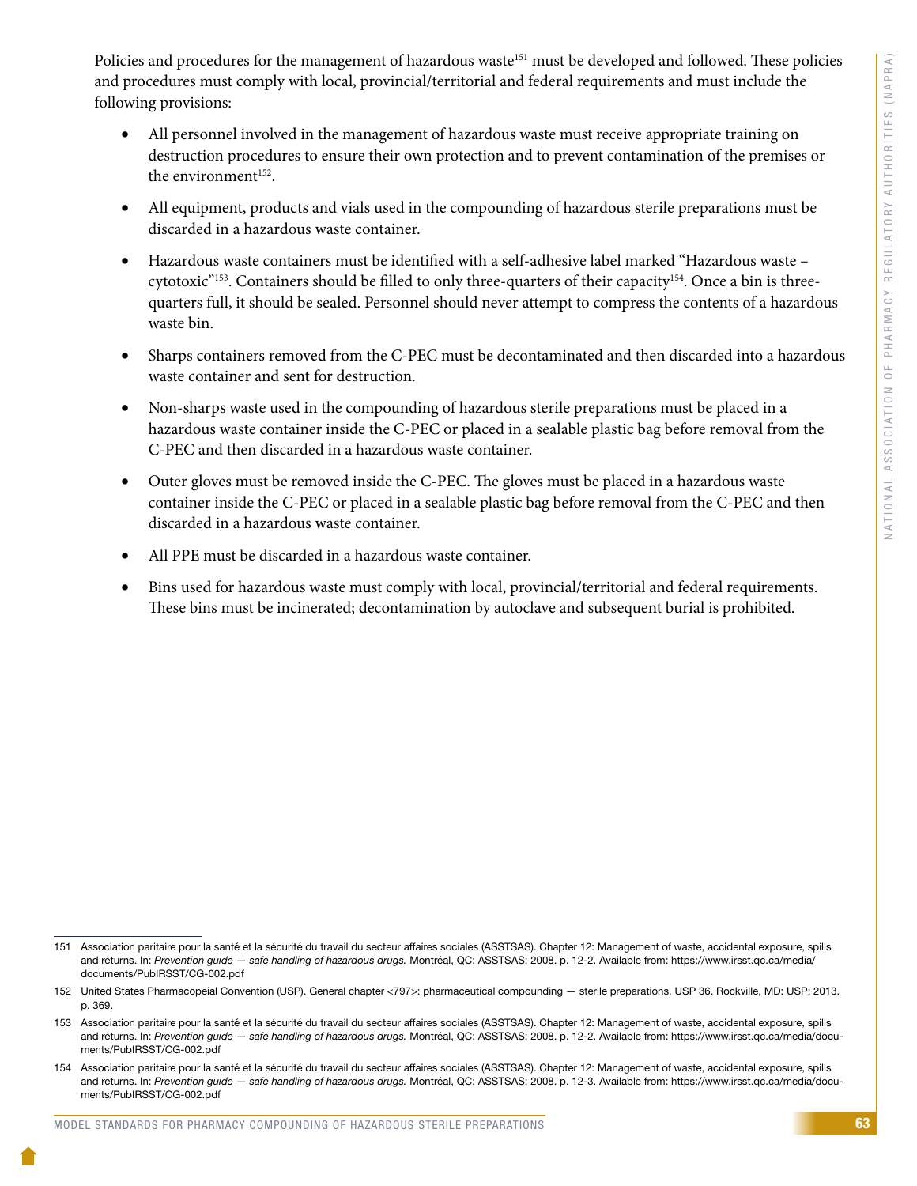Policies and procedures for the management of hazardous waste[151] must be developed and followed. These policies and procedures must comply with local, provincial/territorial and federal requirements and must include the following provisions:

- All personnel involved in the management of hazardous waste must receive appropriate training on destruction procedures to ensure their own protection and to prevent contamination of the premises or the environment[152].
- All equipment, products and vials used in the compounding of hazardous sterile preparations must be discarded in a hazardous waste container.
- Hazardous waste containers must be identified with a self-adhesive label marked "Hazardous waste – cytotoxic"[153]. Containers should be filled to only three-quarters of their capacity[154]. Once a bin is three-quarters full, it should be sealed. Personnel should never attempt to compress the contents of a hazardous waste bin.
- Sharps containers removed from the C-PEC must be decontaminated and then discarded into a hazardous waste container and sent for destruction.
- Non-sharps waste used in the compounding of hazardous sterile preparations must be placed in a hazardous waste container inside the C-PEC or placed in a sealable plastic bag before removal from the C-PEC and then discarded in a hazardous waste container.
- Outer gloves must be removed inside the C-PEC. The gloves must be placed in a hazardous waste container inside the C-PEC or placed in a sealable plastic bag before removal from the C-PEC and then discarded in a hazardous waste container.
- All PPE must be discarded in a hazardous waste container.
- Bins used for hazardous waste must comply with local, provincial/territorial and federal requirements. These bins must be incinerated; decontamination by autoclave and subsequent burial is prohibited.

---

151 Association paritaire pour la santé et la sécurité du travail du secteur affaires sociales (ASSTSAS). Chapter 12: Management of waste, accidental exposure, spills and returns. In: *Prevention guide — safe handling of hazardous drugs.* Montréal, QC: ASSTSAS; 2008. p. 12-2. Available from: https://www.irsst.qc.ca/media/documents/PubIRSST/CG-002.pdf

152 United States Pharmacopeial Convention (USP). General chapter <797>: pharmaceutical compounding — sterile preparations. USP 36. Rockville, MD: USP; 2013. p. 369.

153 Association paritaire pour la santé et la sécurité du travail du secteur affaires sociales (ASSTSAS). Chapter 12: Management of waste, accidental exposure, spills and returns. In: *Prevention guide — safe handling of hazardous drugs.* Montréal, QC: ASSTSAS; 2008. p. 12-2. Available from: https://www.irsst.qc.ca/media/documents/PubIRSST/CG-002.pdf

154 Association paritaire pour la santé et la sécurité du travail du secteur affaires sociales (ASSTSAS). Chapter 12: Management of waste, accidental exposure, spills and returns. In: *Prevention guide — safe handling of hazardous drugs.* Montréal, QC: ASSTSAS; 2008. p. 12-3. Available from: https://www.irsst.qc.ca/media/documents/PubIRSST/CG-002.pdf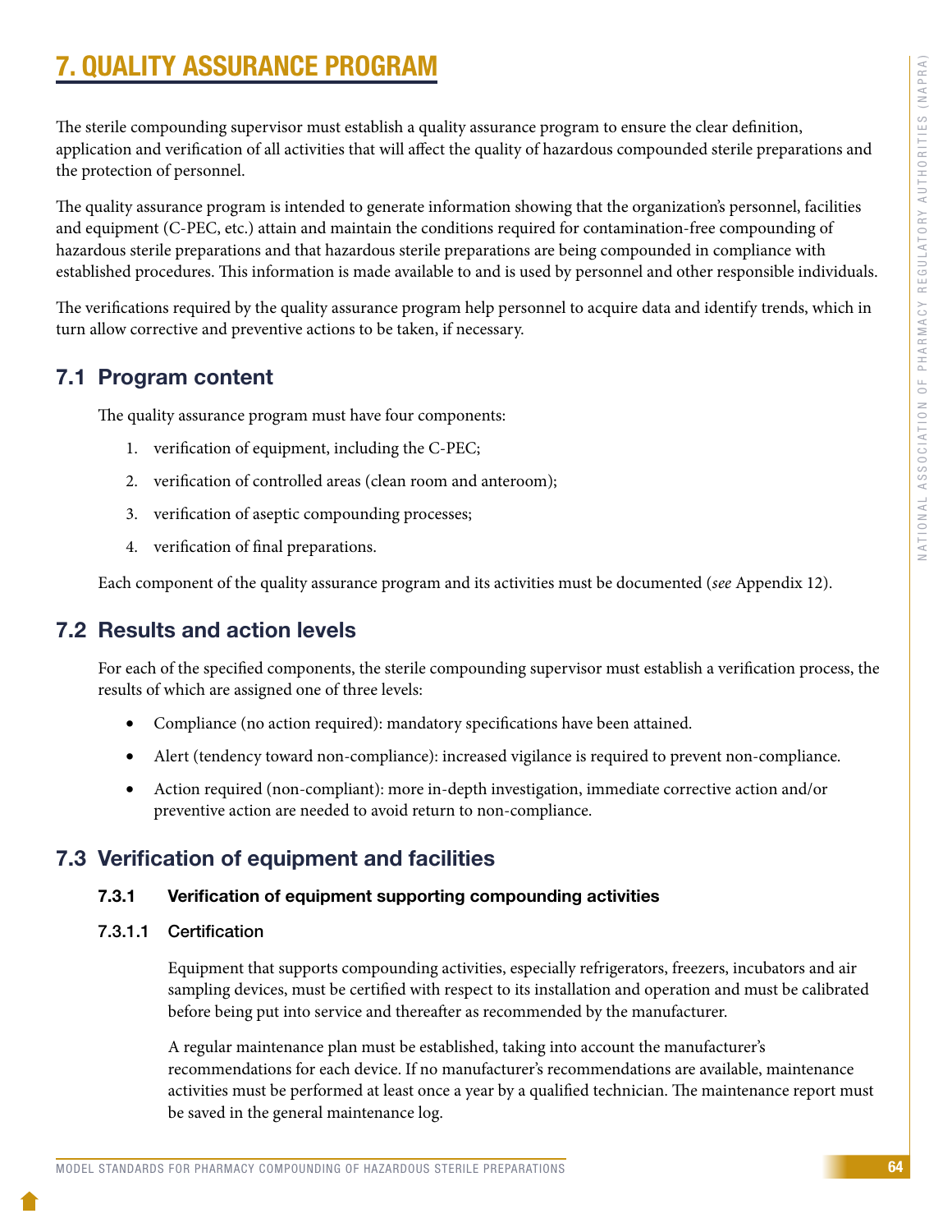# 7. QUALITY ASSURANCE PROGRAM

The sterile compounding supervisor must establish a quality assurance program to ensure the clear definition, application and verification of all activities that will affect the quality of hazardous compounded sterile preparations and the protection of personnel.

The quality assurance program is intended to generate information showing that the organization's personnel, facilities and equipment (C-PEC, etc.) attain and maintain the conditions required for contamination-free compounding of hazardous sterile preparations and that hazardous sterile preparations are being compounded in compliance with established procedures. This information is made available to and is used by personnel and other responsible individuals.

The verifications required by the quality assurance program help personnel to acquire data and identify trends, which in turn allow corrective and preventive actions to be taken, if necessary.

## 7.1 Program content

The quality assurance program must have four components:

1. verification of equipment, including the C-PEC;
2. verification of controlled areas (clean room and anteroom);
3. verification of aseptic compounding processes;
4. verification of final preparations.

Each component of the quality assurance program and its activities must be documented (*see* Appendix 12).

## 7.2 Results and action levels

For each of the specified components, the sterile compounding supervisor must establish a verification process, the results of which are assigned one of three levels:

- Compliance (no action required): mandatory specifications have been attained.
- Alert (tendency toward non-compliance): increased vigilance is required to prevent non-compliance.
- Action required (non-compliant): more in-depth investigation, immediate corrective action and/or preventive action are needed to avoid return to non-compliance.

## 7.3 Verification of equipment and facilities

### 7.3.1 Verification of equipment supporting compounding activities

#### 7.3.1.1 Certification

Equipment that supports compounding activities, especially refrigerators, freezers, incubators and air sampling devices, must be certified with respect to its installation and operation and must be calibrated before being put into service and thereafter as recommended by the manufacturer.

A regular maintenance plan must be established, taking into account the manufacturer's recommendations for each device. If no manufacturer's recommendations are available, maintenance activities must be performed at least once a year by a qualified technician. The maintenance report must be saved in the general maintenance log.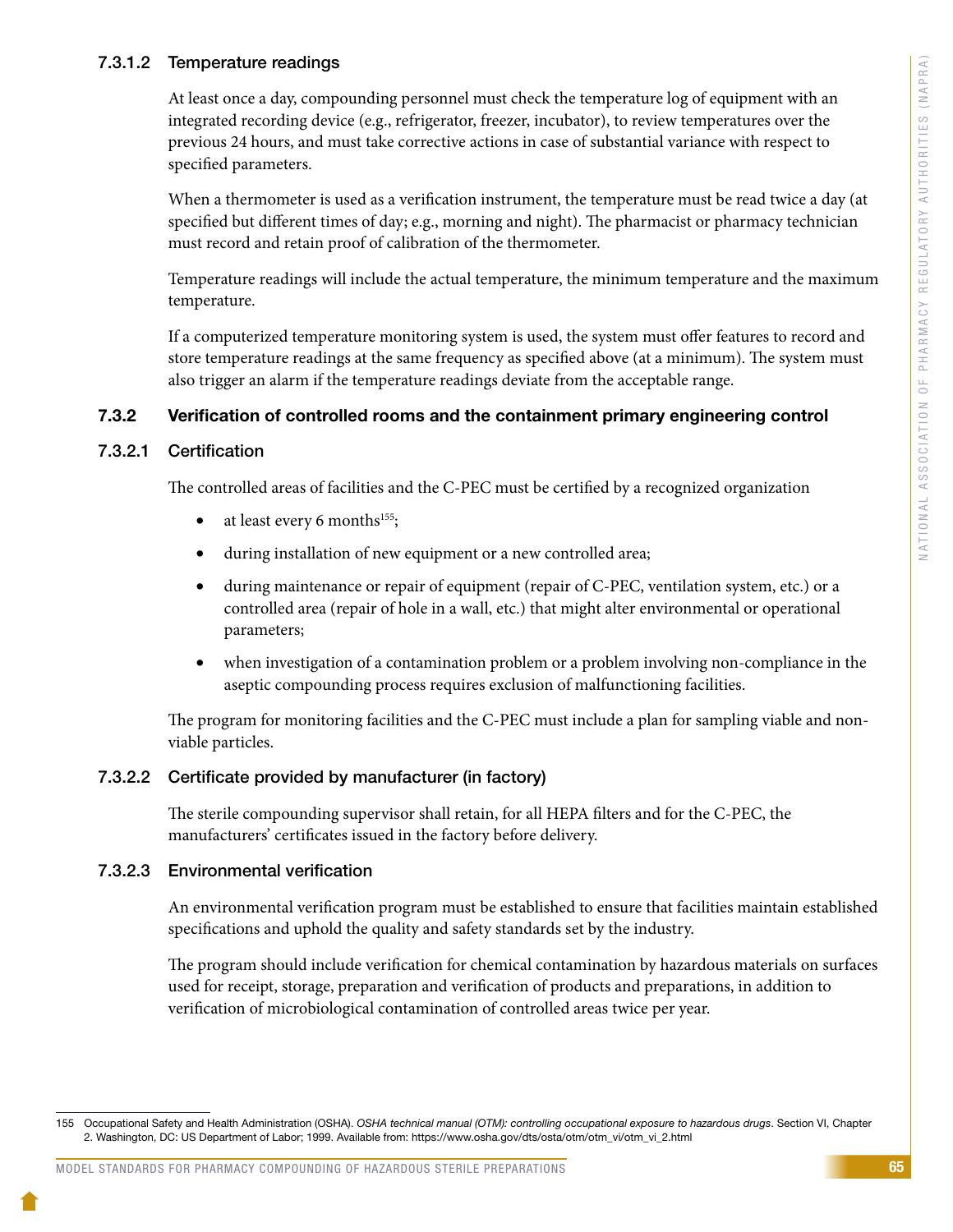#### 7.3.1.2 Temperature readings

At least once a day, compounding personnel must check the temperature log of equipment with an integrated recording device (e.g., refrigerator, freezer, incubator), to review temperatures over the previous 24 hours, and must take corrective actions in case of substantial variance with respect to specified parameters.

When a thermometer is used as a verification instrument, the temperature must be read twice a day (at specified but different times of day; e.g., morning and night). The pharmacist or pharmacy technician must record and retain proof of calibration of the thermometer.

Temperature readings will include the actual temperature, the minimum temperature and the maximum temperature.

If a computerized temperature monitoring system is used, the system must offer features to record and store temperature readings at the same frequency as specified above (at a minimum). The system must also trigger an alarm if the temperature readings deviate from the acceptable range.

### 7.3.2 Verification of controlled rooms and the containment primary engineering control

#### 7.3.2.1 Certification

The controlled areas of facilities and the C-PEC must be certified by a recognized organization

- at least every 6 months[155];
- during installation of new equipment or a new controlled area;
- during maintenance or repair of equipment (repair of C-PEC, ventilation system, etc.) or a controlled area (repair of hole in a wall, etc.) that might alter environmental or operational parameters;
- when investigation of a contamination problem or a problem involving non-compliance in the aseptic compounding process requires exclusion of malfunctioning facilities.

The program for monitoring facilities and the C-PEC must include a plan for sampling viable and non-viable particles.

#### 7.3.2.2 Certificate provided by manufacturer (in factory)

The sterile compounding supervisor shall retain, for all HEPA filters and for the C-PEC, the manufacturers' certificates issued in the factory before delivery.

#### 7.3.2.3 Environmental verification

An environmental verification program must be established to ensure that facilities maintain established specifications and uphold the quality and safety standards set by the industry.

The program should include verification for chemical contamination by hazardous materials on surfaces used for receipt, storage, preparation and verification of products and preparations, in addition to verification of microbiological contamination of controlled areas twice per year.

---

155 Occupational Safety and Health Administration (OSHA). *OSHA technical manual (OTM): controlling occupational exposure to hazardous drugs*. Section VI, Chapter 2. Washington, DC: US Department of Labor; 1999. Available from: https://www.osha.gov/dts/osta/otm/otm_vi/otm_vi_2.html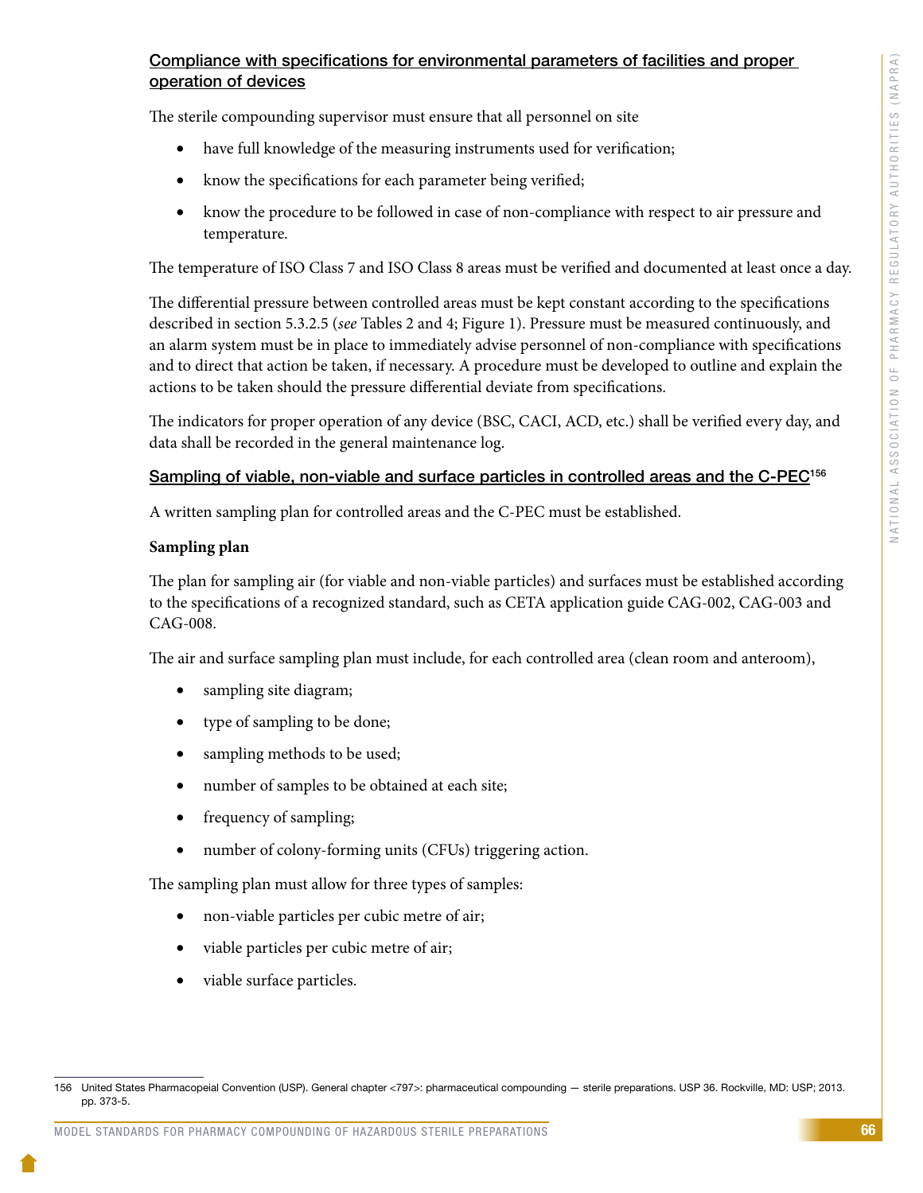Compliance with specifications for environmental parameters of facilities and proper operation of devices

The sterile compounding supervisor must ensure that all personnel on site

- have full knowledge of the measuring instruments used for verification;
- know the specifications for each parameter being verified;
- know the procedure to be followed in case of non-compliance with respect to air pressure and temperature.

The temperature of ISO Class 7 and ISO Class 8 areas must be verified and documented at least once a day.

The differential pressure between controlled areas must be kept constant according to the specifications described in section 5.3.2.5 (*see* Tables 2 and 4; Figure 1). Pressure must be measured continuously, and an alarm system must be in place to immediately advise personnel of non-compliance with specifications and to direct that action be taken, if necessary. A procedure must be developed to outline and explain the actions to be taken should the pressure differential deviate from specifications.

The indicators for proper operation of any device (BSC, CACI, ACD, etc.) shall be verified every day, and data shall be recorded in the general maintenance log.

Sampling of viable, non-viable and surface particles in controlled areas and the C-PEC[156]

A written sampling plan for controlled areas and the C-PEC must be established.

**Sampling plan**

The plan for sampling air (for viable and non-viable particles) and surfaces must be established according to the specifications of a recognized standard, such as CETA application guide CAG-002, CAG-003 and CAG-008.

The air and surface sampling plan must include, for each controlled area (clean room and anteroom),

- sampling site diagram;
- type of sampling to be done;
- sampling methods to be used;
- number of samples to be obtained at each site;
- frequency of sampling;
- number of colony-forming units (CFUs) triggering action.

The sampling plan must allow for three types of samples:

- non-viable particles per cubic metre of air;
- viable particles per cubic metre of air;
- viable surface particles.

156 United States Pharmacopeial Convention (USP). General chapter <797>: pharmaceutical compounding — sterile preparations. USP 36. Rockville, MD: USP; 2013. pp. 373-5.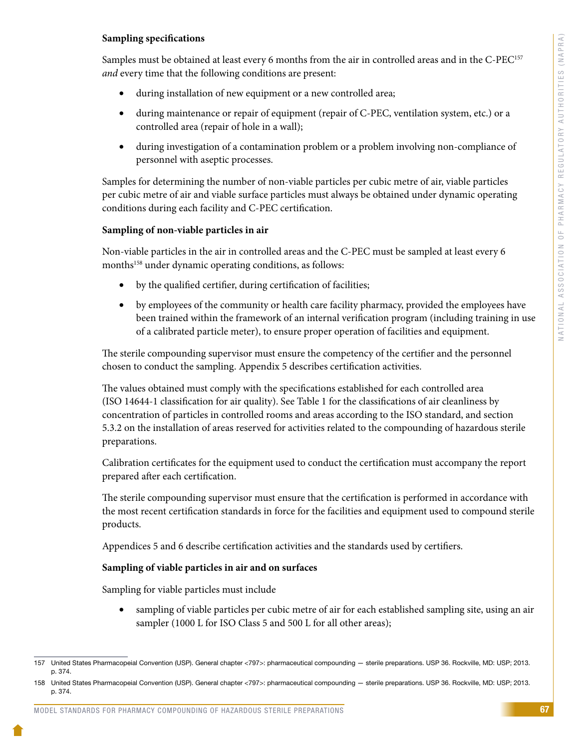**Sampling specifications**

Samples must be obtained at least every 6 months from the air in controlled areas and in the C-PEC[157] *and* every time that the following conditions are present:

- during installation of new equipment or a new controlled area;
- during maintenance or repair of equipment (repair of C-PEC, ventilation system, etc.) or a controlled area (repair of hole in a wall);
- during investigation of a contamination problem or a problem involving non-compliance of personnel with aseptic processes.

Samples for determining the number of non-viable particles per cubic metre of air, viable particles per cubic metre of air and viable surface particles must always be obtained under dynamic operating conditions during each facility and C-PEC certification.

**Sampling of non-viable particles in air**

Non-viable particles in the air in controlled areas and the C-PEC must be sampled at least every 6 months[158] under dynamic operating conditions, as follows:

- by the qualified certifier, during certification of facilities;
- by employees of the community or health care facility pharmacy, provided the employees have been trained within the framework of an internal verification program (including training in use of a calibrated particle meter), to ensure proper operation of facilities and equipment.

The sterile compounding supervisor must ensure the competency of the certifier and the personnel chosen to conduct the sampling. Appendix 5 describes certification activities.

The values obtained must comply with the specifications established for each controlled area (ISO 14644-1 classification for air quality). See Table 1 for the classifications of air cleanliness by concentration of particles in controlled rooms and areas according to the ISO standard, and section 5.3.2 on the installation of areas reserved for activities related to the compounding of hazardous sterile preparations.

Calibration certificates for the equipment used to conduct the certification must accompany the report prepared after each certification.

The sterile compounding supervisor must ensure that the certification is performed in accordance with the most recent certification standards in force for the facilities and equipment used to compound sterile products.

Appendices 5 and 6 describe certification activities and the standards used by certifiers.

**Sampling of viable particles in air and on surfaces**

Sampling for viable particles must include

- sampling of viable particles per cubic metre of air for each established sampling site, using an air sampler (1000 L for ISO Class 5 and 500 L for all other areas);

---

157 United States Pharmacopeial Convention (USP). General chapter <797>: pharmaceutical compounding — sterile preparations. USP 36. Rockville, MD: USP; 2013. p. 374.

158 United States Pharmacopeial Convention (USP). General chapter <797>: pharmaceutical compounding — sterile preparations. USP 36. Rockville, MD: USP; 2013. p. 374.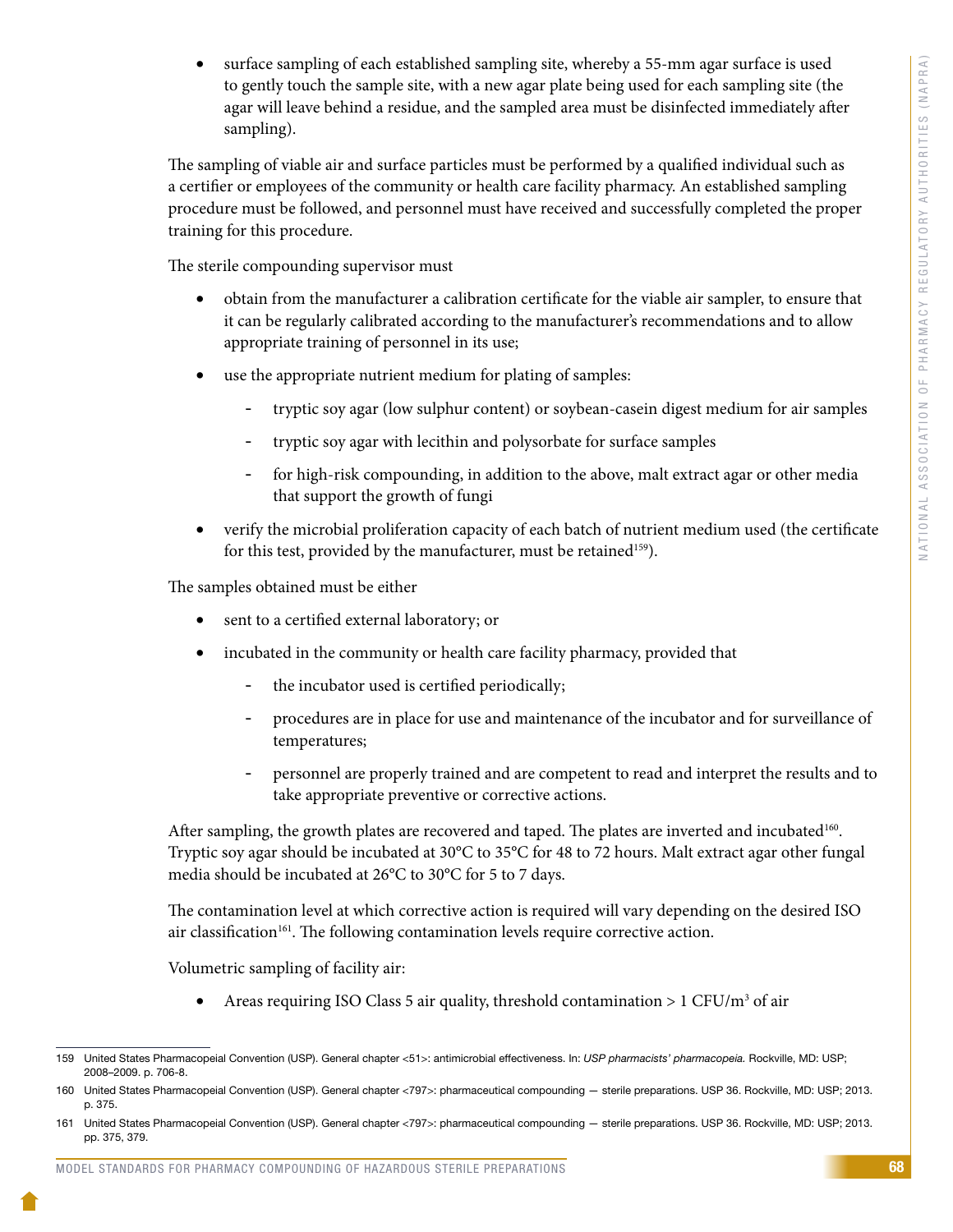- surface sampling of each established sampling site, whereby a 55-mm agar surface is used to gently touch the sample site, with a new agar plate being used for each sampling site (the agar will leave behind a residue, and the sampled area must be disinfected immediately after sampling).

The sampling of viable air and surface particles must be performed by a qualified individual such as a certifier or employees of the community or health care facility pharmacy. An established sampling procedure must be followed, and personnel must have received and successfully completed the proper training for this procedure.

The sterile compounding supervisor must

- obtain from the manufacturer a calibration certificate for the viable air sampler, to ensure that it can be regularly calibrated according to the manufacturer's recommendations and to allow appropriate training of personnel in its use;
- use the appropriate nutrient medium for plating of samples:
  - tryptic soy agar (low sulphur content) or soybean-casein digest medium for air samples
  - tryptic soy agar with lecithin and polysorbate for surface samples
  - for high-risk compounding, in addition to the above, malt extract agar or other media that support the growth of fungi
- verify the microbial proliferation capacity of each batch of nutrient medium used (the certificate for this test, provided by the manufacturer, must be retained[159]).

The samples obtained must be either

- sent to a certified external laboratory; or
- incubated in the community or health care facility pharmacy, provided that
  - the incubator used is certified periodically;
  - procedures are in place for use and maintenance of the incubator and for surveillance of temperatures;
  - personnel are properly trained and are competent to read and interpret the results and to take appropriate preventive or corrective actions.

After sampling, the growth plates are recovered and taped. The plates are inverted and incubated[160]. Tryptic soy agar should be incubated at 30°C to 35°C for 48 to 72 hours. Malt extract agar other fungal media should be incubated at 26°C to 30°C for 5 to 7 days.

The contamination level at which corrective action is required will vary depending on the desired ISO air classification[161]. The following contamination levels require corrective action.

Volumetric sampling of facility air:

- Areas requiring ISO Class 5 air quality, threshold contamination > 1 CFU/m$^3$ of air

---

159 United States Pharmacopeial Convention (USP). General chapter <51>: antimicrobial effectiveness. In: *USP pharmacists' pharmacopeia.* Rockville, MD: USP; 2008–2009. p. 706-8.

160 United States Pharmacopeial Convention (USP). General chapter <797>: pharmaceutical compounding — sterile preparations. USP 36. Rockville, MD: USP; 2013. p. 375.

161 United States Pharmacopeial Convention (USP). General chapter <797>: pharmaceutical compounding — sterile preparations. USP 36. Rockville, MD: USP; 2013. pp. 375, 379.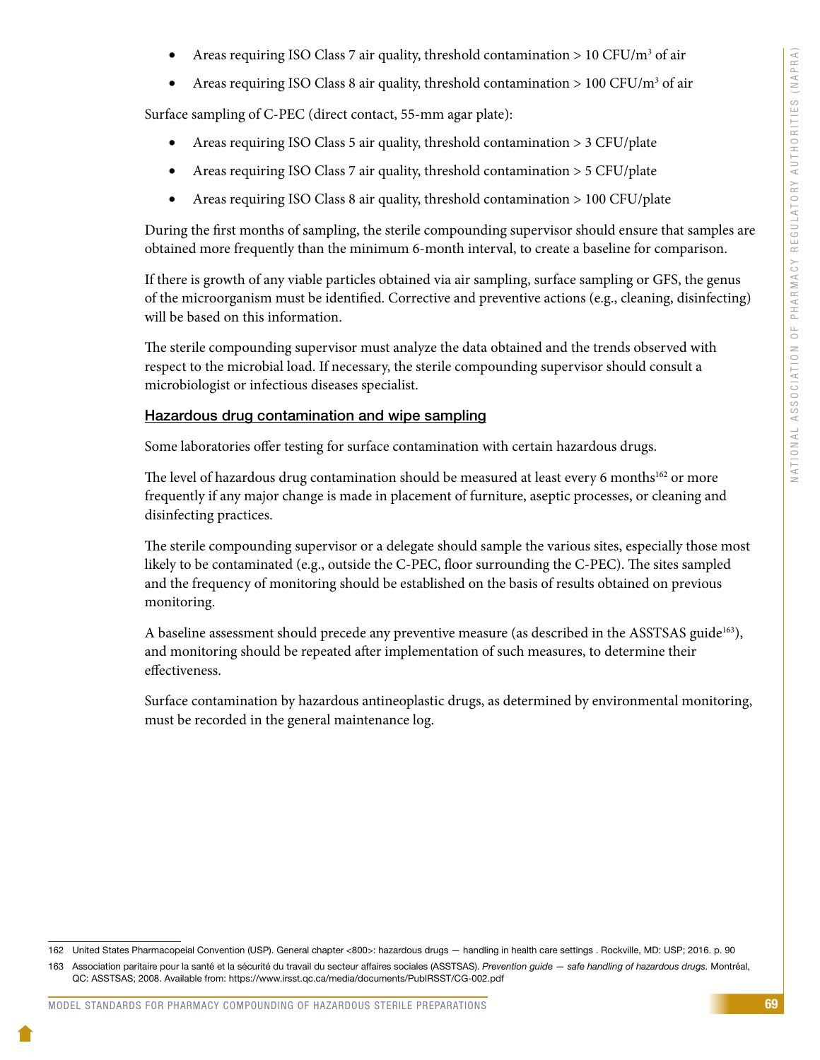- Areas requiring ISO Class 7 air quality, threshold contamination > 10 CFU/m$^3$ of air
- Areas requiring ISO Class 8 air quality, threshold contamination > 100 CFU/m$^3$ of air

Surface sampling of C-PEC (direct contact, 55-mm agar plate):

- Areas requiring ISO Class 5 air quality, threshold contamination > 3 CFU/plate
- Areas requiring ISO Class 7 air quality, threshold contamination > 5 CFU/plate
- Areas requiring ISO Class 8 air quality, threshold contamination > 100 CFU/plate

During the first months of sampling, the sterile compounding supervisor should ensure that samples are obtained more frequently than the minimum 6-month interval, to create a baseline for comparison.

If there is growth of any viable particles obtained via air sampling, surface sampling or GFS, the genus of the microorganism must be identified. Corrective and preventive actions (e.g., cleaning, disinfecting) will be based on this information.

The sterile compounding supervisor must analyze the data obtained and the trends observed with respect to the microbial load. If necessary, the sterile compounding supervisor should consult a microbiologist or infectious diseases specialist.

#### Hazardous drug contamination and wipe sampling

Some laboratories offer testing for surface contamination with certain hazardous drugs.

The level of hazardous drug contamination should be measured at least every 6 months[162] or more frequently if any major change is made in placement of furniture, aseptic processes, or cleaning and disinfecting practices.

The sterile compounding supervisor or a delegate should sample the various sites, especially those most likely to be contaminated (e.g., outside the C-PEC, floor surrounding the C-PEC). The sites sampled and the frequency of monitoring should be established on the basis of results obtained on previous monitoring.

A baseline assessment should precede any preventive measure (as described in the ASSTSAS guide[163]), and monitoring should be repeated after implementation of such measures, to determine their effectiveness.

Surface contamination by hazardous antineoplastic drugs, as determined by environmental monitoring, must be recorded in the general maintenance log.

---

162 United States Pharmacopeial Convention (USP). General chapter <800>: hazardous drugs — handling in health care settings . Rockville, MD: USP; 2016. p. 90

163 Association paritaire pour la santé et la sécurité du travail du secteur affaires sociales (ASSTSAS). *Prevention guide — safe handling of hazardous drugs.* Montréal, QC: ASSTSAS; 2008. Available from: https://www.irsst.qc.ca/media/documents/PubIRSST/CG-002.pdf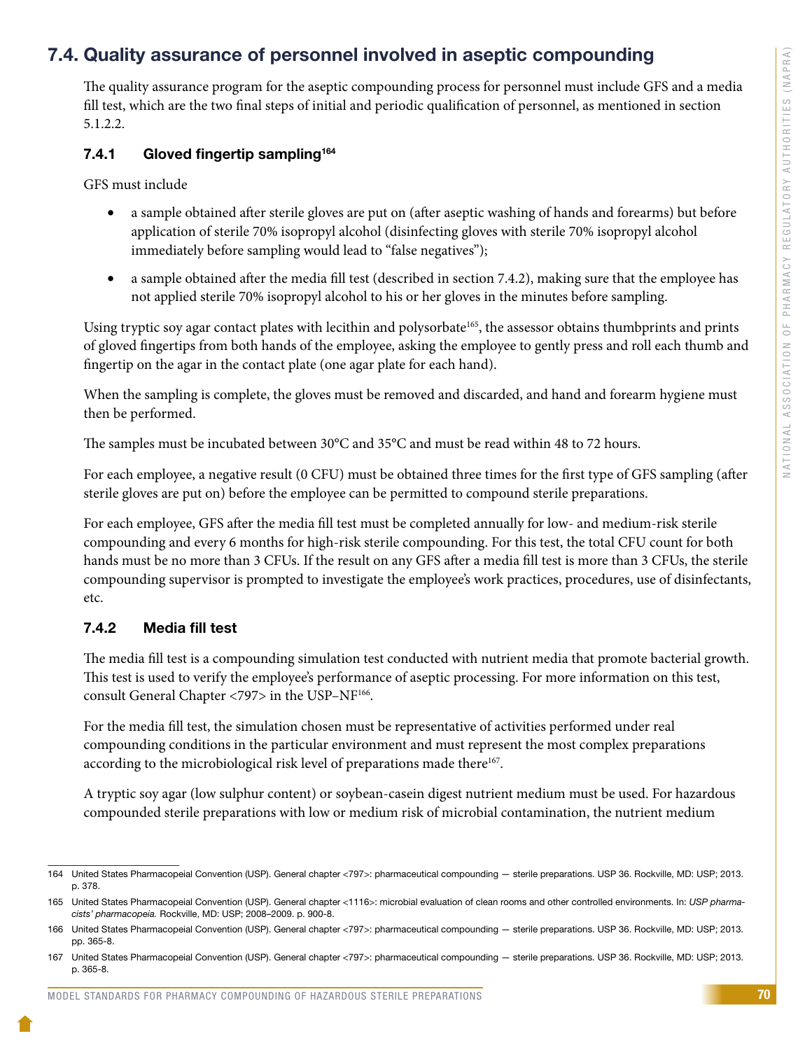## 7.4. Quality assurance of personnel involved in aseptic compounding

The quality assurance program for the aseptic compounding process for personnel must include GFS and a media fill test, which are the two final steps of initial and periodic qualification of personnel, as mentioned in section 5.1.2.2.

### 7.4.1 Gloved fingertip sampling[164]

GFS must include

- a sample obtained after sterile gloves are put on (after aseptic washing of hands and forearms) but before application of sterile 70% isopropyl alcohol (disinfecting gloves with sterile 70% isopropyl alcohol immediately before sampling would lead to "false negatives");
- a sample obtained after the media fill test (described in section 7.4.2), making sure that the employee has not applied sterile 70% isopropyl alcohol to his or her gloves in the minutes before sampling.

Using tryptic soy agar contact plates with lecithin and polysorbate[165], the assessor obtains thumbprints and prints of gloved fingertips from both hands of the employee, asking the employee to gently press and roll each thumb and fingertip on the agar in the contact plate (one agar plate for each hand).

When the sampling is complete, the gloves must be removed and discarded, and hand and forearm hygiene must then be performed.

The samples must be incubated between 30°C and 35°C and must be read within 48 to 72 hours.

For each employee, a negative result (0 CFU) must be obtained three times for the first type of GFS sampling (after sterile gloves are put on) before the employee can be permitted to compound sterile preparations.

For each employee, GFS after the media fill test must be completed annually for low- and medium-risk sterile compounding and every 6 months for high-risk sterile compounding. For this test, the total CFU count for both hands must be no more than 3 CFUs. If the result on any GFS after a media fill test is more than 3 CFUs, the sterile compounding supervisor is prompted to investigate the employee's work practices, procedures, use of disinfectants, etc.

### 7.4.2 Media fill test

The media fill test is a compounding simulation test conducted with nutrient media that promote bacterial growth. This test is used to verify the employee's performance of aseptic processing. For more information on this test, consult General Chapter <797> in the USP–NF[166].

For the media fill test, the simulation chosen must be representative of activities performed under real compounding conditions in the particular environment and must represent the most complex preparations according to the microbiological risk level of preparations made there[167].

A tryptic soy agar (low sulphur content) or soybean-casein digest nutrient medium must be used. For hazardous compounded sterile preparations with low or medium risk of microbial contamination, the nutrient medium

---

164 United States Pharmacopeial Convention (USP). General chapter <797>: pharmaceutical compounding — sterile preparations. USP 36. Rockville, MD: USP; 2013. p. 378.

165 United States Pharmacopeial Convention (USP). General chapter <1116>: microbial evaluation of clean rooms and other controlled environments. In: *USP pharmacists' pharmacopeia.* Rockville, MD: USP; 2008–2009. p. 900-8.

166 United States Pharmacopeial Convention (USP). General chapter <797>: pharmaceutical compounding — sterile preparations. USP 36. Rockville, MD: USP; 2013. pp. 365-8.

167 United States Pharmacopeial Convention (USP). General chapter <797>: pharmaceutical compounding — sterile preparations. USP 36. Rockville, MD: USP; 2013. p. 365-8.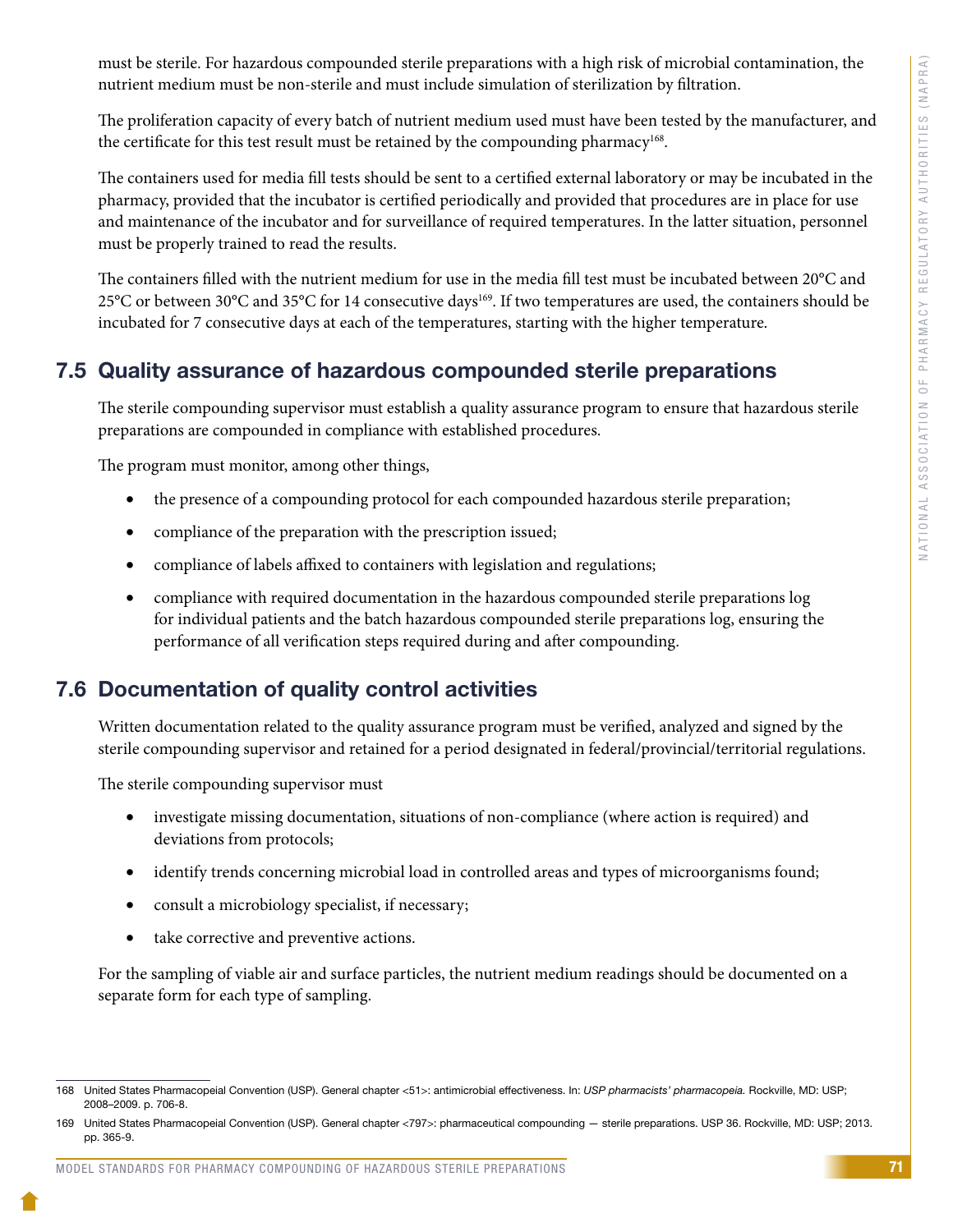must be sterile. For hazardous compounded sterile preparations with a high risk of microbial contamination, the nutrient medium must be non-sterile and must include simulation of sterilization by filtration.

The proliferation capacity of every batch of nutrient medium used must have been tested by the manufacturer, and the certificate for this test result must be retained by the compounding pharmacy[168].

The containers used for media fill tests should be sent to a certified external laboratory or may be incubated in the pharmacy, provided that the incubator is certified periodically and provided that procedures are in place for use and maintenance of the incubator and for surveillance of required temperatures. In the latter situation, personnel must be properly trained to read the results.

The containers filled with the nutrient medium for use in the media fill test must be incubated between 20°C and 25°C or between 30°C and 35°C for 14 consecutive days[169]. If two temperatures are used, the containers should be incubated for 7 consecutive days at each of the temperatures, starting with the higher temperature.

## 7.5 Quality assurance of hazardous compounded sterile preparations

The sterile compounding supervisor must establish a quality assurance program to ensure that hazardous sterile preparations are compounded in compliance with established procedures.

The program must monitor, among other things,

- the presence of a compounding protocol for each compounded hazardous sterile preparation;
- compliance of the preparation with the prescription issued;
- compliance of labels affixed to containers with legislation and regulations;
- compliance with required documentation in the hazardous compounded sterile preparations log for individual patients and the batch hazardous compounded sterile preparations log, ensuring the performance of all verification steps required during and after compounding.

## 7.6 Documentation of quality control activities

Written documentation related to the quality assurance program must be verified, analyzed and signed by the sterile compounding supervisor and retained for a period designated in federal/provincial/territorial regulations.

The sterile compounding supervisor must

- investigate missing documentation, situations of non-compliance (where action is required) and deviations from protocols;
- identify trends concerning microbial load in controlled areas and types of microorganisms found;
- consult a microbiology specialist, if necessary;
- take corrective and preventive actions.

For the sampling of viable air and surface particles, the nutrient medium readings should be documented on a separate form for each type of sampling.

---

168 United States Pharmacopeial Convention (USP). General chapter <51>: antimicrobial effectiveness. In: *USP pharmacists' pharmacopeia.* Rockville, MD: USP; 2008–2009. p. 706-8.

169 United States Pharmacopeial Convention (USP). General chapter <797>: pharmaceutical compounding — sterile preparations. USP 36. Rockville, MD: USP; 2013. pp. 365-9.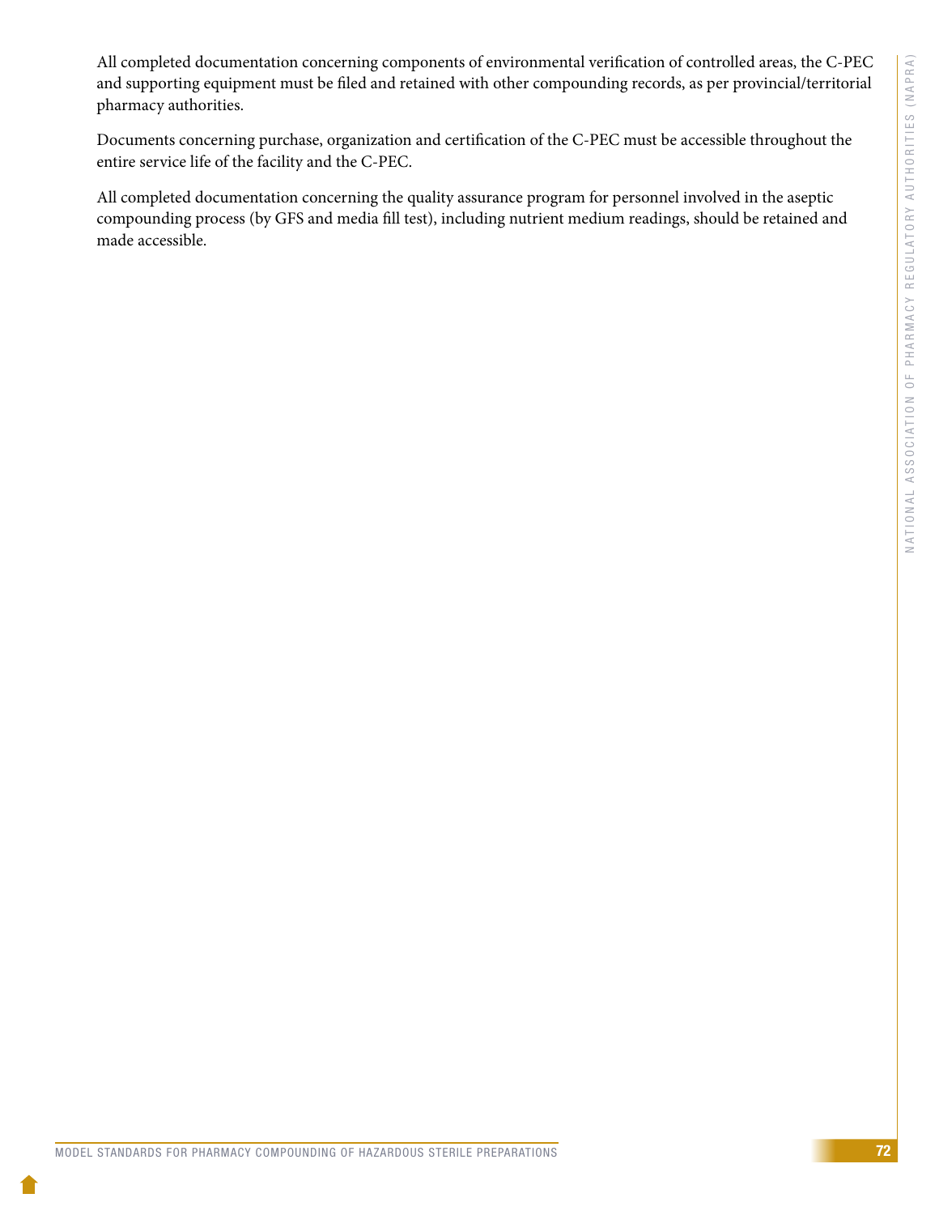All completed documentation concerning components of environmental verification of controlled areas, the C-PEC and supporting equipment must be filed and retained with other compounding records, as per provincial/territorial pharmacy authorities.

Documents concerning purchase, organization and certification of the C-PEC must be accessible throughout the entire service life of the facility and the C-PEC.

All completed documentation concerning the quality assurance program for personnel involved in the aseptic compounding process (by GFS and media fill test), including nutrient medium readings, should be retained and made accessible.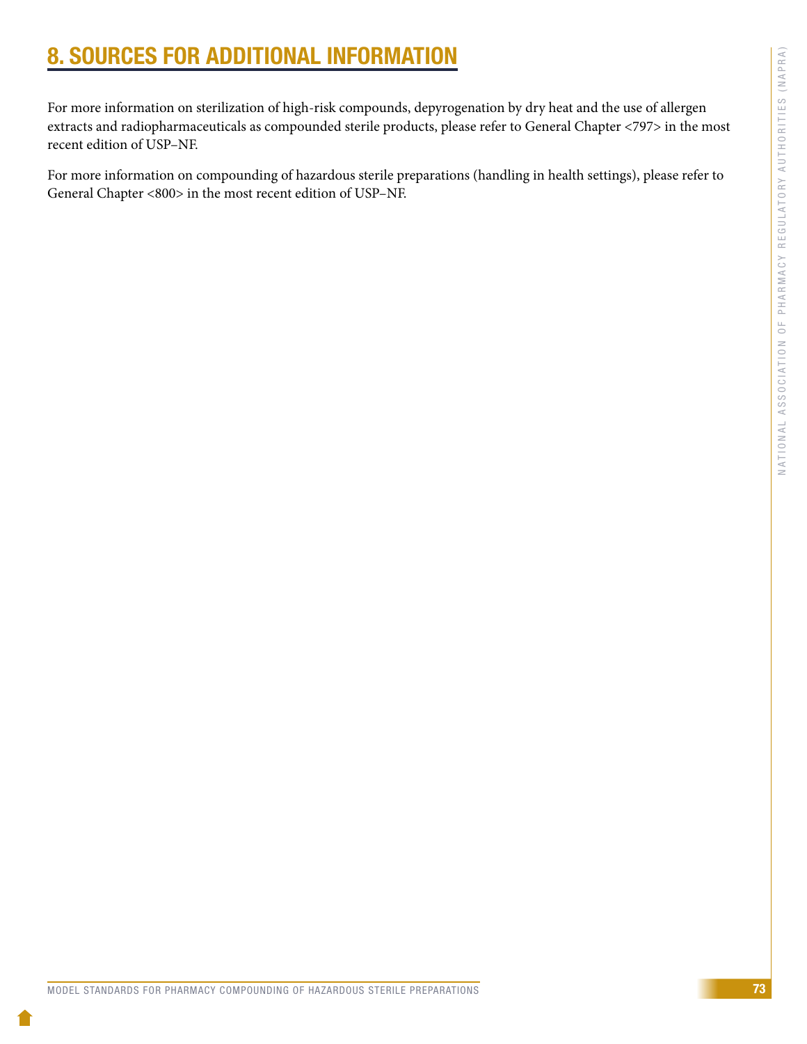# 8. SOURCES FOR ADDITIONAL INFORMATION

For more information on sterilization of high-risk compounds, depyrogenation by dry heat and the use of allergen extracts and radiopharmaceuticals as compounded sterile products, please refer to General Chapter <797> in the most recent edition of USP–NF.

For more information on compounding of hazardous sterile preparations (handling in health settings), please refer to General Chapter <800> in the most recent edition of USP–NF.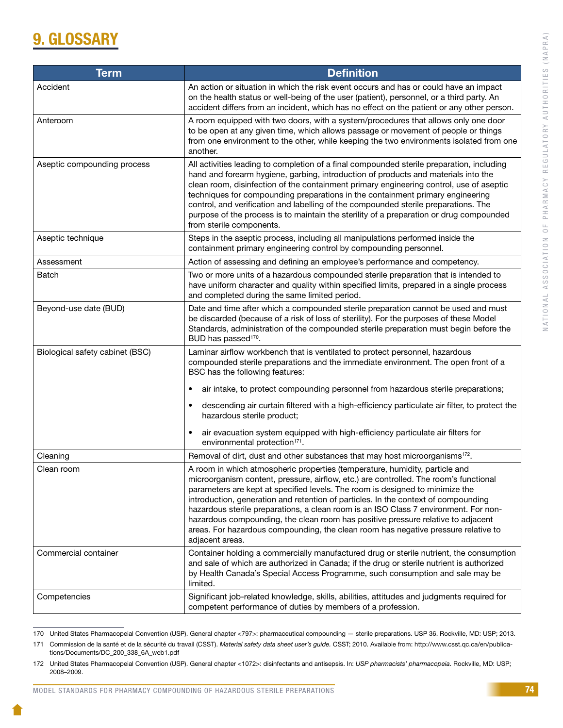# 9. GLOSSARY

| Term | Definition |
|---|---|
| Accident | An action or situation in which the risk event occurs and has or could have an impact on the health status or well-being of the user (patient), personnel, or a third party. An accident differs from an incident, which has no effect on the patient or any other person. |
| Anteroom | A room equipped with two doors, with a system/procedures that allows only one door to be open at any given time, which allows passage or movement of people or things from one environment to the other, while keeping the two environments isolated from one another. |
| Aseptic compounding process | All activities leading to completion of a final compounded sterile preparation, including hand and forearm hygiene, garbing, introduction of products and materials into the clean room, disinfection of the containment primary engineering control, use of aseptic techniques for compounding preparations in the containment primary engineering control, and verification and labelling of the compounded sterile preparations. The purpose of the process is to maintain the sterility of a preparation or drug compounded from sterile components. |
| Aseptic technique | Steps in the aseptic process, including all manipulations performed inside the containment primary engineering control by compounding personnel. |
| Assessment | Action of assessing and defining an employee's performance and competency. |
| Batch | Two or more units of a hazardous compounded sterile preparation that is intended to have uniform character and quality within specified limits, prepared in a single process and completed during the same limited period. |
| Beyond-use date (BUD) | Date and time after which a compounded sterile preparation cannot be used and must be discarded (because of a risk of loss of sterility). For the purposes of these Model Standards, administration of the compounded sterile preparation must begin before the BUD has passed[170]. |
| Biological safety cabinet (BSC) | Laminar airflow workbench that is ventilated to protect personnel, hazardous compounded sterile preparations and the immediate environment. The open front of a BSC has the following features:<br>• air intake, to protect compounding personnel from hazardous sterile preparations;<br>• descending air curtain filtered with a high-efficiency particulate air filter, to protect the hazardous sterile product;<br>• air evacuation system equipped with high-efficiency particulate air filters for environmental protection[171]. |
| Cleaning | Removal of dirt, dust and other substances that may host microorganisms[172]. |
| Clean room | A room in which atmospheric properties (temperature, humidity, particle and microorganism content, pressure, airflow, etc.) are controlled. The room's functional parameters are kept at specified levels. The room is designed to minimize the introduction, generation and retention of particles. In the context of compounding hazardous sterile preparations, a clean room is an ISO Class 7 environment. For non-hazardous compounding, the clean room has positive pressure relative to adjacent areas. For hazardous compounding, the clean room has negative pressure relative to adjacent areas. |
| Commercial container | Container holding a commercially manufactured drug or sterile nutrient, the consumption and sale of which are authorized in Canada; if the drug or sterile nutrient is authorized by Health Canada's Special Access Programme, such consumption and sale may be limited. |
| Competencies | Significant job-related knowledge, skills, abilities, attitudes and judgments required for competent performance of duties by members of a profession. |

170 United States Pharmacopeial Convention (USP). General chapter <797>: pharmaceutical compounding — sterile preparations. USP 36. Rockville, MD: USP; 2013.

171 Commission de la santé et de la sécurité du travail (CSST). *Material safety data sheet user's guide.* CSST; 2010. Available from: http://www.csst.qc.ca/en/publications/Documents/DC_200_338_6A_web1.pdf

172 United States Pharmacopeial Convention (USP). General chapter <1072>: disinfectants and antisepsis. In: *USP pharmacists' pharmacopeia*. Rockville, MD: USP; 2008–2009.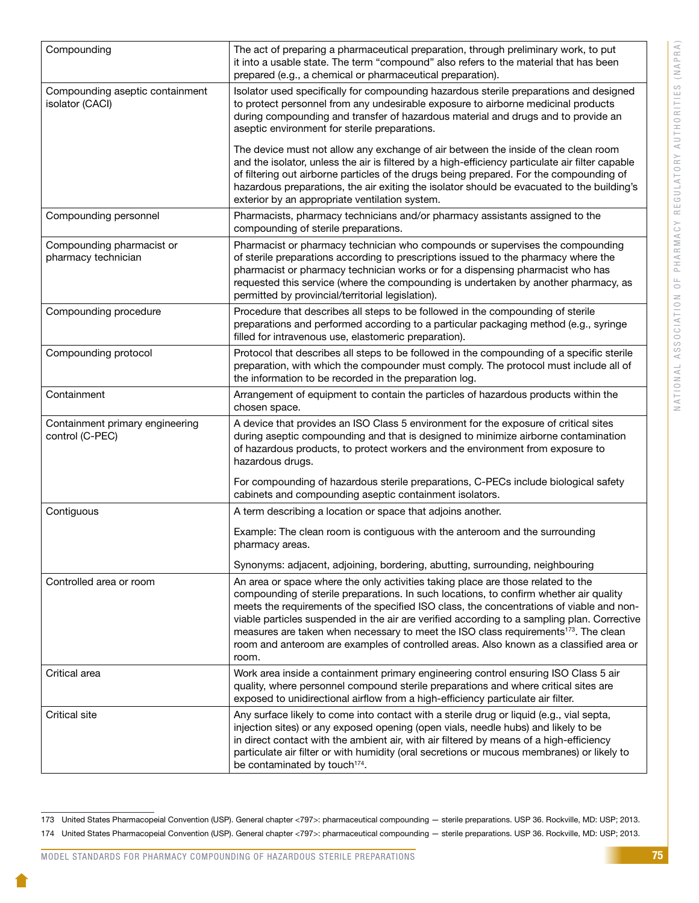| | |
|---|---|
| Compounding | The act of preparing a pharmaceutical preparation, through preliminary work, to put it into a usable state. The term "compound" also refers to the material that has been prepared (e.g., a chemical or pharmaceutical preparation). |
| Compounding aseptic containment isolator (CACI) | Isolator used specifically for compounding hazardous sterile preparations and designed to protect personnel from any undesirable exposure to airborne medicinal products during compounding and transfer of hazardous material and drugs and to provide an aseptic environment for sterile preparations.<br><br>The device must not allow any exchange of air between the inside of the clean room and the isolator, unless the air is filtered by a high-efficiency particulate air filter capable of filtering out airborne particles of the drugs being prepared. For the compounding of hazardous preparations, the air exiting the isolator should be evacuated to the building's exterior by an appropriate ventilation system. |
| Compounding personnel | Pharmacists, pharmacy technicians and/or pharmacy assistants assigned to the compounding of sterile preparations. |
| Compounding pharmacist or pharmacy technician | Pharmacist or pharmacy technician who compounds or supervises the compounding of sterile preparations according to prescriptions issued to the pharmacy where the pharmacist or pharmacy technician works or for a dispensing pharmacist who has requested this service (where the compounding is undertaken by another pharmacy, as permitted by provincial/territorial legislation). |
| Compounding procedure | Procedure that describes all steps to be followed in the compounding of sterile preparations and performed according to a particular packaging method (e.g., syringe filled for intravenous use, elastomeric preparation). |
| Compounding protocol | Protocol that describes all steps to be followed in the compounding of a specific sterile preparation, with which the compounder must comply. The protocol must include all of the information to be recorded in the preparation log. |
| Containment | Arrangement of equipment to contain the particles of hazardous products within the chosen space. |
| Containment primary engineering control (C-PEC) | A device that provides an ISO Class 5 environment for the exposure of critical sites during aseptic compounding and that is designed to minimize airborne contamination of hazardous products, to protect workers and the environment from exposure to hazardous drugs.<br><br>For compounding of hazardous sterile preparations, C-PECs include biological safety cabinets and compounding aseptic containment isolators. |
| Contiguous | A term describing a location or space that adjoins another.<br><br>Example: The clean room is contiguous with the anteroom and the surrounding pharmacy areas.<br><br>Synonyms: adjacent, adjoining, bordering, abutting, surrounding, neighbouring |
| Controlled area or room | An area or space where the only activities taking place are those related to the compounding of sterile preparations. In such locations, to confirm whether air quality meets the requirements of the specified ISO class, the concentrations of viable and non-viable particles suspended in the air are verified according to a sampling plan. Corrective measures are taken when necessary to meet the ISO class requirements[173]. The clean room and anteroom are examples of controlled areas. Also known as a classified area or room. |
| Critical area | Work area inside a containment primary engineering control ensuring ISO Class 5 air quality, where personnel compound sterile preparations and where critical sites are exposed to unidirectional airflow from a high-efficiency particulate air filter. |
| Critical site | Any surface likely to come into contact with a sterile drug or liquid (e.g., vial septa, injection sites) or any exposed opening (open vials, needle hubs) and likely to be in direct contact with the ambient air, with air filtered by means of a high-efficiency particulate air filter or with humidity (oral secretions or mucous membranes) or likely to be contaminated by touch[174]. |

173 United States Pharmacopeial Convention (USP). General chapter <797>: pharmaceutical compounding — sterile preparations. USP 36. Rockville, MD: USP; 2013.

174 United States Pharmacopeial Convention (USP). General chapter <797>: pharmaceutical compounding — sterile preparations. USP 36. Rockville, MD: USP; 2013.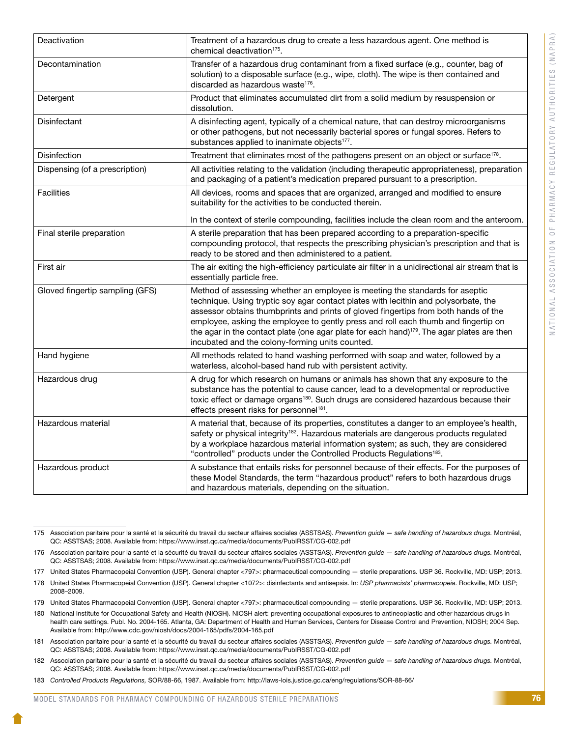| | |
|---|---|
| Deactivation | Treatment of a hazardous drug to create a less hazardous agent. One method is chemical deactivation[175]. |
| Decontamination | Transfer of a hazardous drug contaminant from a fixed surface (e.g., counter, bag of solution) to a disposable surface (e.g., wipe, cloth). The wipe is then contained and discarded as hazardous waste[176]. |
| Detergent | Product that eliminates accumulated dirt from a solid medium by resuspension or dissolution. |
| Disinfectant | A disinfecting agent, typically of a chemical nature, that can destroy microorganisms or other pathogens, but not necessarily bacterial spores or fungal spores. Refers to substances applied to inanimate objects[177]. |
| Disinfection | Treatment that eliminates most of the pathogens present on an object or surface[178]. |
| Dispensing (of a prescription) | All activities relating to the validation (including therapeutic appropriateness), preparation and packaging of a patient's medication prepared pursuant to a prescription. |
| Facilities | All devices, rooms and spaces that are organized, arranged and modified to ensure suitability for the activities to be conducted therein.<br><br>In the context of sterile compounding, facilities include the clean room and the anteroom. |
| Final sterile preparation | A sterile preparation that has been prepared according to a preparation-specific compounding protocol, that respects the prescribing physician's prescription and that is ready to be stored and then administered to a patient. |
| First air | The air exiting the high-efficiency particulate air filter in a unidirectional air stream that is essentially particle free. |
| Gloved fingertip sampling (GFS) | Method of assessing whether an employee is meeting the standards for aseptic technique. Using tryptic soy agar contact plates with lecithin and polysorbate, the assessor obtains thumbprints and prints of gloved fingertips from both hands of the employee, asking the employee to gently press and roll each thumb and fingertip on the agar in the contact plate (one agar plate for each hand)[179]. The agar plates are then incubated and the colony-forming units counted. |
| Hand hygiene | All methods related to hand washing performed with soap and water, followed by a waterless, alcohol-based hand rub with persistent activity. |
| Hazardous drug | A drug for which research on humans or animals has shown that any exposure to the substance has the potential to cause cancer, lead to a developmental or reproductive toxic effect or damage organs[180]. Such drugs are considered hazardous because their effects present risks for personnel[181]. |
| Hazardous material | A material that, because of its properties, constitutes a danger to an employee's health, safety or physical integrity[182]. Hazardous materials are dangerous products regulated by a workplace hazardous material information system; as such, they are considered "controlled" products under the Controlled Products Regulations[183]. |
| Hazardous product | A substance that entails risks for personnel because of their effects. For the purposes of these Model Standards, the term "hazardous product" refers to both hazardous drugs and hazardous materials, depending on the situation. |

175 Association paritaire pour la santé et la sécurité du travail du secteur affaires sociales (ASSTSAS). *Prevention guide — safe handling of hazardous drugs.* Montréal, QC: ASSTSAS; 2008. Available from: https://www.irsst.qc.ca/media/documents/PubIRSST/CG-002.pdf

176 Association paritaire pour la santé et la sécurité du travail du secteur affaires sociales (ASSTSAS). *Prevention guide — safe handling of hazardous drugs.* Montréal, QC: ASSTSAS; 2008. Available from: https://www.irsst.qc.ca/media/documents/PubIRSST/CG-002.pdf

177 United States Pharmacopeial Convention (USP). General chapter <797>: pharmaceutical compounding — sterile preparations. USP 36. Rockville, MD: USP; 2013.

178 United States Pharmacopeial Convention (USP). General chapter <1072>: disinfectants and antisepsis. In: *USP pharmacists' pharmacopeia*. Rockville, MD: USP; 2008–2009.

179 United States Pharmacopeial Convention (USP). General chapter <797>: pharmaceutical compounding — sterile preparations. USP 36. Rockville, MD: USP; 2013.

180 National Institute for Occupational Safety and Health (NIOSH). NIOSH alert: preventing occupational exposures to antineoplastic and other hazardous drugs in health care settings. Publ. No. 2004-165. Atlanta, GA: Department of Health and Human Services, Centers for Disease Control and Prevention, NIOSH; 2004 Sep. Available from: http://www.cdc.gov/niosh/docs/2004-165/pdfs/2004-165.pdf

181 Association paritaire pour la santé et la sécurité du travail du secteur affaires sociales (ASSTSAS). *Prevention guide — safe handling of hazardous drugs.* Montréal, QC: ASSTSAS; 2008. Available from: https://www.irsst.qc.ca/media/documents/PubIRSST/CG-002.pdf

182 Association paritaire pour la santé et la sécurité du travail du secteur affaires sociales (ASSTSAS). *Prevention guide — safe handling of hazardous drugs.* Montréal, QC: ASSTSAS; 2008. Available from: https://www.irsst.qc.ca/media/documents/PubIRSST/CG-002.pdf

183 *Controlled Products Regulations,* SOR/88-66, 1987. Available from: http://laws-lois.justice.gc.ca/eng/regulations/SOR-88-66/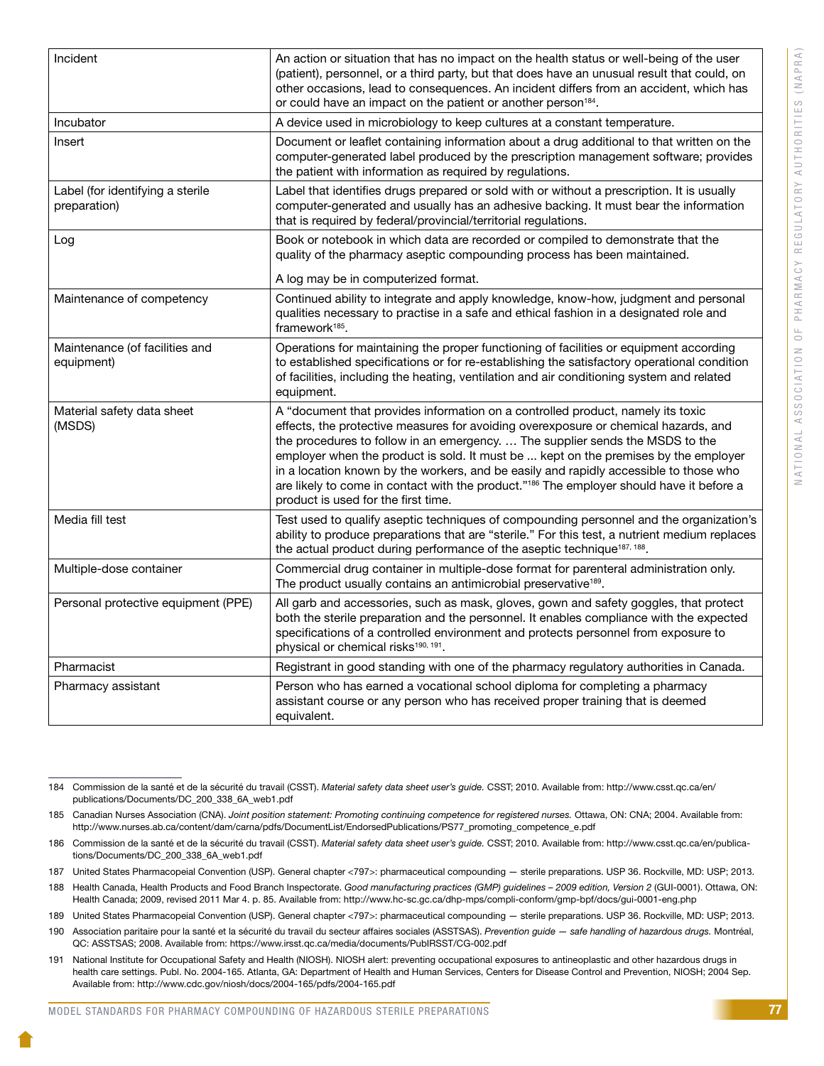| | |
|---|---|
| Incident | An action or situation that has no impact on the health status or well-being of the user (patient), personnel, or a third party, but that does have an unusual result that could, on other occasions, lead to consequences. An incident differs from an accident, which has or could have an impact on the patient or another person[184]. |
| Incubator | A device used in microbiology to keep cultures at a constant temperature. |
| Insert | Document or leaflet containing information about a drug additional to that written on the computer-generated label produced by the prescription management software; provides the patient with information as required by regulations. |
| Label (for identifying a sterile preparation) | Label that identifies drugs prepared or sold with or without a prescription. It is usually computer-generated and usually has an adhesive backing. It must bear the information that is required by federal/provincial/territorial regulations. |
| Log | Book or notebook in which data are recorded or compiled to demonstrate that the quality of the pharmacy aseptic compounding process has been maintained.<br><br>A log may be in computerized format. |
| Maintenance of competency | Continued ability to integrate and apply knowledge, know-how, judgment and personal qualities necessary to practise in a safe and ethical fashion in a designated role and framework[185]. |
| Maintenance (of facilities and equipment) | Operations for maintaining the proper functioning of facilities or equipment according to established specifications or for re-establishing the satisfactory operational condition of facilities, including the heating, ventilation and air conditioning system and related equipment. |
| Material safety data sheet (MSDS) | A "document that provides information on a controlled product, namely its toxic effects, the protective measures for avoiding overexposure or chemical hazards, and the procedures to follow in an emergency. … The supplier sends the MSDS to the employer when the product is sold. It must be ... kept on the premises by the employer in a location known by the workers, and be easily and rapidly accessible to those who are likely to come in contact with the product."[186] The employer should have it before a product is used for the first time. |
| Media fill test | Test used to qualify aseptic techniques of compounding personnel and the organization's ability to produce preparations that are "sterile." For this test, a nutrient medium replaces the actual product during performance of the aseptic technique[187, 188]. |
| Multiple-dose container | Commercial drug container in multiple-dose format for parenteral administration only. The product usually contains an antimicrobial preservative[189]. |
| Personal protective equipment (PPE) | All garb and accessories, such as mask, gloves, gown and safety goggles, that protect both the sterile preparation and the personnel. It enables compliance with the expected specifications of a controlled environment and protects personnel from exposure to physical or chemical risks[190, 191]. |
| Pharmacist | Registrant in good standing with one of the pharmacy regulatory authorities in Canada. |
| Pharmacy assistant | Person who has earned a vocational school diploma for completing a pharmacy assistant course or any person who has received proper training that is deemed equivalent. |

184 Commission de la santé et de la sécurité du travail (CSST). *Material safety data sheet user's guide.* CSST; 2010. Available from: http://www.csst.qc.ca/en/publications/Documents/DC_200_338_6A_web1.pdf

185 Canadian Nurses Association (CNA). *Joint position statement: Promoting continuing competence for registered nurses.* Ottawa, ON: CNA; 2004. Available from: http://www.nurses.ab.ca/content/dam/carna/pdfs/DocumentList/EndorsedPublications/PS77_promoting_competence_e.pdf

186 Commission de la santé et de la sécurité du travail (CSST). *Material safety data sheet user's guide.* CSST; 2010. Available from: http://www.csst.qc.ca/en/publications/Documents/DC_200_338_6A_web1.pdf

187 United States Pharmacopeial Convention (USP). General chapter <797>: pharmaceutical compounding — sterile preparations. USP 36. Rockville, MD: USP; 2013.

188 Health Canada, Health Products and Food Branch Inspectorate. *Good manufacturing practices (GMP) guidelines – 2009 edition, Version 2* (GUI-0001). Ottawa, ON: Health Canada; 2009, revised 2011 Mar 4. p. 85. Available from: http://www.hc-sc.gc.ca/dhp-mps/compli-conform/gmp-bpf/docs/gui-0001-eng.php

189 United States Pharmacopeial Convention (USP). General chapter <797>: pharmaceutical compounding — sterile preparations. USP 36. Rockville, MD: USP; 2013.

190 Association paritaire pour la santé et la sécurité du travail du secteur affaires sociales (ASSTSAS). *Prevention guide — safe handling of hazardous drugs.* Montréal, QC: ASSTSAS; 2008. Available from: https://www.irsst.qc.ca/media/documents/PubIRSST/CG-002.pdf

191 National Institute for Occupational Safety and Health (NIOSH). NIOSH alert: preventing occupational exposures to antineoplastic and other hazardous drugs in health care settings. Publ. No. 2004-165. Atlanta, GA: Department of Health and Human Services, Centers for Disease Control and Prevention, NIOSH; 2004 Sep. Available from: http://www.cdc.gov/niosh/docs/2004-165/pdfs/2004-165.pdf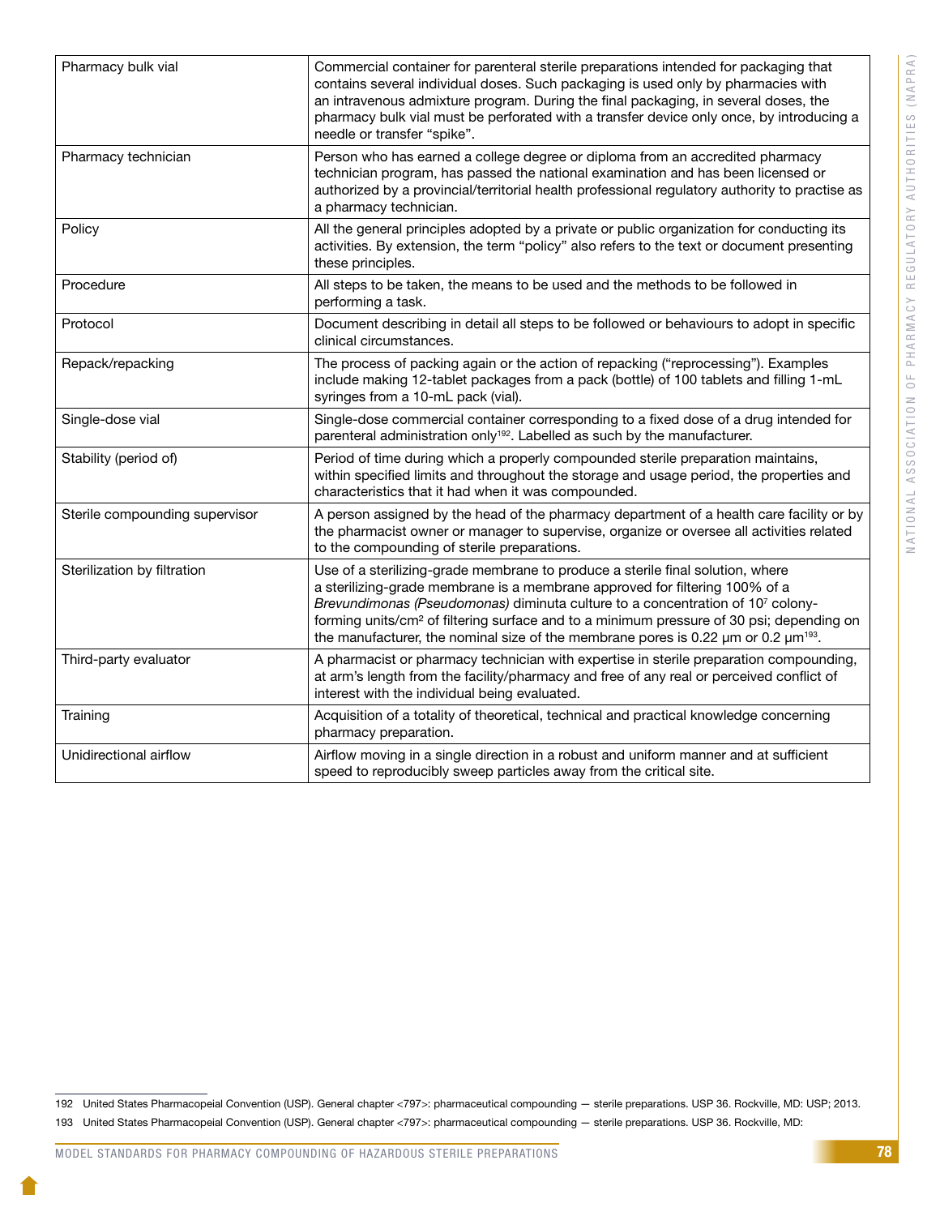| | |
|---|---|
| Pharmacy bulk vial | Commercial container for parenteral sterile preparations intended for packaging that contains several individual doses. Such packaging is used only by pharmacies with an intravenous admixture program. During the final packaging, in several doses, the pharmacy bulk vial must be perforated with a transfer device only once, by introducing a needle or transfer "spike". |
| Pharmacy technician | Person who has earned a college degree or diploma from an accredited pharmacy technician program, has passed the national examination and has been licensed or authorized by a provincial/territorial health professional regulatory authority to practise as a pharmacy technician. |
| Policy | All the general principles adopted by a private or public organization for conducting its activities. By extension, the term "policy" also refers to the text or document presenting these principles. |
| Procedure | All steps to be taken, the means to be used and the methods to be followed in performing a task. |
| Protocol | Document describing in detail all steps to be followed or behaviours to adopt in specific clinical circumstances. |
| Repack/repacking | The process of packing again or the action of repacking ("reprocessing"). Examples include making 12-tablet packages from a pack (bottle) of 100 tablets and filling 1-mL syringes from a 10-mL pack (vial). |
| Single-dose vial | Single-dose commercial container corresponding to a fixed dose of a drug intended for parenteral administration only[192]. Labelled as such by the manufacturer. |
| Stability (period of) | Period of time during which a properly compounded sterile preparation maintains, within specified limits and throughout the storage and usage period, the properties and characteristics that it had when it was compounded. |
| Sterile compounding supervisor | A person assigned by the head of the pharmacy department of a health care facility or by the pharmacist owner or manager to supervise, organize or oversee all activities related to the compounding of sterile preparations. |
| Sterilization by filtration | Use of a sterilizing-grade membrane to produce a sterile final solution, where a sterilizing-grade membrane is a membrane approved for filtering 100% of a *Brevundimonas (Pseudomonas)* diminuta culture to a concentration of $10^7$ colony-forming units/$cm^2$ of filtering surface and to a minimum pressure of 30 psi; depending on the manufacturer, the nominal size of the membrane pores is 0.22 µm or 0.2 µm[193]. |
| Third-party evaluator | A pharmacist or pharmacy technician with expertise in sterile preparation compounding, at arm's length from the facility/pharmacy and free of any real or perceived conflict of interest with the individual being evaluated. |
| Training | Acquisition of a totality of theoretical, technical and practical knowledge concerning pharmacy preparation. |
| Unidirectional airflow | Airflow moving in a single direction in a robust and uniform manner and at sufficient speed to reproducibly sweep particles away from the critical site. |

192 United States Pharmacopeial Convention (USP). General chapter <797>: pharmaceutical compounding — sterile preparations. USP 36. Rockville, MD: USP; 2013.

193 United States Pharmacopeial Convention (USP). General chapter <797>: pharmaceutical compounding — sterile preparations. USP 36. Rockville, MD: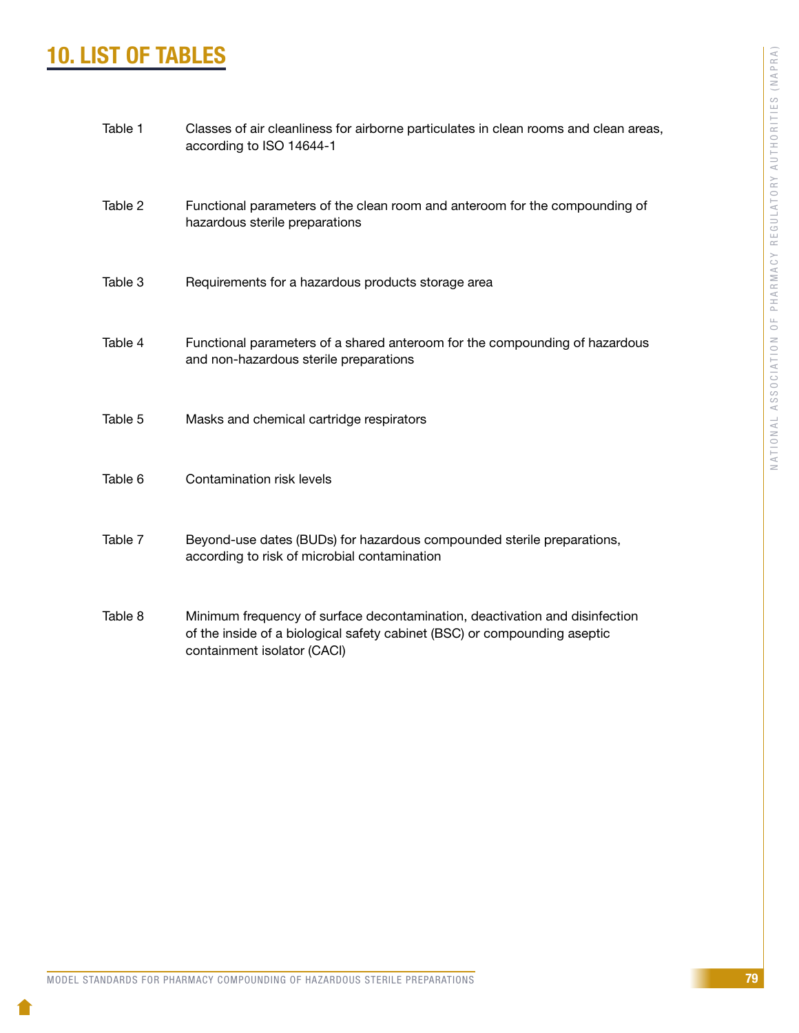# 10. LIST OF TABLES

| | |
|---|---|
| Table 1 | Classes of air cleanliness for airborne particulates in clean rooms and clean areas, according to ISO 14644-1 |
| Table 2 | Functional parameters of the clean room and anteroom for the compounding of hazardous sterile preparations |
| Table 3 | Requirements for a hazardous products storage area |
| Table 4 | Functional parameters of a shared anteroom for the compounding of hazardous and non-hazardous sterile preparations |
| Table 5 | Masks and chemical cartridge respirators |
| Table 6 | Contamination risk levels |
| Table 7 | Beyond-use dates (BUDs) for hazardous compounded sterile preparations, according to risk of microbial contamination |
| Table 8 | Minimum frequency of surface decontamination, deactivation and disinfection of the inside of a biological safety cabinet (BSC) or compounding aseptic containment isolator (CACI) |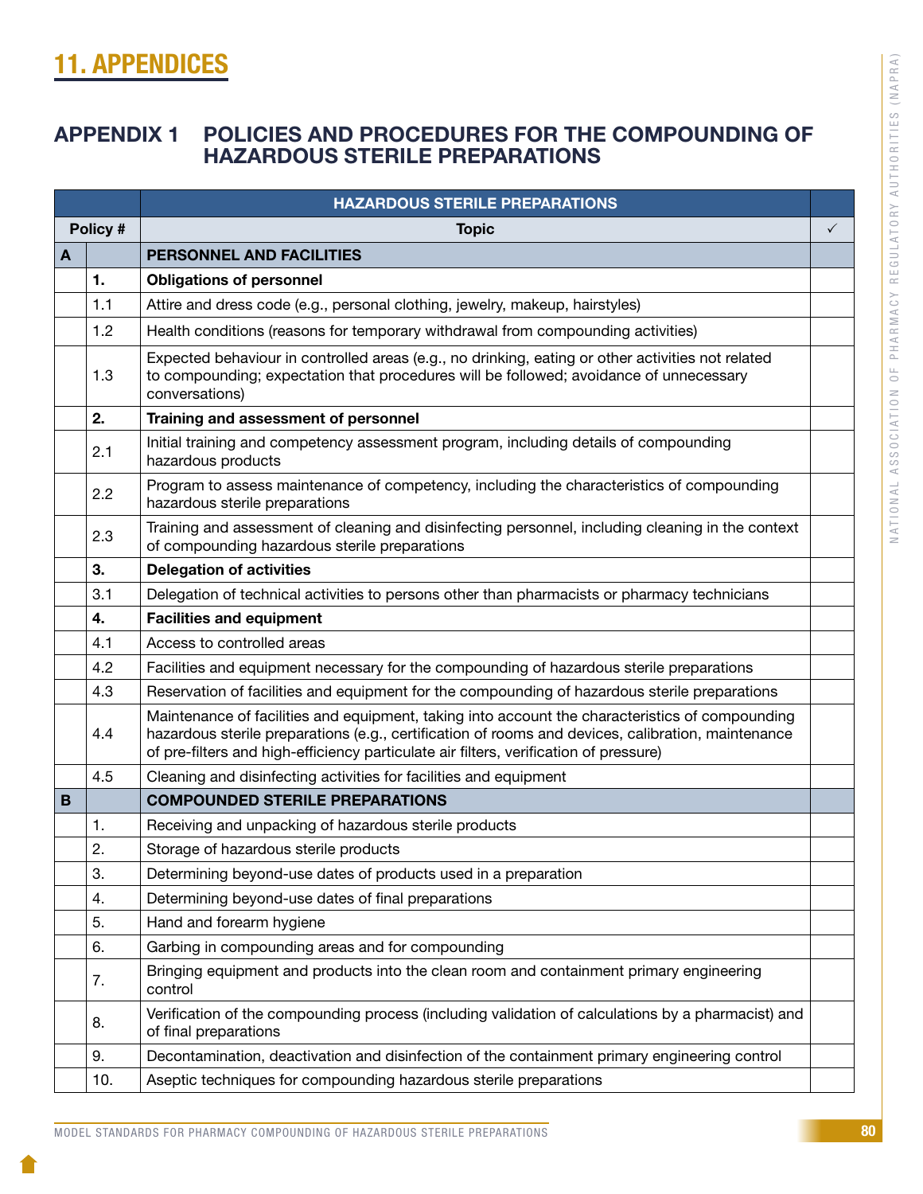# 11. APPENDICES

## APPENDIX 1 POLICIES AND PROCEDURES FOR THE COMPOUNDING OF HAZARDOUS STERILE PREPARATIONS

| | | HAZARDOUS STERILE PREPARATIONS | |
|---|---|---|---|
| Policy # | | Topic | ✓ |
| A | | PERSONNEL AND FACILITIES | |
| | **1.** | **Obligations of personnel** | |
| | 1.1 | Attire and dress code (e.g., personal clothing, jewelry, makeup, hairstyles) | |
| | 1.2 | Health conditions (reasons for temporary withdrawal from compounding activities) | |
| | 1.3 | Expected behaviour in controlled areas (e.g., no drinking, eating or other activities not related to compounding; expectation that procedures will be followed; avoidance of unnecessary conversations) | |
| | **2.** | **Training and assessment of personnel** | |
| | 2.1 | Initial training and competency assessment program, including details of compounding hazardous products | |
| | 2.2 | Program to assess maintenance of competency, including the characteristics of compounding hazardous sterile preparations | |
| | 2.3 | Training and assessment of cleaning and disinfecting personnel, including cleaning in the context of compounding hazardous sterile preparations | |
| | **3.** | **Delegation of activities** | |
| | 3.1 | Delegation of technical activities to persons other than pharmacists or pharmacy technicians | |
| | **4.** | **Facilities and equipment** | |
| | 4.1 | Access to controlled areas | |
| | 4.2 | Facilities and equipment necessary for the compounding of hazardous sterile preparations | |
| | 4.3 | Reservation of facilities and equipment for the compounding of hazardous sterile preparations | |
| | 4.4 | Maintenance of facilities and equipment, taking into account the characteristics of compounding hazardous sterile preparations (e.g., certification of rooms and devices, calibration, maintenance of pre-filters and high-efficiency particulate air filters, verification of pressure) | |
| | 4.5 | Cleaning and disinfecting activities for facilities and equipment | |
| B | | COMPOUNDED STERILE PREPARATIONS | |
| | 1. | Receiving and unpacking of hazardous sterile products | |
| | 2. | Storage of hazardous sterile products | |
| | 3. | Determining beyond-use dates of products used in a preparation | |
| | 4. | Determining beyond-use dates of final preparations | |
| | 5. | Hand and forearm hygiene | |
| | 6. | Garbing in compounding areas and for compounding | |
| | 7. | Bringing equipment and products into the clean room and containment primary engineering control | |
| | 8. | Verification of the compounding process (including validation of calculations by a pharmacist) and of final preparations | |
| | 9. | Decontamination, deactivation and disinfection of the containment primary engineering control | |
| | 10. | Aseptic techniques for compounding hazardous sterile preparations | |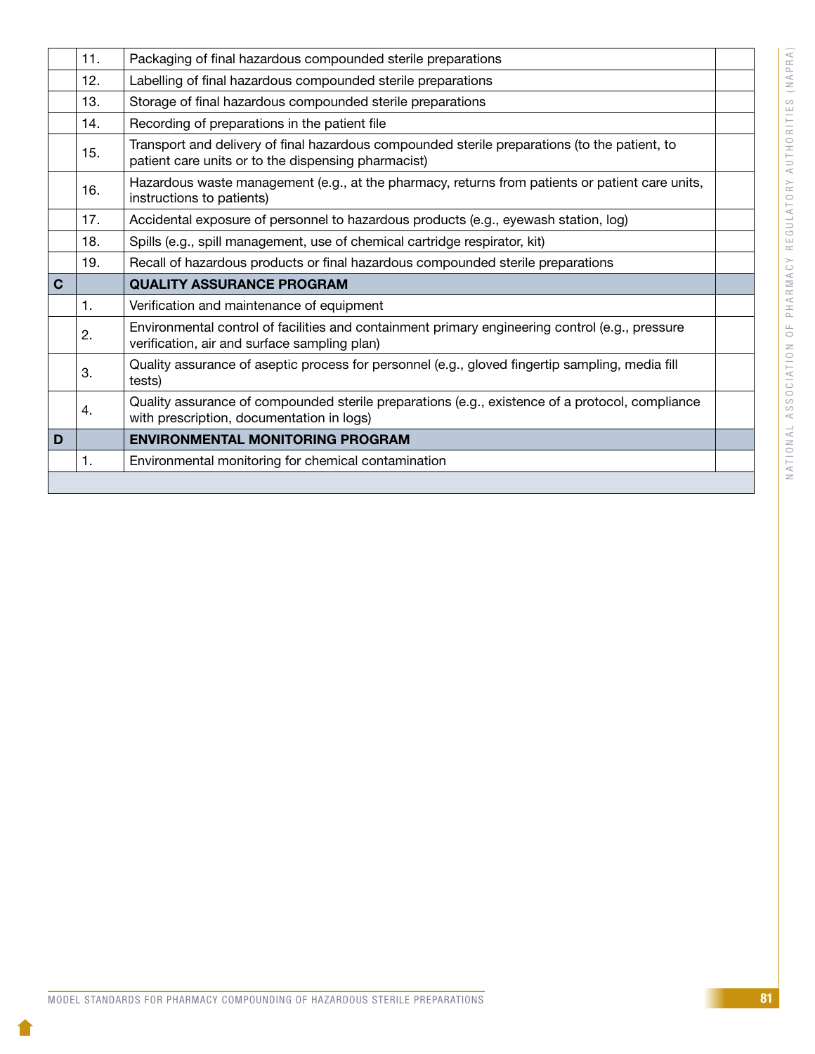| | | | |
|---|---|---|---|
| | 11. | Packaging of final hazardous compounded sterile preparations | |
| | 12. | Labelling of final hazardous compounded sterile preparations | |
| | 13. | Storage of final hazardous compounded sterile preparations | |
| | 14. | Recording of preparations in the patient file | |
| | 15. | Transport and delivery of final hazardous compounded sterile preparations (to the patient, to patient care units or to the dispensing pharmacist) | |
| | 16. | Hazardous waste management (e.g., at the pharmacy, returns from patients or patient care units, instructions to patients) | |
| | 17. | Accidental exposure of personnel to hazardous products (e.g., eyewash station, log) | |
| | 18. | Spills (e.g., spill management, use of chemical cartridge respirator, kit) | |
| | 19. | Recall of hazardous products or final hazardous compounded sterile preparations | |
| **C** | | **QUALITY ASSURANCE PROGRAM** | |
| | 1. | Verification and maintenance of equipment | |
| | 2. | Environmental control of facilities and containment primary engineering control (e.g., pressure verification, air and surface sampling plan) | |
| | 3. | Quality assurance of aseptic process for personnel (e.g., gloved fingertip sampling, media fill tests) | |
| | 4. | Quality assurance of compounded sterile preparations (e.g., existence of a protocol, compliance with prescription, documentation in logs) | |
| **D** | | **ENVIRONMENTAL MONITORING PROGRAM** | |
| | 1. | Environmental monitoring for chemical contamination | |
| | | | |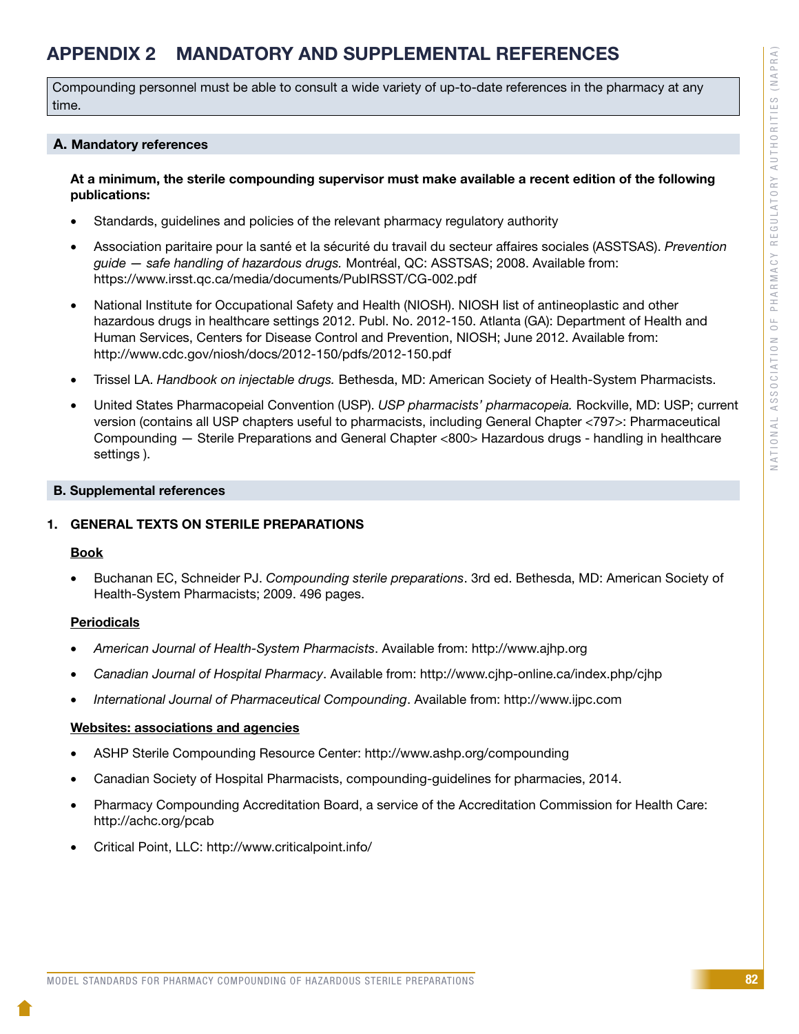# APPENDIX 2 MANDATORY AND SUPPLEMENTAL REFERENCES

Compounding personnel must be able to consult a wide variety of up-to-date references in the pharmacy at any time.

## A. Mandatory references

**At a minimum, the sterile compounding supervisor must make available a recent edition of the following publications:**

- Standards, guidelines and policies of the relevant pharmacy regulatory authority
- Association paritaire pour la santé et la sécurité du travail du secteur affaires sociales (ASSTSAS). *Prevention guide — safe handling of hazardous drugs.* Montréal, QC: ASSTSAS; 2008. Available from: https://www.irsst.qc.ca/media/documents/PubIRSST/CG-002.pdf
- National Institute for Occupational Safety and Health (NIOSH). NIOSH list of antineoplastic and other hazardous drugs in healthcare settings 2012. Publ. No. 2012-150. Atlanta (GA): Department of Health and Human Services, Centers for Disease Control and Prevention, NIOSH; June 2012. Available from: http://www.cdc.gov/niosh/docs/2012-150/pdfs/2012-150.pdf
- Trissel LA. *Handbook on injectable drugs.* Bethesda, MD: American Society of Health-System Pharmacists.
- United States Pharmacopeial Convention (USP). *USP pharmacists' pharmacopeia.* Rockville, MD: USP; current version (contains all USP chapters useful to pharmacists, including General Chapter <797>: Pharmaceutical Compounding — Sterile Preparations and General Chapter <800> Hazardous drugs - handling in healthcare settings ).

## B. Supplemental references

### 1. GENERAL TEXTS ON STERILE PREPARATIONS

**Book**

- Buchanan EC, Schneider PJ. *Compounding sterile preparations*. 3rd ed. Bethesda, MD: American Society of Health-System Pharmacists; 2009. 496 pages.

**Periodicals**

- *American Journal of Health-System Pharmacists*. Available from: http://www.ajhp.org
- *Canadian Journal of Hospital Pharmacy*. Available from: http://www.cjhp-online.ca/index.php/cjhp
- *International Journal of Pharmaceutical Compounding*. Available from: http://www.ijpc.com

**Websites: associations and agencies**

- ASHP Sterile Compounding Resource Center: http://www.ashp.org/compounding
- Canadian Society of Hospital Pharmacists, compounding-guidelines for pharmacies, 2014.
- Pharmacy Compounding Accreditation Board, a service of the Accreditation Commission for Health Care: http://achc.org/pcab
- Critical Point, LLC: http://www.criticalpoint.info/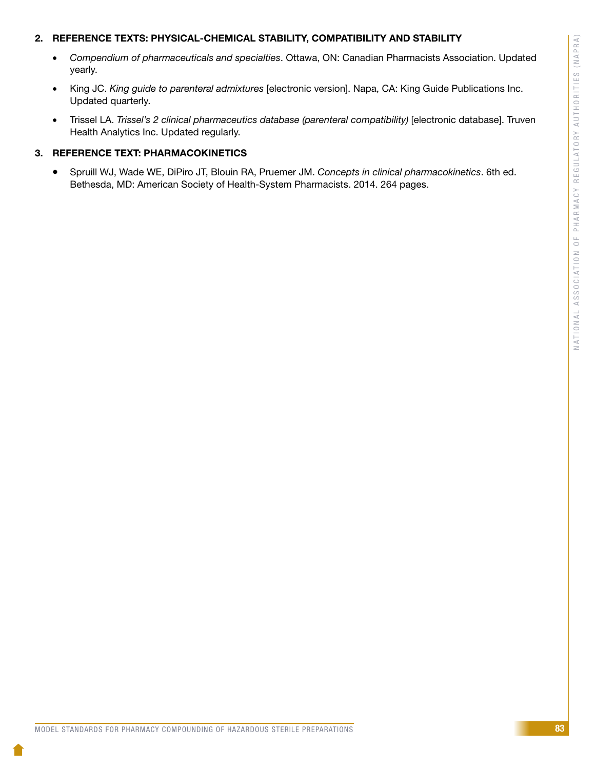## 2. REFERENCE TEXTS: PHYSICAL-CHEMICAL STABILITY, COMPATIBILITY AND STABILITY

- *Compendium of pharmaceuticals and specialties*. Ottawa, ON: Canadian Pharmacists Association. Updated yearly.
- King JC. *King guide to parenteral admixtures* [electronic version]. Napa, CA: King Guide Publications Inc. Updated quarterly.
- Trissel LA. *Trissel's 2 clinical pharmaceutics database (parenteral compatibility)* [electronic database]. Truven Health Analytics Inc. Updated regularly.

## 3. REFERENCE TEXT: PHARMACOKINETICS

- Spruill WJ, Wade WE, DiPiro JT, Blouin RA, Pruemer JM. *Concepts in clinical pharmacokinetics*. 6th ed. Bethesda, MD: American Society of Health-System Pharmacists. 2014. 264 pages.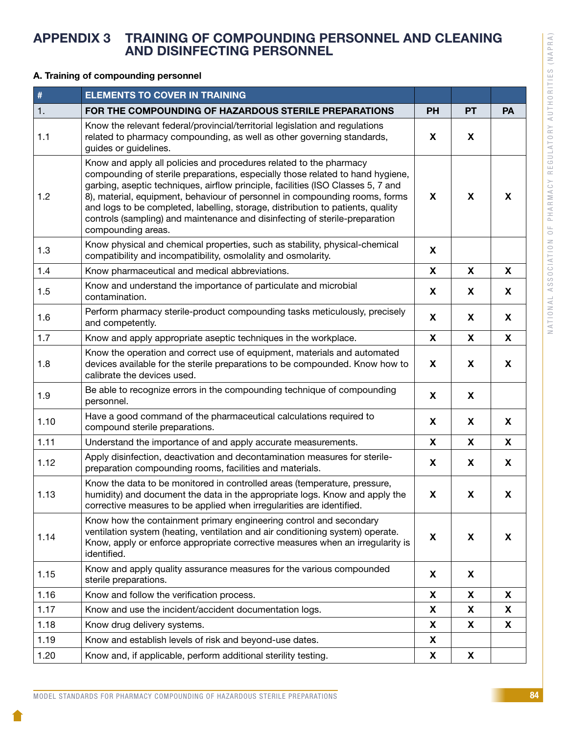# APPENDIX 3 TRAINING OF COMPOUNDING PERSONNEL AND CLEANING AND DISINFECTING PERSONNEL

**A. Training of compounding personnel**

| # | ELEMENTS TO COVER IN TRAINING | | | |
|---|---|---|---|---|
| 1. | **FOR THE COMPOUNDING OF HAZARDOUS STERILE PREPARATIONS** | **PH** | **PT** | **PA** |
| 1.1 | Know the relevant federal/provincial/territorial legislation and regulations related to pharmacy compounding, as well as other governing standards, guides or guidelines. | X | X | |
| 1.2 | Know and apply all policies and procedures related to the pharmacy compounding of sterile preparations, especially those related to hand hygiene, garbing, aseptic techniques, airflow principle, facilities (ISO Classes 5, 7 and 8), material, equipment, behaviour of personnel in compounding rooms, forms and logs to be completed, labelling, storage, distribution to patients, quality controls (sampling) and maintenance and disinfecting of sterile-preparation compounding areas. | X | X | X |
| 1.3 | Know physical and chemical properties, such as stability, physical-chemical compatibility and incompatibility, osmolality and osmolarity. | X | | |
| 1.4 | Know pharmaceutical and medical abbreviations. | X | X | X |
| 1.5 | Know and understand the importance of particulate and microbial contamination. | X | X | X |
| 1.6 | Perform pharmacy sterile-product compounding tasks meticulously, precisely and competently. | X | X | X |
| 1.7 | Know and apply appropriate aseptic techniques in the workplace. | X | X | X |
| 1.8 | Know the operation and correct use of equipment, materials and automated devices available for the sterile preparations to be compounded. Know how to calibrate the devices used. | X | X | X |
| 1.9 | Be able to recognize errors in the compounding technique of compounding personnel. | X | X | |
| 1.10 | Have a good command of the pharmaceutical calculations required to compound sterile preparations. | X | X | X |
| 1.11 | Understand the importance of and apply accurate measurements. | X | X | X |
| 1.12 | Apply disinfection, deactivation and decontamination measures for sterile-preparation compounding rooms, facilities and materials. | X | X | X |
| 1.13 | Know the data to be monitored in controlled areas (temperature, pressure, humidity) and document the data in the appropriate logs. Know and apply the corrective measures to be applied when irregularities are identified. | X | X | X |
| 1.14 | Know how the containment primary engineering control and secondary ventilation system (heating, ventilation and air conditioning system) operate. Know, apply or enforce appropriate corrective measures when an irregularity is identified. | X | X | X |
| 1.15 | Know and apply quality assurance measures for the various compounded sterile preparations. | X | X | |
| 1.16 | Know and follow the verification process. | X | X | X |
| 1.17 | Know and use the incident/accident documentation logs. | X | X | X |
| 1.18 | Know drug delivery systems. | X | X | X |
| 1.19 | Know and establish levels of risk and beyond-use dates. | X | | |
| 1.20 | Know and, if applicable, perform additional sterility testing. | X | X | |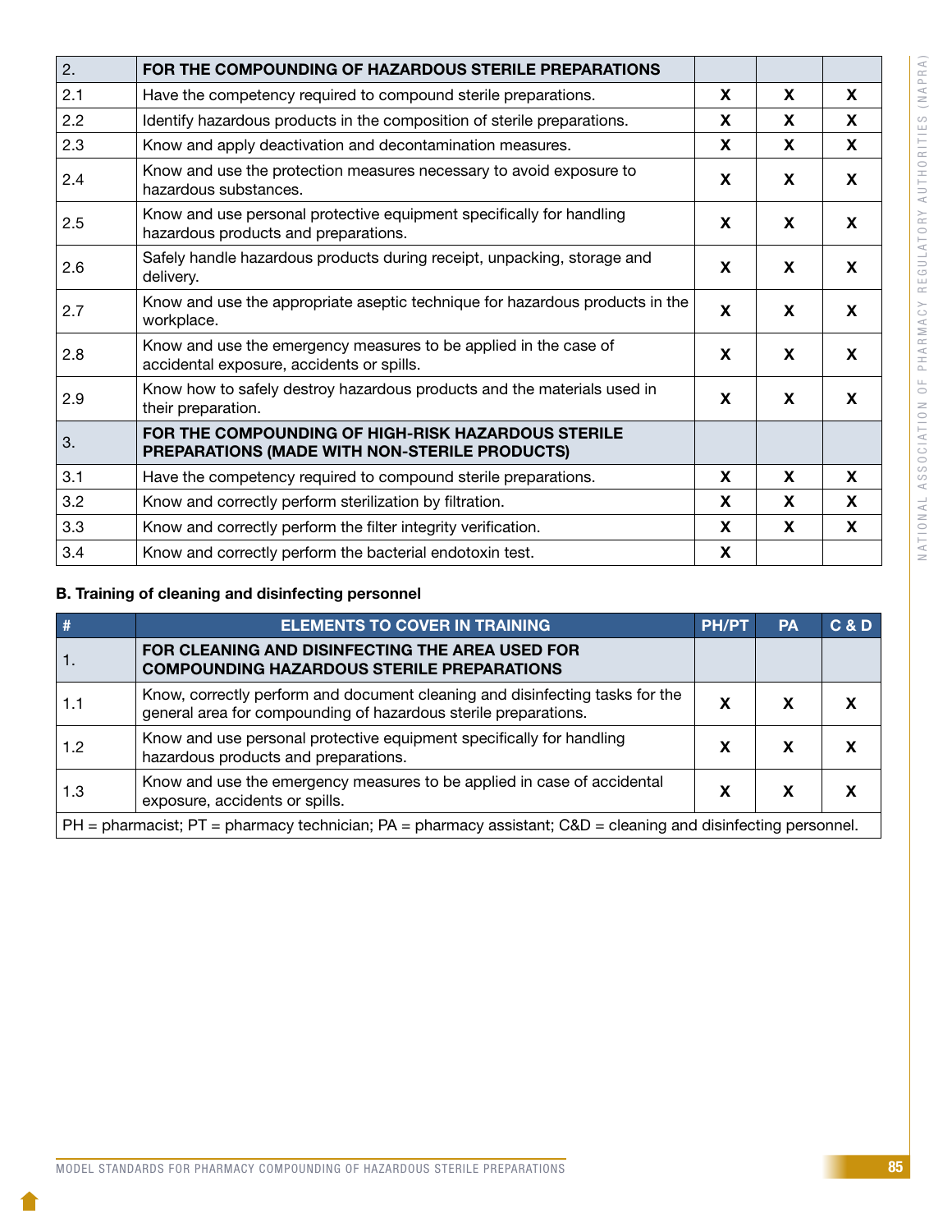| 2. | FOR THE COMPOUNDING OF HAZARDOUS STERILE PREPARATIONS | | | |
|---|---|---|---|---|
| 2.1 | Have the competency required to compound sterile preparations. | X | X | X |
| 2.2 | Identify hazardous products in the composition of sterile preparations. | X | X | X |
| 2.3 | Know and apply deactivation and decontamination measures. | X | X | X |
| 2.4 | Know and use the protection measures necessary to avoid exposure to hazardous substances. | X | X | X |
| 2.5 | Know and use personal protective equipment specifically for handling hazardous products and preparations. | X | X | X |
| 2.6 | Safely handle hazardous products during receipt, unpacking, storage and delivery. | X | X | X |
| 2.7 | Know and use the appropriate aseptic technique for hazardous products in the workplace. | X | X | X |
| 2.8 | Know and use the emergency measures to be applied in the case of accidental exposure, accidents or spills. | X | X | X |
| 2.9 | Know how to safely destroy hazardous products and the materials used in their preparation. | X | X | X |
| 3. | **FOR THE COMPOUNDING OF HIGH-RISK HAZARDOUS STERILE PREPARATIONS (MADE WITH NON-STERILE PRODUCTS)** | | | |
| 3.1 | Have the competency required to compound sterile preparations. | X | X | X |
| 3.2 | Know and correctly perform sterilization by filtration. | X | X | X |
| 3.3 | Know and correctly perform the filter integrity verification. | X | X | X |
| 3.4 | Know and correctly perform the bacterial endotoxin test. | X | | |

**B. Training of cleaning and disinfecting personnel**

| # | ELEMENTS TO COVER IN TRAINING | PH/PT | PA | C & D |
|---|---|---|---|---|
| 1. | **FOR CLEANING AND DISINFECTING THE AREA USED FOR COMPOUNDING HAZARDOUS STERILE PREPARATIONS** | | | |
| 1.1 | Know, correctly perform and document cleaning and disinfecting tasks for the general area for compounding of hazardous sterile preparations. | X | X | X |
| 1.2 | Know and use personal protective equipment specifically for handling hazardous products and preparations. | X | X | X |
| 1.3 | Know and use the emergency measures to be applied in case of accidental exposure, accidents or spills. | X | X | X |

PH = pharmacist; PT = pharmacy technician; PA = pharmacy assistant; C&D = cleaning and disinfecting personnel.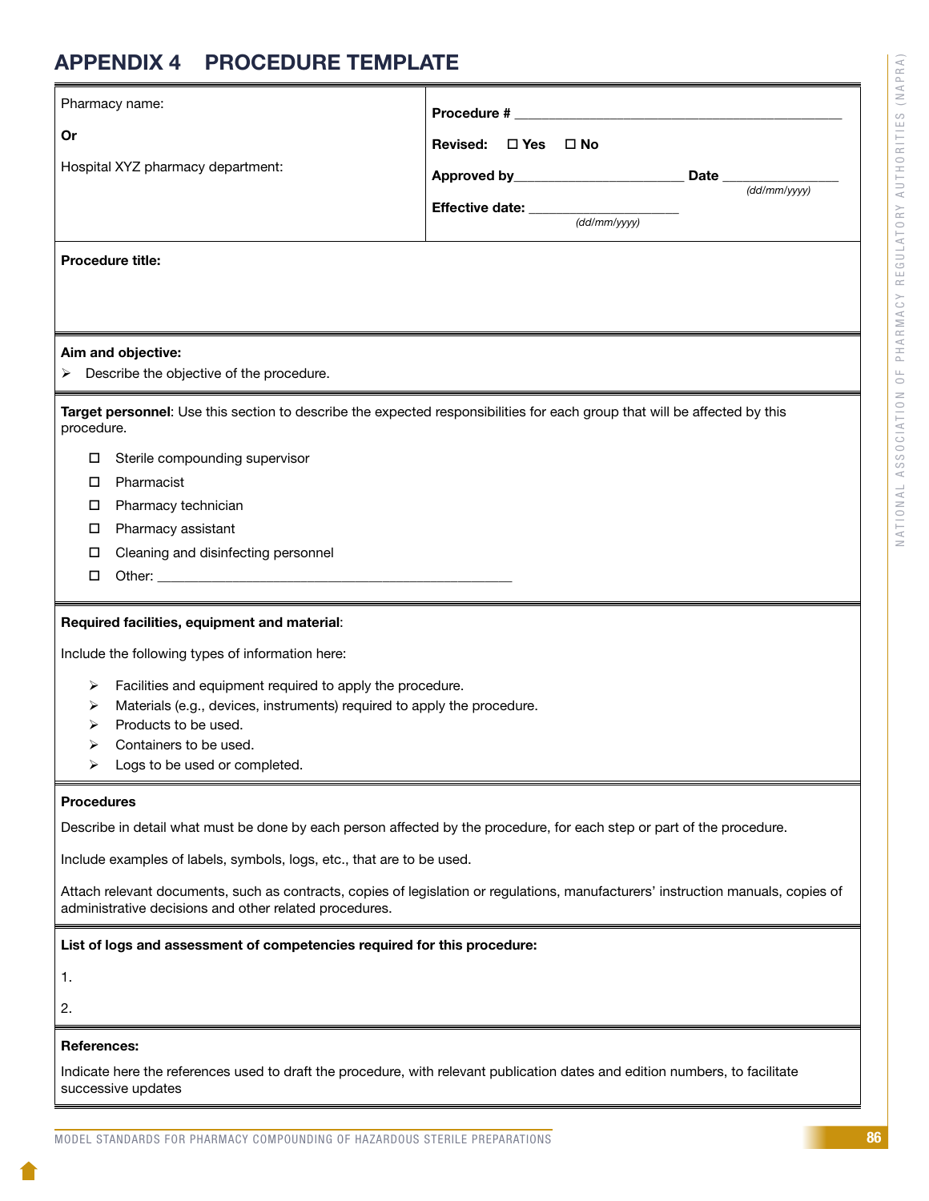# APPENDIX 4 PROCEDURE TEMPLATE

| Pharmacy name:<br><br>**Or**<br><br>Hospital XYZ pharmacy department: | **Procedure #** ______________________________<br><br>**Revised:** ☐ **Yes** ☐ **No**<br><br>**Approved by**______________________ **Date** ________________ *(dd/mm/yyyy)*<br><br>**Effective date:** ____________________ *(dd/mm/yyyy)* |
|---|---|

**Procedure title:**

---

**Aim and objective:**

- Describe the objective of the procedure.

---

**Target personnel**: Use this section to describe the expected responsibilities for each group that will be affected by this procedure.

- ☐ Sterile compounding supervisor
- ☐ Pharmacist
- ☐ Pharmacy technician
- ☐ Pharmacy assistant
- ☐ Cleaning and disinfecting personnel
- ☐ Other: ______________________________________________

---

**Required facilities, equipment and material**:

Include the following types of information here:

- Facilities and equipment required to apply the procedure.
- Materials (e.g., devices, instruments) required to apply the procedure.
- Products to be used.
- Containers to be used.
- Logs to be used or completed.

---

**Procedures**

Describe in detail what must be done by each person affected by the procedure, for each step or part of the procedure.

Include examples of labels, symbols, logs, etc., that are to be used.

Attach relevant documents, such as contracts, copies of legislation or regulations, manufacturers' instruction manuals, copies of administrative decisions and other related procedures.

---

**List of logs and assessment of competencies required for this procedure:**

1.

2.

---

**References:**

Indicate here the references used to draft the procedure, with relevant publication dates and edition numbers, to facilitate successive updates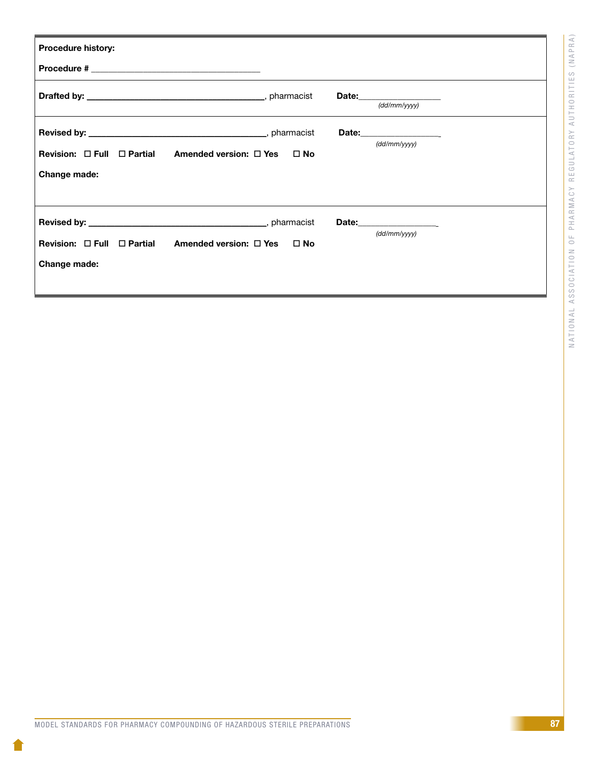**Procedure history:**

**Procedure #** ___________________________________

**Drafted by:** ________________________________________, pharmacist **Date:**_________________
*(dd/mm/yyyy)*

**Revised by:** ________________________________________, pharmacist **Date:**_________________
*(dd/mm/yyyy)*

**Revision:** ☐ **Full** ☐ **Partial** **Amended version:** ☐ **Yes** ☐ **No**

**Change made:**

**Revised by:** ________________________________________, pharmacist **Date:**_________________
*(dd/mm/yyyy)*

**Revision:** ☐ **Full** ☐ **Partial** **Amended version:** ☐ **Yes** ☐ **No**

**Change made:**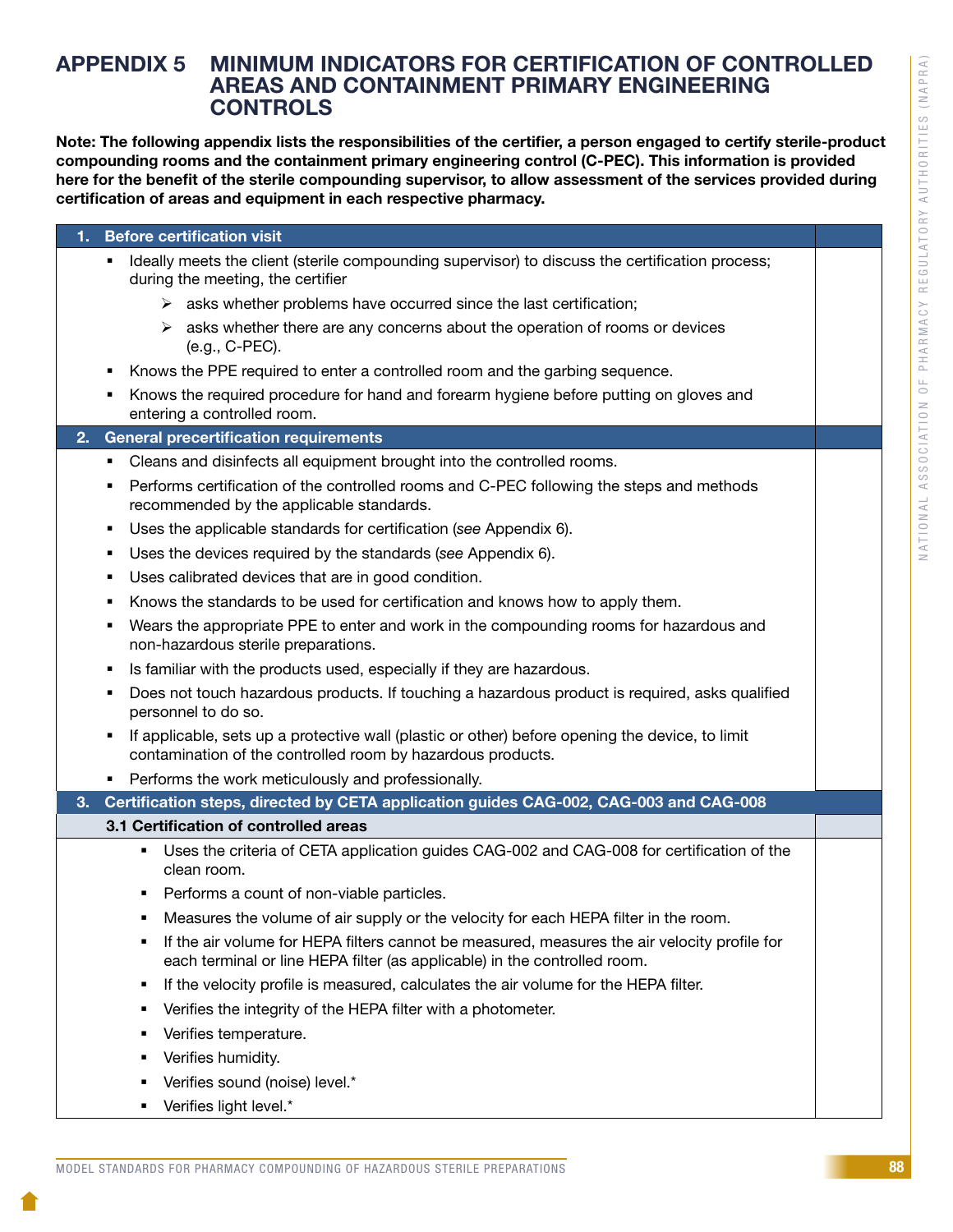# APPENDIX 5 MINIMUM INDICATORS FOR CERTIFICATION OF CONTROLLED AREAS AND CONTAINMENT PRIMARY ENGINEERING CONTROLS

**Note: The following appendix lists the responsibilities of the certifier, a person engaged to certify sterile-product compounding rooms and the containment primary engineering control (C-PEC). This information is provided here for the benefit of the sterile compounding supervisor, to allow assessment of the services provided during certification of areas and equipment in each respective pharmacy.**

| 1. Before certification visit | |
|---|---|
| ▪ Ideally meets the client (sterile compounding supervisor) to discuss the certification process; during the meeting, the certifier<br>➢ asks whether problems have occurred since the last certification;<br>➢ asks whether there are any concerns about the operation of rooms or devices (e.g., C-PEC).<br>▪ Knows the PPE required to enter a controlled room and the garbing sequence.<br>▪ Knows the required procedure for hand and forearm hygiene before putting on gloves and entering a controlled room. | |
| **2. General precertification requirements** | |
| ▪ Cleans and disinfects all equipment brought into the controlled rooms.<br>▪ Performs certification of the controlled rooms and C-PEC following the steps and methods recommended by the applicable standards.<br>▪ Uses the applicable standards for certification (*see* Appendix 6).<br>▪ Uses the devices required by the standards (*see* Appendix 6).<br>▪ Uses calibrated devices that are in good condition.<br>▪ Knows the standards to be used for certification and knows how to apply them.<br>▪ Wears the appropriate PPE to enter and work in the compounding rooms for hazardous and non-hazardous sterile preparations.<br>▪ Is familiar with the products used, especially if they are hazardous.<br>▪ Does not touch hazardous products. If touching a hazardous product is required, asks qualified personnel to do so.<br>▪ If applicable, sets up a protective wall (plastic or other) before opening the device, to limit contamination of the controlled room by hazardous products.<br>▪ Performs the work meticulously and professionally. | |
| **3. Certification steps, directed by CETA application guides CAG-002, CAG-003 and CAG-008** | |
| **3.1 Certification of controlled areas** | |
| ▪ Uses the criteria of CETA application guides CAG-002 and CAG-008 for certification of the clean room.<br>▪ Performs a count of non-viable particles.<br>▪ Measures the volume of air supply or the velocity for each HEPA filter in the room.<br>▪ If the air volume for HEPA filters cannot be measured, measures the air velocity profile for each terminal or line HEPA filter (as applicable) in the controlled room.<br>▪ If the velocity profile is measured, calculates the air volume for the HEPA filter.<br>▪ Verifies the integrity of the HEPA filter with a photometer.<br>▪ Verifies temperature.<br>▪ Verifies humidity.<br>▪ Verifies sound (noise) level.*<br>▪ Verifies light level.* | |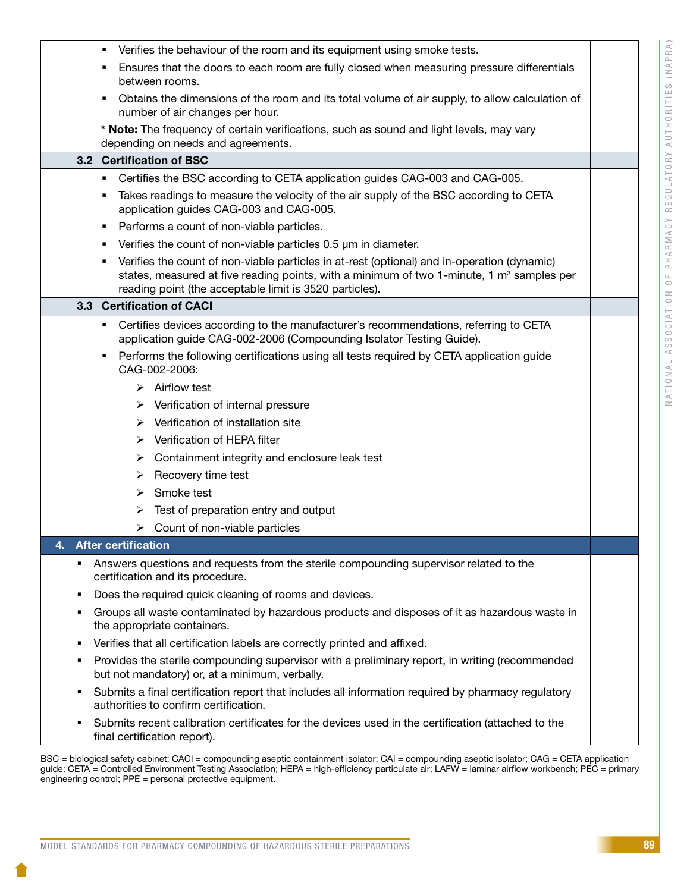| | |
|---|---|
| ▪ Verifies the behaviour of the room and its equipment using smoke tests.<br>▪ Ensures that the doors to each room are fully closed when measuring pressure differentials between rooms.<br>▪ Obtains the dimensions of the room and its total volume of air supply, to allow calculation of number of air changes per hour.<br>**\* Note:** The frequency of certain verifications, such as sound and light levels, may vary depending on needs and agreements. | |
| **3.2 Certification of BSC** | |
| ▪ Certifies the BSC according to CETA application guides CAG-003 and CAG-005.<br>▪ Takes readings to measure the velocity of the air supply of the BSC according to CETA application guides CAG-003 and CAG-005.<br>▪ Performs a count of non-viable particles.<br>▪ Verifies the count of non-viable particles 0.5 µm in diameter.<br>▪ Verifies the count of non-viable particles in at-rest (optional) and in-operation (dynamic) states, measured at five reading points, with a minimum of two 1-minute, 1 $m^3$ samples per reading point (the acceptable limit is 3520 particles). | |
| **3.3 Certification of CACI** | |
| ▪ Certifies devices according to the manufacturer's recommendations, referring to CETA application guide CAG-002-2006 (Compounding Isolator Testing Guide).<br>▪ Performs the following certifications using all tests required by CETA application guide CAG-002-2006:<br>➢ Airflow test<br>➢ Verification of internal pressure<br>➢ Verification of installation site<br>➢ Verification of HEPA filter<br>➢ Containment integrity and enclosure leak test<br>➢ Recovery time test<br>➢ Smoke test<br>➢ Test of preparation entry and output<br>➢ Count of non-viable particles | |
| **4. After certification** | |
| ▪ Answers questions and requests from the sterile compounding supervisor related to the certification and its procedure.<br>▪ Does the required quick cleaning of rooms and devices.<br>▪ Groups all waste contaminated by hazardous products and disposes of it as hazardous waste in the appropriate containers.<br>▪ Verifies that all certification labels are correctly printed and affixed.<br>▪ Provides the sterile compounding supervisor with a preliminary report, in writing (recommended but not mandatory) or, at a minimum, verbally.<br>▪ Submits a final certification report that includes all information required by pharmacy regulatory authorities to confirm certification.<br>▪ Submits recent calibration certificates for the devices used in the certification (attached to the final certification report). | |

BSC = biological safety cabinet; CACI = compounding aseptic containment isolator; CAI = compounding aseptic isolator; CAG = CETA application guide; CETA = Controlled Environment Testing Association; HEPA = high-efficiency particulate air; LAFW = laminar airflow workbench; PEC = primary engineering control; PPE = personal protective equipment.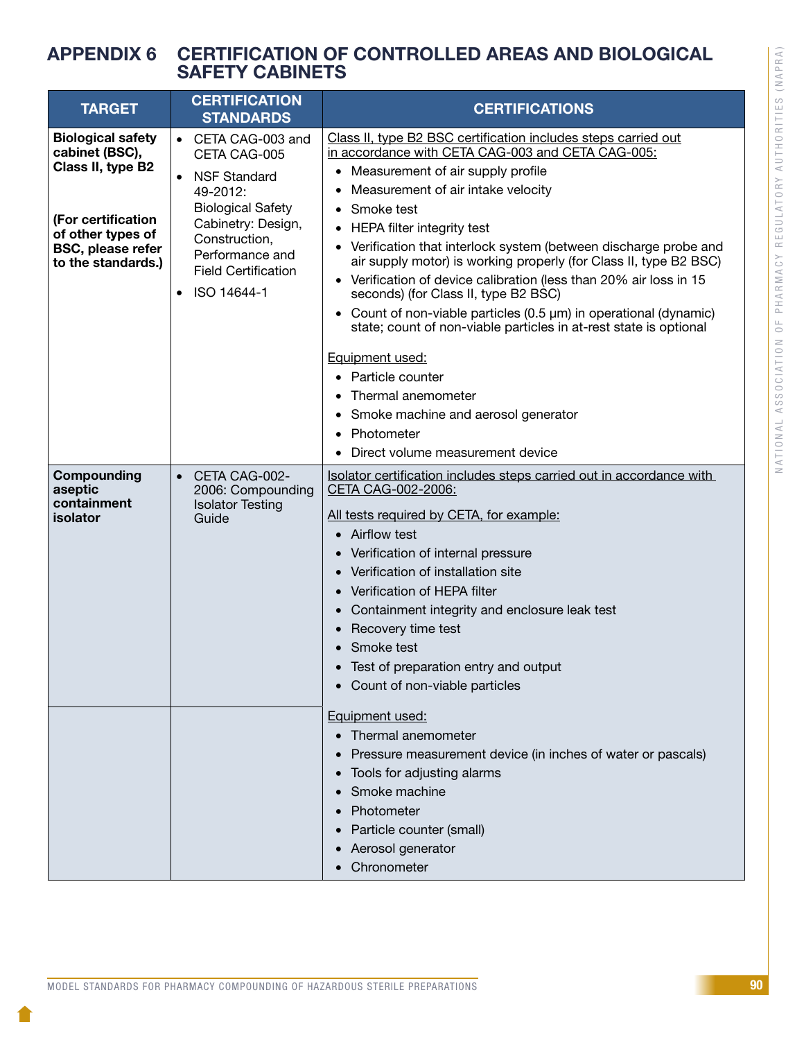# APPENDIX 6 CERTIFICATION OF CONTROLLED AREAS AND BIOLOGICAL SAFETY CABINETS

| TARGET | CERTIFICATION STANDARDS | CERTIFICATIONS |
|---|---|---|
| **Biological safety cabinet (BSC), Class II, type B2**<br><br>**(For certification of other types of BSC, please refer to the standards.)** | • CETA CAG-003 and CETA CAG-005<br>• NSF Standard 49-2012: Biological Safety Cabinetry: Design, Construction, Performance and Field Certification<br>• ISO 14644-1 | Class II, type B2 BSC certification includes steps carried out in accordance with CETA CAG-003 and CETA CAG-005:<br>• Measurement of air supply profile<br>• Measurement of air intake velocity<br>• Smoke test<br>• HEPA filter integrity test<br>• Verification that interlock system (between discharge probe and air supply motor) is working properly (for Class II, type B2 BSC)<br>• Verification of device calibration (less than 20% air loss in 15 seconds) (for Class II, type B2 BSC)<br>• Count of non-viable particles (0.5 µm) in operational (dynamic) state; count of non-viable particles in at-rest state is optional<br><br>Equipment used:<br>• Particle counter<br>• Thermal anemometer<br>• Smoke machine and aerosol generator<br>• Photometer<br>• Direct volume measurement device |
| **Compounding aseptic containment isolator** | • CETA CAG-002-2006: Compounding Isolator Testing Guide | Isolator certification includes steps carried out in accordance with CETA CAG-002-2006:<br><br>All tests required by CETA, for example:<br>• Airflow test<br>• Verification of internal pressure<br>• Verification of installation site<br>• Verification of HEPA filter<br>• Containment integrity and enclosure leak test<br>• Recovery time test<br>• Smoke test<br>• Test of preparation entry and output<br>• Count of non-viable particles |
| | | Equipment used:<br>• Thermal anemometer<br>• Pressure measurement device (in inches of water or pascals)<br>• Tools for adjusting alarms<br>• Smoke machine<br>• Photometer<br>• Particle counter (small)<br>• Aerosol generator<br>• Chronometer |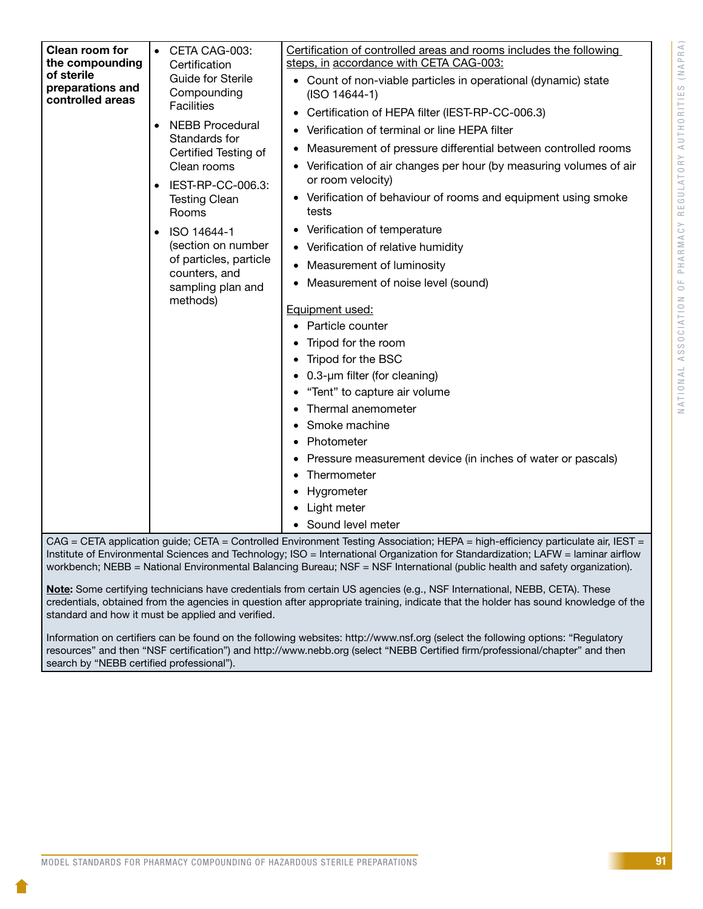| | | |
|---|---|---|
| **Clean room for the compounding of sterile preparations and controlled areas** | • CETA CAG-003: Certification Guide for Sterile Compounding Facilities<br>• NEBB Procedural Standards for Certified Testing of Clean rooms<br>• IEST-RP-CC-006.3: Testing Clean Rooms<br>• ISO 14644-1 (section on number of particles, particle counters, and sampling plan and methods) | Certification of controlled areas and rooms includes the following steps, in accordance with CETA CAG-003:<br>• Count of non-viable particles in operational (dynamic) state (ISO 14644-1)<br>• Certification of HEPA filter (IEST-RP-CC-006.3)<br>• Verification of terminal or line HEPA filter<br>• Measurement of pressure differential between controlled rooms<br>• Verification of air changes per hour (by measuring volumes of air or room velocity)<br>• Verification of behaviour of rooms and equipment using smoke tests<br>• Verification of temperature<br>• Verification of relative humidity<br>• Measurement of luminosity<br>• Measurement of noise level (sound)<br><br>Equipment used:<br>• Particle counter<br>• Tripod for the room<br>• Tripod for the BSC<br>• 0.3-μm filter (for cleaning)<br>• "Tent" to capture air volume<br>• Thermal anemometer<br>• Smoke machine<br>• Photometer<br>• Pressure measurement device (in inches of water or pascals)<br>• Thermometer<br>• Hygrometer<br>• Light meter<br>• Sound level meter |

CAG = CETA application guide; CETA = Controlled Environment Testing Association; HEPA = high-efficiency particulate air, IEST = Institute of Environmental Sciences and Technology; ISO = International Organization for Standardization; LAFW = laminar airflow workbench; NEBB = National Environmental Balancing Bureau; NSF = NSF International (public health and safety organization).

**Note:** Some certifying technicians have credentials from certain US agencies (e.g., NSF International, NEBB, CETA). These credentials, obtained from the agencies in question after appropriate training, indicate that the holder has sound knowledge of the standard and how it must be applied and verified.

Information on certifiers can be found on the following websites: http://www.nsf.org (select the following options: "Regulatory resources" and then "NSF certification") and http://www.nebb.org (select "NEBB Certified firm/professional/chapter" and then search by "NEBB certified professional").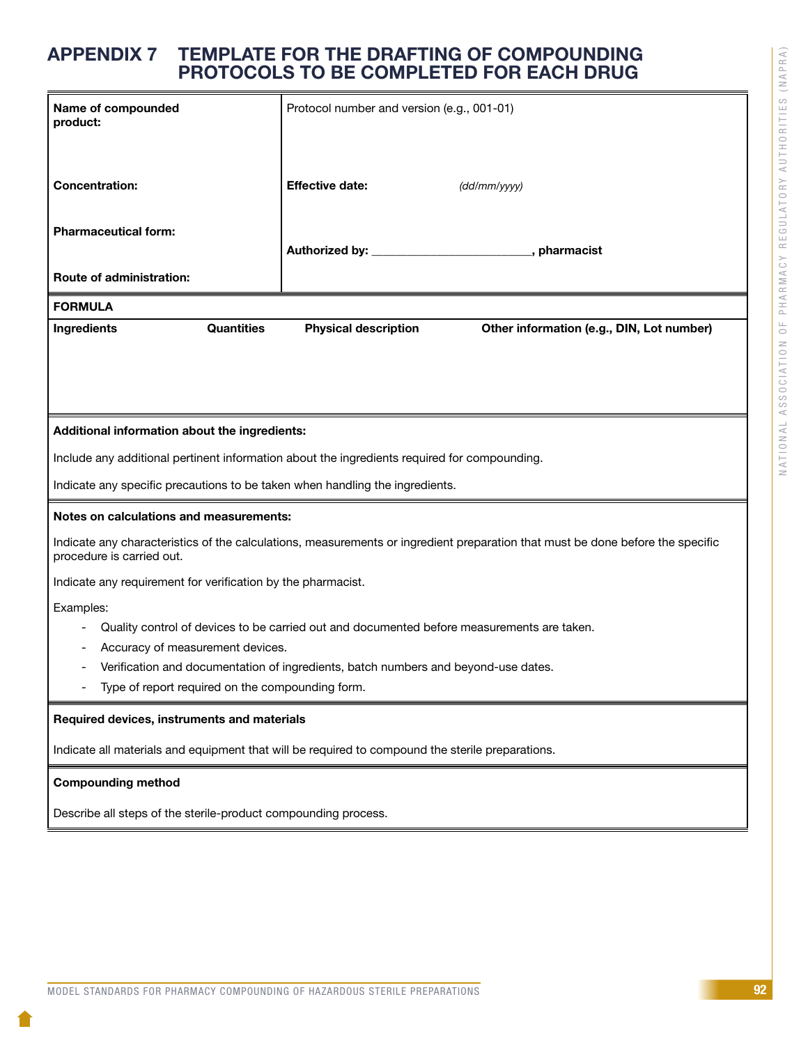# APPENDIX 7 TEMPLATE FOR THE DRAFTING OF COMPOUNDING PROTOCOLS TO BE COMPLETED FOR EACH DRUG

| | |
|---|---|
| **Name of compounded product:** | Protocol number and version (e.g., 001-01) |
| **Concentration:** | **Effective date:** *(dd/mm/yyyy)* |
| **Pharmaceutical form:** | **Authorized by: \_\_\_\_\_\_\_\_\_\_\_\_\_\_\_\_\_\_\_\_\_\_\_\_\_, pharmacist** |
| **Route of administration:** | |

**FORMULA**

| Ingredients | Quantities | Physical description | Other information (e.g., DIN, Lot number) |
|---|---|---|---|
| | | | |

**Additional information about the ingredients:**

Include any additional pertinent information about the ingredients required for compounding.

Indicate any specific precautions to be taken when handling the ingredients.

**Notes on calculations and measurements:**

Indicate any characteristics of the calculations, measurements or ingredient preparation that must be done before the specific procedure is carried out.

Indicate any requirement for verification by the pharmacist.

Examples:

- Quality control of devices to be carried out and documented before measurements are taken.
- Accuracy of measurement devices.
- Verification and documentation of ingredients, batch numbers and beyond-use dates.
- Type of report required on the compounding form.

**Required devices, instruments and materials**

Indicate all materials and equipment that will be required to compound the sterile preparations.

**Compounding method**

Describe all steps of the sterile-product compounding process.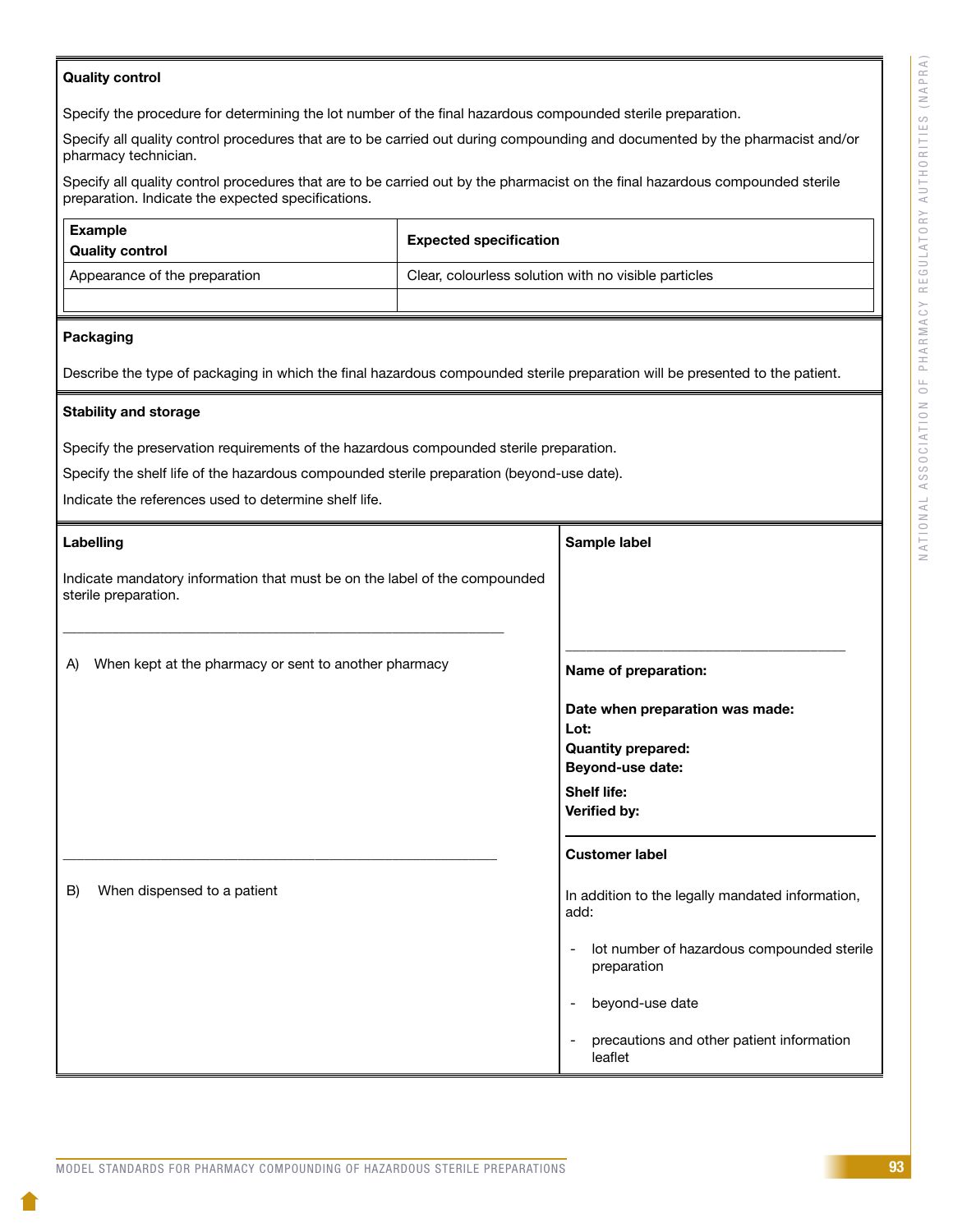**Quality control**

Specify the procedure for determining the lot number of the final hazardous compounded sterile preparation.

Specify all quality control procedures that are to be carried out during compounding and documented by the pharmacist and/or pharmacy technician.

Specify all quality control procedures that are to be carried out by the pharmacist on the final hazardous compounded sterile preparation. Indicate the expected specifications.

| **Example**<br>**Quality control** | **Expected specification** |
|---|---|
| Appearance of the preparation | Clear, colourless solution with no visible particles |
| | |

**Packaging**

Describe the type of packaging in which the final hazardous compounded sterile preparation will be presented to the patient.

**Stability and storage**

Specify the preservation requirements of the hazardous compounded sterile preparation.

Specify the shelf life of the hazardous compounded sterile preparation (beyond-use date).

Indicate the references used to determine shelf life.

| **Labelling** | **Sample label** |
|---|---|
| Indicate mandatory information that must be on the label of the compounded sterile preparation. | |
| A) When kept at the pharmacy or sent to another pharmacy | **Name of preparation:**<br><br>**Date when preparation was made:**<br>**Lot:**<br>**Quantity prepared:**<br>**Beyond-use date:**<br>**Shelf life:**<br>**Verified by:** |
| B) When dispensed to a patient | **Customer label**<br><br>In addition to the legally mandated information, add:<br>- lot number of hazardous compounded sterile preparation<br>- beyond-use date<br>- precautions and other patient information leaflet |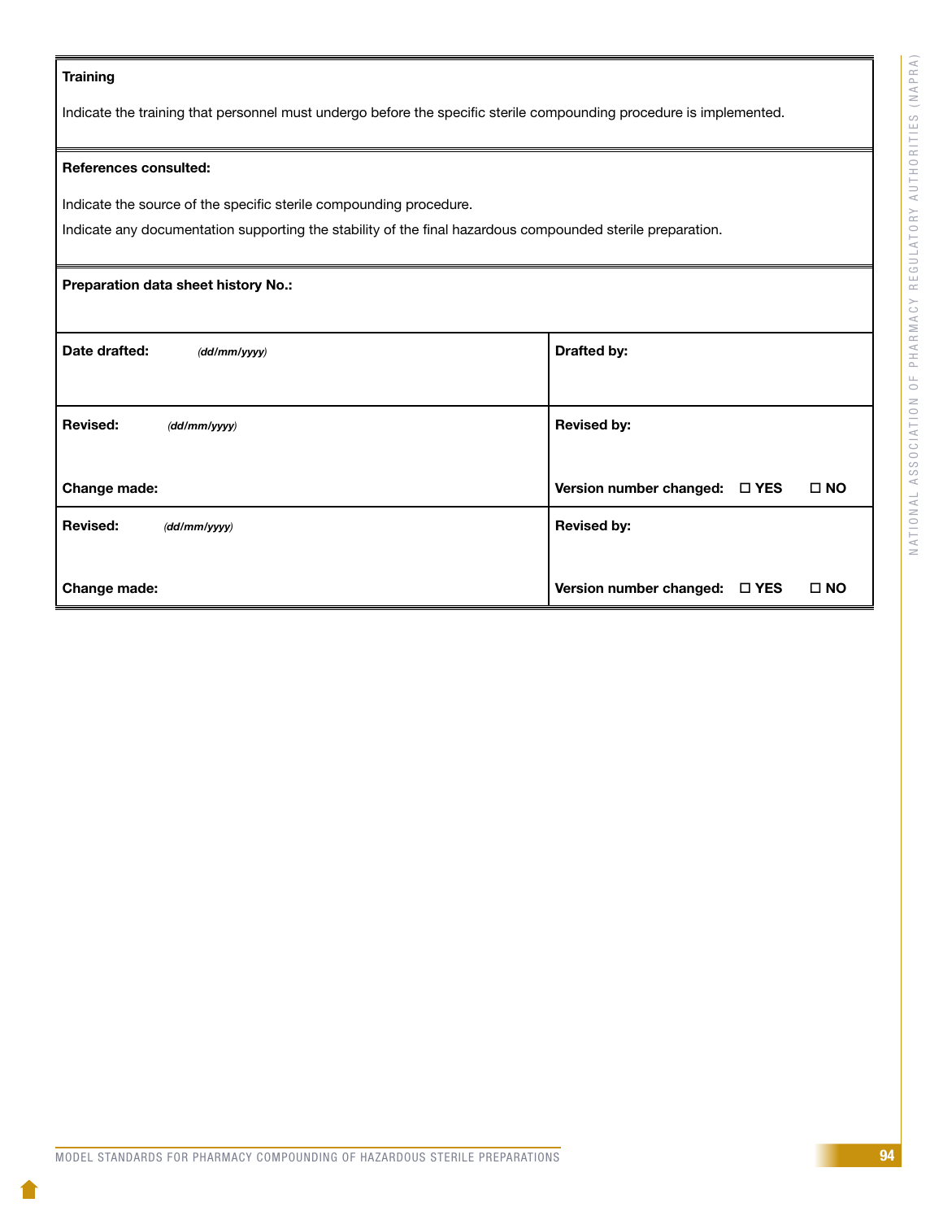**Training**

Indicate the training that personnel must undergo before the specific sterile compounding procedure is implemented.

**References consulted:**

Indicate the source of the specific sterile compounding procedure.

Indicate any documentation supporting the stability of the final hazardous compounded sterile preparation.

**Preparation data sheet history No.:**

| | |
|---|---|
| **Date drafted:** *(dd/mm/yyyy)* | **Drafted by:** |
| **Revised:** *(dd/mm/yyyy)*<br><br>**Change made:** | **Revised by:**<br><br>**Version number changed:** ☐ **YES** ☐ **NO** |
| **Revised:** *(dd/mm/yyyy)*<br><br>**Change made:** | **Revised by:**<br><br>**Version number changed:** ☐ **YES** ☐ **NO** |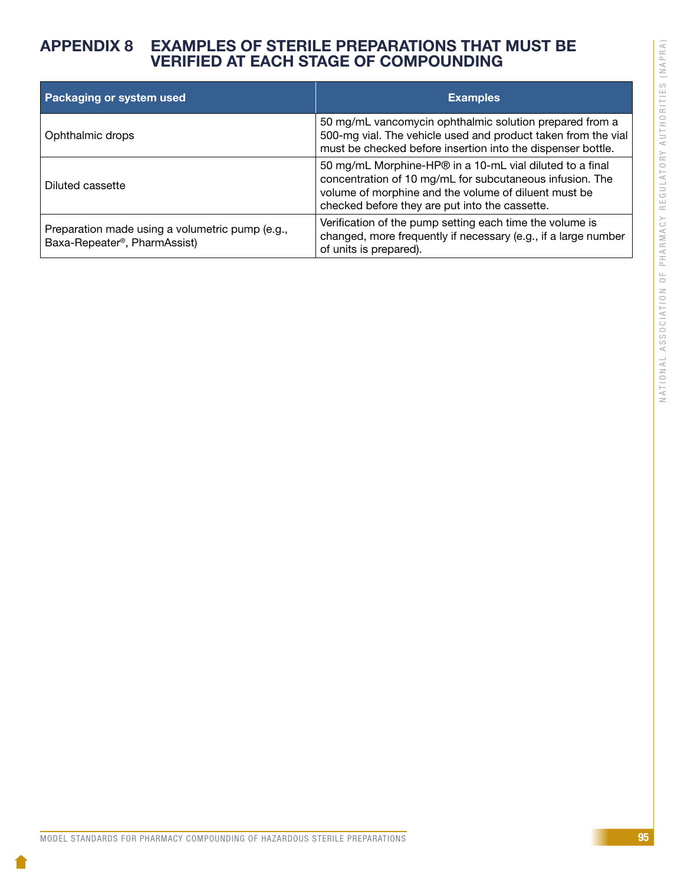# APPENDIX 8 EXAMPLES OF STERILE PREPARATIONS THAT MUST BE VERIFIED AT EACH STAGE OF COMPOUNDING

| Packaging or system used | Examples |
|---|---|
| Ophthalmic drops | 50 mg/mL vancomycin ophthalmic solution prepared from a 500-mg vial. The vehicle used and product taken from the vial must be checked before insertion into the dispenser bottle. |
| Diluted cassette | 50 mg/mL Morphine-HP® in a 10-mL vial diluted to a final concentration of 10 mg/mL for subcutaneous infusion. The volume of morphine and the volume of diluent must be checked before they are put into the cassette. |
| Preparation made using a volumetric pump (e.g., Baxa-Repeater®, PharmAssist) | Verification of the pump setting each time the volume is changed, more frequently if necessary (e.g., if a large number of units is prepared). |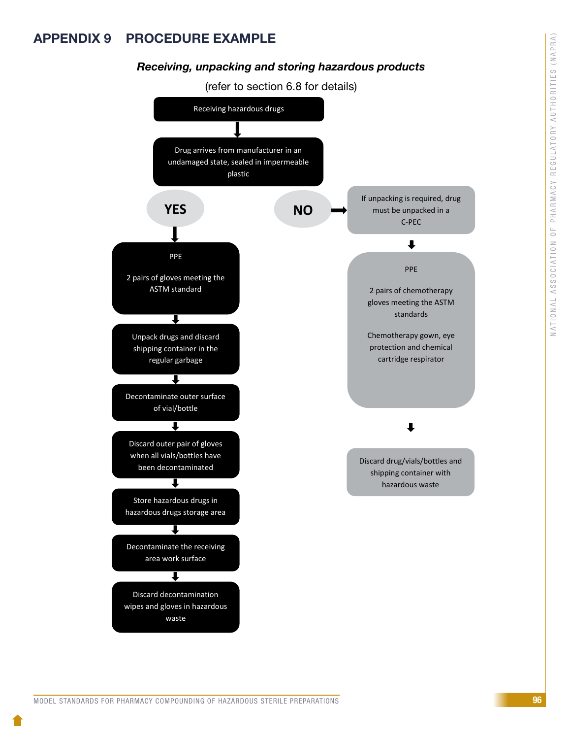# APPENDIX 9 PROCEDURE EXAMPLE

## *Receiving, unpacking and storing hazardous products*

(refer to section 6.8 for details)

Receiving hazardous drugs

↓

Drug arrives from manufacturer in an undamaged state, sealed in impermeable plastic

**YES**

↓

PPE

2 pairs of gloves meeting the ASTM standard

↓

Unpack drugs and discard shipping container in the regular garbage

↓

Decontaminate outer surface of vial/bottle

↓

Discard outer pair of gloves when all vials/bottles have been decontaminated

↓

Store hazardous drugs in hazardous drugs storage area

↓

Decontaminate the receiving area work surface

↓

Discard decontamination wipes and gloves in hazardous waste

**NO** →

If unpacking is required, drug must be unpacked in a C-PEC

↓

PPE

2 pairs of chemotherapy gloves meeting the ASTM standards

Chemotherapy gown, eye protection and chemical cartridge respirator

↓

Discard drug/vials/bottles and shipping container with hazardous waste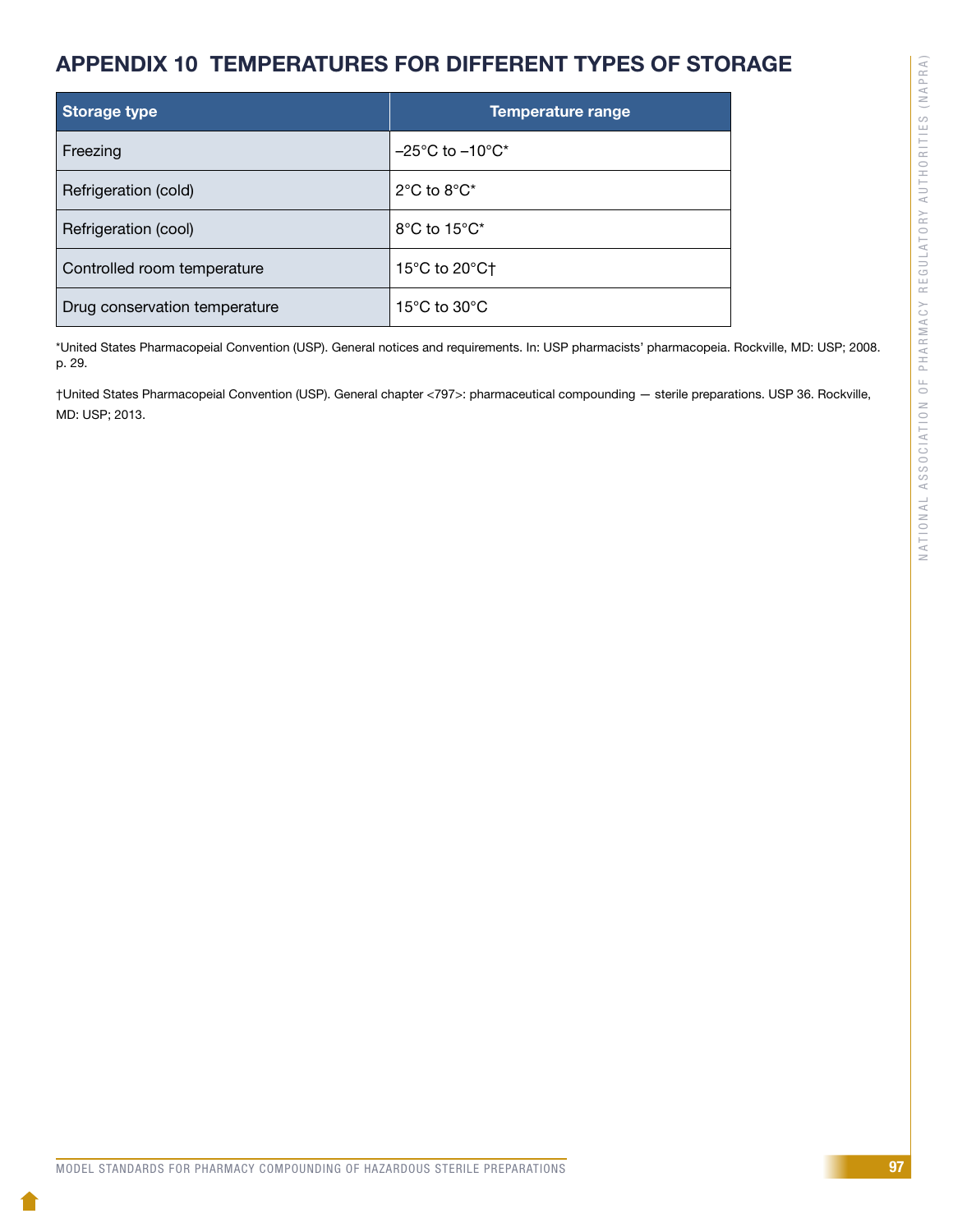# APPENDIX 10 TEMPERATURES FOR DIFFERENT TYPES OF STORAGE

| Storage type | Temperature range |
|---|---|
| Freezing | –25°C to –10°C* |
| Refrigeration (cold) | 2°C to 8°C* |
| Refrigeration (cool) | 8°C to 15°C* |
| Controlled room temperature | 15°C to 20°C† |
| Drug conservation temperature | 15°C to 30°C |

*United States Pharmacopeial Convention (USP). General notices and requirements. In: USP pharmacists' pharmacopeia. Rockville, MD: USP; 2008. p. 29.

†United States Pharmacopeial Convention (USP). General chapter <797>: pharmaceutical compounding — sterile preparations. USP 36. Rockville, MD: USP; 2013.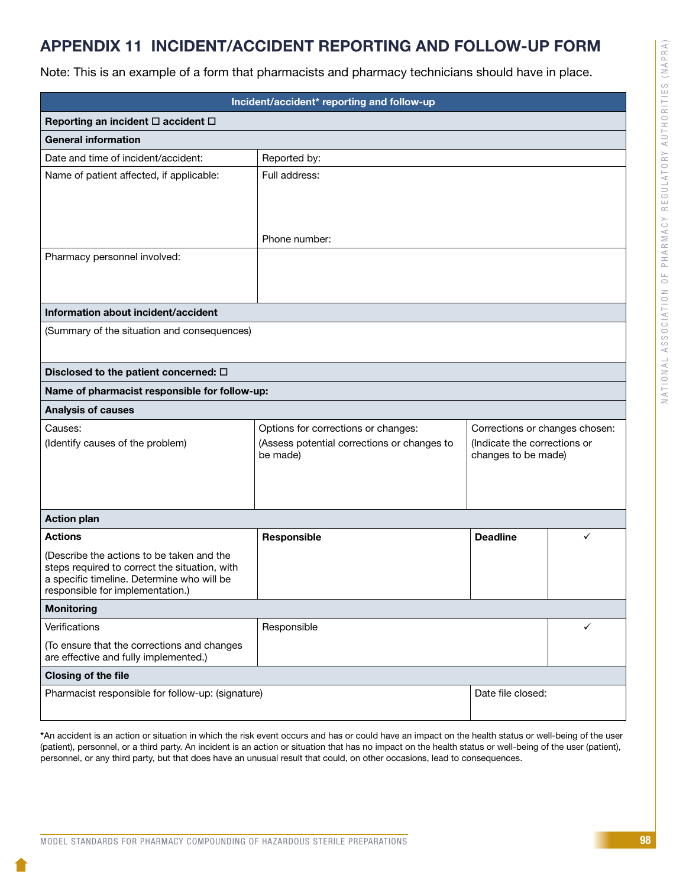# APPENDIX 11 INCIDENT/ACCIDENT REPORTING AND FOLLOW-UP FORM

Note: This is an example of a form that pharmacists and pharmacy technicians should have in place.

| Incident/accident* reporting and follow-up | | | |
|---|---|---|---|
| **Reporting an incident ☐ accident ☐** | | | |
| **General information** | | | |
| Date and time of incident/accident: | Reported by: | | |
| Name of patient affected, if applicable: | Full address:<br><br>Phone number: | | |
| Pharmacy personnel involved: | | | |
| **Information about incident/accident** | | | |
| (Summary of the situation and consequences) | | | |
| **Disclosed to the patient concerned: ☐** | | | |
| **Name of pharmacist responsible for follow-up:** | | | |
| **Analysis of causes** | | | |
| Causes:<br>(Identify causes of the problem) | Options for corrections or changes:<br>(Assess potential corrections or changes to be made) | Corrections or changes chosen:<br>(Indicate the corrections or changes to be made) | |
| **Action plan** | | | |
| **Actions**<br>(Describe the actions to be taken and the steps required to correct the situation, with a specific timeline. Determine who will be responsible for implementation.) | **Responsible** | **Deadline** | ✓ |
| **Monitoring** | | | |
| Verifications<br>(To ensure that the corrections and changes are effective and fully implemented.) | Responsible | | ✓ |
| **Closing of the file** | | | |
| Pharmacist responsible for follow-up: (signature) | | Date file closed: | |

*An accident is an action or situation in which the risk event occurs and has or could have an impact on the health status or well-being of the user (patient), personnel, or a third party. An incident is an action or situation that has no impact on the health status or well-being of the user (patient), personnel, or any third party, but that does have an unusual result that could, on other occasions, lead to consequences.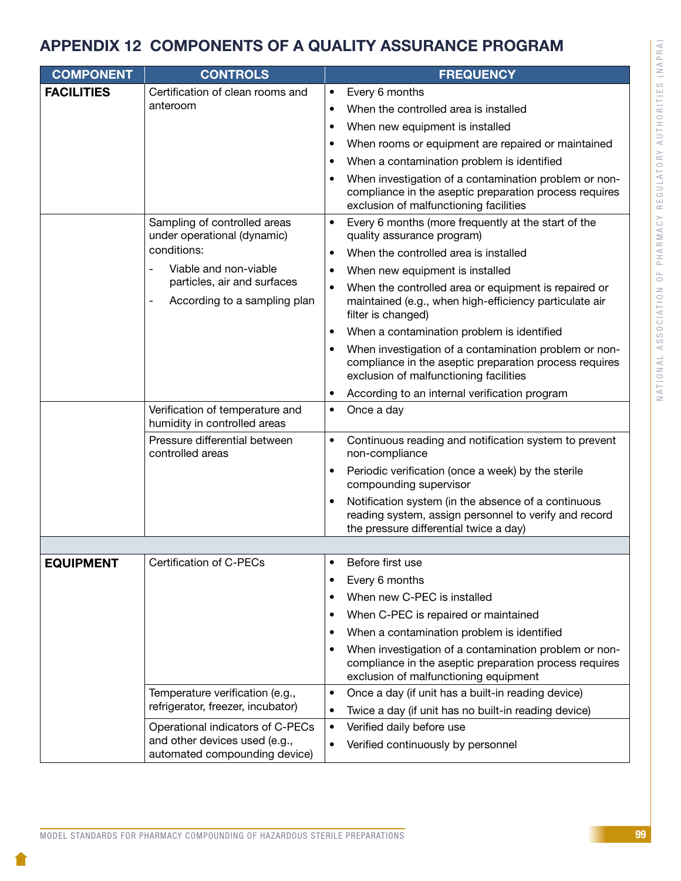# APPENDIX 12 COMPONENTS OF A QUALITY ASSURANCE PROGRAM

| COMPONENT | CONTROLS | FREQUENCY |
|---|---|---|
| **FACILITIES** | Certification of clean rooms and anteroom | • Every 6 months<br>• When the controlled area is installed<br>• When new equipment is installed<br>• When rooms or equipment are repaired or maintained<br>• When a contamination problem is identified<br>• When investigation of a contamination problem or non-compliance in the aseptic preparation process requires exclusion of malfunctioning facilities |
| | Sampling of controlled areas under operational (dynamic) conditions:<br>- Viable and non-viable particles, air and surfaces<br>- According to a sampling plan | • Every 6 months (more frequently at the start of the quality assurance program)<br>• When the controlled area is installed<br>• When new equipment is installed<br>• When the controlled area or equipment is repaired or maintained (e.g., when high-efficiency particulate air filter is changed)<br>• When a contamination problem is identified<br>• When investigation of a contamination problem or non-compliance in the aseptic preparation process requires exclusion of malfunctioning facilities<br>• According to an internal verification program |
| | Verification of temperature and humidity in controlled areas | • Once a day |
| | Pressure differential between controlled areas | • Continuous reading and notification system to prevent non-compliance<br>• Periodic verification (once a week) by the sterile compounding supervisor<br>• Notification system (in the absence of a continuous reading system, assign personnel to verify and record the pressure differential twice a day) |
| | | |
| **EQUIPMENT** | Certification of C-PECs | • Before first use<br>• Every 6 months<br>• When new C-PEC is installed<br>• When C-PEC is repaired or maintained<br>• When a contamination problem is identified<br>• When investigation of a contamination problem or non-compliance in the aseptic preparation process requires exclusion of malfunctioning equipment |
| | Temperature verification (e.g., refrigerator, freezer, incubator) | • Once a day (if unit has a built-in reading device)<br>• Twice a day (if unit has no built-in reading device) |
| | Operational indicators of C-PECs and other devices used (e.g., automated compounding device) | • Verified daily before use<br>• Verified continuously by personnel |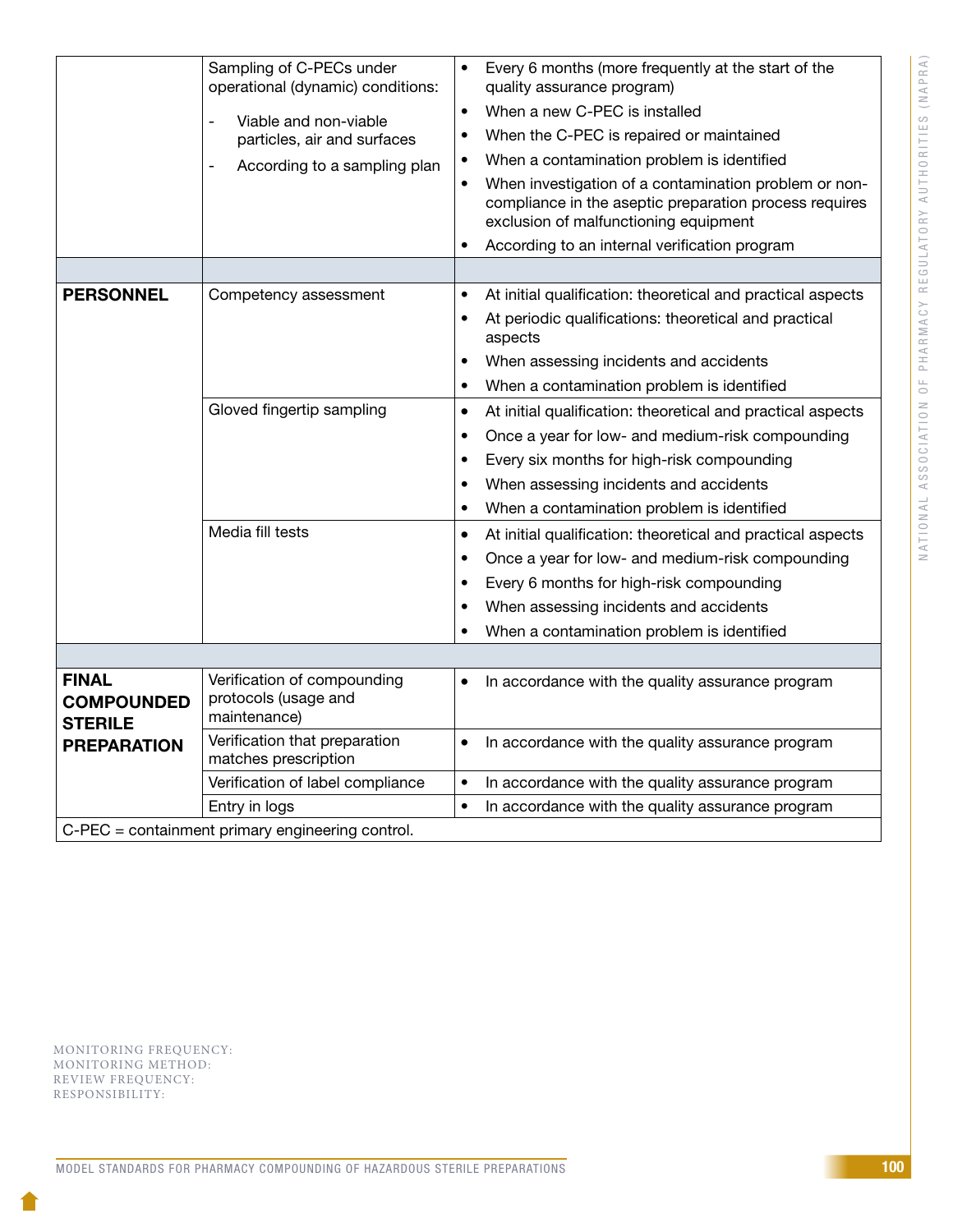| | | |
|---|---|---|
| | Sampling of C-PECs under operational (dynamic) conditions:<br>- Viable and non-viable particles, air and surfaces<br>- According to a sampling plan | • Every 6 months (more frequently at the start of the quality assurance program)<br>• When a new C-PEC is installed<br>• When the C-PEC is repaired or maintained<br>• When a contamination problem is identified<br>• When investigation of a contamination problem or non-compliance in the aseptic preparation process requires exclusion of malfunctioning equipment<br>• According to an internal verification program |
| | | |
| **PERSONNEL** | Competency assessment | • At initial qualification: theoretical and practical aspects<br>• At periodic qualifications: theoretical and practical aspects<br>• When assessing incidents and accidents<br>• When a contamination problem is identified |
| | Gloved fingertip sampling | • At initial qualification: theoretical and practical aspects<br>• Once a year for low- and medium-risk compounding<br>• Every six months for high-risk compounding<br>• When assessing incidents and accidents<br>• When a contamination problem is identified |
| | Media fill tests | • At initial qualification: theoretical and practical aspects<br>• Once a year for low- and medium-risk compounding<br>• Every 6 months for high-risk compounding<br>• When assessing incidents and accidents<br>• When a contamination problem is identified |
| | | |
| **FINAL COMPOUNDED STERILE PREPARATION** | Verification of compounding protocols (usage and maintenance) | • In accordance with the quality assurance program |
| | Verification that preparation matches prescription | • In accordance with the quality assurance program |
| | Verification of label compliance | • In accordance with the quality assurance program |
| | Entry in logs | • In accordance with the quality assurance program |

C-PEC = containment primary engineering control.

MONITORING FREQUENCY:
MONITORING METHOD:
REVIEW FREQUENCY:
RESPONSIBILITY: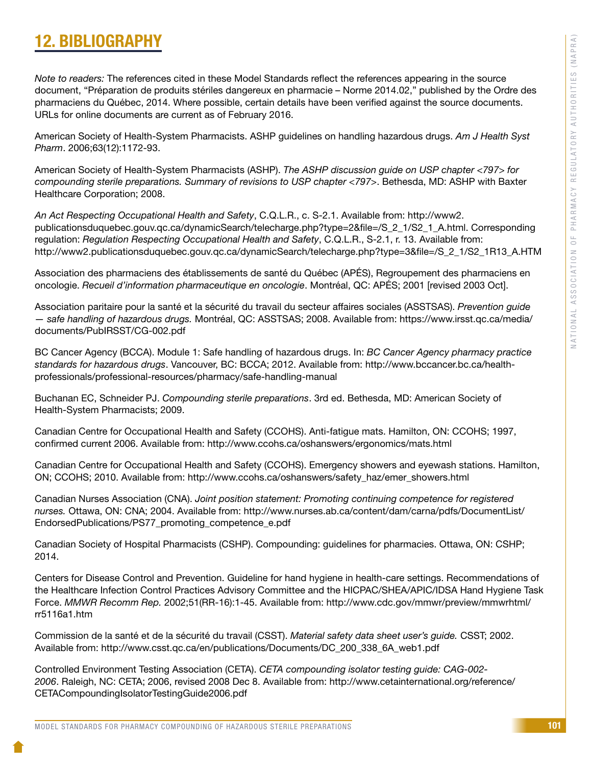# 12. BIBLIOGRAPHY

*Note to readers:* The references cited in these Model Standards reflect the references appearing in the source document, "Préparation de produits stériles dangereux en pharmacie – Norme 2014.02," published by the Ordre des pharmaciens du Québec, 2014. Where possible, certain details have been verified against the source documents. URLs for online documents are current as of February 2016.

American Society of Health-System Pharmacists. ASHP guidelines on handling hazardous drugs. *Am J Health Syst Pharm*. 2006;63(12):1172-93.

American Society of Health-System Pharmacists (ASHP). *The ASHP discussion guide on USP chapter <797> for compounding sterile preparations. Summary of revisions to USP chapter <797>*. Bethesda, MD: ASHP with Baxter Healthcare Corporation; 2008.

*An Act Respecting Occupational Health and Safety*, C.Q.L.R., c. S-2.1. Available from: http://www2.publicationsduquebec.gouv.qc.ca/dynamicSearch/telecharge.php?type=2&file=/S_2_1/S2_1_A.html. Corresponding regulation: *Regulation Respecting Occupational Health and Safety*, C.Q.L.R., S-2.1, r. 13. Available from: http://www2.publicationsduquebec.gouv.qc.ca/dynamicSearch/telecharge.php?type=3&file=/S_2_1/S2_1R13_A.HTM

Association des pharmaciens des établissements de santé du Québec (APÉS), Regroupement des pharmaciens en oncologie. *Recueil d'information pharmaceutique en oncologie*. Montréal, QC: APÉS; 2001 [revised 2003 Oct].

Association paritaire pour la santé et la sécurité du travail du secteur affaires sociales (ASSTSAS). *Prevention guide — safe handling of hazardous drugs.* Montréal, QC: ASSTSAS; 2008. Available from: https://www.irsst.qc.ca/media/documents/PubIRSST/CG-002.pdf

BC Cancer Agency (BCCA). Module 1: Safe handling of hazardous drugs. In: *BC Cancer Agency pharmacy practice standards for hazardous drugs*. Vancouver, BC: BCCA; 2012. Available from: http://www.bccancer.bc.ca/health-professionals/professional-resources/pharmacy/safe-handling-manual

Buchanan EC, Schneider PJ. *Compounding sterile preparations*. 3rd ed. Bethesda, MD: American Society of Health-System Pharmacists; 2009.

Canadian Centre for Occupational Health and Safety (CCOHS). Anti-fatigue mats. Hamilton, ON: CCOHS; 1997, confirmed current 2006. Available from: http://www.ccohs.ca/oshanswers/ergonomics/mats.html

Canadian Centre for Occupational Health and Safety (CCOHS). Emergency showers and eyewash stations. Hamilton, ON; CCOHS; 2010. Available from: http://www.ccohs.ca/oshanswers/safety_haz/emer_showers.html

Canadian Nurses Association (CNA). *Joint position statement: Promoting continuing competence for registered nurses.* Ottawa, ON: CNA; 2004. Available from: http://www.nurses.ab.ca/content/dam/carna/pdfs/DocumentList/EndorsedPublications/PS77_promoting_competence_e.pdf

Canadian Society of Hospital Pharmacists (CSHP). Compounding: guidelines for pharmacies. Ottawa, ON: CSHP; 2014.

Centers for Disease Control and Prevention. Guideline for hand hygiene in health-care settings. Recommendations of the Healthcare Infection Control Practices Advisory Committee and the HICPAC/SHEA/APIC/IDSA Hand Hygiene Task Force. *MMWR Recomm Rep.* 2002;51(RR-16):1-45. Available from: http://www.cdc.gov/mmwr/preview/mmwrhtml/rr5116a1.htm

Commission de la santé et de la sécurité du travail (CSST). *Material safety data sheet user's guide.* CSST; 2002. Available from: http://www.csst.qc.ca/en/publications/Documents/DC_200_338_6A_web1.pdf

Controlled Environment Testing Association (CETA). *CETA compounding isolator testing guide: CAG-002-2006*. Raleigh, NC: CETA; 2006, revised 2008 Dec 8. Available from: http://www.cetainternational.org/reference/CETACompoundingIsolatorTestingGuide2006.pdf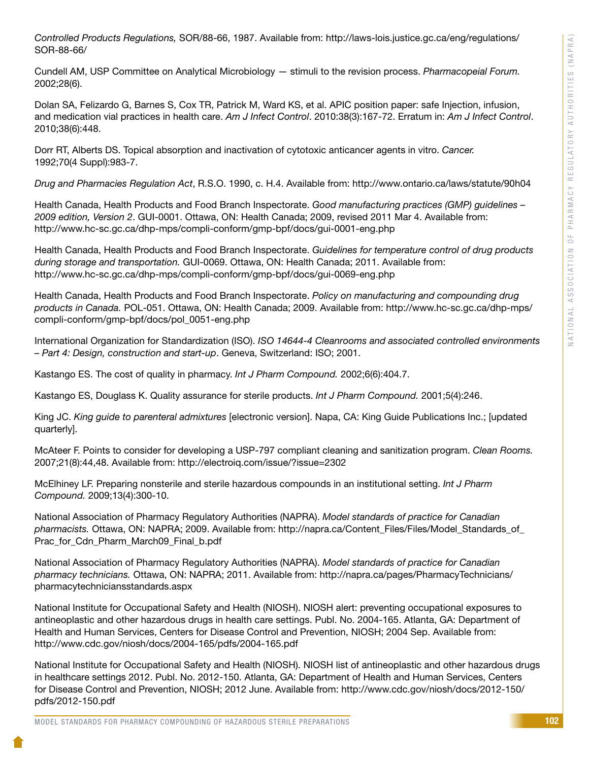*Controlled Products Regulations,* SOR/88-66, 1987. Available from: http://laws-lois.justice.gc.ca/eng/regulations/SOR-88-66/

Cundell AM, USP Committee on Analytical Microbiology — stimuli to the revision process. *Pharmacopeial Forum.* 2002;28(6).

Dolan SA, Felizardo G, Barnes S, Cox TR, Patrick M, Ward KS, et al. APIC position paper: safe Injection, infusion, and medication vial practices in health care. *Am J Infect Control*. 2010:38(3):167-72. Erratum in: *Am J Infect Control*. 2010;38(6):448.

Dorr RT, Alberts DS. Topical absorption and inactivation of cytotoxic anticancer agents in vitro. *Cancer.* 1992;70(4 Suppl):983-7.

*Drug and Pharmacies Regulation Act*, R.S.O. 1990, c. H.4. Available from: http://www.ontario.ca/laws/statute/90h04

Health Canada, Health Products and Food Branch Inspectorate. *Good manufacturing practices (GMP) guidelines – 2009 edition, Version 2*. GUI-0001. Ottawa, ON: Health Canada; 2009, revised 2011 Mar 4. Available from: http://www.hc-sc.gc.ca/dhp-mps/compli-conform/gmp-bpf/docs/gui-0001-eng.php

Health Canada, Health Products and Food Branch Inspectorate. *Guidelines for temperature control of drug products during storage and transportation.* GUI-0069. Ottawa, ON: Health Canada; 2011. Available from: http://www.hc-sc.gc.ca/dhp-mps/compli-conform/gmp-bpf/docs/gui-0069-eng.php

Health Canada, Health Products and Food Branch Inspectorate. *Policy on manufacturing and compounding drug products in Canada.* POL-051. Ottawa, ON: Health Canada; 2009. Available from: http://www.hc-sc.gc.ca/dhp-mps/compli-conform/gmp-bpf/docs/pol_0051-eng.php

International Organization for Standardization (ISO). *ISO 14644-4 Cleanrooms and associated controlled environments – Part 4: Design, construction and start-up*. Geneva, Switzerland: ISO; 2001.

Kastango ES. The cost of quality in pharmacy. *Int J Pharm Compound.* 2002;6(6):404.7.

Kastango ES, Douglass K. Quality assurance for sterile products. *Int J Pharm Compound.* 2001;5(4):246.

King JC. *King guide to parenteral admixtures* [electronic version]. Napa, CA: King Guide Publications Inc.; [updated quarterly].

McAteer F. Points to consider for developing a USP-797 compliant cleaning and sanitization program. *Clean Rooms.* 2007;21(8):44,48. Available from: http://electroiq.com/issue/?issue=2302

McElhiney LF. Preparing nonsterile and sterile hazardous compounds in an institutional setting. *Int J Pharm Compound.* 2009;13(4):300-10.

National Association of Pharmacy Regulatory Authorities (NAPRA). *Model standards of practice for Canadian pharmacists.* Ottawa, ON: NAPRA; 2009. Available from: http://napra.ca/Content_Files/Files/Model_Standards_of_Prac_for_Cdn_Pharm_March09_Final_b.pdf

National Association of Pharmacy Regulatory Authorities (NAPRA). *Model standards of practice for Canadian pharmacy technicians.* Ottawa, ON: NAPRA; 2011. Available from: http://napra.ca/pages/PharmacyTechnicians/pharmacytechniciansstandards.aspx

National Institute for Occupational Safety and Health (NIOSH). NIOSH alert: preventing occupational exposures to antineoplastic and other hazardous drugs in health care settings. Publ. No. 2004-165. Atlanta, GA: Department of Health and Human Services, Centers for Disease Control and Prevention, NIOSH; 2004 Sep. Available from: http://www.cdc.gov/niosh/docs/2004-165/pdfs/2004-165.pdf

National Institute for Occupational Safety and Health (NIOSH). NIOSH list of antineoplastic and other hazardous drugs in healthcare settings 2012. Publ. No. 2012-150. Atlanta, GA: Department of Health and Human Services, Centers for Disease Control and Prevention, NIOSH; 2012 June. Available from: http://www.cdc.gov/niosh/docs/2012-150/pdfs/2012-150.pdf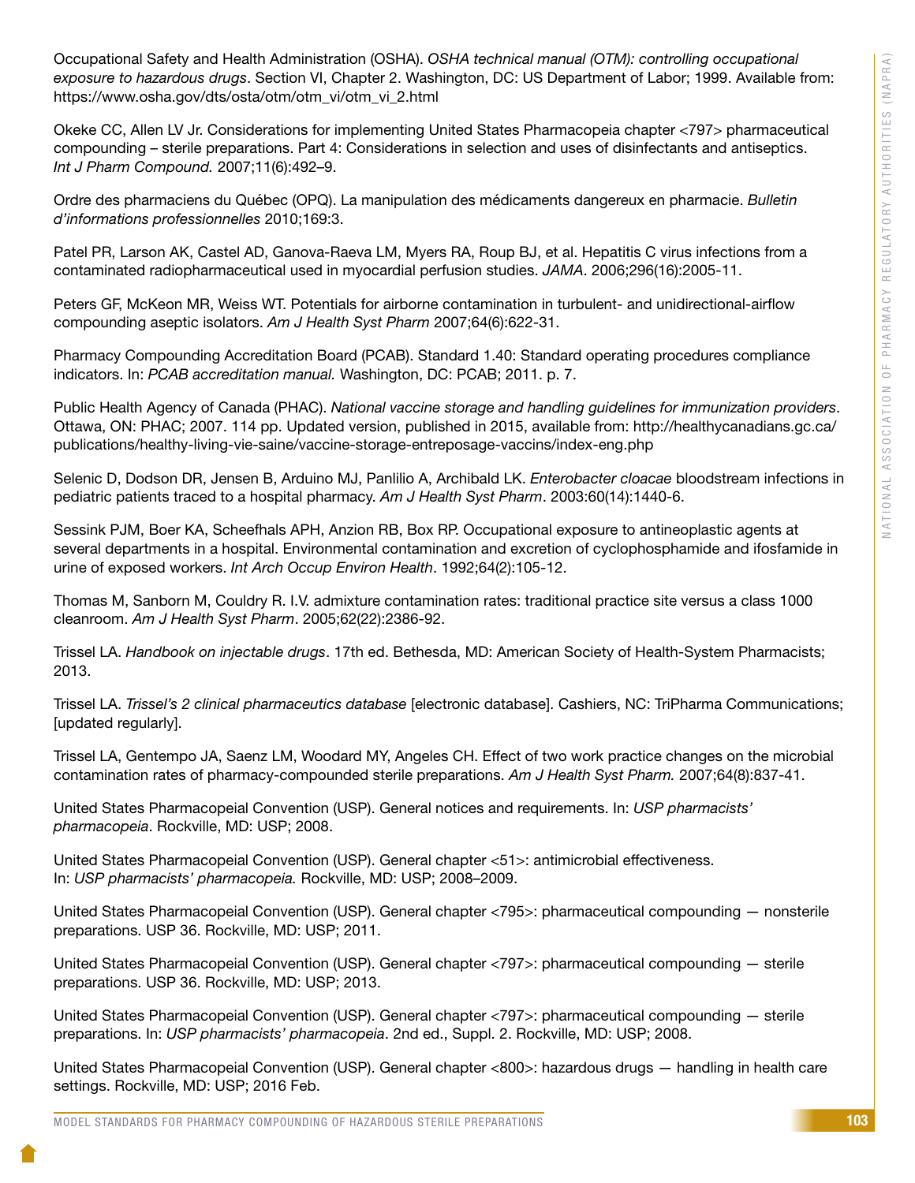Occupational Safety and Health Administration (OSHA). *OSHA technical manual (OTM): controlling occupational exposure to hazardous drugs*. Section VI, Chapter 2. Washington, DC: US Department of Labor; 1999. Available from: https://www.osha.gov/dts/osta/otm/otm_vi/otm_vi_2.html

Okeke CC, Allen LV Jr. Considerations for implementing United States Pharmacopeia chapter <797> pharmaceutical compounding – sterile preparations. Part 4: Considerations in selection and uses of disinfectants and antiseptics. *Int J Pharm Compound.* 2007;11(6):492–9.

Ordre des pharmaciens du Québec (OPQ). La manipulation des médicaments dangereux en pharmacie. *Bulletin d'informations professionnelles* 2010;169:3.

Patel PR, Larson AK, Castel AD, Ganova-Raeva LM, Myers RA, Roup BJ, et al. Hepatitis C virus infections from a contaminated radiopharmaceutical used in myocardial perfusion studies. *JAMA*. 2006;296(16):2005-11.

Peters GF, McKeon MR, Weiss WT. Potentials for airborne contamination in turbulent- and unidirectional-airflow compounding aseptic isolators. *Am J Health Syst Pharm* 2007;64(6):622-31.

Pharmacy Compounding Accreditation Board (PCAB). Standard 1.40: Standard operating procedures compliance indicators. In: *PCAB accreditation manual.* Washington, DC: PCAB; 2011. p. 7.

Public Health Agency of Canada (PHAC). *National vaccine storage and handling guidelines for immunization providers*. Ottawa, ON: PHAC; 2007. 114 pp. Updated version, published in 2015, available from: http://healthycanadians.gc.ca/publications/healthy-living-vie-saine/vaccine-storage-entreposage-vaccins/index-eng.php

Selenic D, Dodson DR, Jensen B, Arduino MJ, Panlilio A, Archibald LK. *Enterobacter cloacae* bloodstream infections in pediatric patients traced to a hospital pharmacy. *Am J Health Syst Pharm*. 2003:60(14):1440-6.

Sessink PJM, Boer KA, Scheefhals APH, Anzion RB, Box RP. Occupational exposure to antineoplastic agents at several departments in a hospital. Environmental contamination and excretion of cyclophosphamide and ifosfamide in urine of exposed workers. *Int Arch Occup Environ Health*. 1992;64(2):105-12.

Thomas M, Sanborn M, Couldry R. I.V. admixture contamination rates: traditional practice site versus a class 1000 cleanroom. *Am J Health Syst Pharm*. 2005;62(22):2386-92.

Trissel LA. *Handbook on injectable drugs*. 17th ed. Bethesda, MD: American Society of Health-System Pharmacists; 2013.

Trissel LA. *Trissel's 2 clinical pharmaceutics database* [electronic database]. Cashiers, NC: TriPharma Communications; [updated regularly].

Trissel LA, Gentempo JA, Saenz LM, Woodard MY, Angeles CH. Effect of two work practice changes on the microbial contamination rates of pharmacy-compounded sterile preparations. *Am J Health Syst Pharm.* 2007;64(8):837-41.

United States Pharmacopeial Convention (USP). General notices and requirements. In: *USP pharmacists' pharmacopeia*. Rockville, MD: USP; 2008.

United States Pharmacopeial Convention (USP). General chapter <51>: antimicrobial effectiveness. In: *USP pharmacists' pharmacopeia.* Rockville, MD: USP; 2008–2009.

United States Pharmacopeial Convention (USP). General chapter <795>: pharmaceutical compounding — nonsterile preparations. USP 36. Rockville, MD: USP; 2011.

United States Pharmacopeial Convention (USP). General chapter <797>: pharmaceutical compounding — sterile preparations. USP 36. Rockville, MD: USP; 2013.

United States Pharmacopeial Convention (USP). General chapter <797>: pharmaceutical compounding — sterile preparations. In: *USP pharmacists' pharmacopeia*. 2nd ed., Suppl. 2. Rockville, MD: USP; 2008.

United States Pharmacopeial Convention (USP). General chapter <800>: hazardous drugs — handling in health care settings. Rockville, MD: USP; 2016 Feb.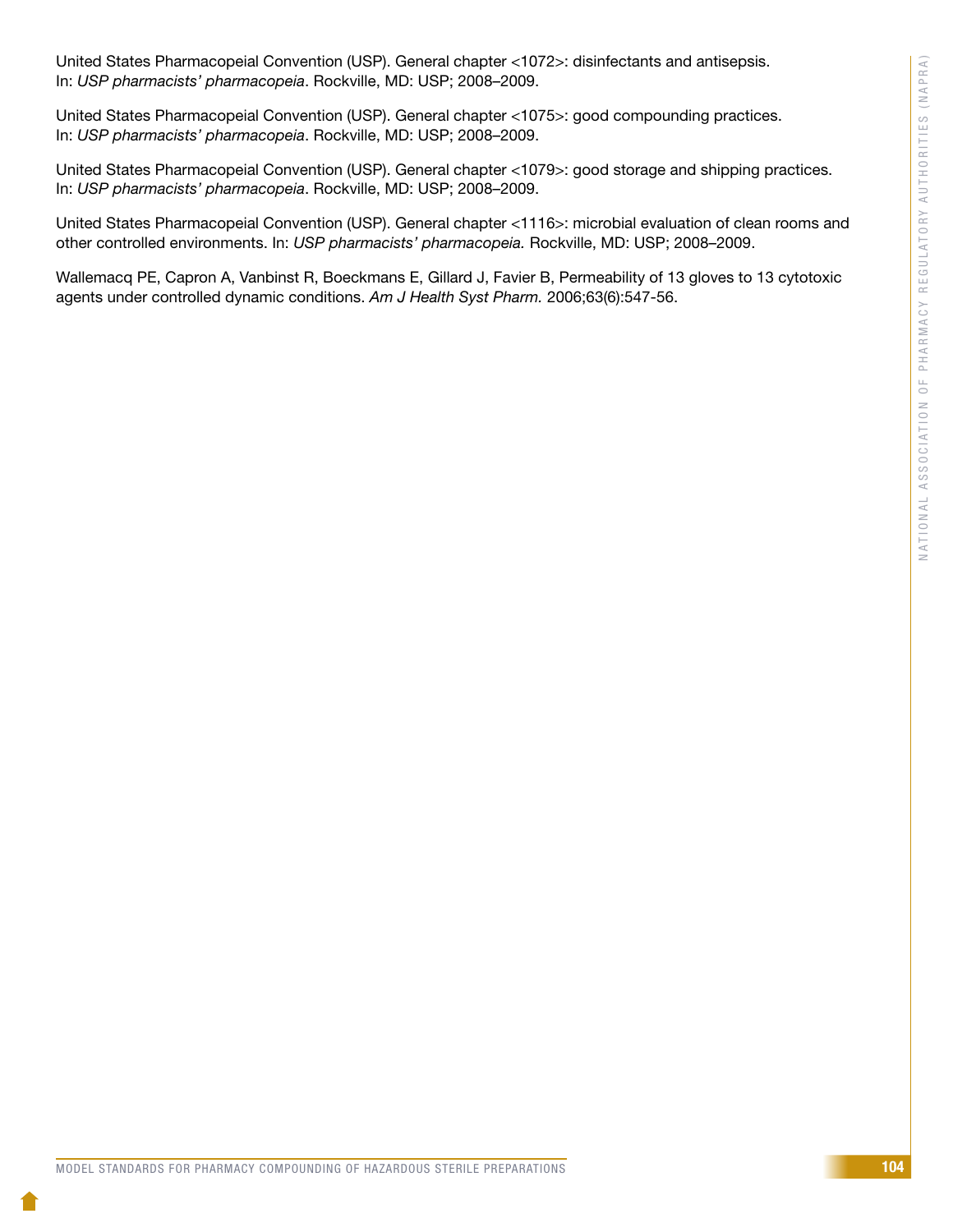United States Pharmacopeial Convention (USP). General chapter <1072>: disinfectants and antisepsis. In: *USP pharmacists' pharmacopeia*. Rockville, MD: USP; 2008–2009.

United States Pharmacopeial Convention (USP). General chapter <1075>: good compounding practices. In: *USP pharmacists' pharmacopeia*. Rockville, MD: USP; 2008–2009.

United States Pharmacopeial Convention (USP). General chapter <1079>: good storage and shipping practices. In: *USP pharmacists' pharmacopeia*. Rockville, MD: USP; 2008–2009.

United States Pharmacopeial Convention (USP). General chapter <1116>: microbial evaluation of clean rooms and other controlled environments. In: *USP pharmacists' pharmacopeia.* Rockville, MD: USP; 2008–2009.

Wallemacq PE, Capron A, Vanbinst R, Boeckmans E, Gillard J, Favier B, Permeability of 13 gloves to 13 cytotoxic agents under controlled dynamic conditions. *Am J Health Syst Pharm.* 2006;63(6):547-56.